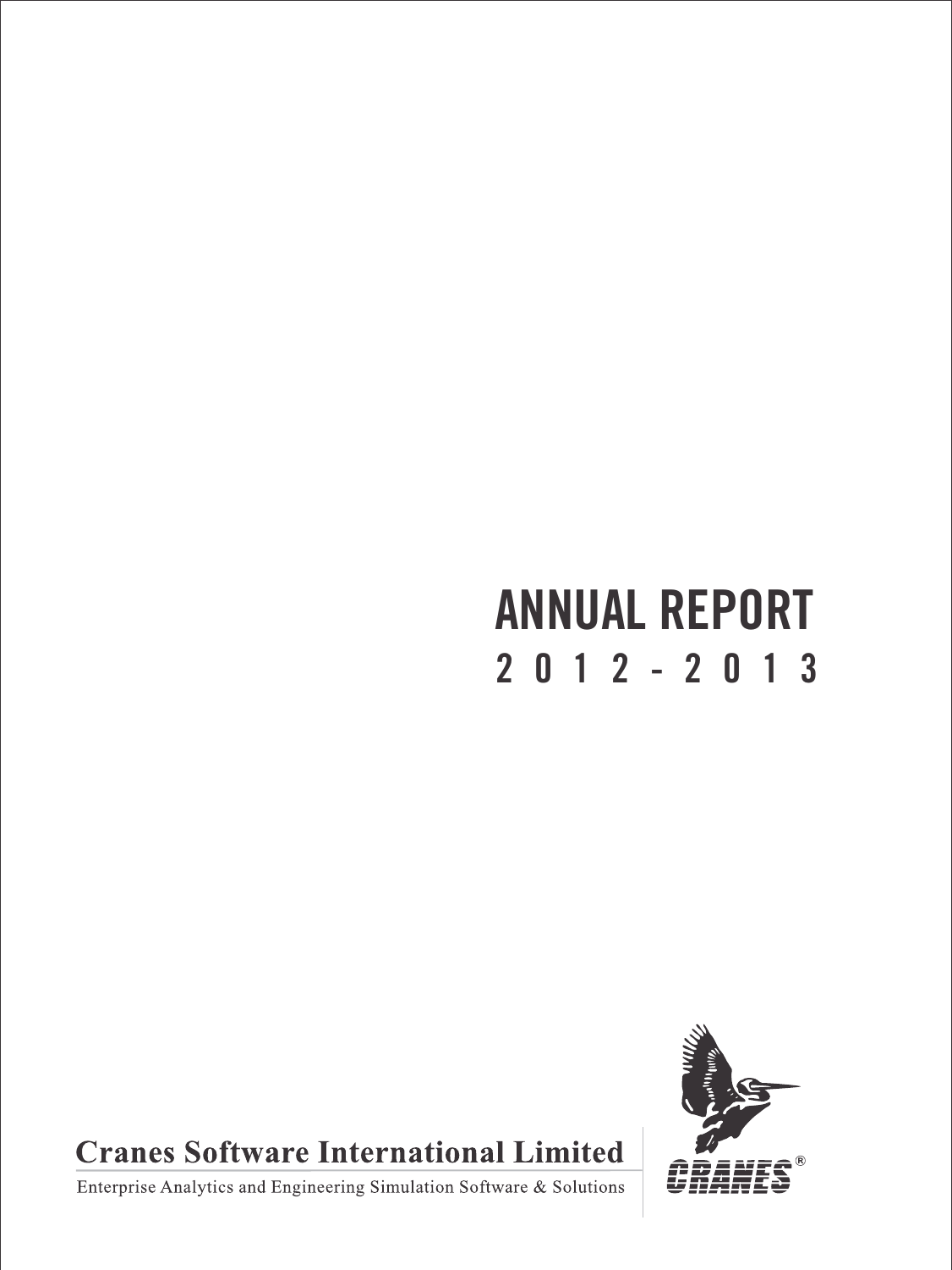# ANNUAL REPORT

## 2012 - 2013

**Cranes Software International Limited**

Enterprise Analytics and Engineering Simulation Software & Solutions

CRANES®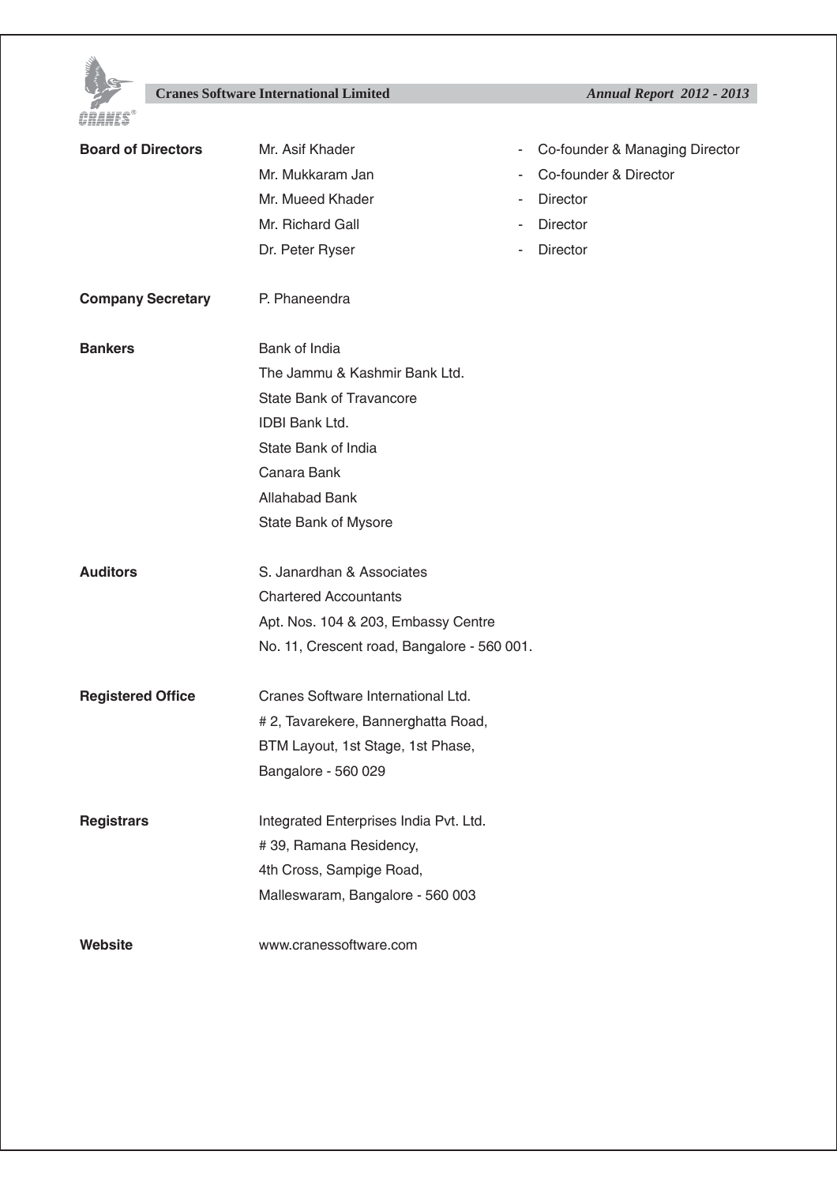**Board of Directors**

| | | |
|---|---|---|
| Mr. Asif Khader | - | Co-founder & Managing Director |
| Mr. Mukkaram Jan | - | Co-founder & Director |
| Mr. Mueed Khader | - | Director |
| Mr. Richard Gall | - | Director |
| Dr. Peter Ryser | - | Director |

**Company Secretary**

P. Phaneendra

**Bankers**

Bank of India
The Jammu & Kashmir Bank Ltd.
State Bank of Travancore
IDBI Bank Ltd.
State Bank of India
Canara Bank
Allahabad Bank
State Bank of Mysore

**Auditors**

S. Janardhan & Associates
Chartered Accountants
Apt. Nos. 104 & 203, Embassy Centre
No. 11, Crescent road, Bangalore - 560 001.

**Registered Office**

Cranes Software International Ltd.
# 2, Tavarekere, Bannerghatta Road,
BTM Layout, 1st Stage, 1st Phase,
Bangalore - 560 029

**Registrars**

Integrated Enterprises India Pvt. Ltd.
# 39, Ramana Residency,
4th Cross, Sampige Road,
Malleswaram, Bangalore - 560 003

**Website**

www.cranessoftware.com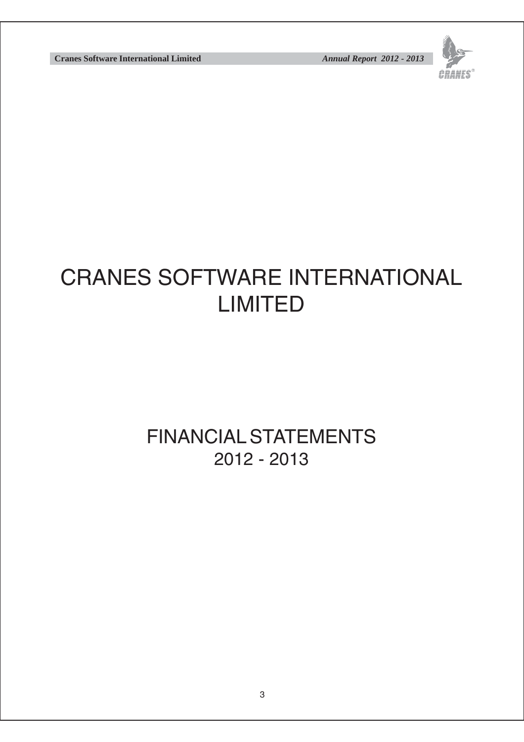# CRANES SOFTWARE INTERNATIONAL LIMITED

## FINANCIAL STATEMENTS 2012 - 2013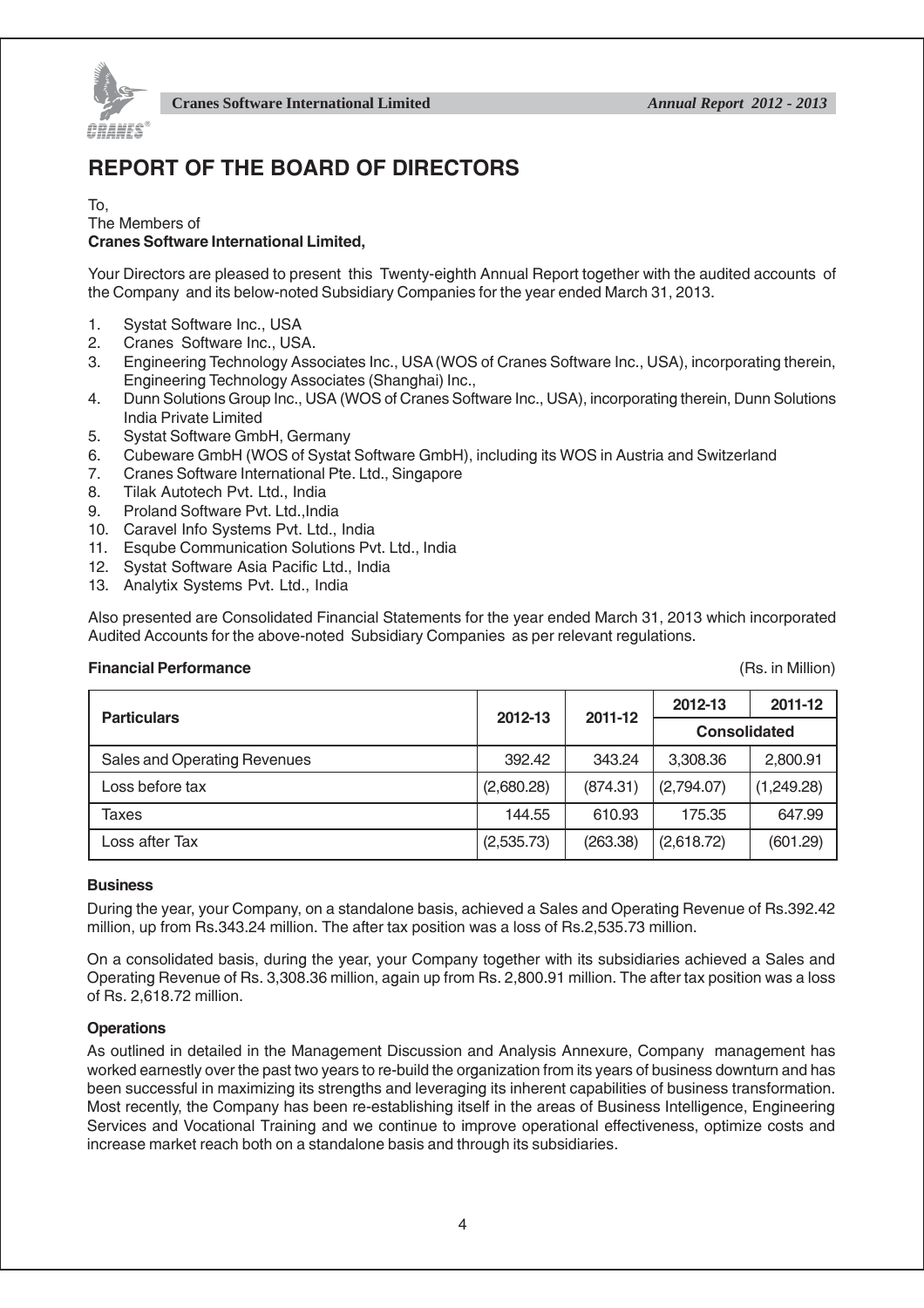# REPORT OF THE BOARD OF DIRECTORS

To,
The Members of
**Cranes Software International Limited,**

Your Directors are pleased to present this Twenty-eighth Annual Report together with the audited accounts of the Company and its below-noted Subsidiary Companies for the year ended March 31, 2013.

1. Systat Software Inc., USA
2. Cranes Software Inc., USA.
3. Engineering Technology Associates Inc., USA (WOS of Cranes Software Inc., USA), incorporating therein, Engineering Technology Associates (Shanghai) Inc.,
4. Dunn Solutions Group Inc., USA (WOS of Cranes Software Inc., USA), incorporating therein, Dunn Solutions India Private Limited
5. Systat Software GmbH, Germany
6. Cubeware GmbH (WOS of Systat Software GmbH), including its WOS in Austria and Switzerland
7. Cranes Software International Pte. Ltd., Singapore
8. Tilak Autotech Pvt. Ltd., India
9. Proland Software Pvt. Ltd.,India
10. Caravel Info Systems Pvt. Ltd., India
11. Esqube Communication Solutions Pvt. Ltd., India
12. Systat Software Asia Pacific Ltd., India
13. Analytix Systems Pvt. Ltd., India

Also presented are Consolidated Financial Statements for the year ended March 31, 2013 which incorporated Audited Accounts for the above-noted Subsidiary Companies as per relevant regulations.

**Financial Performance** (Rs. in Million)

| Particulars | 2012-13 | 2011-12 | 2012-13 | 2011-12 |
|---|---|---|---|---|
| | | | Consolidated | |
| Sales and Operating Revenues | 392.42 | 343.24 | 3,308.36 | 2,800.91 |
| Loss before tax | (2,680.28) | (874.31) | (2,794.07) | (1,249.28) |
| Taxes | 144.55 | 610.93 | 175.35 | 647.99 |
| Loss after Tax | (2,535.73) | (263.38) | (2,618.72) | (601.29) |

**Business**

During the year, your Company, on a standalone basis, achieved a Sales and Operating Revenue of Rs.392.42 million, up from Rs.343.24 million. The after tax position was a loss of Rs.2,535.73 million.

On a consolidated basis, during the year, your Company together with its subsidiaries achieved a Sales and Operating Revenue of Rs. 3,308.36 million, again up from Rs. 2,800.91 million. The after tax position was a loss of Rs. 2,618.72 million.

**Operations**

As outlined in detailed in the Management Discussion and Analysis Annexure, Company management has worked earnestly over the past two years to re-build the organization from its years of business downturn and has been successful in maximizing its strengths and leveraging its inherent capabilities of business transformation. Most recently, the Company has been re-establishing itself in the areas of Business Intelligence, Engineering Services and Vocational Training and we continue to improve operational effectiveness, optimize costs and increase market reach both on a standalone basis and through its subsidiaries.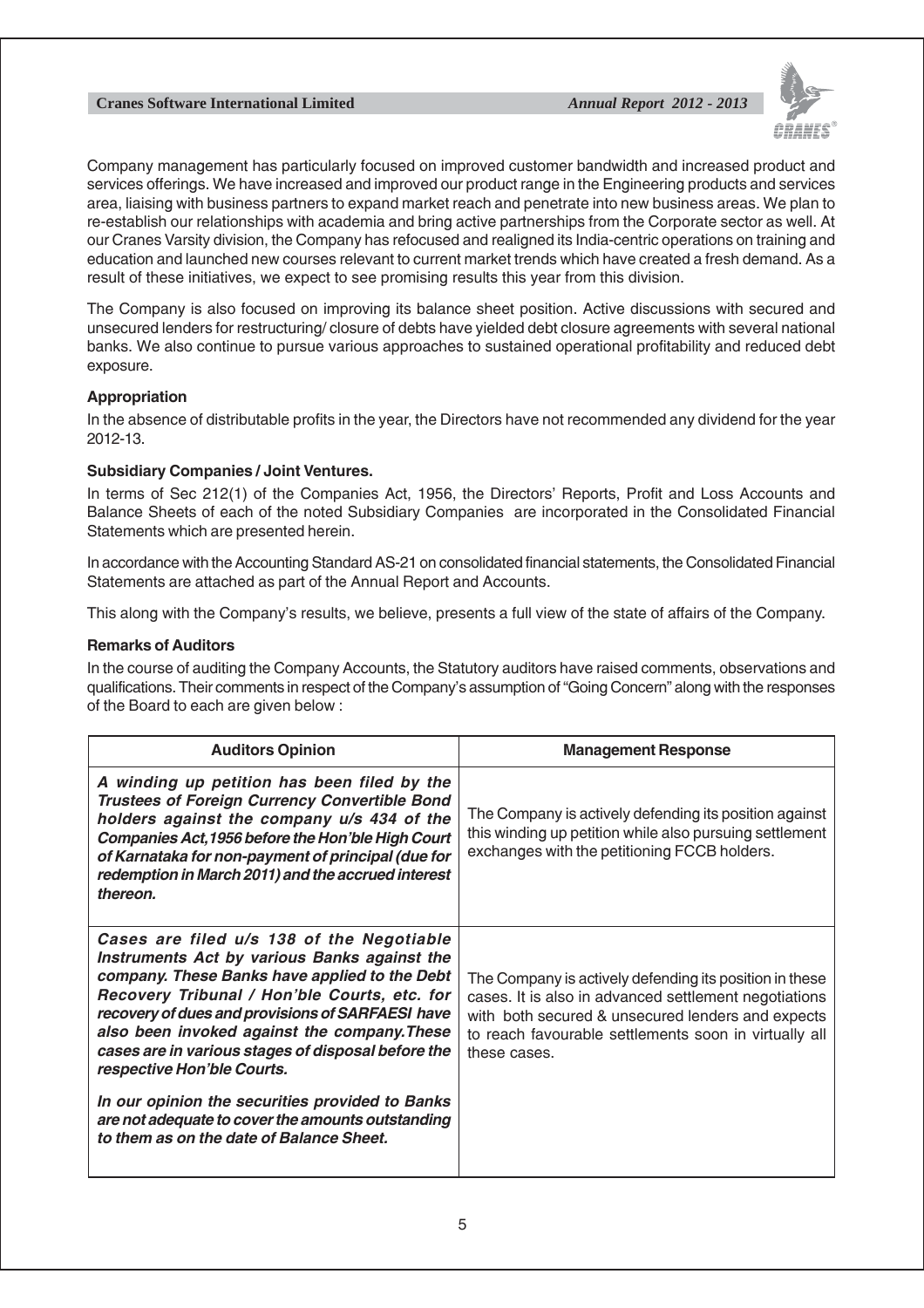Company management has particularly focused on improved customer bandwidth and increased product and services offerings. We have increased and improved our product range in the Engineering products and services area, liaising with business partners to expand market reach and penetrate into new business areas. We plan to re-establish our relationships with academia and bring active partnerships from the Corporate sector as well. At our Cranes Varsity division, the Company has refocused and realigned its India-centric operations on training and education and launched new courses relevant to current market trends which have created a fresh demand. As a result of these initiatives, we expect to see promising results this year from this division.

The Company is also focused on improving its balance sheet position. Active discussions with secured and unsecured lenders for restructuring/ closure of debts have yielded debt closure agreements with several national banks. We also continue to pursue various approaches to sustained operational profitability and reduced debt exposure.

**Appropriation**

In the absence of distributable profits in the year, the Directors have not recommended any dividend for the year 2012-13.

**Subsidiary Companies / Joint Ventures.**

In terms of Sec 212(1) of the Companies Act, 1956, the Directors' Reports, Profit and Loss Accounts and Balance Sheets of each of the noted Subsidiary Companies are incorporated in the Consolidated Financial Statements which are presented herein.

In accordance with the Accounting Standard AS-21 on consolidated financial statements, the Consolidated Financial Statements are attached as part of the Annual Report and Accounts.

This along with the Company's results, we believe, presents a full view of the state of affairs of the Company.

**Remarks of Auditors**

In the course of auditing the Company Accounts, the Statutory auditors have raised comments, observations and qualifications. Their comments in respect of the Company's assumption of "Going Concern" along with the responses of the Board to each are given below :

| Auditors Opinion | Management Response |
|---|---|
| ***A winding up petition has been filed by the Trustees of Foreign Currency Convertible Bond holders against the company u/s 434 of the Companies Act,1956 before the Hon'ble High Court of Karnataka for non-payment of principal (due for redemption in March 2011) and the accrued interest thereon.*** | The Company is actively defending its position against this winding up petition while also pursuing settlement exchanges with the petitioning FCCB holders. |
| ***Cases are filed u/s 138 of the Negotiable Instruments Act by various Banks against the company. These Banks have applied to the Debt Recovery Tribunal / Hon'ble Courts, etc. for recovery of dues and provisions of SARFAESI have also been invoked against the company.These cases are in various stages of disposal before the respective Hon'ble Courts.*** <br><br> ***In our opinion the securities provided to Banks are not adequate to cover the amounts outstanding to them as on the date of Balance Sheet.*** | The Company is actively defending its position in these cases. It is also in advanced settlement negotiations with both secured & unsecured lenders and expects to reach favourable settlements soon in virtually all these cases. |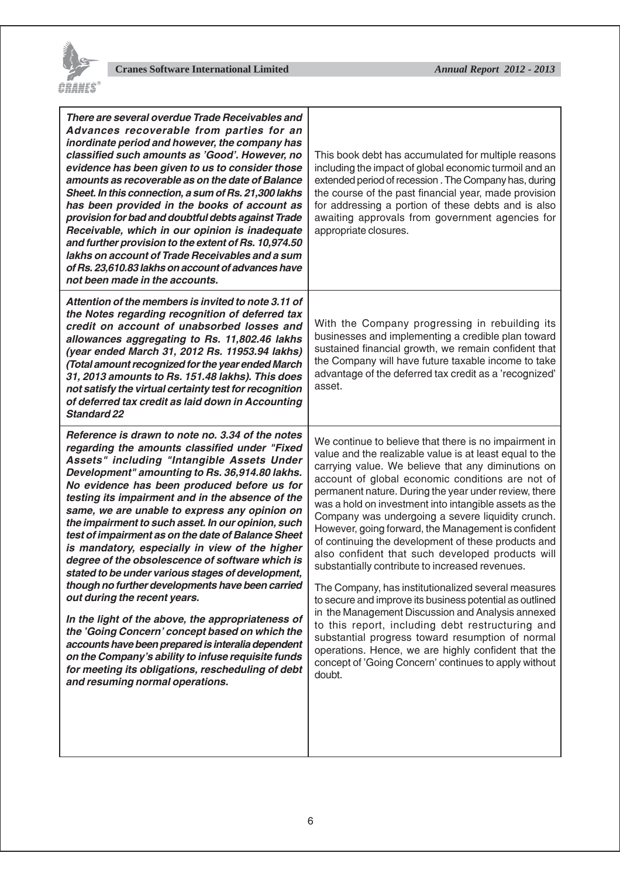| | |
|---|---|
| ***There are several overdue Trade Receivables and Advances recoverable from parties for an inordinate period and however, the company has classified such amounts as 'Good'. However, no evidence has been given to us to consider those amounts as recoverable as on the date of Balance Sheet. In this connection, a sum of Rs. 21,300 lakhs has been provided in the books of account as provision for bad and doubtful debts against Trade Receivable, which in our opinion is inadequate and further provision to the extent of Rs. 10,974.50 lakhs on account of Trade Receivables and a sum of Rs. 23,610.83 lakhs on account of advances have not been made in the accounts.*** | This book debt has accumulated for multiple reasons including the impact of global economic turmoil and an extended period of recession . The Company has, during the course of the past financial year, made provision for addressing a portion of these debts and is also awaiting approvals from government agencies for appropriate closures. |
| ***Attention of the members is invited to note 3.11 of the Notes regarding recognition of deferred tax credit on account of unabsorbed losses and allowances aggregating to Rs. 11,802.46 lakhs (year ended March 31, 2012 Rs. 11953.94 lakhs) (Total amount recognized for the year ended March 31, 2013 amounts to Rs. 151.48 lakhs). This does not satisfy the virtual certainty test for recognition of deferred tax credit as laid down in Accounting Standard 22*** | With the Company progressing in rebuilding its businesses and implementing a credible plan toward sustained financial growth, we remain confident that the Company will have future taxable income to take advantage of the deferred tax credit as a 'recognized' asset. |
| ***Reference is drawn to note no. 3.34 of the notes regarding the amounts classified under "Fixed Assets" including "Intangible Assets Under Development" amounting to Rs. 36,914.80 lakhs. No evidence has been produced before us for testing its impairment and in the absence of the same, we are unable to express any opinion on the impairment to such asset. In our opinion, such test of impairment as on the date of Balance Sheet is mandatory, especially in view of the higher degree of the obsolescence of software which is stated to be under various stages of development, though no further developments have been carried out during the recent years.***<br><br>***In the light of the above, the appropriateness of the 'Going Concern' concept based on which the accounts have been prepared is interalia dependent on the Company's ability to infuse requisite funds for meeting its obligations, rescheduling of debt and resuming normal operations.*** | We continue to believe that there is no impairment in value and the realizable value is at least equal to the carrying value. We believe that any diminutions on account of global economic conditions are not of permanent nature. During the year under review, there was a hold on investment into intangible assets as the Company was undergoing a severe liquidity crunch. However, going forward, the Management is confident of continuing the development of these products and also confident that such developed products will substantially contribute to increased revenues.<br><br>The Company, has institutionalized several measures to secure and improve its business potential as outlined in the Management Discussion and Analysis annexed to this report, including debt restructuring and substantial progress toward resumption of normal operations. Hence, we are highly confident that the concept of 'Going Concern' continues to apply without doubt. |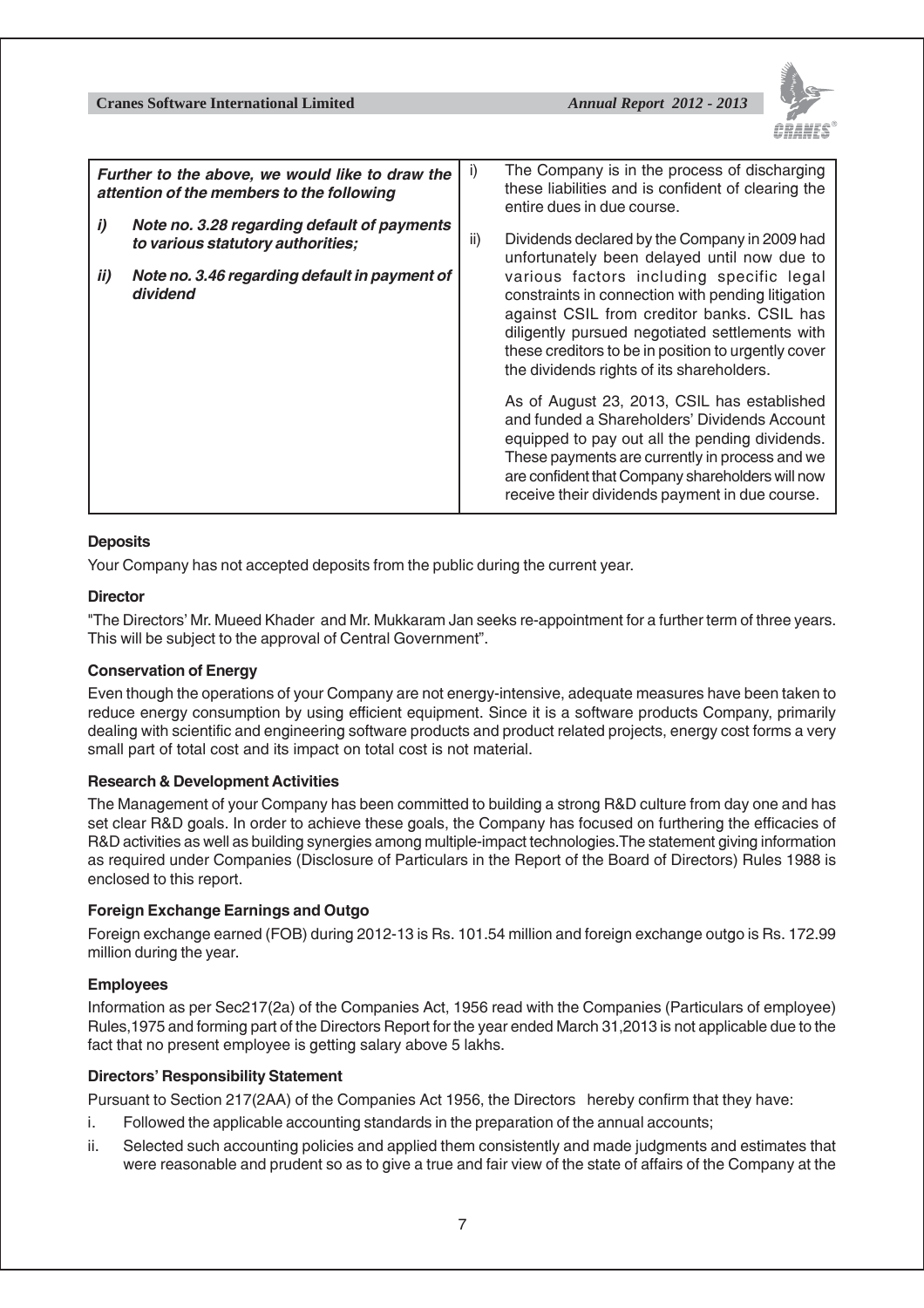| *Further to the above, we would like to draw the attention of the members to the following* | |
|---|---|
| ***i) Note no. 3.28 regarding default of payments to various statutory authorities;*** | i) The Company is in the process of discharging these liabilities and is confident of clearing the entire dues in due course. |
| ***ii) Note no. 3.46 regarding default in payment of dividend*** | ii) Dividends declared by the Company in 2009 had unfortunately been delayed until now due to various factors including specific legal constraints in connection with pending litigation against CSIL from creditor banks. CSIL has diligently pursued negotiated settlements with these creditors to be in position to urgently cover the dividends rights of its shareholders.<br><br>As of August 23, 2013, CSIL has established and funded a Shareholders' Dividends Account equipped to pay out all the pending dividends. These payments are currently in process and we are confident that Company shareholders will now receive their dividends payment in due course. |

**Deposits**

Your Company has not accepted deposits from the public during the current year.

**Director**

"The Directors' Mr. Mueed Khader and Mr. Mukkaram Jan seeks re-appointment for a further term of three years. This will be subject to the approval of Central Government".

**Conservation of Energy**

Even though the operations of your Company are not energy-intensive, adequate measures have been taken to reduce energy consumption by using efficient equipment. Since it is a software products Company, primarily dealing with scientific and engineering software products and product related projects, energy cost forms a very small part of total cost and its impact on total cost is not material.

**Research & Development Activities**

The Management of your Company has been committed to building a strong R&D culture from day one and has set clear R&D goals. In order to achieve these goals, the Company has focused on furthering the efficacies of R&D activities as well as building synergies among multiple-impact technologies.The statement giving information as required under Companies (Disclosure of Particulars in the Report of the Board of Directors) Rules 1988 is enclosed to this report.

**Foreign Exchange Earnings and Outgo**

Foreign exchange earned (FOB) during 2012-13 is Rs. 101.54 million and foreign exchange outgo is Rs. 172.99 million during the year.

**Employees**

Information as per Sec217(2a) of the Companies Act, 1956 read with the Companies (Particulars of employee) Rules,1975 and forming part of the Directors Report for the year ended March 31,2013 is not applicable due to the fact that no present employee is getting salary above 5 lakhs.

**Directors' Responsibility Statement**

Pursuant to Section 217(2AA) of the Companies Act 1956, the Directors hereby confirm that they have:

i. Followed the applicable accounting standards in the preparation of the annual accounts;

ii. Selected such accounting policies and applied them consistently and made judgments and estimates that were reasonable and prudent so as to give a true and fair view of the state of affairs of the Company at the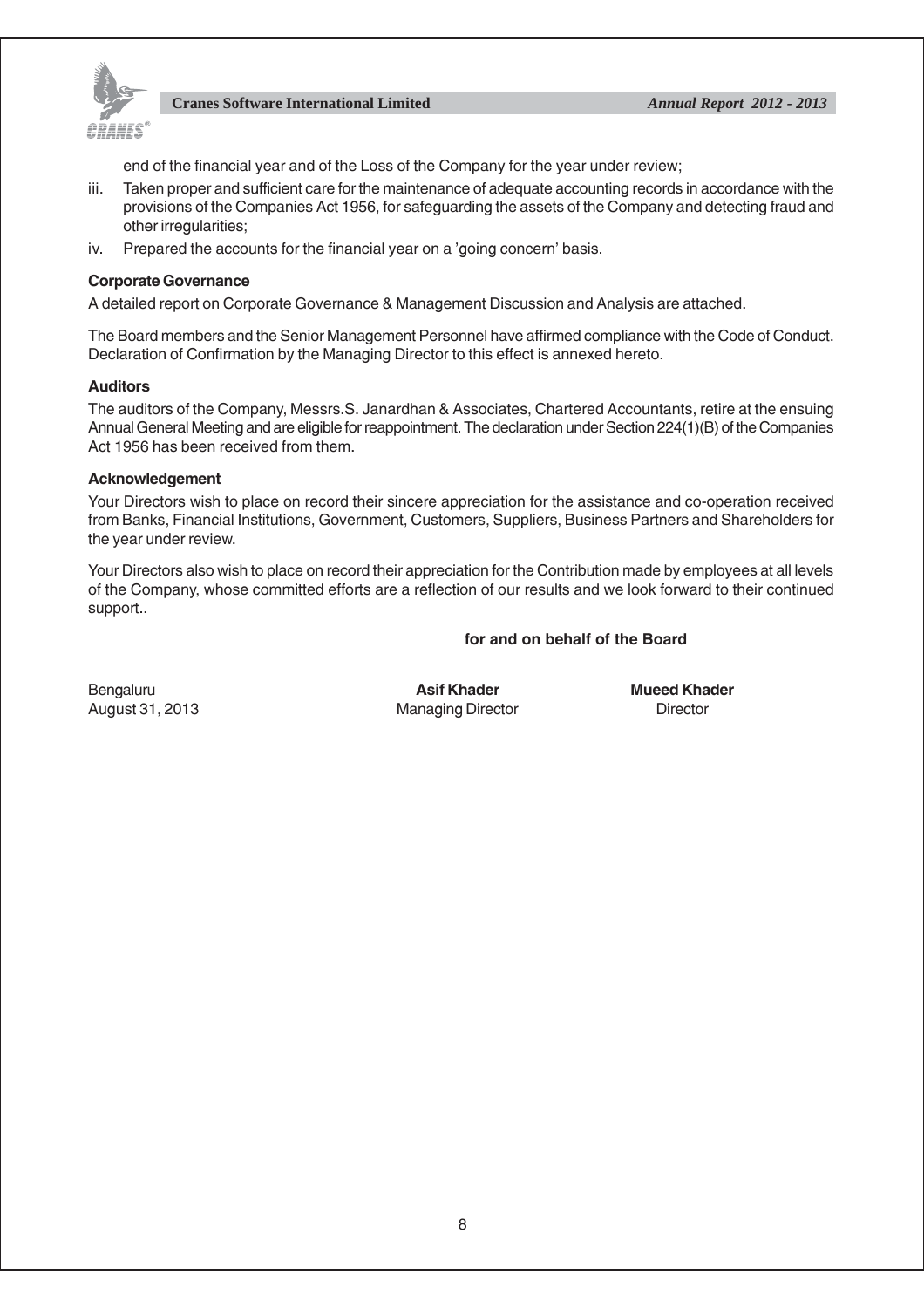end of the financial year and of the Loss of the Company for the year under review;

iii. Taken proper and sufficient care for the maintenance of adequate accounting records in accordance with the provisions of the Companies Act 1956, for safeguarding the assets of the Company and detecting fraud and other irregularities;

iv. Prepared the accounts for the financial year on a 'going concern' basis.

**Corporate Governance**

A detailed report on Corporate Governance & Management Discussion and Analysis are attached.

The Board members and the Senior Management Personnel have affirmed compliance with the Code of Conduct. Declaration of Confirmation by the Managing Director to this effect is annexed hereto.

**Auditors**

The auditors of the Company, Messrs.S. Janardhan & Associates, Chartered Accountants, retire at the ensuing Annual General Meeting and are eligible for reappointment. The declaration under Section 224(1)(B) of the Companies Act 1956 has been received from them.

**Acknowledgement**

Your Directors wish to place on record their sincere appreciation for the assistance and co-operation received from Banks, Financial Institutions, Government, Customers, Suppliers, Business Partners and Shareholders for the year under review.

Your Directors also wish to place on record their appreciation for the Contribution made by employees at all levels of the Company, whose committed efforts are a reflection of our results and we look forward to their continued support..

**for and on behalf of the Board**

Bengaluru
August 31, 2013

**Asif Khader**
Managing Director

**Mueed Khader**
Director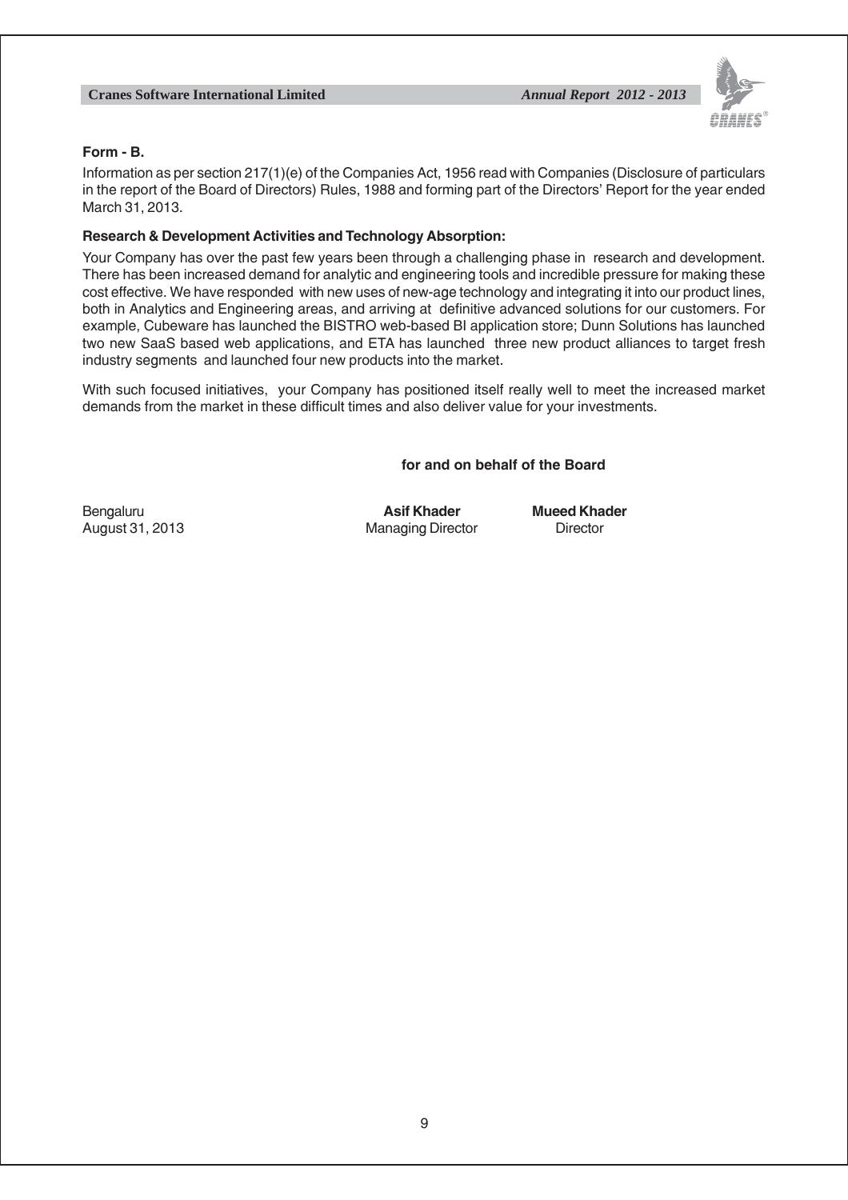**Form - B.**

Information as per section 217(1)(e) of the Companies Act, 1956 read with Companies (Disclosure of particulars in the report of the Board of Directors) Rules, 1988 and forming part of the Directors' Report for the year ended March 31, 2013.

**Research & Development Activities and Technology Absorption:**

Your Company has over the past few years been through a challenging phase in research and development. There has been increased demand for analytic and engineering tools and incredible pressure for making these cost effective. We have responded with new uses of new-age technology and integrating it into our product lines, both in Analytics and Engineering areas, and arriving at definitive advanced solutions for our customers. For example, Cubeware has launched the BISTRO web-based BI application store; Dunn Solutions has launched two new SaaS based web applications, and ETA has launched three new product alliances to target fresh industry segments and launched four new products into the market.

With such focused initiatives, your Company has positioned itself really well to meet the increased market demands from the market in these difficult times and also deliver value for your investments.

**for and on behalf of the Board**

Bengaluru
August 31, 2013

**Asif Khader**
Managing Director

**Mueed Khader**
Director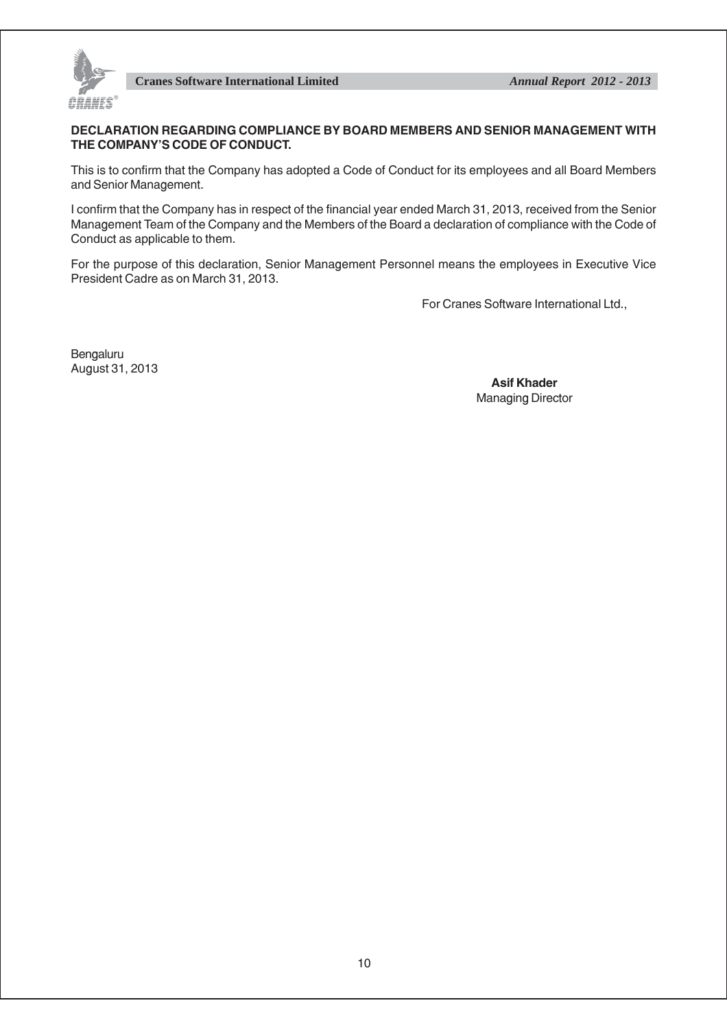**DECLARATION REGARDING COMPLIANCE BY BOARD MEMBERS AND SENIOR MANAGEMENT WITH THE COMPANY'S CODE OF CONDUCT.**

This is to confirm that the Company has adopted a Code of Conduct for its employees and all Board Members and Senior Management.

I confirm that the Company has in respect of the financial year ended March 31, 2013, received from the Senior Management Team of the Company and the Members of the Board a declaration of compliance with the Code of Conduct as applicable to them.

For the purpose of this declaration, Senior Management Personnel means the employees in Executive Vice President Cadre as on March 31, 2013.

For Cranes Software International Ltd.,

Bengaluru
August 31, 2013

**Asif Khader**
Managing Director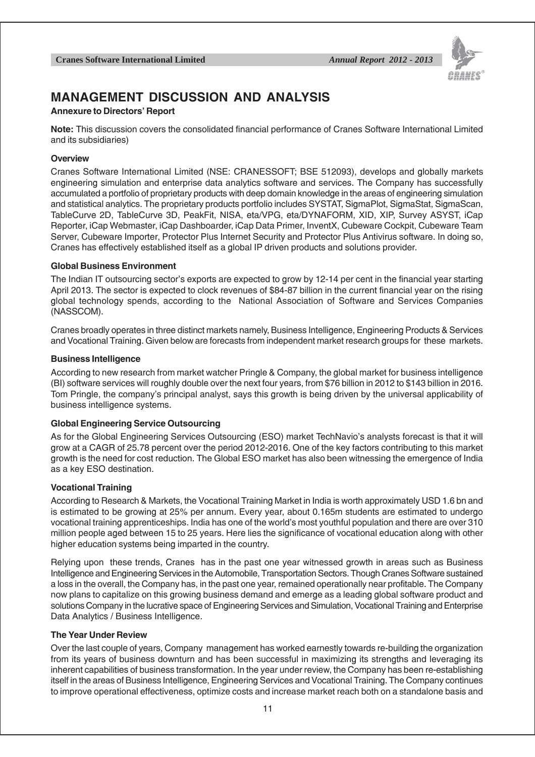# MANAGEMENT DISCUSSION AND ANALYSIS

**Annexure to Directors' Report**

**Note:** This discussion covers the consolidated financial performance of Cranes Software International Limited and its subsidiaries)

**Overview**

Cranes Software International Limited (NSE: CRANESSOFT; BSE 512093), develops and globally markets engineering simulation and enterprise data analytics software and services. The Company has successfully accumulated a portfolio of proprietary products with deep domain knowledge in the areas of engineering simulation and statistical analytics. The proprietary products portfolio includes SYSTAT, SigmaPlot, SigmaStat, SigmaScan, TableCurve 2D, TableCurve 3D, PeakFit, NISA, eta/VPG, eta/DYNAFORM, XID, XIP, Survey ASYST, iCap Reporter, iCap Webmaster, iCap Dashboarder, iCap Data Primer, InventX, Cubeware Cockpit, Cubeware Team Server, Cubeware Importer, Protector Plus Internet Security and Protector Plus Antivirus software. In doing so, Cranes has effectively established itself as a global IP driven products and solutions provider.

**Global Business Environment**

The Indian IT outsourcing sector's exports are expected to grow by 12-14 per cent in the financial year starting April 2013. The sector is expected to clock revenues of $84-87 billion in the current financial year on the rising global technology spends, according to the National Association of Software and Services Companies (NASSCOM).

Cranes broadly operates in three distinct markets namely, Business Intelligence, Engineering Products & Services and Vocational Training. Given below are forecasts from independent market research groups for these markets.

**Business Intelligence**

According to new research from market watcher Pringle & Company, the global market for business intelligence (BI) software services will roughly double over the next four years, from $76 billion in 2012 to $143 billion in 2016. Tom Pringle, the company's principal analyst, says this growth is being driven by the universal applicability of business intelligence systems.

**Global Engineering Service Outsourcing**

As for the Global Engineering Services Outsourcing (ESO) market TechNavio's analysts forecast is that it will grow at a CAGR of 25.78 percent over the period 2012-2016. One of the key factors contributing to this market growth is the need for cost reduction. The Global ESO market has also been witnessing the emergence of India as a key ESO destination.

**Vocational Training**

According to Research & Markets, the Vocational Training Market in India is worth approximately USD 1.6 bn and is estimated to be growing at 25% per annum. Every year, about 0.165m students are estimated to undergo vocational training apprenticeships. India has one of the world's most youthful population and there are over 310 million people aged between 15 to 25 years. Here lies the significance of vocational education along with other higher education systems being imparted in the country.

Relying upon these trends, Cranes has in the past one year witnessed growth in areas such as Business Intelligence and Engineering Services in the Automobile, Transportation Sectors. Though Cranes Software sustained a loss in the overall, the Company has, in the past one year, remained operationally near profitable. The Company now plans to capitalize on this growing business demand and emerge as a leading global software product and solutions Company in the lucrative space of Engineering Services and Simulation, Vocational Training and Enterprise Data Analytics / Business Intelligence.

**The Year Under Review**

Over the last couple of years, Company management has worked earnestly towards re-building the organization from its years of business downturn and has been successful in maximizing its strengths and leveraging its inherent capabilities of business transformation. In the year under review, the Company has been re-establishing itself in the areas of Business Intelligence, Engineering Services and Vocational Training. The Company continues to improve operational effectiveness, optimize costs and increase market reach both on a standalone basis and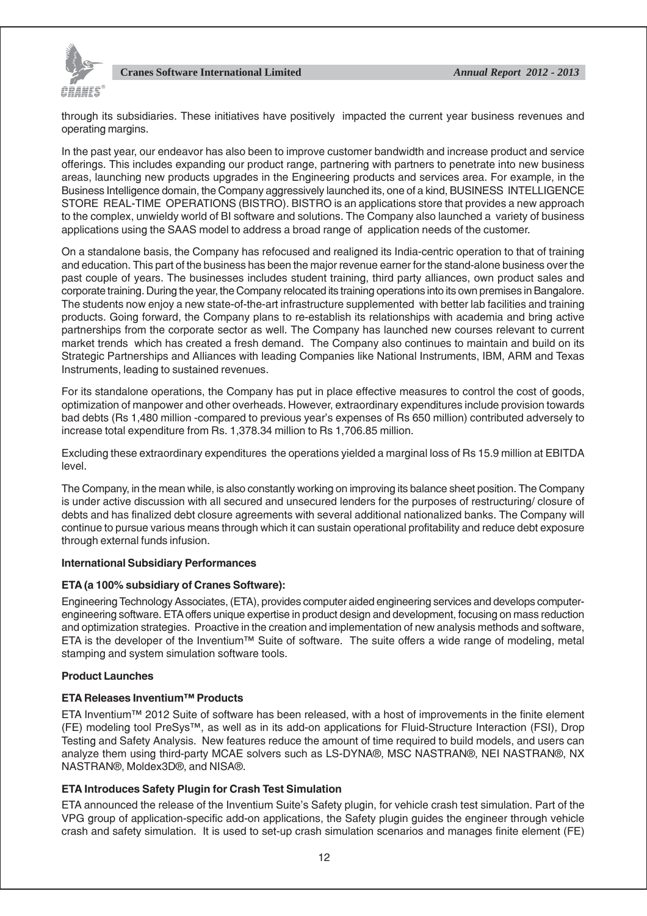through its subsidiaries. These initiatives have positively impacted the current year business revenues and operating margins.

In the past year, our endeavor has also been to improve customer bandwidth and increase product and service offerings. This includes expanding our product range, partnering with partners to penetrate into new business areas, launching new products upgrades in the Engineering products and services area. For example, in the Business Intelligence domain, the Company aggressively launched its, one of a kind, BUSINESS INTELLIGENCE STORE REAL-TIME OPERATIONS (BISTRO). BISTRO is an applications store that provides a new approach to the complex, unwieldy world of BI software and solutions. The Company also launched a variety of business applications using the SAAS model to address a broad range of application needs of the customer.

On a standalone basis, the Company has refocused and realigned its India-centric operation to that of training and education. This part of the business has been the major revenue earner for the stand-alone business over the past couple of years. The businesses includes student training, third party alliances, own product sales and corporate training. During the year, the Company relocated its training operations into its own premises in Bangalore. The students now enjoy a new state-of-the-art infrastructure supplemented with better lab facilities and training products. Going forward, the Company plans to re-establish its relationships with academia and bring active partnerships from the corporate sector as well. The Company has launched new courses relevant to current market trends which has created a fresh demand. The Company also continues to maintain and build on its Strategic Partnerships and Alliances with leading Companies like National Instruments, IBM, ARM and Texas Instruments, leading to sustained revenues.

For its standalone operations, the Company has put in place effective measures to control the cost of goods, optimization of manpower and other overheads. However, extraordinary expenditures include provision towards bad debts (Rs 1,480 million -compared to previous year's expenses of Rs 650 million) contributed adversely to increase total expenditure from Rs. 1,378.34 million to Rs 1,706.85 million.

Excluding these extraordinary expenditures the operations yielded a marginal loss of Rs 15.9 million at EBITDA level.

The Company, in the mean while, is also constantly working on improving its balance sheet position. The Company is under active discussion with all secured and unsecured lenders for the purposes of restructuring/ closure of debts and has finalized debt closure agreements with several additional nationalized banks. The Company will continue to pursue various means through which it can sustain operational profitability and reduce debt exposure through external funds infusion.

**International Subsidiary Performances**

**ETA (a 100% subsidiary of Cranes Software):**

Engineering Technology Associates, (ETA), provides computer aided engineering services and develops computer-engineering software. ETA offers unique expertise in product design and development, focusing on mass reduction and optimization strategies. Proactive in the creation and implementation of new analysis methods and software, ETA is the developer of the Inventium™ Suite of software. The suite offers a wide range of modeling, metal stamping and system simulation software tools.

**Product Launches**

**ETA Releases Inventium™ Products**

ETA Inventium™ 2012 Suite of software has been released, with a host of improvements in the finite element (FE) modeling tool PreSys™, as well as in its add-on applications for Fluid-Structure Interaction (FSI), Drop Testing and Safety Analysis. New features reduce the amount of time required to build models, and users can analyze them using third-party MCAE solvers such as LS-DYNA®, MSC NASTRAN®, NEI NASTRAN®, NX NASTRAN®, Moldex3D®, and NISA®.

**ETA Introduces Safety Plugin for Crash Test Simulation**

ETA announced the release of the Inventium Suite's Safety plugin, for vehicle crash test simulation. Part of the VPG group of application-specific add-on applications, the Safety plugin guides the engineer through vehicle crash and safety simulation. It is used to set-up crash simulation scenarios and manages finite element (FE)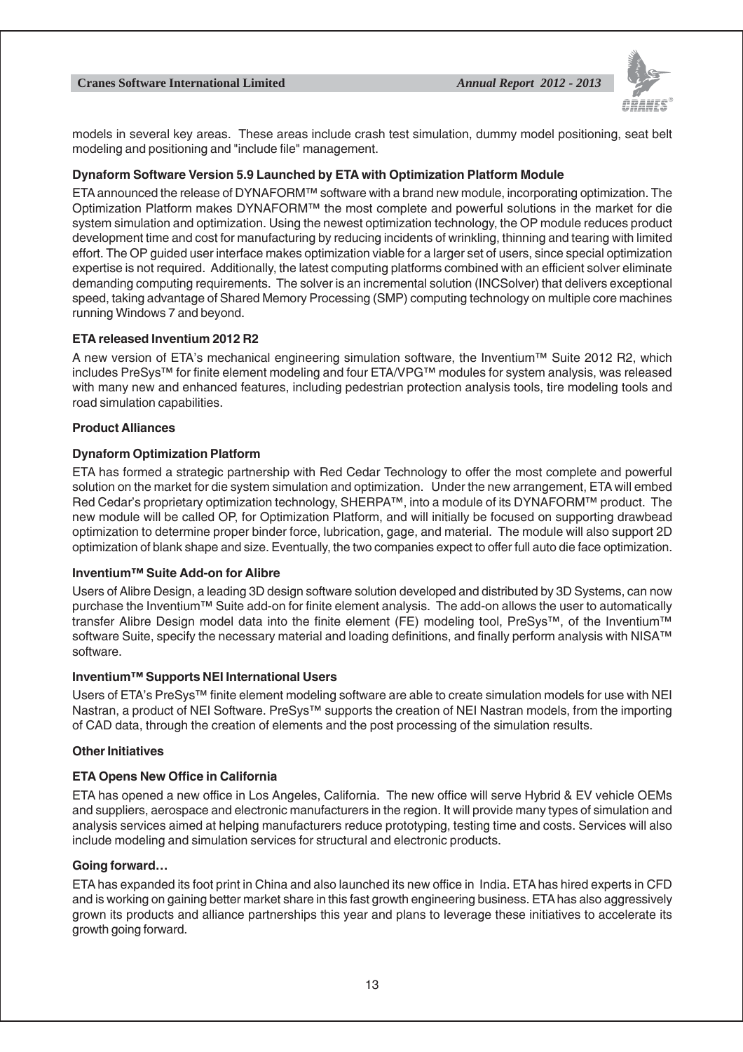models in several key areas. These areas include crash test simulation, dummy model positioning, seat belt modeling and positioning and "include file" management.

**Dynaform Software Version 5.9 Launched by ETA with Optimization Platform Module**

ETA announced the release of DYNAFORM™ software with a brand new module, incorporating optimization. The Optimization Platform makes DYNAFORM™ the most complete and powerful solutions in the market for die system simulation and optimization. Using the newest optimization technology, the OP module reduces product development time and cost for manufacturing by reducing incidents of wrinkling, thinning and tearing with limited effort. The OP guided user interface makes optimization viable for a larger set of users, since special optimization expertise is not required. Additionally, the latest computing platforms combined with an efficient solver eliminate demanding computing requirements. The solver is an incremental solution (INCSolver) that delivers exceptional speed, taking advantage of Shared Memory Processing (SMP) computing technology on multiple core machines running Windows 7 and beyond.

**ETA released Inventium 2012 R2**

A new version of ETA's mechanical engineering simulation software, the Inventium™ Suite 2012 R2, which includes PreSys™ for finite element modeling and four ETA/VPG™ modules for system analysis, was released with many new and enhanced features, including pedestrian protection analysis tools, tire modeling tools and road simulation capabilities.

**Product Alliances**

**Dynaform Optimization Platform**

ETA has formed a strategic partnership with Red Cedar Technology to offer the most complete and powerful solution on the market for die system simulation and optimization. Under the new arrangement, ETA will embed Red Cedar's proprietary optimization technology, SHERPA™, into a module of its DYNAFORM™ product. The new module will be called OP, for Optimization Platform, and will initially be focused on supporting drawbead optimization to determine proper binder force, lubrication, gage, and material. The module will also support 2D optimization of blank shape and size. Eventually, the two companies expect to offer full auto die face optimization.

**Inventium™ Suite Add-on for Alibre**

Users of Alibre Design, a leading 3D design software solution developed and distributed by 3D Systems, can now purchase the Inventium™ Suite add-on for finite element analysis. The add-on allows the user to automatically transfer Alibre Design model data into the finite element (FE) modeling tool, PreSys™, of the Inventium™ software Suite, specify the necessary material and loading definitions, and finally perform analysis with NISA™ software.

**Inventium™ Supports NEI International Users**

Users of ETA's PreSys™ finite element modeling software are able to create simulation models for use with NEI Nastran, a product of NEI Software. PreSys™ supports the creation of NEI Nastran models, from the importing of CAD data, through the creation of elements and the post processing of the simulation results.

**Other Initiatives**

**ETA Opens New Office in California**

ETA has opened a new office in Los Angeles, California. The new office will serve Hybrid & EV vehicle OEMs and suppliers, aerospace and electronic manufacturers in the region. It will provide many types of simulation and analysis services aimed at helping manufacturers reduce prototyping, testing time and costs. Services will also include modeling and simulation services for structural and electronic products.

**Going forward…**

ETA has expanded its foot print in China and also launched its new office in India. ETA has hired experts in CFD and is working on gaining better market share in this fast growth engineering business. ETA has also aggressively grown its products and alliance partnerships this year and plans to leverage these initiatives to accelerate its growth going forward.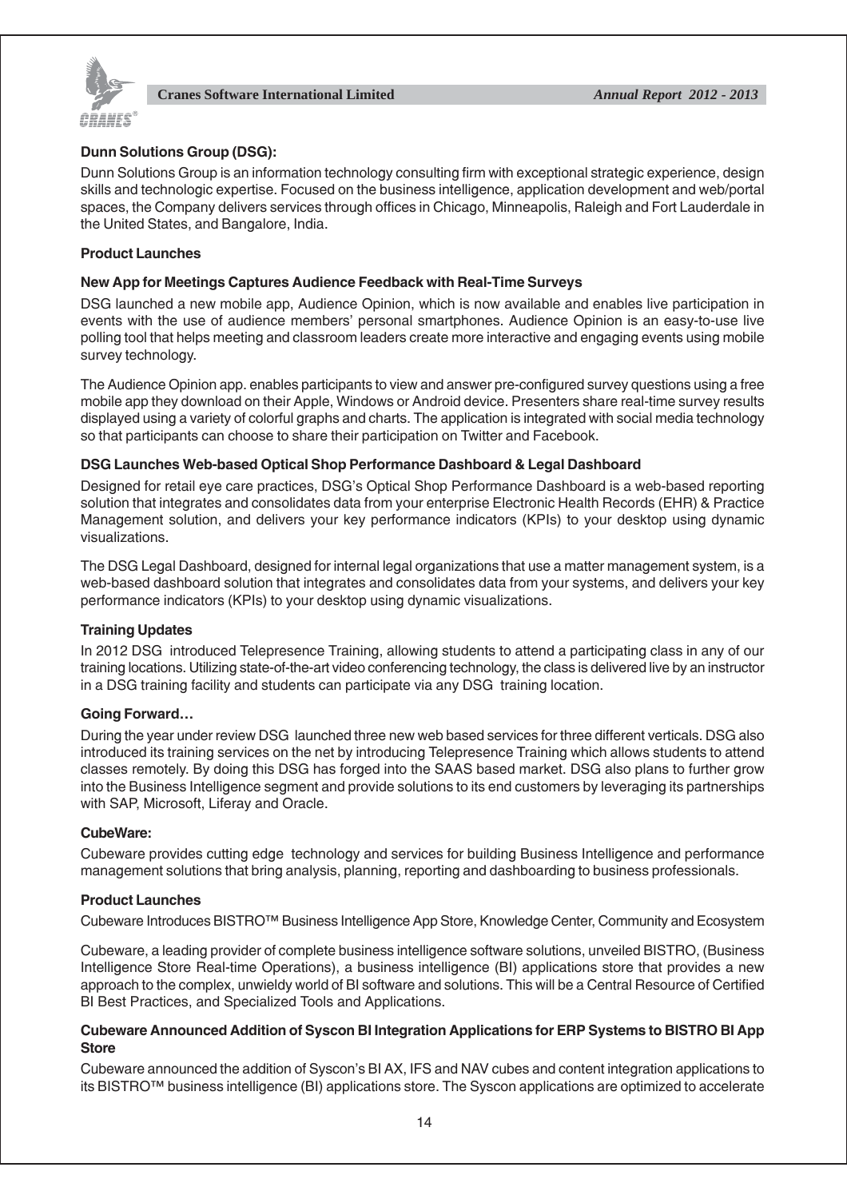### Dunn Solutions Group (DSG):

Dunn Solutions Group is an information technology consulting firm with exceptional strategic experience, design skills and technologic expertise. Focused on the business intelligence, application development and web/portal spaces, the Company delivers services through offices in Chicago, Minneapolis, Raleigh and Fort Lauderdale in the United States, and Bangalore, India.

#### Product Launches

#### New App for Meetings Captures Audience Feedback with Real-Time Surveys

DSG launched a new mobile app, Audience Opinion, which is now available and enables live participation in events with the use of audience members' personal smartphones. Audience Opinion is an easy-to-use live polling tool that helps meeting and classroom leaders create more interactive and engaging events using mobile survey technology.

The Audience Opinion app. enables participants to view and answer pre-configured survey questions using a free mobile app they download on their Apple, Windows or Android device. Presenters share real-time survey results displayed using a variety of colorful graphs and charts. The application is integrated with social media technology so that participants can choose to share their participation on Twitter and Facebook.

#### DSG Launches Web-based Optical Shop Performance Dashboard & Legal Dashboard

Designed for retail eye care practices, DSG's Optical Shop Performance Dashboard is a web-based reporting solution that integrates and consolidates data from your enterprise Electronic Health Records (EHR) & Practice Management solution, and delivers your key performance indicators (KPIs) to your desktop using dynamic visualizations.

The DSG Legal Dashboard, designed for internal legal organizations that use a matter management system, is a web-based dashboard solution that integrates and consolidates data from your systems, and delivers your key performance indicators (KPIs) to your desktop using dynamic visualizations.

#### Training Updates

In 2012 DSG introduced Telepresence Training, allowing students to attend a participating class in any of our training locations. Utilizing state-of-the-art video conferencing technology, the class is delivered live by an instructor in a DSG training facility and students can participate via any DSG training location.

#### Going Forward…

During the year under review DSG launched three new web based services for three different verticals. DSG also introduced its training services on the net by introducing Telepresence Training which allows students to attend classes remotely. By doing this DSG has forged into the SAAS based market. DSG also plans to further grow into the Business Intelligence segment and provide solutions to its end customers by leveraging its partnerships with SAP, Microsoft, Liferay and Oracle.

### CubeWare:

Cubeware provides cutting edge technology and services for building Business Intelligence and performance management solutions that bring analysis, planning, reporting and dashboarding to business professionals.

#### Product Launches

Cubeware Introduces BISTRO™ Business Intelligence App Store, Knowledge Center, Community and Ecosystem

Cubeware, a leading provider of complete business intelligence software solutions, unveiled BISTRO, (Business Intelligence Store Real-time Operations), a business intelligence (BI) applications store that provides a new approach to the complex, unwieldy world of BI software and solutions. This will be a Central Resource of Certified BI Best Practices, and Specialized Tools and Applications.

#### Cubeware Announced Addition of Syscon BI Integration Applications for ERP Systems to BISTRO BI App Store

Cubeware announced the addition of Syscon's BI AX, IFS and NAV cubes and content integration applications to its BISTRO™ business intelligence (BI) applications store. The Syscon applications are optimized to accelerate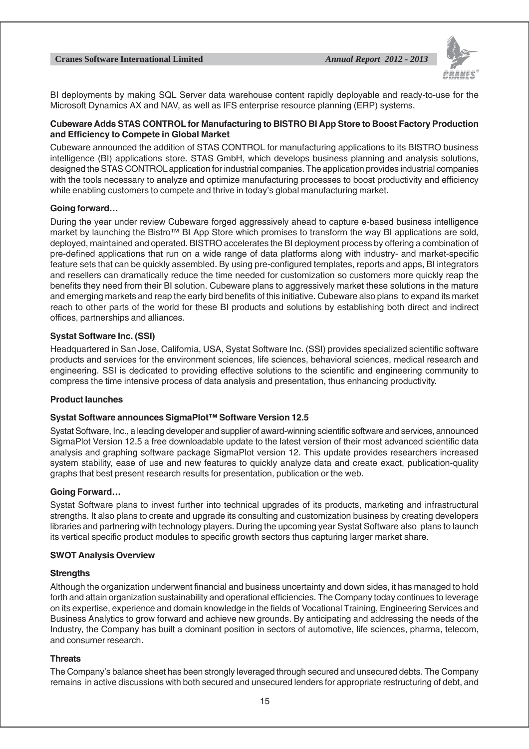BI deployments by making SQL Server data warehouse content rapidly deployable and ready-to-use for the Microsoft Dynamics AX and NAV, as well as IFS enterprise resource planning (ERP) systems.

**Cubeware Adds STAS CONTROL for Manufacturing to BISTRO BI App Store to Boost Factory Production and Efficiency to Compete in Global Market**

Cubeware announced the addition of STAS CONTROL for manufacturing applications to its BISTRO business intelligence (BI) applications store. STAS GmbH, which develops business planning and analysis solutions, designed the STAS CONTROL application for industrial companies. The application provides industrial companies with the tools necessary to analyze and optimize manufacturing processes to boost productivity and efficiency while enabling customers to compete and thrive in today's global manufacturing market.

**Going forward…**

During the year under review Cubeware forged aggressively ahead to capture e-based business intelligence market by launching the Bistro™ BI App Store which promises to transform the way BI applications are sold, deployed, maintained and operated. BISTRO accelerates the BI deployment process by offering a combination of pre-defined applications that run on a wide range of data platforms along with industry- and market-specific feature sets that can be quickly assembled. By using pre-configured templates, reports and apps, BI integrators and resellers can dramatically reduce the time needed for customization so customers more quickly reap the benefits they need from their BI solution. Cubeware plans to aggressively market these solutions in the mature and emerging markets and reap the early bird benefits of this initiative. Cubeware also plans to expand its market reach to other parts of the world for these BI products and solutions by establishing both direct and indirect offices, partnerships and alliances.

**Systat Software Inc. (SSI)**

Headquartered in San Jose, California, USA, Systat Software Inc. (SSI) provides specialized scientific software products and services for the environment sciences, life sciences, behavioral sciences, medical research and engineering. SSI is dedicated to providing effective solutions to the scientific and engineering community to compress the time intensive process of data analysis and presentation, thus enhancing productivity.

**Product launches**

**Systat Software announces SigmaPlot™ Software Version 12.5**

Systat Software, Inc., a leading developer and supplier of award-winning scientific software and services, announced SigmaPlot Version 12.5 a free downloadable update to the latest version of their most advanced scientific data analysis and graphing software package SigmaPlot version 12. This update provides researchers increased system stability, ease of use and new features to quickly analyze data and create exact, publication-quality graphs that best present research results for presentation, publication or the web.

**Going Forward…**

Systat Software plans to invest further into technical upgrades of its products, marketing and infrastructural strengths. It also plans to create and upgrade its consulting and customization business by creating developers libraries and partnering with technology players. During the upcoming year Systat Software also plans to launch its vertical specific product modules to specific growth sectors thus capturing larger market share.

**SWOT Analysis Overview**

**Strengths**

Although the organization underwent financial and business uncertainty and down sides, it has managed to hold forth and attain organization sustainability and operational efficiencies. The Company today continues to leverage on its expertise, experience and domain knowledge in the fields of Vocational Training, Engineering Services and Business Analytics to grow forward and achieve new grounds. By anticipating and addressing the needs of the Industry, the Company has built a dominant position in sectors of automotive, life sciences, pharma, telecom, and consumer research.

**Threats**

The Company's balance sheet has been strongly leveraged through secured and unsecured debts. The Company remains in active discussions with both secured and unsecured lenders for appropriate restructuring of debt, and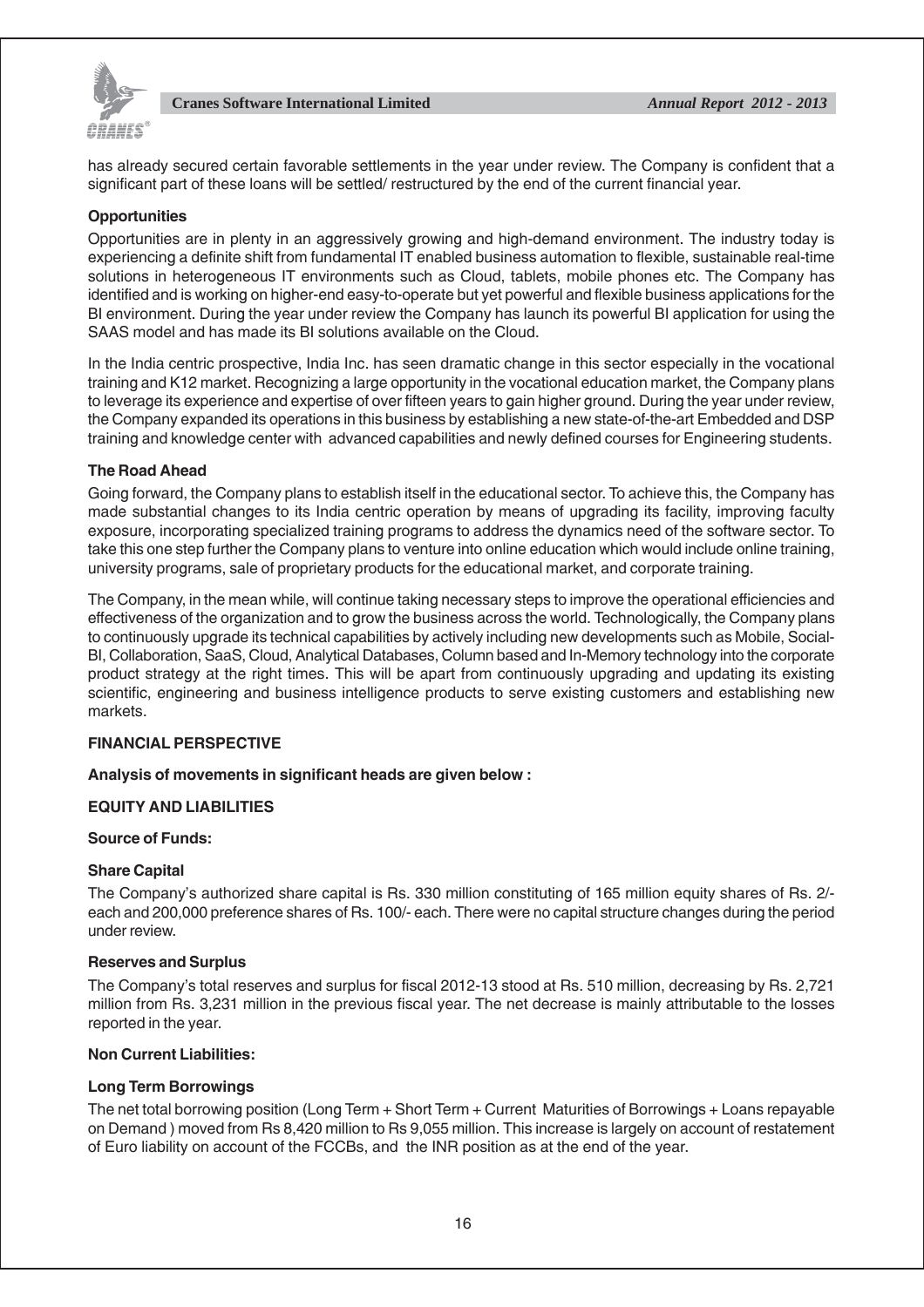has already secured certain favorable settlements in the year under review. The Company is confident that a significant part of these loans will be settled/ restructured by the end of the current financial year.

**Opportunities**

Opportunities are in plenty in an aggressively growing and high-demand environment. The industry today is experiencing a definite shift from fundamental IT enabled business automation to flexible, sustainable real-time solutions in heterogeneous IT environments such as Cloud, tablets, mobile phones etc. The Company has identified and is working on higher-end easy-to-operate but yet powerful and flexible business applications for the BI environment. During the year under review the Company has launch its powerful BI application for using the SAAS model and has made its BI solutions available on the Cloud.

In the India centric prospective, India Inc. has seen dramatic change in this sector especially in the vocational training and K12 market. Recognizing a large opportunity in the vocational education market, the Company plans to leverage its experience and expertise of over fifteen years to gain higher ground. During the year under review, the Company expanded its operations in this business by establishing a new state-of-the-art Embedded and DSP training and knowledge center with advanced capabilities and newly defined courses for Engineering students.

**The Road Ahead**

Going forward, the Company plans to establish itself in the educational sector. To achieve this, the Company has made substantial changes to its India centric operation by means of upgrading its facility, improving faculty exposure, incorporating specialized training programs to address the dynamics need of the software sector. To take this one step further the Company plans to venture into online education which would include online training, university programs, sale of proprietary products for the educational market, and corporate training.

The Company, in the mean while, will continue taking necessary steps to improve the operational efficiencies and effectiveness of the organization and to grow the business across the world. Technologically, the Company plans to continuously upgrade its technical capabilities by actively including new developments such as Mobile, Social-BI, Collaboration, SaaS, Cloud, Analytical Databases, Column based and In-Memory technology into the corporate product strategy at the right times. This will be apart from continuously upgrading and updating its existing scientific, engineering and business intelligence products to serve existing customers and establishing new markets.

**FINANCIAL PERSPECTIVE**

**Analysis of movements in significant heads are given below :**

**EQUITY AND LIABILITIES**

**Source of Funds:**

**Share Capital**

The Company's authorized share capital is Rs. 330 million constituting of 165 million equity shares of Rs. 2/- each and 200,000 preference shares of Rs. 100/- each. There were no capital structure changes during the period under review.

**Reserves and Surplus**

The Company's total reserves and surplus for fiscal 2012-13 stood at Rs. 510 million, decreasing by Rs. 2,721 million from Rs. 3,231 million in the previous fiscal year. The net decrease is mainly attributable to the losses reported in the year.

**Non Current Liabilities:**

**Long Term Borrowings**

The net total borrowing position (Long Term + Short Term + Current Maturities of Borrowings + Loans repayable on Demand ) moved from Rs 8,420 million to Rs 9,055 million. This increase is largely on account of restatement of Euro liability on account of the FCCBs, and the INR position as at the end of the year.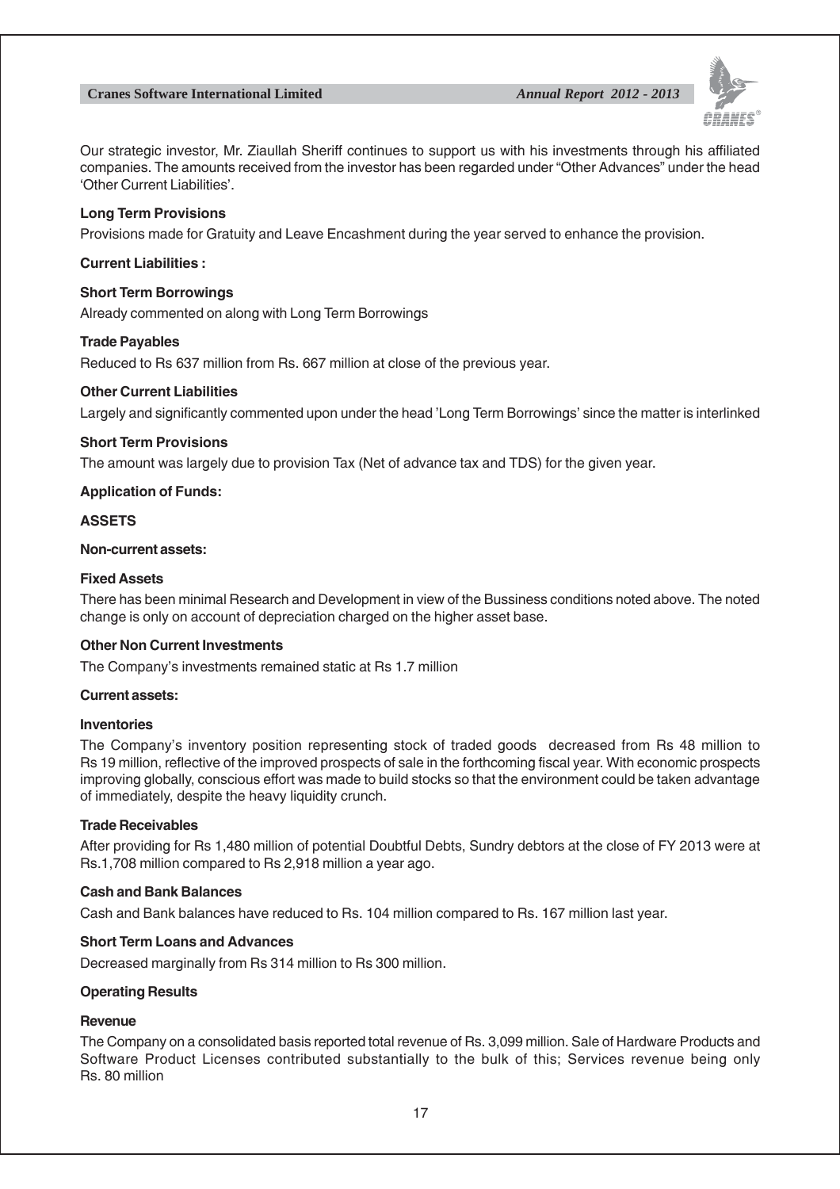Our strategic investor, Mr. Ziaullah Sheriff continues to support us with his investments through his affiliated companies. The amounts received from the investor has been regarded under "Other Advances" under the head 'Other Current Liabilities'.

**Long Term Provisions**

Provisions made for Gratuity and Leave Encashment during the year served to enhance the provision.

**Current Liabilities :**

**Short Term Borrowings**

Already commented on along with Long Term Borrowings

**Trade Payables**

Reduced to Rs 637 million from Rs. 667 million at close of the previous year.

**Other Current Liabilities**

Largely and significantly commented upon under the head 'Long Term Borrowings' since the matter is interlinked

**Short Term Provisions**

The amount was largely due to provision Tax (Net of advance tax and TDS) for the given year.

**Application of Funds:**

**ASSETS**

**Non-current assets:**

**Fixed Assets**

There has been minimal Research and Development in view of the Bussiness conditions noted above. The noted change is only on account of depreciation charged on the higher asset base.

**Other Non Current Investments**

The Company's investments remained static at Rs 1.7 million

**Current assets:**

**Inventories**

The Company's inventory position representing stock of traded goods decreased from Rs 48 million to Rs 19 million, reflective of the improved prospects of sale in the forthcoming fiscal year. With economic prospects improving globally, conscious effort was made to build stocks so that the environment could be taken advantage of immediately, despite the heavy liquidity crunch.

**Trade Receivables**

After providing for Rs 1,480 million of potential Doubtful Debts, Sundry debtors at the close of FY 2013 were at Rs.1,708 million compared to Rs 2,918 million a year ago.

**Cash and Bank Balances**

Cash and Bank balances have reduced to Rs. 104 million compared to Rs. 167 million last year.

**Short Term Loans and Advances**

Decreased marginally from Rs 314 million to Rs 300 million.

**Operating Results**

**Revenue**

The Company on a consolidated basis reported total revenue of Rs. 3,099 million. Sale of Hardware Products and Software Product Licenses contributed substantially to the bulk of this; Services revenue being only Rs. 80 million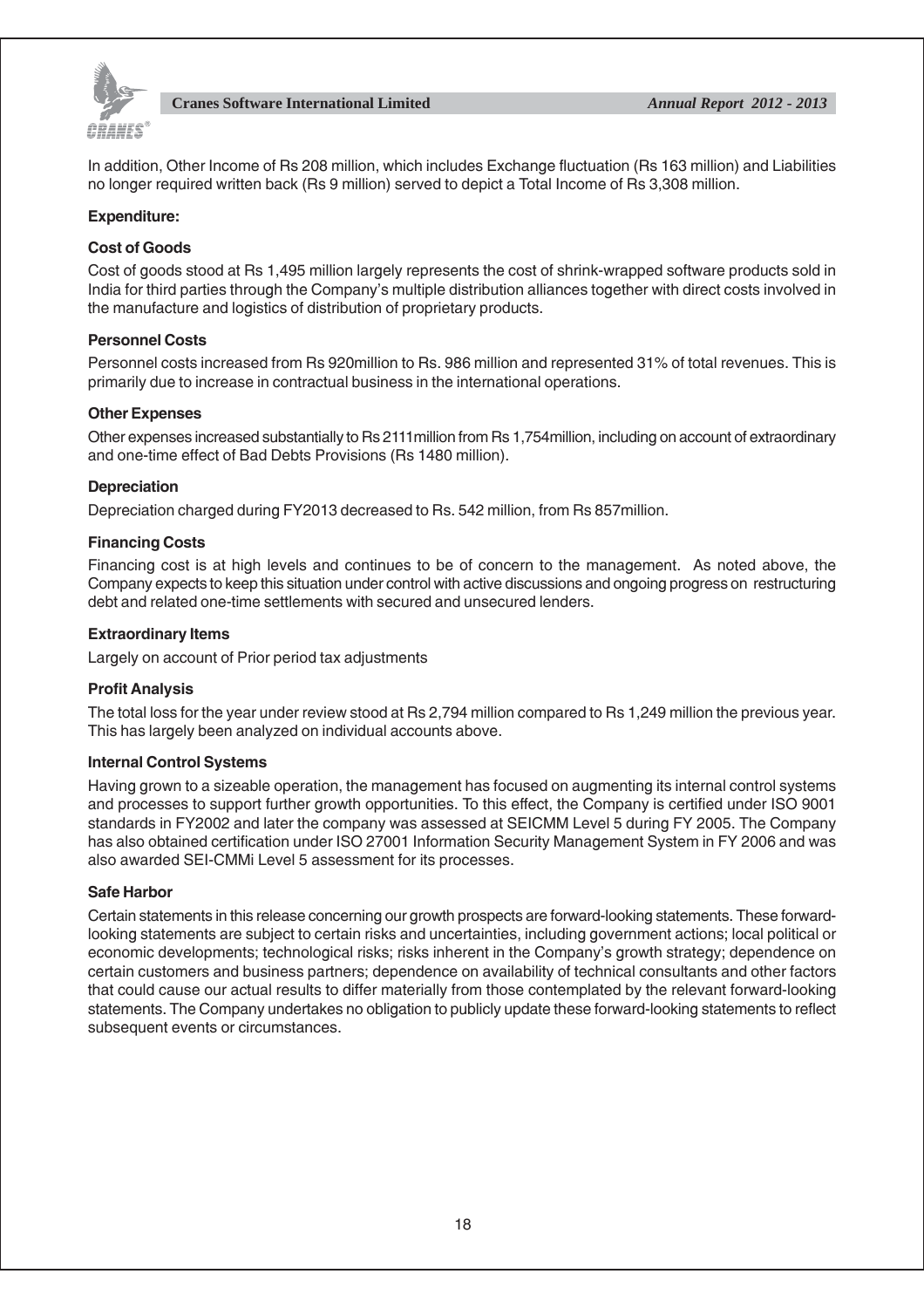In addition, Other Income of Rs 208 million, which includes Exchange fluctuation (Rs 163 million) and Liabilities no longer required written back (Rs 9 million) served to depict a Total Income of Rs 3,308 million.

**Expenditure:**

**Cost of Goods**

Cost of goods stood at Rs 1,495 million largely represents the cost of shrink-wrapped software products sold in India for third parties through the Company's multiple distribution alliances together with direct costs involved in the manufacture and logistics of distribution of proprietary products.

**Personnel Costs**

Personnel costs increased from Rs 920million to Rs. 986 million and represented 31% of total revenues. This is primarily due to increase in contractual business in the international operations.

**Other Expenses**

Other expenses increased substantially to Rs 2111million from Rs 1,754million, including on account of extraordinary and one-time effect of Bad Debts Provisions (Rs 1480 million).

**Depreciation**

Depreciation charged during FY2013 decreased to Rs. 542 million, from Rs 857million.

**Financing Costs**

Financing cost is at high levels and continues to be of concern to the management. As noted above, the Company expects to keep this situation under control with active discussions and ongoing progress on restructuring debt and related one-time settlements with secured and unsecured lenders.

**Extraordinary Items**

Largely on account of Prior period tax adjustments

**Profit Analysis**

The total loss for the year under review stood at Rs 2,794 million compared to Rs 1,249 million the previous year. This has largely been analyzed on individual accounts above.

**Internal Control Systems**

Having grown to a sizeable operation, the management has focused on augmenting its internal control systems and processes to support further growth opportunities. To this effect, the Company is certified under ISO 9001 standards in FY2002 and later the company was assessed at SEICMM Level 5 during FY 2005. The Company has also obtained certification under ISO 27001 Information Security Management System in FY 2006 and was also awarded SEI-CMMi Level 5 assessment for its processes.

**Safe Harbor**

Certain statements in this release concerning our growth prospects are forward-looking statements. These forward-looking statements are subject to certain risks and uncertainties, including government actions; local political or economic developments; technological risks; risks inherent in the Company's growth strategy; dependence on certain customers and business partners; dependence on availability of technical consultants and other factors that could cause our actual results to differ materially from those contemplated by the relevant forward-looking statements. The Company undertakes no obligation to publicly update these forward-looking statements to reflect subsequent events or circumstances.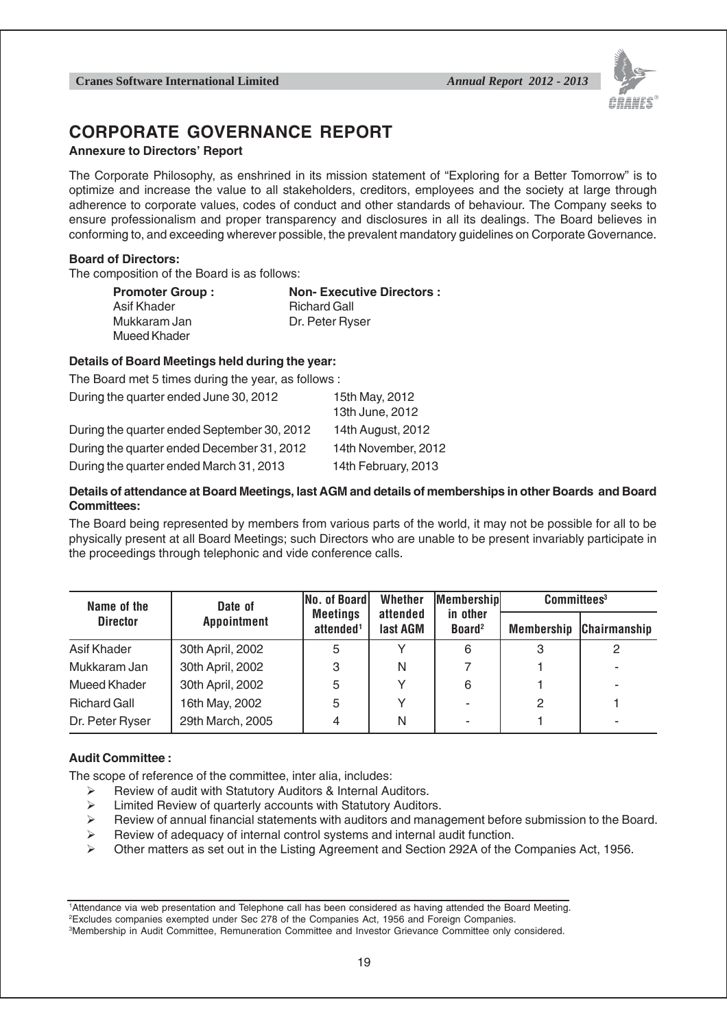# CORPORATE GOVERNANCE REPORT

**Annexure to Directors' Report**

The Corporate Philosophy, as enshrined in its mission statement of "Exploring for a Better Tomorrow" is to optimize and increase the value to all stakeholders, creditors, employees and the society at large through adherence to corporate values, codes of conduct and other standards of behaviour. The Company seeks to ensure professionalism and proper transparency and disclosures in all its dealings. The Board believes in conforming to, and exceeding wherever possible, the prevalent mandatory guidelines on Corporate Governance.

**Board of Directors:**

The composition of the Board is as follows:

| **Promoter Group :** | **Non- Executive Directors :** |
|---|---|
| Asif Khader | Richard Gall |
| Mukkaram Jan | Dr. Peter Ryser |
| Mueed Khader | |

**Details of Board Meetings held during the year:**

The Board met 5 times during the year, as follows :

| | |
|---|---|
| During the quarter ended June 30, 2012 | 15th May, 2012<br>13th June, 2012 |
| During the quarter ended September 30, 2012 | 14th August, 2012 |
| During the quarter ended December 31, 2012 | 14th November, 2012 |
| During the quarter ended March 31, 2013 | 14th February, 2013 |

**Details of attendance at Board Meetings, last AGM and details of memberships in other Boards and Board Committees:**

The Board being represented by members from various parts of the world, it may not be possible for all to be physically present at all Board Meetings; such Directors who are unable to be present invariably participate in the proceedings through telephonic and vide conference calls.

| Name of the Director | Date of Appointment | No. of Board Meetings attended[1] | Whether attended last AGM | Membership in other Board[2] | Committees[3] | |
|---|---|---|---|---|---|---|
| | | | | | Membership | Chairmanship |
| Asif Khader | 30th April, 2002 | 5 | Y | 6 | 3 | 2 |
| Mukkaram Jan | 30th April, 2002 | 3 | N | 7 | 1 | - |
| Mueed Khader | 30th April, 2002 | 5 | Y | 6 | 1 | - |
| Richard Gall | 16th May, 2002 | 5 | Y | - | 2 | 1 |
| Dr. Peter Ryser | 29th March, 2005 | 4 | N | - | 1 | - |

**Audit Committee :**

The scope of reference of the committee, inter alia, includes:

- Review of audit with Statutory Auditors & Internal Auditors.
- Limited Review of quarterly accounts with Statutory Auditors.
- Review of annual financial statements with auditors and management before submission to the Board.
- Review of adequacy of internal control systems and internal audit function.
- Other matters as set out in the Listing Agreement and Section 292A of the Companies Act, 1956.

[1]Attendance via web presentation and Telephone call has been considered as having attended the Board Meeting.
[2]Excludes companies exempted under Sec 278 of the Companies Act, 1956 and Foreign Companies.
[3]Membership in Audit Committee, Remuneration Committee and Investor Grievance Committee only considered.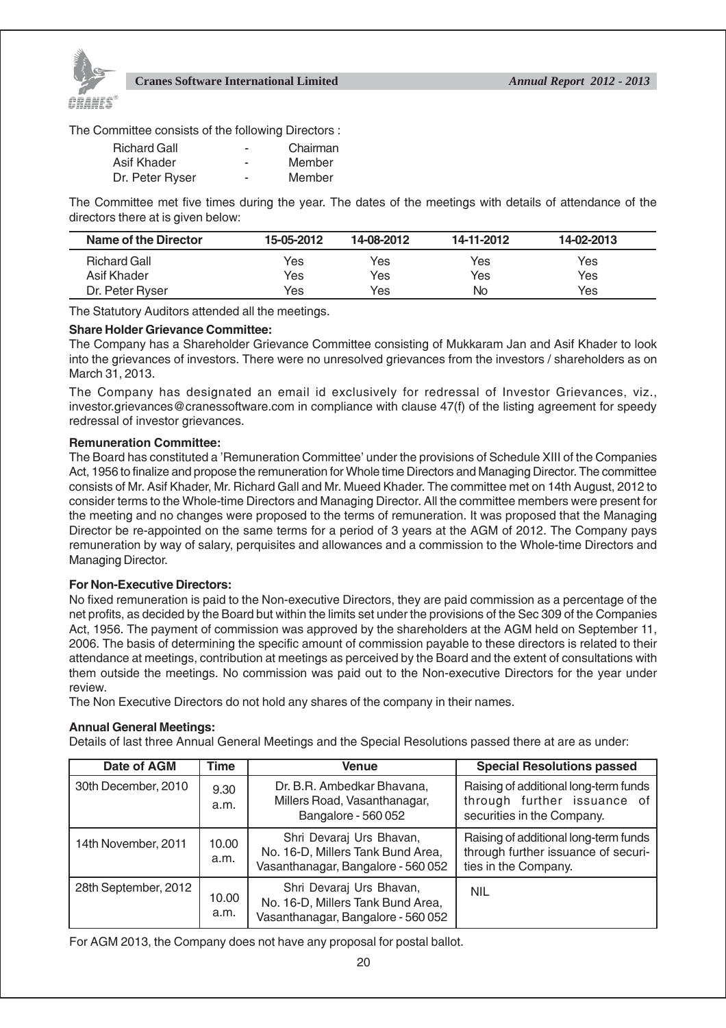The Committee consists of the following Directors :

| | | |
|---|---|---|
| Richard Gall | - | Chairman |
| Asif Khader | - | Member |
| Dr. Peter Ryser | - | Member |

The Committee met five times during the year. The dates of the meetings with details of attendance of the directors there at is given below:

| Name of the Director | 15-05-2012 | 14-08-2012 | 14-11-2012 | 14-02-2013 |
|---|---|---|---|---|
| Richard Gall | Yes | Yes | Yes | Yes |
| Asif Khader | Yes | Yes | Yes | Yes |
| Dr. Peter Ryser | Yes | Yes | No | Yes |

The Statutory Auditors attended all the meetings.

**Share Holder Grievance Committee:**

The Company has a Shareholder Grievance Committee consisting of Mukkaram Jan and Asif Khader to look into the grievances of investors. There were no unresolved grievances from the investors / shareholders as on March 31, 2013.

The Company has designated an email id exclusively for redressal of Investor Grievances, viz., investor.grievances@cranessoftware.com in compliance with clause 47(f) of the listing agreement for speedy redressal of investor grievances.

**Remuneration Committee:**

The Board has constituted a 'Remuneration Committee' under the provisions of Schedule XIII of the Companies Act, 1956 to finalize and propose the remuneration for Whole time Directors and Managing Director. The committee consists of Mr. Asif Khader, Mr. Richard Gall and Mr. Mueed Khader. The committee met on 14th August, 2012 to consider terms to the Whole-time Directors and Managing Director. All the committee members were present for the meeting and no changes were proposed to the terms of remuneration. It was proposed that the Managing Director be re-appointed on the same terms for a period of 3 years at the AGM of 2012. The Company pays remuneration by way of salary, perquisites and allowances and a commission to the Whole-time Directors and Managing Director.

**For Non-Executive Directors:**

No fixed remuneration is paid to the Non-executive Directors, they are paid commission as a percentage of the net profits, as decided by the Board but within the limits set under the provisions of the Sec 309 of the Companies Act, 1956. The payment of commission was approved by the shareholders at the AGM held on September 11, 2006. The basis of determining the specific amount of commission payable to these directors is related to their attendance at meetings, contribution at meetings as perceived by the Board and the extent of consultations with them outside the meetings. No commission was paid out to the Non-executive Directors for the year under review.

The Non Executive Directors do not hold any shares of the company in their names.

**Annual General Meetings:**

Details of last three Annual General Meetings and the Special Resolutions passed there at are as under:

| Date of AGM | Time | Venue | Special Resolutions passed |
|---|---|---|---|
| 30th December, 2010 | 9.30 a.m. | Dr. B.R. Ambedkar Bhavana, Millers Road, Vasanthanagar, Bangalore - 560 052 | Raising of additional long-term funds through further issuance of securities in the Company. |
| 14th November, 2011 | 10.00 a.m. | Shri Devaraj Urs Bhavan, No. 16-D, Millers Tank Bund Area, Vasanthanagar, Bangalore - 560 052 | Raising of additional long-term funds through further issuance of securities in the Company. |
| 28th September, 2012 | 10.00 a.m. | Shri Devaraj Urs Bhavan, No. 16-D, Millers Tank Bund Area, Vasanthanagar, Bangalore - 560 052 | NIL |

For AGM 2013, the Company does not have any proposal for postal ballot.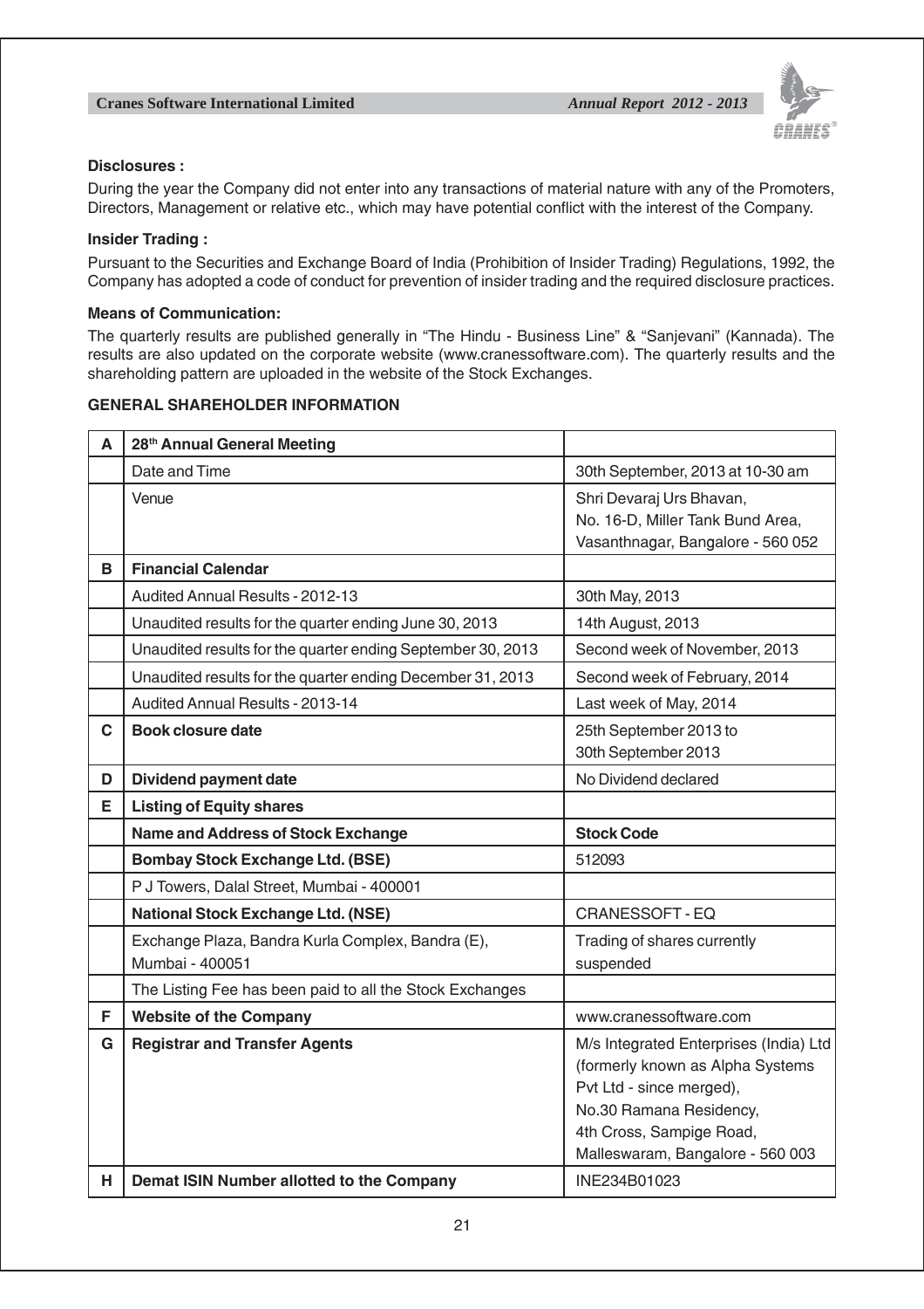**Disclosures :**

During the year the Company did not enter into any transactions of material nature with any of the Promoters, Directors, Management or relative etc., which may have potential conflict with the interest of the Company.

**Insider Trading :**

Pursuant to the Securities and Exchange Board of India (Prohibition of Insider Trading) Regulations, 1992, the Company has adopted a code of conduct for prevention of insider trading and the required disclosure practices.

**Means of Communication:**

The quarterly results are published generally in "The Hindu - Business Line" & "Sanjevani" (Kannada). The results are also updated on the corporate website (www.cranessoftware.com). The quarterly results and the shareholding pattern are uploaded in the website of the Stock Exchanges.

**GENERAL SHAREHOLDER INFORMATION**

| | | |
|---|---|---|
| **A** | **28th Annual General Meeting** | |
| | Date and Time | 30th September, 2013 at 10-30 am |
| | Venue | Shri Devaraj Urs Bhavan, No. 16-D, Miller Tank Bund Area, Vasanthnagar, Bangalore - 560 052 |
| **B** | **Financial Calendar** | |
| | Audited Annual Results - 2012-13 | 30th May, 2013 |
| | Unaudited results for the quarter ending June 30, 2013 | 14th August, 2013 |
| | Unaudited results for the quarter ending September 30, 2013 | Second week of November, 2013 |
| | Unaudited results for the quarter ending December 31, 2013 | Second week of February, 2014 |
| | Audited Annual Results - 2013-14 | Last week of May, 2014 |
| **C** | **Book closure date** | 25th September 2013 to 30th September 2013 |
| **D** | **Dividend payment date** | No Dividend declared |
| **E** | **Listing of Equity shares** | |
| | **Name and Address of Stock Exchange** | **Stock Code** |
| | **Bombay Stock Exchange Ltd. (BSE)** | 512093 |
| | P J Towers, Dalal Street, Mumbai - 400001 | |
| | **National Stock Exchange Ltd. (NSE)** | CRANESSOFT - EQ |
| | Exchange Plaza, Bandra Kurla Complex, Bandra (E), Mumbai - 400051 | Trading of shares currently suspended |
| | The Listing Fee has been paid to all the Stock Exchanges | |
| **F** | **Website of the Company** | www.cranessoftware.com |
| **G** | **Registrar and Transfer Agents** | M/s Integrated Enterprises (India) Ltd (formerly known as Alpha Systems Pvt Ltd - since merged), No.30 Ramana Residency, 4th Cross, Sampige Road, Malleswaram, Bangalore - 560 003 |
| **H** | **Demat ISIN Number allotted to the Company** | INE234B01023 |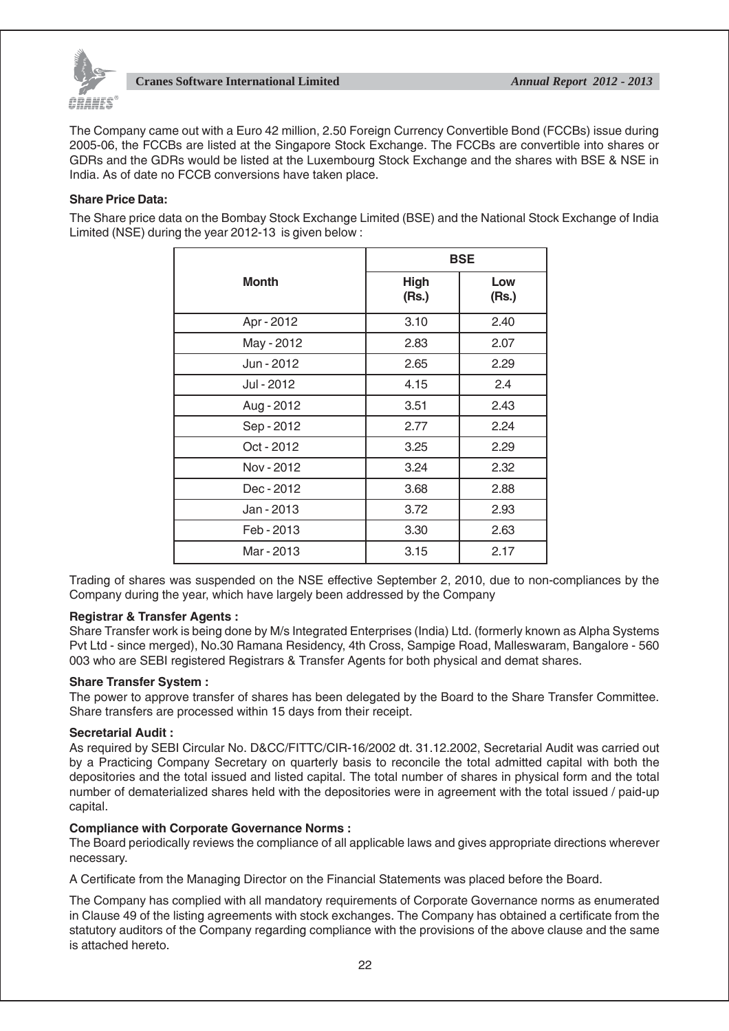The Company came out with a Euro 42 million, 2.50 Foreign Currency Convertible Bond (FCCBs) issue during 2005-06, the FCCBs are listed at the Singapore Stock Exchange. The FCCBs are convertible into shares or GDRs and the GDRs would be listed at the Luxembourg Stock Exchange and the shares with BSE & NSE in India. As of date no FCCB conversions have taken place.

**Share Price Data:**

The Share price data on the Bombay Stock Exchange Limited (BSE) and the National Stock Exchange of India Limited (NSE) during the year 2012-13 is given below :

| Month | BSE | |
|---|---|---|
| | High (Rs.) | Low (Rs.) |
| Apr - 2012 | 3.10 | 2.40 |
| May - 2012 | 2.83 | 2.07 |
| Jun - 2012 | 2.65 | 2.29 |
| Jul - 2012 | 4.15 | 2.4 |
| Aug - 2012 | 3.51 | 2.43 |
| Sep - 2012 | 2.77 | 2.24 |
| Oct - 2012 | 3.25 | 2.29 |
| Nov - 2012 | 3.24 | 2.32 |
| Dec - 2012 | 3.68 | 2.88 |
| Jan - 2013 | 3.72 | 2.93 |
| Feb - 2013 | 3.30 | 2.63 |
| Mar - 2013 | 3.15 | 2.17 |

Trading of shares was suspended on the NSE effective September 2, 2010, due to non-compliances by the Company during the year, which have largely been addressed by the Company

**Registrar & Transfer Agents :**

Share Transfer work is being done by M/s Integrated Enterprises (India) Ltd. (formerly known as Alpha Systems Pvt Ltd - since merged), No.30 Ramana Residency, 4th Cross, Sampige Road, Malleswaram, Bangalore - 560 003 who are SEBI registered Registrars & Transfer Agents for both physical and demat shares.

**Share Transfer System :**

The power to approve transfer of shares has been delegated by the Board to the Share Transfer Committee. Share transfers are processed within 15 days from their receipt.

**Secretarial Audit :**

As required by SEBI Circular No. D&CC/FITTC/CIR-16/2002 dt. 31.12.2002, Secretarial Audit was carried out by a Practicing Company Secretary on quarterly basis to reconcile the total admitted capital with both the depositories and the total issued and listed capital. The total number of shares in physical form and the total number of dematerialized shares held with the depositories were in agreement with the total issued / paid-up capital.

**Compliance with Corporate Governance Norms :**

The Board periodically reviews the compliance of all applicable laws and gives appropriate directions wherever necessary.

A Certificate from the Managing Director on the Financial Statements was placed before the Board.

The Company has complied with all mandatory requirements of Corporate Governance norms as enumerated in Clause 49 of the listing agreements with stock exchanges. The Company has obtained a certificate from the statutory auditors of the Company regarding compliance with the provisions of the above clause and the same is attached hereto.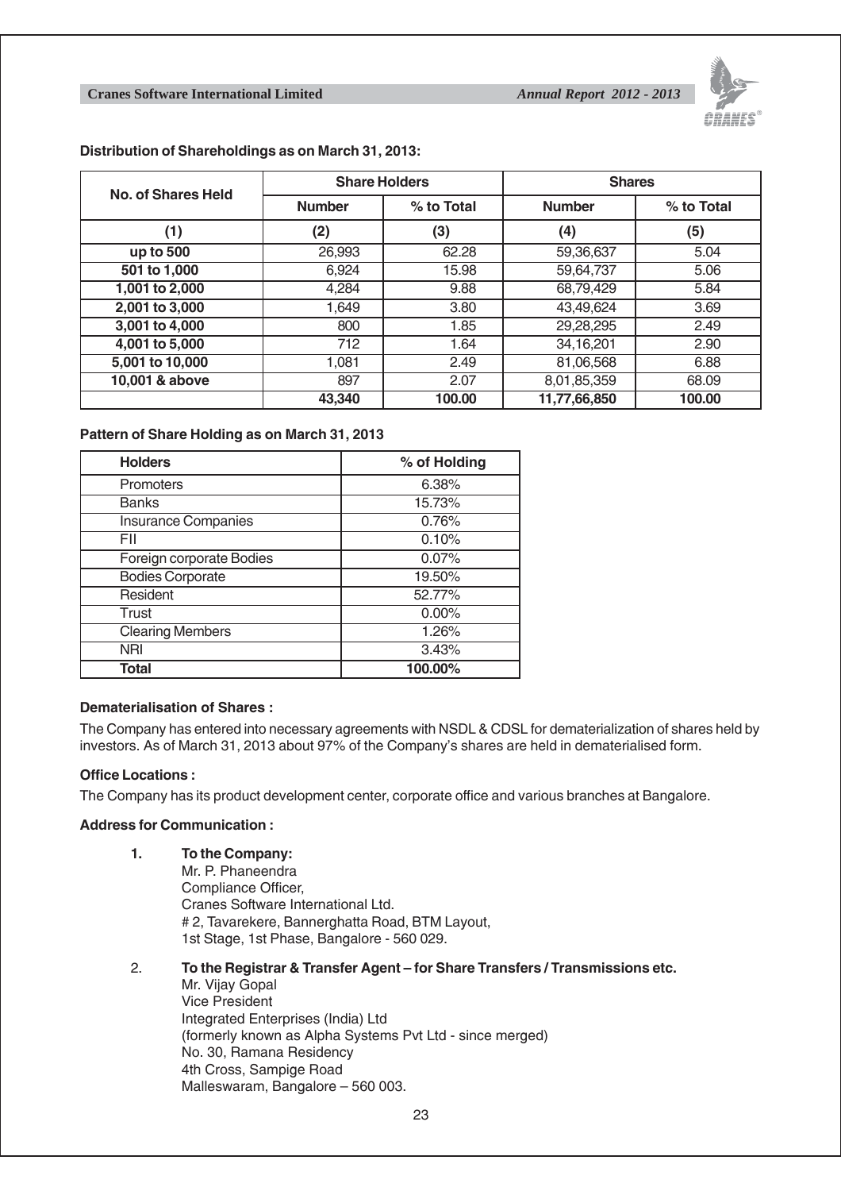**Distribution of Shareholdings as on March 31, 2013:**

| No. of Shares Held | Share Holders | | Shares | |
|---|---|---|---|---|
| | Number | % to Total | Number | % to Total |
| (1) | (2) | (3) | (4) | (5) |
| up to 500 | 26,993 | 62.28 | 59,36,637 | 5.04 |
| 501 to 1,000 | 6,924 | 15.98 | 59,64,737 | 5.06 |
| 1,001 to 2,000 | 4,284 | 9.88 | 68,79,429 | 5.84 |
| 2,001 to 3,000 | 1,649 | 3.80 | 43,49,624 | 3.69 |
| 3,001 to 4,000 | 800 | 1.85 | 29,28,295 | 2.49 |
| 4,001 to 5,000 | 712 | 1.64 | 34,16,201 | 2.90 |
| 5,001 to 10,000 | 1,081 | 2.49 | 81,06,568 | 6.88 |
| 10,001 & above | 897 | 2.07 | 8,01,85,359 | 68.09 |
| | **43,340** | **100.00** | **11,77,66,850** | **100.00** |

**Pattern of Share Holding as on March 31, 2013**

| Holders | % of Holding |
|---|---|
| Promoters | 6.38% |
| Banks | 15.73% |
| Insurance Companies | 0.76% |
| FII | 0.10% |
| Foreign corporate Bodies | 0.07% |
| Bodies Corporate | 19.50% |
| Resident | 52.77% |
| Trust | 0.00% |
| Clearing Members | 1.26% |
| NRI | 3.43% |
| **Total** | **100.00%** |

**Dematerialisation of Shares :**

The Company has entered into necessary agreements with NSDL & CDSL for dematerialization of shares held by investors. As of March 31, 2013 about 97% of the Company's shares are held in dematerialised form.

**Office Locations :**

The Company has its product development center, corporate office and various branches at Bangalore.

**Address for Communication :**

1. **To the Company:**
   Mr. P. Phaneendra
   Compliance Officer,
   Cranes Software International Ltd.
   # 2, Tavarekere, Bannerghatta Road, BTM Layout,
   1st Stage, 1st Phase, Bangalore - 560 029.

2. **To the Registrar & Transfer Agent – for Share Transfers / Transmissions etc.**
   Mr. Vijay Gopal
   Vice President
   Integrated Enterprises (India) Ltd
   (formerly known as Alpha Systems Pvt Ltd - since merged)
   No. 30, Ramana Residency
   4th Cross, Sampige Road
   Malleswaram, Bangalore – 560 003.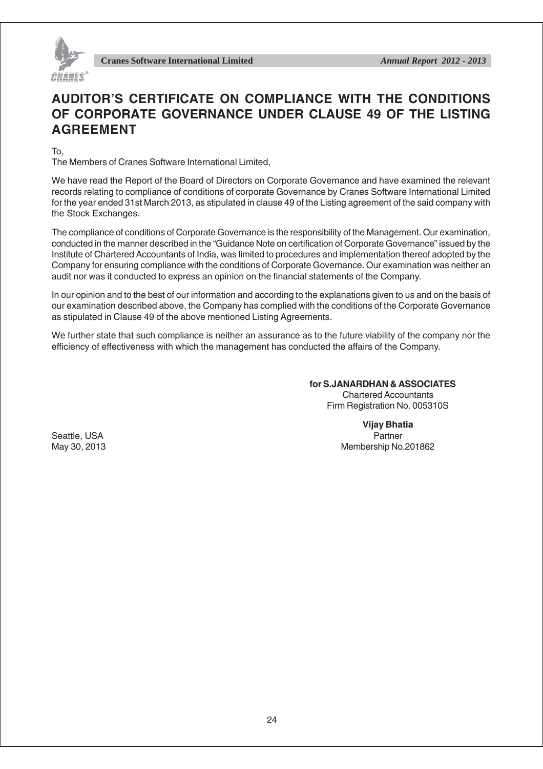# AUDITOR'S CERTIFICATE ON COMPLIANCE WITH THE CONDITIONS OF CORPORATE GOVERNANCE UNDER CLAUSE 49 OF THE LISTING AGREEMENT

To,
The Members of Cranes Software International Limited,

We have read the Report of the Board of Directors on Corporate Governance and have examined the relevant records relating to compliance of conditions of corporate Governance by Cranes Software International Limited for the year ended 31st March 2013, as stipulated in clause 49 of the Listing agreement of the said company with the Stock Exchanges.

The compliance of conditions of Corporate Governance is the responsibility of the Management. Our examination, conducted in the manner described in the "Guidance Note on certification of Corporate Governance" issued by the Institute of Chartered Accountants of India, was limited to procedures and implementation thereof adopted by the Company for ensuring compliance with the conditions of Corporate Governance. Our examination was neither an audit nor was it conducted to express an opinion on the financial statements of the Company.

In our opinion and to the best of our information and according to the explanations given to us and on the basis of our examination described above, the Company has complied with the conditions of the Corporate Governance as stipulated in Clause 49 of the above mentioned Listing Agreements.

We further state that such compliance is neither an assurance as to the future viability of the company nor the efficiency of effectiveness with which the management has conducted the affairs of the Company.

**for S.JANARDHAN & ASSOCIATES**
Chartered Accountants
Firm Registration No. 005310S

**Vijay Bhatia**
Partner
Membership No.201862

Seattle, USA
May 30, 2013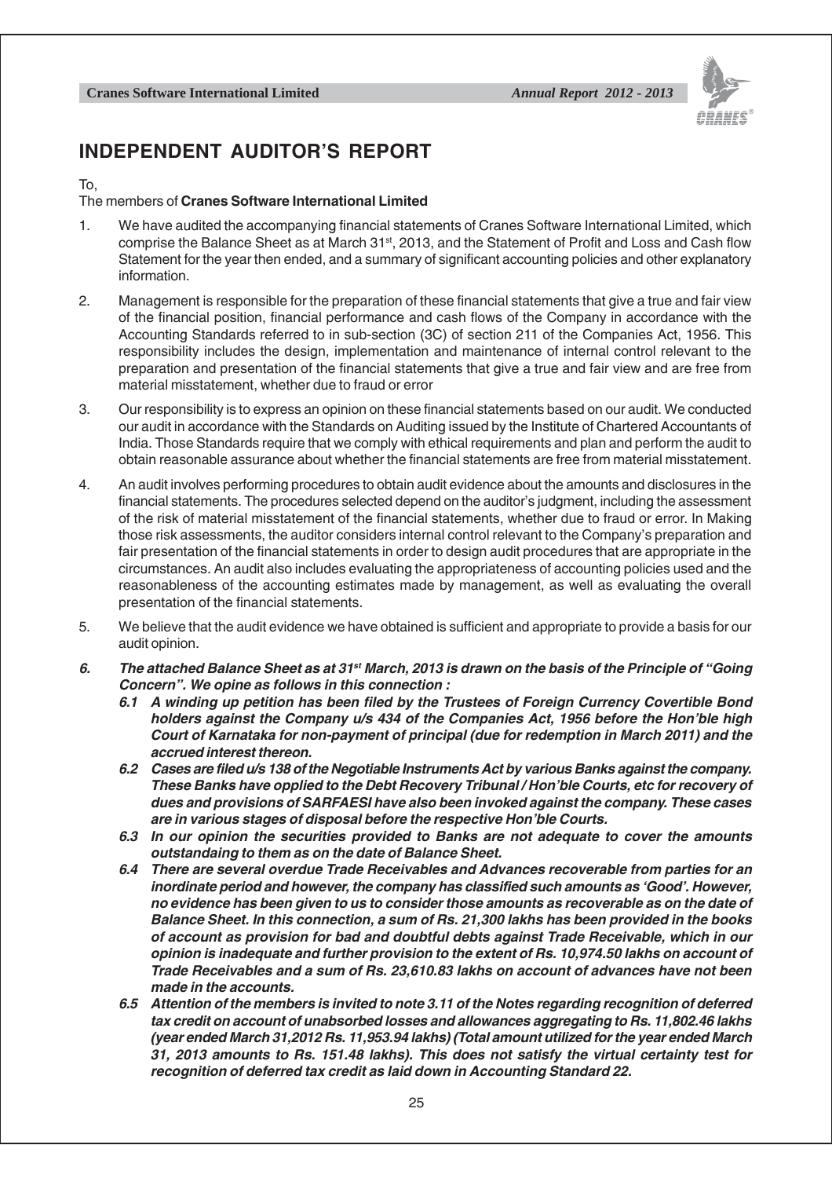# INDEPENDENT AUDITOR'S REPORT

To,

The members of **Cranes Software International Limited**

1. We have audited the accompanying financial statements of Cranes Software International Limited, which comprise the Balance Sheet as at March 31st, 2013, and the Statement of Profit and Loss and Cash flow Statement for the year then ended, and a summary of significant accounting policies and other explanatory information.

2. Management is responsible for the preparation of these financial statements that give a true and fair view of the financial position, financial performance and cash flows of the Company in accordance with the Accounting Standards referred to in sub-section (3C) of section 211 of the Companies Act, 1956. This responsibility includes the design, implementation and maintenance of internal control relevant to the preparation and presentation of the financial statements that give a true and fair view and are free from material misstatement, whether due to fraud or error

3. Our responsibility is to express an opinion on these financial statements based on our audit. We conducted our audit in accordance with the Standards on Auditing issued by the Institute of Chartered Accountants of India. Those Standards require that we comply with ethical requirements and plan and perform the audit to obtain reasonable assurance about whether the financial statements are free from material misstatement.

4. An audit involves performing procedures to obtain audit evidence about the amounts and disclosures in the financial statements. The procedures selected depend on the auditor's judgment, including the assessment of the risk of material misstatement of the financial statements, whether due to fraud or error. In Making those risk assessments, the auditor considers internal control relevant to the Company's preparation and fair presentation of the financial statements in order to design audit procedures that are appropriate in the circumstances. An audit also includes evaluating the appropriateness of accounting policies used and the reasonableness of the accounting estimates made by management, as well as evaluating the overall presentation of the financial statements.

5. We believe that the audit evidence we have obtained is sufficient and appropriate to provide a basis for our audit opinion.

6. ***The attached Balance Sheet as at 31st March, 2013 is drawn on the basis of the Principle of "Going Concern". We opine as follows in this connection :***

   ***6.1 A winding up petition has been filed by the Trustees of Foreign Currency Covertible Bond holders against the Company u/s 434 of the Companies Act, 1956 before the Hon'ble high Court of Karnataka for non-payment of principal (due for redemption in March 2011) and the accrued interest thereon.***

   ***6.2 Cases are filed u/s 138 of the Negotiable Instruments Act by various Banks against the company. These Banks have opplied to the Debt Recovery Tribunal / Hon'ble Courts, etc for recovery of dues and provisions of SARFAESI have also been invoked against the company. These cases are in various stages of disposal before the respective Hon'ble Courts.***

   ***6.3 In our opinion the securities provided to Banks are not adequate to cover the amounts outstandaing to them as on the date of Balance Sheet.***

   ***6.4 There are several overdue Trade Receivables and Advances recoverable from parties for an inordinate period and however, the company has classified such amounts as 'Good'. However, no evidence has been given to us to consider those amounts as recoverable as on the date of Balance Sheet. In this connection, a sum of Rs. 21,300 lakhs has been provided in the books of account as provision for bad and doubtful debts against Trade Receivable, which in our opinion is inadequate and further provision to the extent of Rs. 10,974.50 lakhs on account of Trade Receivables and a sum of Rs. 23,610.83 lakhs on account of advances have not been made in the accounts.***

   ***6.5 Attention of the members is invited to note 3.11 of the Notes regarding recognition of deferred tax credit on account of unabsorbed losses and allowances aggregating to Rs. 11,802.46 lakhs (year ended March 31,2012 Rs. 11,953.94 lakhs) (Total amount utilized for the year ended March 31, 2013 amounts to Rs. 151.48 lakhs). This does not satisfy the virtual certainty test for recognition of deferred tax credit as laid down in Accounting Standard 22.***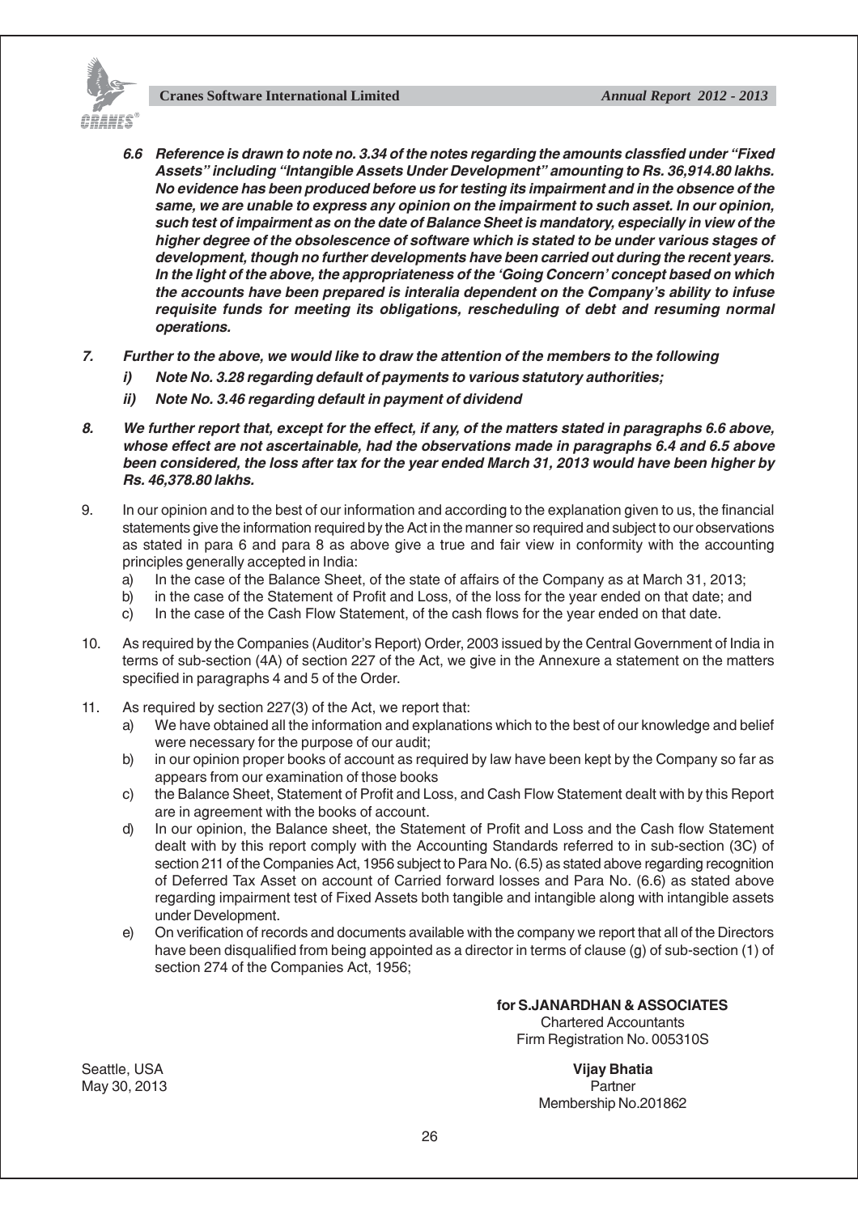***6.6 Reference is drawn to note no. 3.34 of the notes regarding the amounts classfied under "Fixed Assets" including "Intangible Assets Under Development" amounting to Rs. 36,914.80 lakhs. No evidence has been produced before us for testing its impairment and in the obsence of the same, we are unable to express any opinion on the impairment to such asset. In our opinion, such test of impairment as on the date of Balance Sheet is mandatory, especially in view of the higher degree of the obsolescence of software which is stated to be under various stages of development, though no further developments have been carried out during the recent years. In the light of the above, the appropriateness of the 'Going Concern' concept based on which the accounts have been prepared is interalia dependent on the Company's ability to infuse requisite funds for meeting its obligations, rescheduling of debt and resuming normal operations.***

***7. Further to the above, we would like to draw the attention of the members to the following***

- ***i) Note No. 3.28 regarding default of payments to various statutory authorities;***
- ***ii) Note No. 3.46 regarding default in payment of dividend***

***8. We further report that, except for the effect, if any, of the matters stated in paragraphs 6.6 above, whose effect are not ascertainable, had the observations made in paragraphs 6.4 and 6.5 above been considered, the loss after tax for the year ended March 31, 2013 would have been higher by Rs. 46,378.80 lakhs.***

9. In our opinion and to the best of our information and according to the explanation given to us, the financial statements give the information required by the Act in the manner so required and subject to our observations as stated in para 6 and para 8 as above give a true and fair view in conformity with the accounting principles generally accepted in India:
   - a) In the case of the Balance Sheet, of the state of affairs of the Company as at March 31, 2013;
   - b) in the case of the Statement of Profit and Loss, of the loss for the year ended on that date; and
   - c) In the case of the Cash Flow Statement, of the cash flows for the year ended on that date.

10. As required by the Companies (Auditor's Report) Order, 2003 issued by the Central Government of India in terms of sub-section (4A) of section 227 of the Act, we give in the Annexure a statement on the matters specified in paragraphs 4 and 5 of the Order.

11. As required by section 227(3) of the Act, we report that:
    - a) We have obtained all the information and explanations which to the best of our knowledge and belief were necessary for the purpose of our audit;
    - b) in our opinion proper books of account as required by law have been kept by the Company so far as appears from our examination of those books
    - c) the Balance Sheet, Statement of Profit and Loss, and Cash Flow Statement dealt with by this Report are in agreement with the books of account.
    - d) In our opinion, the Balance sheet, the Statement of Profit and Loss and the Cash flow Statement dealt with by this report comply with the Accounting Standards referred to in sub-section (3C) of section 211 of the Companies Act, 1956 subject to Para No. (6.5) as stated above regarding recognition of Deferred Tax Asset on account of Carried forward losses and Para No. (6.6) as stated above regarding impairment test of Fixed Assets both tangible and intangible along with intangible assets under Development.
    - e) On verification of records and documents available with the company we report that all of the Directors have been disqualified from being appointed as a director in terms of clause (g) of sub-section (1) of section 274 of the Companies Act, 1956;

**for S.JANARDHAN & ASSOCIATES**
Chartered Accountants
Firm Registration No. 005310S

Seattle, USA
May 30, 2013

**Vijay Bhatia**
Partner
Membership No.201862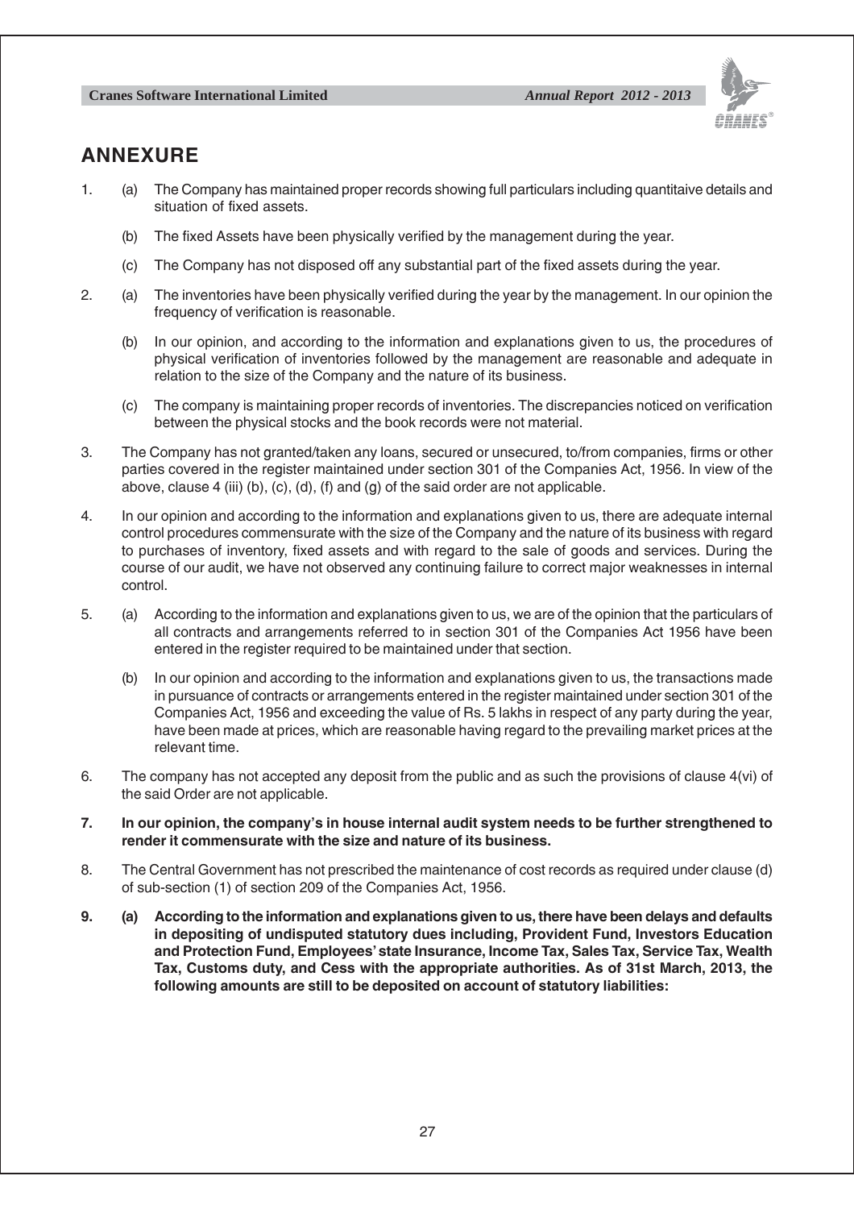## ANNEXURE

1. (a) The Company has maintained proper records showing full particulars including quantitaive details and situation of fixed assets.

   (b) The fixed Assets have been physically verified by the management during the year.

   (c) The Company has not disposed off any substantial part of the fixed assets during the year.

2. (a) The inventories have been physically verified during the year by the management. In our opinion the frequency of verification is reasonable.

   (b) In our opinion, and according to the information and explanations given to us, the procedures of physical verification of inventories followed by the management are reasonable and adequate in relation to the size of the Company and the nature of its business.

   (c) The company is maintaining proper records of inventories. The discrepancies noticed on verification between the physical stocks and the book records were not material.

3. The Company has not granted/taken any loans, secured or unsecured, to/from companies, firms or other parties covered in the register maintained under section 301 of the Companies Act, 1956. In view of the above, clause 4 (iii) (b), (c), (d), (f) and (g) of the said order are not applicable.

4. In our opinion and according to the information and explanations given to us, there are adequate internal control procedures commensurate with the size of the Company and the nature of its business with regard to purchases of inventory, fixed assets and with regard to the sale of goods and services. During the course of our audit, we have not observed any continuing failure to correct major weaknesses in internal control.

5. (a) According to the information and explanations given to us, we are of the opinion that the particulars of all contracts and arrangements referred to in section 301 of the Companies Act 1956 have been entered in the register required to be maintained under that section.

   (b) In our opinion and according to the information and explanations given to us, the transactions made in pursuance of contracts or arrangements entered in the register maintained under section 301 of the Companies Act, 1956 and exceeding the value of Rs. 5 lakhs in respect of any party during the year, have been made at prices, which are reasonable having regard to the prevailing market prices at the relevant time.

6. The company has not accepted any deposit from the public and as such the provisions of clause 4(vi) of the said Order are not applicable.

7. **In our opinion, the company's in house internal audit system needs to be further strengthened to render it commensurate with the size and nature of its business.**

8. The Central Government has not prescribed the maintenance of cost records as required under clause (d) of sub-section (1) of section 209 of the Companies Act, 1956.

9. **(a) According to the information and explanations given to us, there have been delays and defaults in depositing of undisputed statutory dues including, Provident Fund, Investors Education and Protection Fund, Employees' state Insurance, Income Tax, Sales Tax, Service Tax, Wealth Tax, Customs duty, and Cess with the appropriate authorities. As of 31st March, 2013, the following amounts are still to be deposited on account of statutory liabilities:**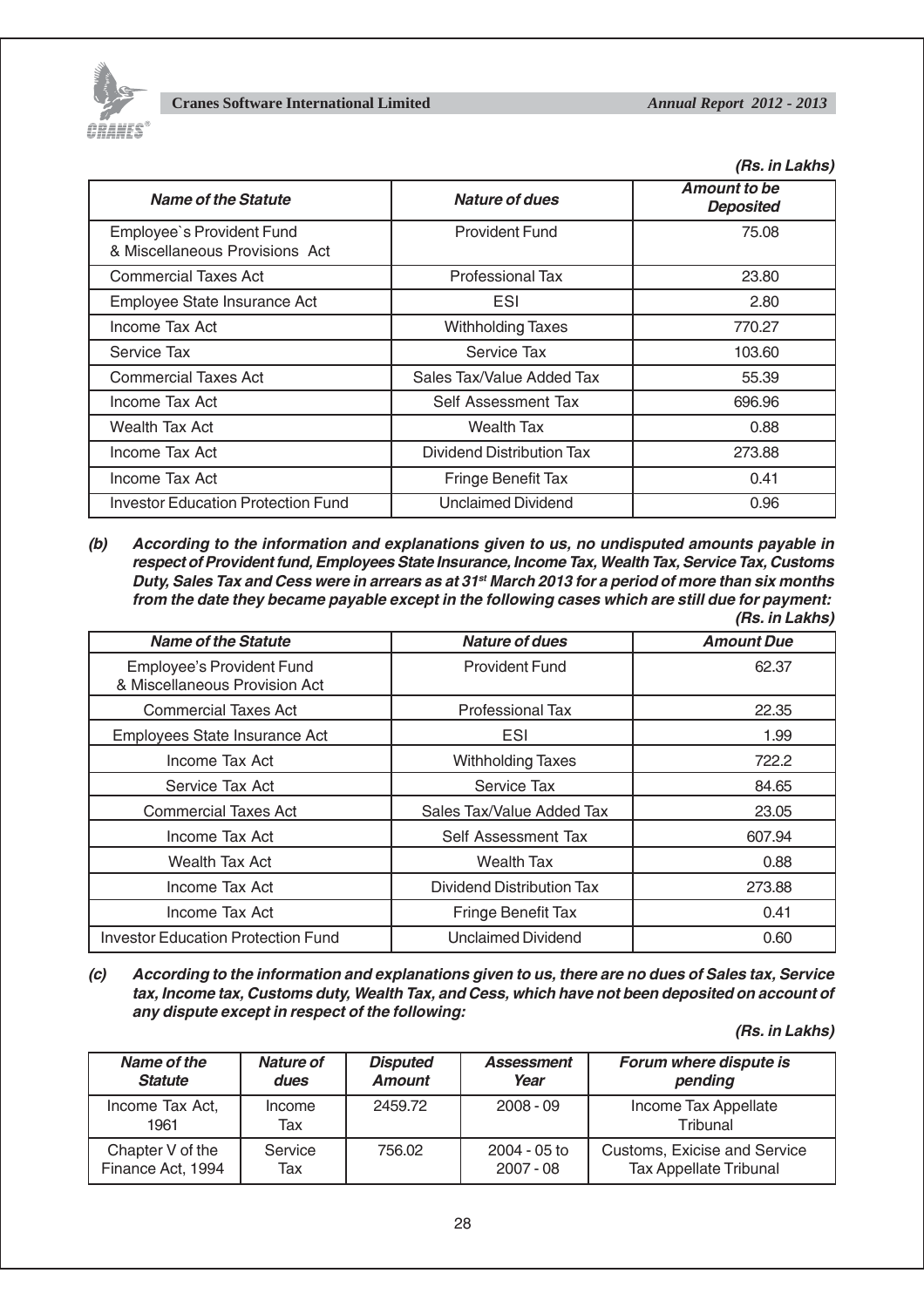*(Rs. in Lakhs)*

| *Name of the Statute* | *Nature of dues* | *Amount to be Deposited* |
|---|---|---|
| Employee`s Provident Fund & Miscellaneous Provisions Act | Provident Fund | 75.08 |
| Commercial Taxes Act | Professional Tax | 23.80 |
| Employee State Insurance Act | ESI | 2.80 |
| Income Tax Act | Withholding Taxes | 770.27 |
| Service Tax | Service Tax | 103.60 |
| Commercial Taxes Act | Sales Tax/Value Added Tax | 55.39 |
| Income Tax Act | Self Assessment Tax | 696.96 |
| Wealth Tax Act | Wealth Tax | 0.88 |
| Income Tax Act | Dividend Distribution Tax | 273.88 |
| Income Tax Act | Fringe Benefit Tax | 0.41 |
| Investor Education Protection Fund | Unclaimed Dividend | 0.96 |

***(b) According to the information and explanations given to us, no undisputed amounts payable in respect of Provident fund, Employees State Insurance, Income Tax, Wealth Tax, Service Tax, Customs Duty, Sales Tax and Cess were in arrears as at 31st March 2013 for a period of more than six months from the date they became payable except in the following cases which are still due for payment:***

*(Rs. in Lakhs)*

| *Name of the Statute* | *Nature of dues* | *Amount Due* |
|---|---|---|
| Employee's Provident Fund & Miscellaneous Provision Act | Provident Fund | 62.37 |
| Commercial Taxes Act | Professional Tax | 22.35 |
| Employees State Insurance Act | ESI | 1.99 |
| Income Tax Act | Withholding Taxes | 722.2 |
| Service Tax Act | Service Tax | 84.65 |
| Commercial Taxes Act | Sales Tax/Value Added Tax | 23.05 |
| Income Tax Act | Self Assessment Tax | 607.94 |
| Wealth Tax Act | Wealth Tax | 0.88 |
| Income Tax Act | Dividend Distribution Tax | 273.88 |
| Income Tax Act | Fringe Benefit Tax | 0.41 |
| Investor Education Protection Fund | Unclaimed Dividend | 0.60 |

***(c) According to the information and explanations given to us, there are no dues of Sales tax, Service tax, Income tax, Customs duty, Wealth Tax, and Cess, which have not been deposited on account of any dispute except in respect of the following:***

*(Rs. in Lakhs)*

| *Name of the Statute* | *Nature of dues* | *Disputed Amount* | *Assessment Year* | *Forum where dispute is pending* |
|---|---|---|---|---|
| Income Tax Act, 1961 | Income Tax | 2459.72 | 2008 - 09 | Income Tax Appellate Tribunal |
| Chapter V of the Finance Act, 1994 | Service Tax | 756.02 | 2004 - 05 to 2007 - 08 | Customs, Exicise and Service Tax Appellate Tribunal |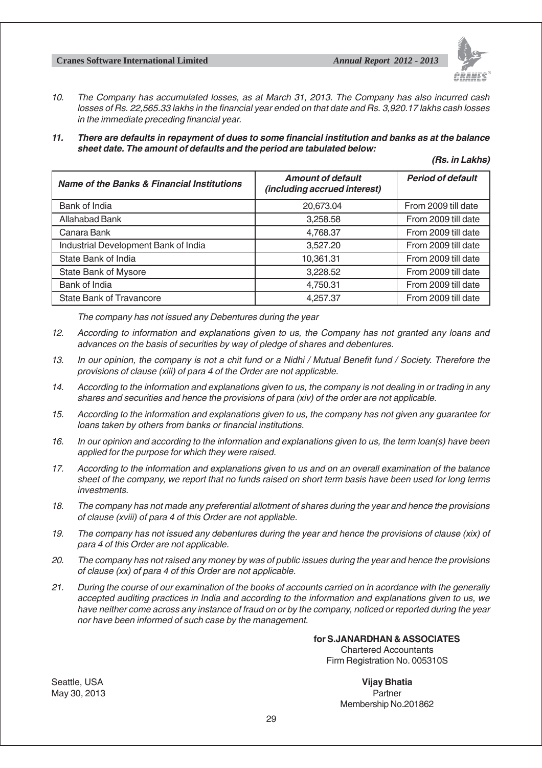10. *The Company has accumulated losses, as at March 31, 2013. The Company has also incurred cash losses of Rs. 22,565.33 lakhs in the financial year ended on that date and Rs. 3,920.17 lakhs cash losses in the immediate preceding financial year.*

11. ***There are defaults in repayment of dues to some financial institution and banks as at the balance sheet date. The amount of defaults and the period are tabulated below:***

***(Rs. in Lakhs)***

| *Name of the Banks & Financial Institutions* | *Amount of default (including accrued interest)* | *Period of default* |
|---|---|---|
| Bank of India | 20,673.04 | From 2009 till date |
| Allahabad Bank | 3,258.58 | From 2009 till date |
| Canara Bank | 4,768.37 | From 2009 till date |
| Industrial Development Bank of India | 3,527.20 | From 2009 till date |
| State Bank of India | 10,361.31 | From 2009 till date |
| State Bank of Mysore | 3,228.52 | From 2009 till date |
| Bank of India | 4,750.31 | From 2009 till date |
| State Bank of Travancore | 4,257.37 | From 2009 till date |

*The company has not issued any Debentures during the year*

12. *According to information and explanations given to us, the Company has not granted any loans and advances on the basis of securities by way of pledge of shares and debentures.*

13. *In our opinion, the company is not a chit fund or a Nidhi / Mutual Benefit fund / Society. Therefore the provisions of clause (xiii) of para 4 of the Order are not applicable.*

14. *According to the information and explanations given to us, the company is not dealing in or trading in any shares and securities and hence the provisions of para (xiv) of the order are not applicable.*

15. *According to the information and explanations given to us, the company has not given any guarantee for loans taken by others from banks or financial institutions.*

16. *In our opinion and according to the information and explanations given to us, the term loan(s) have been applied for the purpose for which they were raised.*

17. *According to the information and explanations given to us and on an overall examination of the balance sheet of the company, we report that no funds raised on short term basis have been used for long terms investments.*

18. *The company has not made any preferential allotment of shares during the year and hence the provisions of clause (xviii) of para 4 of this Order are not appliable.*

19. *The company has not issued any debentures during the year and hence the provisions of clause (xix) of para 4 of this Order are not applicable.*

20. *The company has not raised any money by was of public issues during the year and hence the provisions of clause (xx) of para 4 of this Order are not applicable.*

21. *During the course of our examination of the books of accounts carried on in acordance with the generally accepted auditing practices in India and according to the information and explanations given to us, we have neither come across any instance of fraud on or by the company, noticed or reported during the year nor have been informed of such case by the management.*

**for S.JANARDHAN & ASSOCIATES**
Chartered Accountants
Firm Registration No. 005310S

Seattle, USA
May 30, 2013

**Vijay Bhatia**
Partner
Membership No.201862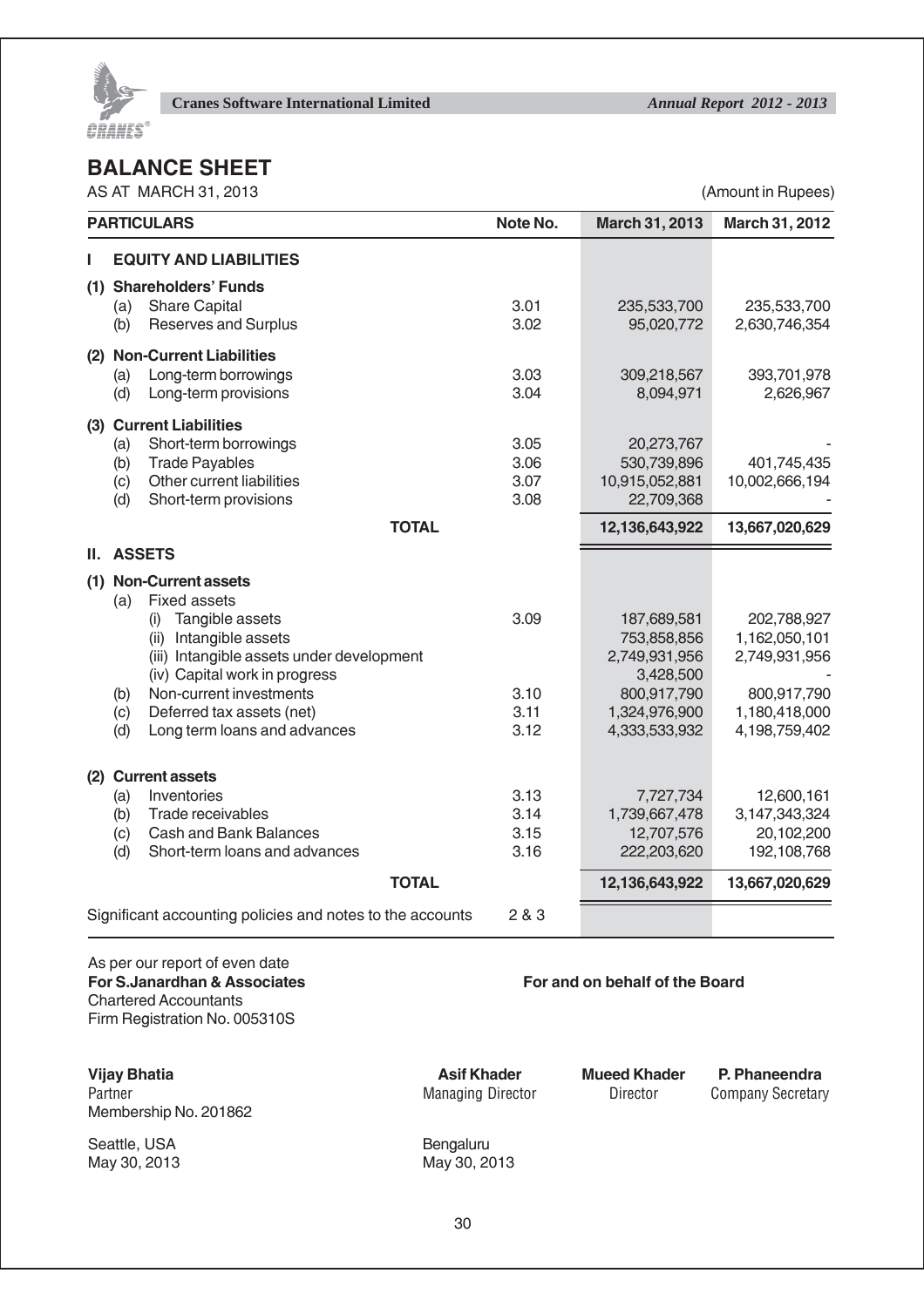# BALANCE SHEET

AS AT MARCH 31, 2013

(Amount in Rupees)

| PARTICULARS | Note No. | March 31, 2013 | March 31, 2012 |
|---|---|---|---|
| **I EQUITY AND LIABILITIES** | | | |
| **(1) Shareholders' Funds** | | | |
| (a) Share Capital | 3.01 | 235,533,700 | 235,533,700 |
| (b) Reserves and Surplus | 3.02 | 95,020,772 | 2,630,746,354 |
| **(2) Non-Current Liabilities** | | | |
| (a) Long-term borrowings | 3.03 | 309,218,567 | 393,701,978 |
| (d) Long-term provisions | 3.04 | 8,094,971 | 2,626,967 |
| **(3) Current Liabilities** | | | |
| (a) Short-term borrowings | 3.05 | 20,273,767 | - |
| (b) Trade Payables | 3.06 | 530,739,896 | 401,745,435 |
| (c) Other current liabilities | 3.07 | 10,915,052,881 | 10,002,666,194 |
| (d) Short-term provisions | 3.08 | 22,709,368 | - |
| **TOTAL** | | **12,136,643,922** | **13,667,020,629** |
| **II. ASSETS** | | | |
| **(1) Non-Current assets** | | | |
| (a) Fixed assets | | | |
| (i) Tangible assets | 3.09 | 187,689,581 | 202,788,927 |
| (ii) Intangible assets | | 753,858,856 | 1,162,050,101 |
| (iii) Intangible assets under development | | 2,749,931,956 | 2,749,931,956 |
| (iv) Capital work in progress | | 3,428,500 | - |
| (b) Non-current investments | 3.10 | 800,917,790 | 800,917,790 |
| (c) Deferred tax assets (net) | 3.11 | 1,324,976,900 | 1,180,418,000 |
| (d) Long term loans and advances | 3.12 | 4,333,533,932 | 4,198,759,402 |
| **(2) Current assets** | | | |
| (a) Inventories | 3.13 | 7,727,734 | 12,600,161 |
| (b) Trade receivables | 3.14 | 1,739,667,478 | 3,147,343,324 |
| (c) Cash and Bank Balances | 3.15 | 12,707,576 | 20,102,200 |
| (d) Short-term loans and advances | 3.16 | 222,203,620 | 192,108,768 |
| **TOTAL** | | **12,136,643,922** | **13,667,020,629** |
| Significant accounting policies and notes to the accounts | 2 & 3 | | |

As per our report of even date
**For S.Janardhan & Associates**
Chartered Accountants
Firm Registration No. 005310S

**For and on behalf of the Board**

**Vijay Bhatia**
Partner
Membership No. 201862

**Asif Khader**
Managing Director

**Mueed Khader**
Director

**P. Phaneendra**
Company Secretary

Seattle, USA
May 30, 2013

Bengaluru
May 30, 2013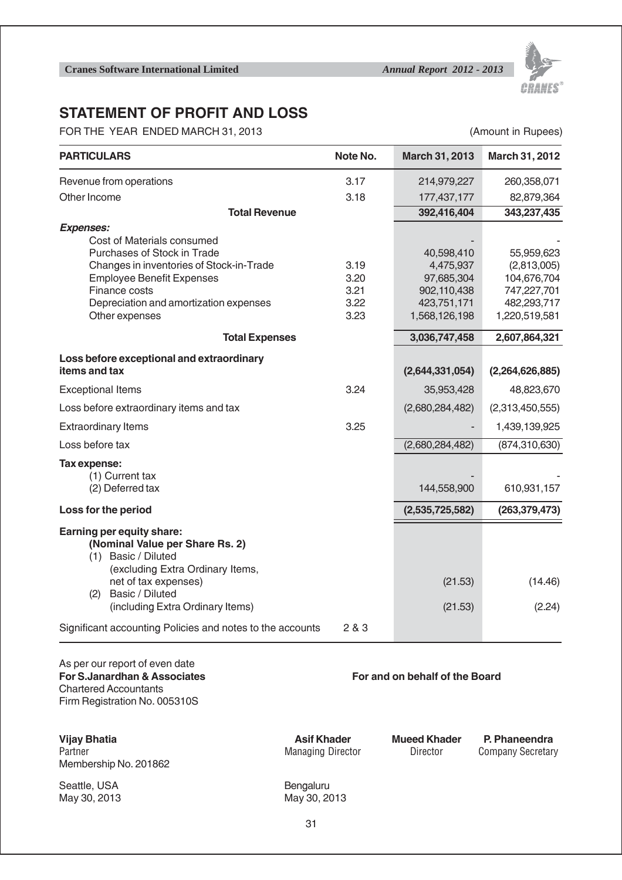# STATEMENT OF PROFIT AND LOSS

FOR THE YEAR ENDED MARCH 31, 2013 (Amount in Rupees)

| PARTICULARS | Note No. | March 31, 2013 | March 31, 2012 |
|---|---|---|---|
| Revenue from operations | 3.17 | 214,979,227 | 260,358,071 |
| Other Income | 3.18 | 177,437,177 | 82,879,364 |
| **Total Revenue** | | **392,416,404** | **343,237,435** |
| ***Expenses:*** | | | |
| Cost of Materials consumed | | - | - |
| Purchases of Stock in Trade | | 40,598,410 | 55,959,623 |
| Changes in inventories of Stock-in-Trade | 3.19 | 4,475,937 | (2,813,005) |
| Employee Benefit Expenses | 3.20 | 97,685,304 | 104,676,704 |
| Finance costs | 3.21 | 902,110,438 | 747,227,701 |
| Depreciation and amortization expenses | 3.22 | 423,751,171 | 482,293,717 |
| Other expenses | 3.23 | 1,568,126,198 | 1,220,519,581 |
| **Total Expenses** | | **3,036,747,458** | **2,607,864,321** |
| **Loss before exceptional and extraordinary items and tax** | | **(2,644,331,054)** | **(2,264,626,885)** |
| Exceptional Items | 3.24 | 35,953,428 | 48,823,670 |
| Loss before extraordinary items and tax | | (2,680,284,482) | (2,313,450,555) |
| Extraordinary Items | 3.25 | - | 1,439,139,925 |
| Loss before tax | | (2,680,284,482) | (874,310,630) |
| **Tax expense:** | | | |
| (1) Current tax | | - | - |
| (2) Deferred tax | | 144,558,900 | 610,931,157 |
| **Loss for the period** | | **(2,535,725,582)** | **(263,379,473)** |
| **Earning per equity share:** | | | |
| **(Nominal Value per Share Rs. 2)** | | | |
| (1) Basic / Diluted (excluding Extra Ordinary Items, net of tax expenses) | | (21.53) | (14.46) |
| (2) Basic / Diluted (including Extra Ordinary Items) | | (21.53) | (2.24) |
| Significant accounting Policies and notes to the accounts | 2 & 3 | | |

As per our report of even date
**For S.Janardhan & Associates**
Chartered Accountants
Firm Registration No. 005310S

**For and on behalf of the Board**

**Vijay Bhatia**
Partner
Membership No. 201862

**Asif Khader**
Managing Director

**Mueed Khader**
Director

**P. Phaneendra**
Company Secretary

Seattle, USA
May 30, 2013

Bengaluru
May 30, 2013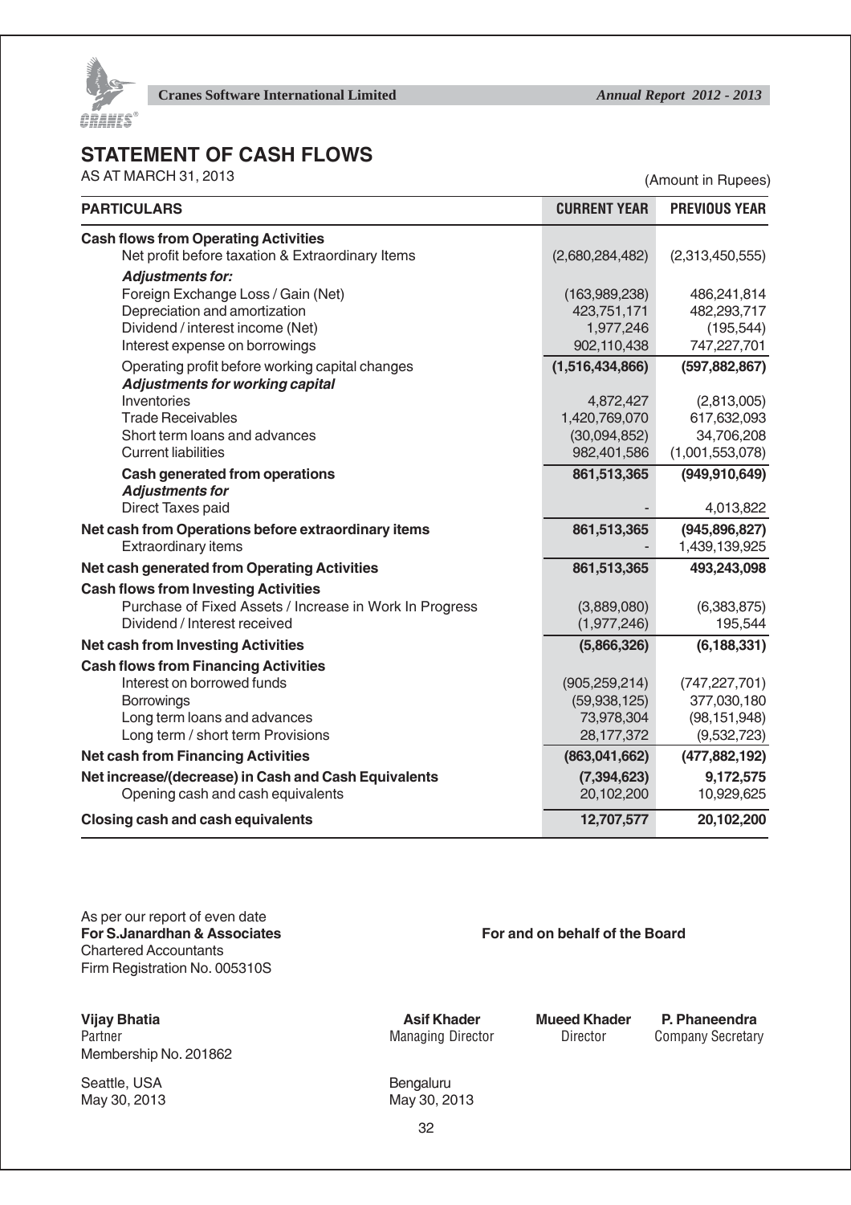# STATEMENT OF CASH FLOWS

AS AT MARCH 31, 2013

(Amount in Rupees)

| PARTICULARS | CURRENT YEAR | PREVIOUS YEAR |
|---|---|---|
| **Cash flows from Operating Activities** | | |
| Net profit before taxation & Extraordinary Items | (2,680,284,482) | (2,313,450,555) |
| ***Adjustments for:*** | | |
| Foreign Exchange Loss / Gain (Net) | (163,989,238) | 486,241,814 |
| Depreciation and amortization | 423,751,171 | 482,293,717 |
| Dividend / interest income (Net) | 1,977,246 | (195,544) |
| Interest expense on borrowings | 902,110,438 | 747,227,701 |
| Operating profit before working capital changes | **(1,516,434,866)** | **(597,882,867)** |
| ***Adjustments for working capital*** | | |
| Inventories | 4,872,427 | (2,813,005) |
| Trade Receivables | 1,420,769,070 | 617,632,093 |
| Short term loans and advances | (30,094,852) | 34,706,208 |
| Current liabilities | 982,401,586 | (1,001,553,078) |
| **Cash generated from operations** | **861,513,365** | **(949,910,649)** |
| ***Adjustments for*** | | |
| Direct Taxes paid | - | 4,013,822 |
| **Net cash from Operations before extraordinary items** | **861,513,365** | **(945,896,827)** |
| Extraordinary items | - | 1,439,139,925 |
| **Net cash generated from Operating Activities** | **861,513,365** | **493,243,098** |
| **Cash flows from Investing Activities** | | |
| Purchase of Fixed Assets / Increase in Work In Progress | (3,889,080) | (6,383,875) |
| Dividend / Interest received | (1,977,246) | 195,544 |
| **Net cash from Investing Activities** | **(5,866,326)** | **(6,188,331)** |
| **Cash flows from Financing Activities** | | |
| Interest on borrowed funds | (905,259,214) | (747,227,701) |
| Borrowings | (59,938,125) | 377,030,180 |
| Long term loans and advances | 73,978,304 | (98,151,948) |
| Long term / short term Provisions | 28,177,372 | (9,532,723) |
| **Net cash from Financing Activities** | **(863,041,662)** | **(477,882,192)** |
| **Net increase/(decrease) in Cash and Cash Equivalents** | **(7,394,623)** | **9,172,575** |
| Opening cash and cash equivalents | 20,102,200 | 10,929,625 |
| **Closing cash and cash equivalents** | **12,707,577** | **20,102,200** |

As per our report of even date
**For S.Janardhan & Associates**
Chartered Accountants
Firm Registration No. 005310S

**For and on behalf of the Board**

**Vijay Bhatia**
Partner
Membership No. 201862

**Asif Khader**
Managing Director

**Mueed Khader**
Director

**P. Phaneendra**
Company Secretary

Seattle, USA
May 30, 2013

Bengaluru
May 30, 2013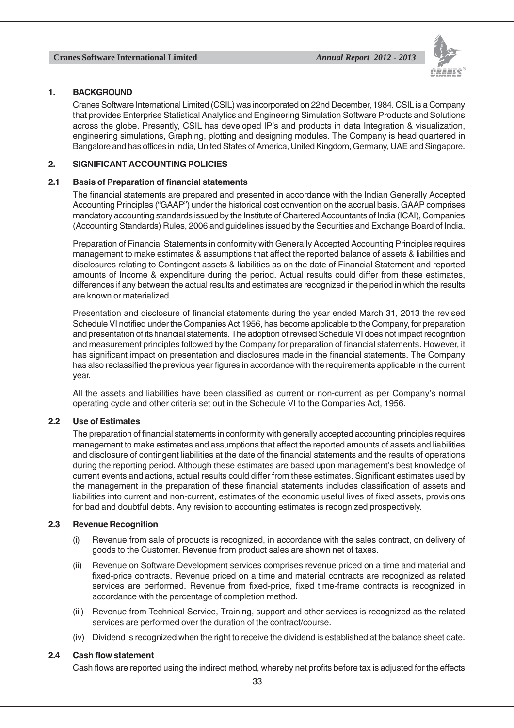## 1. BACKGROUND

Cranes Software International Limited (CSIL) was incorporated on 22nd December, 1984. CSIL is a Company that provides Enterprise Statistical Analytics and Engineering Simulation Software Products and Solutions across the globe. Presently, CSIL has developed IP's and products in data Integration & visualization, engineering simulations, Graphing, plotting and designing modules. The Company is head quartered in Bangalore and has offices in India, United States of America, United Kingdom, Germany, UAE and Singapore.

## 2. SIGNIFICANT ACCOUNTING POLICIES

### 2.1 Basis of Preparation of financial statements

The financial statements are prepared and presented in accordance with the Indian Generally Accepted Accounting Principles ("GAAP") under the historical cost convention on the accrual basis. GAAP comprises mandatory accounting standards issued by the Institute of Chartered Accountants of India (ICAI), Companies (Accounting Standards) Rules, 2006 and guidelines issued by the Securities and Exchange Board of India.

Preparation of Financial Statements in conformity with Generally Accepted Accounting Principles requires management to make estimates & assumptions that affect the reported balance of assets & liabilities and disclosures relating to Contingent assets & liabilities as on the date of Financial Statement and reported amounts of Income & expenditure during the period. Actual results could differ from these estimates, differences if any between the actual results and estimates are recognized in the period in which the results are known or materialized.

Presentation and disclosure of financial statements during the year ended March 31, 2013 the revised Schedule VI notified under the Companies Act 1956, has become applicable to the Company, for preparation and presentation of its financial statements. The adoption of revised Schedule VI does not impact recognition and measurement principles followed by the Company for preparation of financial statements. However, it has significant impact on presentation and disclosures made in the financial statements. The Company has also reclassified the previous year figures in accordance with the requirements applicable in the current year.

All the assets and liabilities have been classified as current or non-current as per Company's normal operating cycle and other criteria set out in the Schedule VI to the Companies Act, 1956.

### 2.2 Use of Estimates

The preparation of financial statements in conformity with generally accepted accounting principles requires management to make estimates and assumptions that affect the reported amounts of assets and liabilities and disclosure of contingent liabilities at the date of the financial statements and the results of operations during the reporting period. Although these estimates are based upon management's best knowledge of current events and actions, actual results could differ from these estimates. Significant estimates used by the management in the preparation of these financial statements includes classification of assets and liabilities into current and non-current, estimates of the economic useful lives of fixed assets, provisions for bad and doubtful debts. Any revision to accounting estimates is recognized prospectively.

### 2.3 Revenue Recognition

(i) Revenue from sale of products is recognized, in accordance with the sales contract, on delivery of goods to the Customer. Revenue from product sales are shown net of taxes.

(ii) Revenue on Software Development services comprises revenue priced on a time and material and fixed-price contracts. Revenue priced on a time and material contracts are recognized as related services are performed. Revenue from fixed-price, fixed time-frame contracts is recognized in accordance with the percentage of completion method.

(iii) Revenue from Technical Service, Training, support and other services is recognized as the related services are performed over the duration of the contract/course.

(iv) Dividend is recognized when the right to receive the dividend is established at the balance sheet date.

### 2.4 Cash flow statement

Cash flows are reported using the indirect method, whereby net profits before tax is adjusted for the effects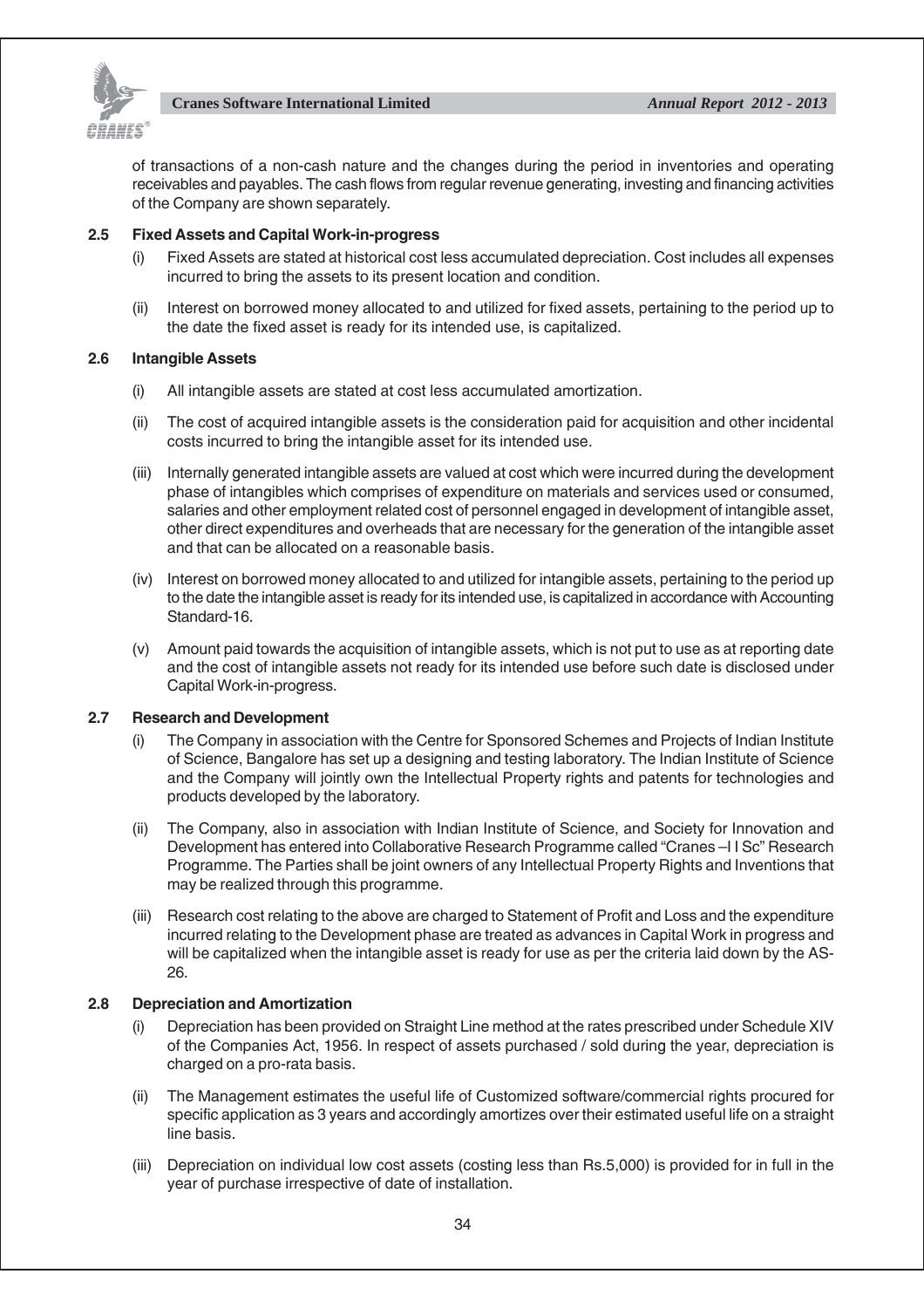of transactions of a non-cash nature and the changes during the period in inventories and operating receivables and payables. The cash flows from regular revenue generating, investing and financing activities of the Company are shown separately.

### 2.5 Fixed Assets and Capital Work-in-progress

(i) Fixed Assets are stated at historical cost less accumulated depreciation. Cost includes all expenses incurred to bring the assets to its present location and condition.

(ii) Interest on borrowed money allocated to and utilized for fixed assets, pertaining to the period up to the date the fixed asset is ready for its intended use, is capitalized.

### 2.6 Intangible Assets

(i) All intangible assets are stated at cost less accumulated amortization.

(ii) The cost of acquired intangible assets is the consideration paid for acquisition and other incidental costs incurred to bring the intangible asset for its intended use.

(iii) Internally generated intangible assets are valued at cost which were incurred during the development phase of intangibles which comprises of expenditure on materials and services used or consumed, salaries and other employment related cost of personnel engaged in development of intangible asset, other direct expenditures and overheads that are necessary for the generation of the intangible asset and that can be allocated on a reasonable basis.

(iv) Interest on borrowed money allocated to and utilized for intangible assets, pertaining to the period up to the date the intangible asset is ready for its intended use, is capitalized in accordance with Accounting Standard-16.

(v) Amount paid towards the acquisition of intangible assets, which is not put to use as at reporting date and the cost of intangible assets not ready for its intended use before such date is disclosed under Capital Work-in-progress.

### 2.7 Research and Development

(i) The Company in association with the Centre for Sponsored Schemes and Projects of Indian Institute of Science, Bangalore has set up a designing and testing laboratory. The Indian Institute of Science and the Company will jointly own the Intellectual Property rights and patents for technologies and products developed by the laboratory.

(ii) The Company, also in association with Indian Institute of Science, and Society for Innovation and Development has entered into Collaborative Research Programme called "Cranes –I I Sc" Research Programme. The Parties shall be joint owners of any Intellectual Property Rights and Inventions that may be realized through this programme.

(iii) Research cost relating to the above are charged to Statement of Profit and Loss and the expenditure incurred relating to the Development phase are treated as advances in Capital Work in progress and will be capitalized when the intangible asset is ready for use as per the criteria laid down by the AS-26.

### 2.8 Depreciation and Amortization

(i) Depreciation has been provided on Straight Line method at the rates prescribed under Schedule XIV of the Companies Act, 1956. In respect of assets purchased / sold during the year, depreciation is charged on a pro-rata basis.

(ii) The Management estimates the useful life of Customized software/commercial rights procured for specific application as 3 years and accordingly amortizes over their estimated useful life on a straight line basis.

(iii) Depreciation on individual low cost assets (costing less than Rs.5,000) is provided for in full in the year of purchase irrespective of date of installation.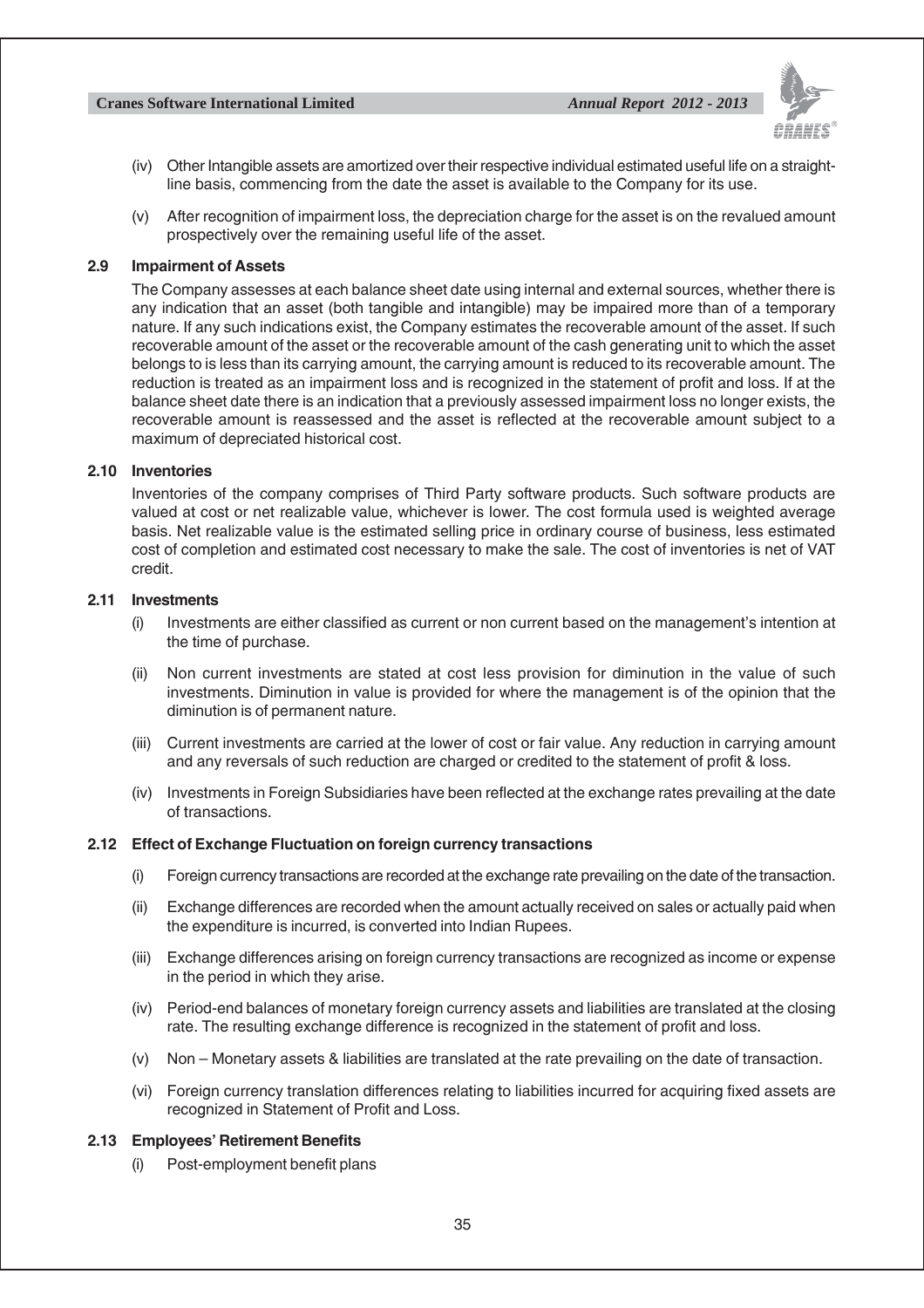(iv) Other Intangible assets are amortized over their respective individual estimated useful life on a straight-line basis, commencing from the date the asset is available to the Company for its use.

(v) After recognition of impairment loss, the depreciation charge for the asset is on the revalued amount prospectively over the remaining useful life of the asset.

### 2.9 Impairment of Assets

The Company assesses at each balance sheet date using internal and external sources, whether there is any indication that an asset (both tangible and intangible) may be impaired more than of a temporary nature. If any such indications exist, the Company estimates the recoverable amount of the asset. If such recoverable amount of the asset or the recoverable amount of the cash generating unit to which the asset belongs to is less than its carrying amount, the carrying amount is reduced to its recoverable amount. The reduction is treated as an impairment loss and is recognized in the statement of profit and loss. If at the balance sheet date there is an indication that a previously assessed impairment loss no longer exists, the recoverable amount is reassessed and the asset is reflected at the recoverable amount subject to a maximum of depreciated historical cost.

### 2.10 Inventories

Inventories of the company comprises of Third Party software products. Such software products are valued at cost or net realizable value, whichever is lower. The cost formula used is weighted average basis. Net realizable value is the estimated selling price in ordinary course of business, less estimated cost of completion and estimated cost necessary to make the sale. The cost of inventories is net of VAT credit.

### 2.11 Investments

(i) Investments are either classified as current or non current based on the management's intention at the time of purchase.

(ii) Non current investments are stated at cost less provision for diminution in the value of such investments. Diminution in value is provided for where the management is of the opinion that the diminution is of permanent nature.

(iii) Current investments are carried at the lower of cost or fair value. Any reduction in carrying amount and any reversals of such reduction are charged or credited to the statement of profit & loss.

(iv) Investments in Foreign Subsidiaries have been reflected at the exchange rates prevailing at the date of transactions.

### 2.12 Effect of Exchange Fluctuation on foreign currency transactions

(i) Foreign currency transactions are recorded at the exchange rate prevailing on the date of the transaction.

(ii) Exchange differences are recorded when the amount actually received on sales or actually paid when the expenditure is incurred, is converted into Indian Rupees.

(iii) Exchange differences arising on foreign currency transactions are recognized as income or expense in the period in which they arise.

(iv) Period-end balances of monetary foreign currency assets and liabilities are translated at the closing rate. The resulting exchange difference is recognized in the statement of profit and loss.

(v) Non – Monetary assets & liabilities are translated at the rate prevailing on the date of transaction.

(vi) Foreign currency translation differences relating to liabilities incurred for acquiring fixed assets are recognized in Statement of Profit and Loss.

### 2.13 Employees' Retirement Benefits

(i) Post-employment benefit plans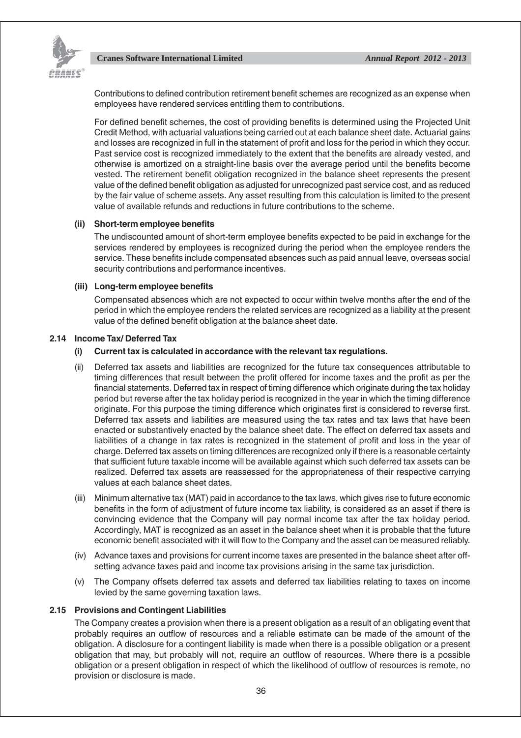Contributions to defined contribution retirement benefit schemes are recognized as an expense when employees have rendered services entitling them to contributions.

For defined benefit schemes, the cost of providing benefits is determined using the Projected Unit Credit Method, with actuarial valuations being carried out at each balance sheet date. Actuarial gains and losses are recognized in full in the statement of profit and loss for the period in which they occur. Past service cost is recognized immediately to the extent that the benefits are already vested, and otherwise is amortized on a straight-line basis over the average period until the benefits become vested. The retirement benefit obligation recognized in the balance sheet represents the present value of the defined benefit obligation as adjusted for unrecognized past service cost, and as reduced by the fair value of scheme assets. Any asset resulting from this calculation is limited to the present value of available refunds and reductions in future contributions to the scheme.

**(ii) Short-term employee benefits**

The undiscounted amount of short-term employee benefits expected to be paid in exchange for the services rendered by employees is recognized during the period when the employee renders the service. These benefits include compensated absences such as paid annual leave, overseas social security contributions and performance incentives.

**(iii) Long-term employee benefits**

Compensated absences which are not expected to occur within twelve months after the end of the period in which the employee renders the related services are recognized as a liability at the present value of the defined benefit obligation at the balance sheet date.

### 2.14 Income Tax/ Deferred Tax

**(i) Current tax is calculated in accordance with the relevant tax regulations.**

(ii) Deferred tax assets and liabilities are recognized for the future tax consequences attributable to timing differences that result between the profit offered for income taxes and the profit as per the financial statements. Deferred tax in respect of timing difference which originate during the tax holiday period but reverse after the tax holiday period is recognized in the year in which the timing difference originate. For this purpose the timing difference which originates first is considered to reverse first. Deferred tax assets and liabilities are measured using the tax rates and tax laws that have been enacted or substantively enacted by the balance sheet date. The effect on deferred tax assets and liabilities of a change in tax rates is recognized in the statement of profit and loss in the year of charge. Deferred tax assets on timing differences are recognized only if there is a reasonable certainty that sufficient future taxable income will be available against which such deferred tax assets can be realized. Deferred tax assets are reassessed for the appropriateness of their respective carrying values at each balance sheet dates.

(iii) Minimum alternative tax (MAT) paid in accordance to the tax laws, which gives rise to future economic benefits in the form of adjustment of future income tax liability, is considered as an asset if there is convincing evidence that the Company will pay normal income tax after the tax holiday period. Accordingly, MAT is recognized as an asset in the balance sheet when it is probable that the future economic benefit associated with it will flow to the Company and the asset can be measured reliably.

(iv) Advance taxes and provisions for current income taxes are presented in the balance sheet after off-setting advance taxes paid and income tax provisions arising in the same tax jurisdiction.

(v) The Company offsets deferred tax assets and deferred tax liabilities relating to taxes on income levied by the same governing taxation laws.

### 2.15 Provisions and Contingent Liabilities

The Company creates a provision when there is a present obligation as a result of an obligating event that probably requires an outflow of resources and a reliable estimate can be made of the amount of the obligation. A disclosure for a contingent liability is made when there is a possible obligation or a present obligation that may, but probably will not, require an outflow of resources. Where there is a possible obligation or a present obligation in respect of which the likelihood of outflow of resources is remote, no provision or disclosure is made.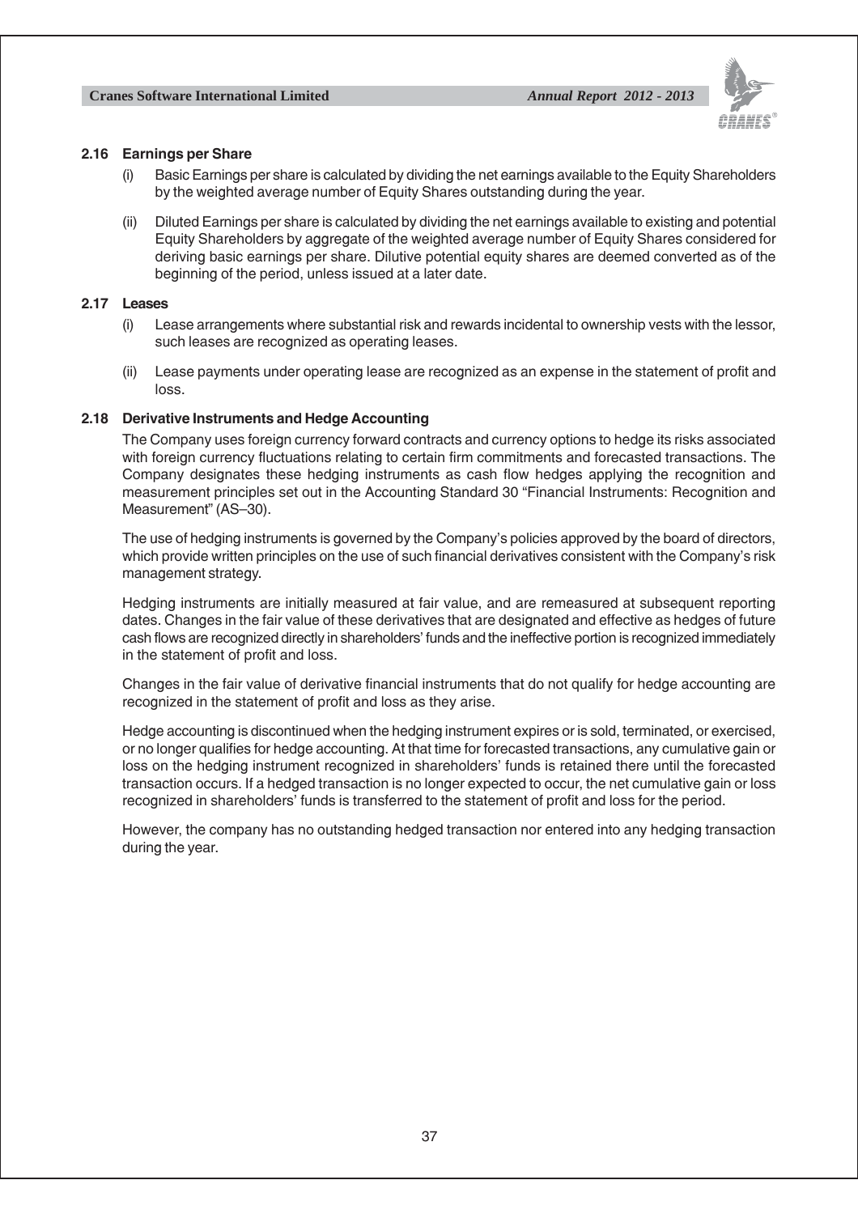### 2.16 Earnings per Share

(i) Basic Earnings per share is calculated by dividing the net earnings available to the Equity Shareholders by the weighted average number of Equity Shares outstanding during the year.

(ii) Diluted Earnings per share is calculated by dividing the net earnings available to existing and potential Equity Shareholders by aggregate of the weighted average number of Equity Shares considered for deriving basic earnings per share. Dilutive potential equity shares are deemed converted as of the beginning of the period, unless issued at a later date.

### 2.17 Leases

(i) Lease arrangements where substantial risk and rewards incidental to ownership vests with the lessor, such leases are recognized as operating leases.

(ii) Lease payments under operating lease are recognized as an expense in the statement of profit and loss.

### 2.18 Derivative Instruments and Hedge Accounting

The Company uses foreign currency forward contracts and currency options to hedge its risks associated with foreign currency fluctuations relating to certain firm commitments and forecasted transactions. The Company designates these hedging instruments as cash flow hedges applying the recognition and measurement principles set out in the Accounting Standard 30 "Financial Instruments: Recognition and Measurement" (AS–30).

The use of hedging instruments is governed by the Company's policies approved by the board of directors, which provide written principles on the use of such financial derivatives consistent with the Company's risk management strategy.

Hedging instruments are initially measured at fair value, and are remeasured at subsequent reporting dates. Changes in the fair value of these derivatives that are designated and effective as hedges of future cash flows are recognized directly in shareholders' funds and the ineffective portion is recognized immediately in the statement of profit and loss.

Changes in the fair value of derivative financial instruments that do not qualify for hedge accounting are recognized in the statement of profit and loss as they arise.

Hedge accounting is discontinued when the hedging instrument expires or is sold, terminated, or exercised, or no longer qualifies for hedge accounting. At that time for forecasted transactions, any cumulative gain or loss on the hedging instrument recognized in shareholders' funds is retained there until the forecasted transaction occurs. If a hedged transaction is no longer expected to occur, the net cumulative gain or loss recognized in shareholders' funds is transferred to the statement of profit and loss for the period.

However, the company has no outstanding hedged transaction nor entered into any hedging transaction during the year.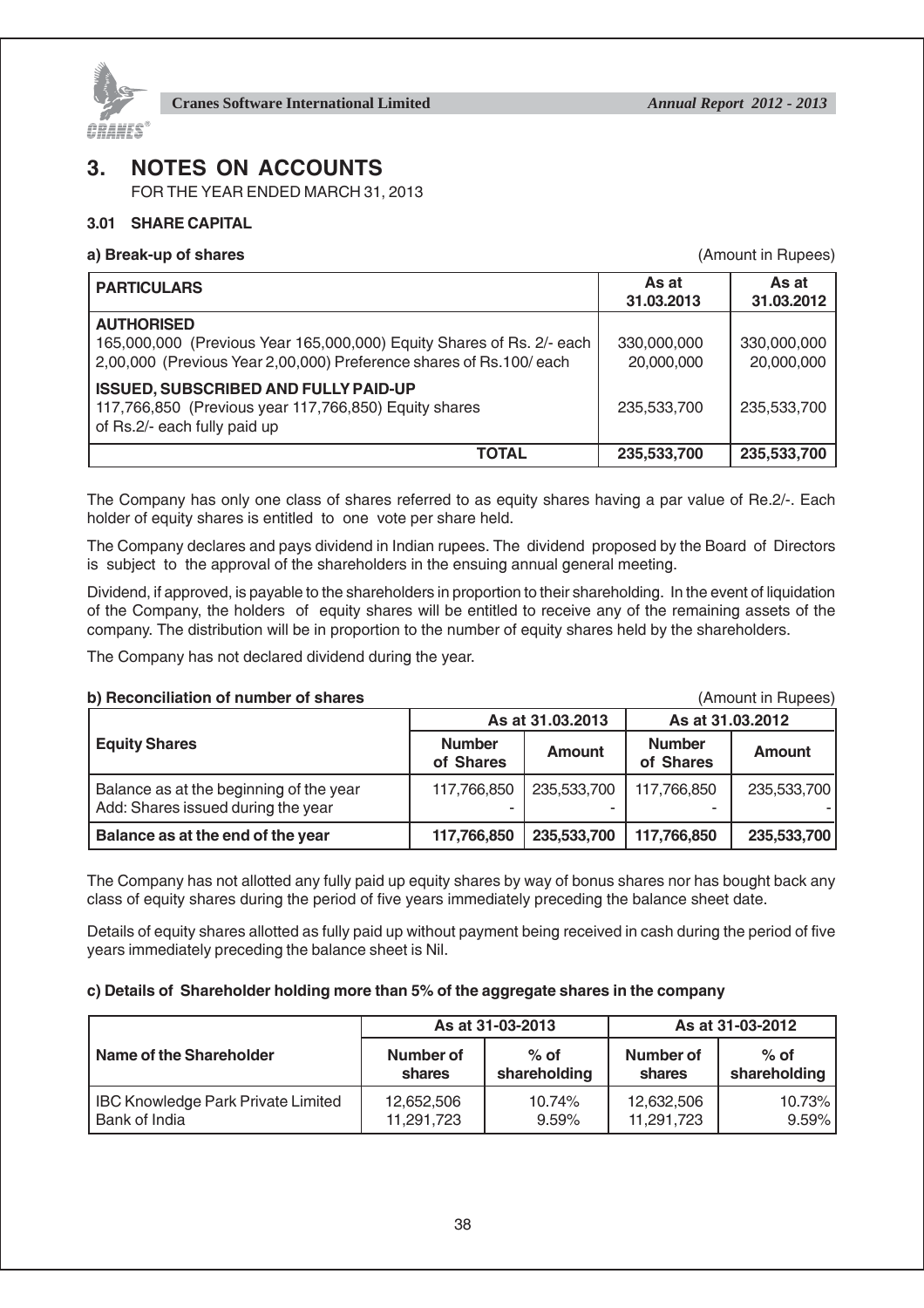# 3. NOTES ON ACCOUNTS

FOR THE YEAR ENDED MARCH 31, 2013

### 3.01 SHARE CAPITAL

**a) Break-up of shares** (Amount in Rupees)

| PARTICULARS | As at 31.03.2013 | As at 31.03.2012 |
|---|---|---|
| **AUTHORISED** | | |
| 165,000,000 (Previous Year 165,000,000) Equity Shares of Rs. 2/- each | 330,000,000 | 330,000,000 |
| 2,00,000 (Previous Year 2,00,000) Preference shares of Rs.100/ each | 20,000,000 | 20,000,000 |
| **ISSUED, SUBSCRIBED AND FULLY PAID-UP** | | |
| 117,766,850 (Previous year 117,766,850) Equity shares of Rs.2/- each fully paid up | 235,533,700 | 235,533,700 |
| **TOTAL** | **235,533,700** | **235,533,700** |

The Company has only one class of shares referred to as equity shares having a par value of Re.2/-. Each holder of equity shares is entitled to one vote per share held.

The Company declares and pays dividend in Indian rupees. The dividend proposed by the Board of Directors is subject to the approval of the shareholders in the ensuing annual general meeting.

Dividend, if approved, is payable to the shareholders in proportion to their shareholding. In the event of liquidation of the Company, the holders of equity shares will be entitled to receive any of the remaining assets of the company. The distribution will be in proportion to the number of equity shares held by the shareholders.

The Company has not declared dividend during the year.

**b) Reconciliation of number of shares** (Amount in Rupees)

| Equity Shares | As at 31.03.2013 | | As at 31.03.2012 | |
|---|---|---|---|---|
| | Number of Shares | Amount | Number of Shares | Amount |
| Balance as at the beginning of the year | 117,766,850 | 235,533,700 | 117,766,850 | 235,533,700 |
| Add: Shares issued during the year | - | - | - | - |
| **Balance as at the end of the year** | **117,766,850** | **235,533,700** | **117,766,850** | **235,533,700** |

The Company has not allotted any fully paid up equity shares by way of bonus shares nor has bought back any class of equity shares during the period of five years immediately preceding the balance sheet date.

Details of equity shares allotted as fully paid up without payment being received in cash during the period of five years immediately preceding the balance sheet is Nil.

**c) Details of Shareholder holding more than 5% of the aggregate shares in the company**

| Name of the Shareholder | As at 31-03-2013 | | As at 31-03-2012 | |
|---|---|---|---|---|
| | Number of shares | % of shareholding | Number of shares | % of shareholding |
| IBC Knowledge Park Private Limited | 12,652,506 | 10.74% | 12,632,506 | 10.73% |
| Bank of India | 11,291,723 | 9.59% | 11,291,723 | 9.59% |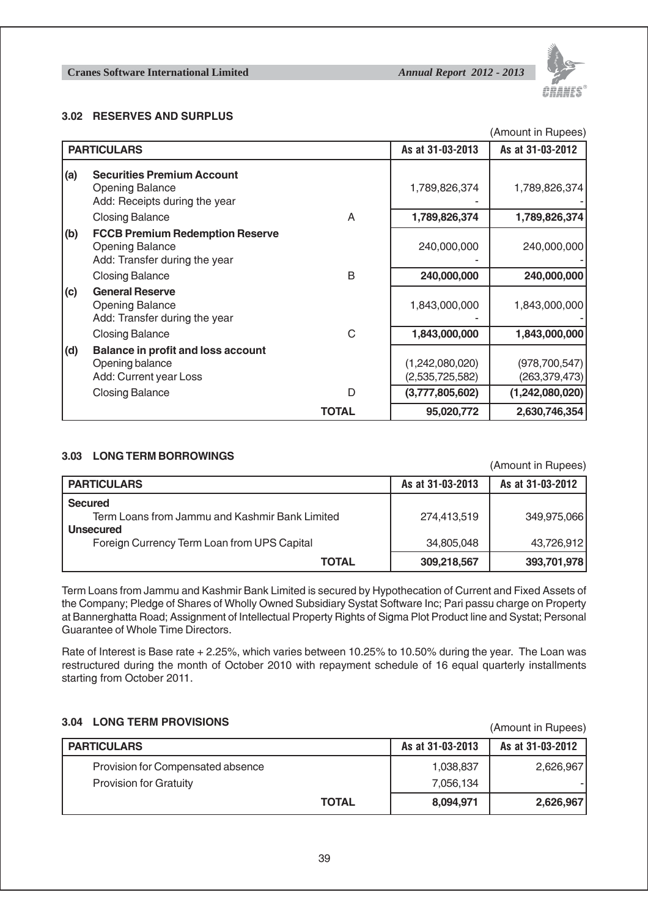### 3.02 RESERVES AND SURPLUS

(Amount in Rupees)

| | PARTICULARS | | As at 31-03-2013 | As at 31-03-2012 |
|---|---|---|---|---|
| (a) | **Securities Premium Account** | | | |
| | Opening Balance | | 1,789,826,374 | 1,789,826,374 |
| | Add: Receipts during the year | | - | - |
| | Closing Balance | A | **1,789,826,374** | **1,789,826,374** |
| (b) | **FCCB Premium Redemption Reserve** | | | |
| | Opening Balance | | 240,000,000 | 240,000,000 |
| | Add: Transfer during the year | | - | - |
| | Closing Balance | B | **240,000,000** | **240,000,000** |
| (c) | **General Reserve** | | | |
| | Opening Balance | | 1,843,000,000 | 1,843,000,000 |
| | Add: Transfer during the year | | - | - |
| | Closing Balance | C | **1,843,000,000** | **1,843,000,000** |
| (d) | **Balance in profit and loss account** | | | |
| | Opening balance | | (1,242,080,020) | (978,700,547) |
| | Add: Current year Loss | | (2,535,725,582) | (263,379,473) |
| | Closing Balance | D | **(3,777,805,602)** | **(1,242,080,020)** |
| | | **TOTAL** | **95,020,772** | **2,630,746,354** |

### 3.03 LONG TERM BORROWINGS

(Amount in Rupees)

| PARTICULARS | As at 31-03-2013 | As at 31-03-2012 |
|---|---|---|
| **Secured** | | |
| Term Loans from Jammu and Kashmir Bank Limited | 274,413,519 | 349,975,066 |
| **Unsecured** | | |
| Foreign Currency Term Loan from UPS Capital | 34,805,048 | 43,726,912 |
| **TOTAL** | **309,218,567** | **393,701,978** |

Term Loans from Jammu and Kashmir Bank Limited is secured by Hypothecation of Current and Fixed Assets of the Company; Pledge of Shares of Wholly Owned Subsidiary Systat Software Inc; Pari passu charge on Property at Bannerghatta Road; Assignment of Intellectual Property Rights of Sigma Plot Product line and Systat; Personal Guarantee of Whole Time Directors.

Rate of Interest is Base rate + 2.25%, which varies between 10.25% to 10.50% during the year. The Loan was restructured during the month of October 2010 with repayment schedule of 16 equal quarterly installments starting from October 2011.

### 3.04 LONG TERM PROVISIONS

(Amount in Rupees)

| PARTICULARS | As at 31-03-2013 | As at 31-03-2012 |
|---|---|---|
| Provision for Compensated absence | 1,038,837 | 2,626,967 |
| Provision for Gratuity | 7,056,134 | - |
| **TOTAL** | **8,094,971** | **2,626,967** |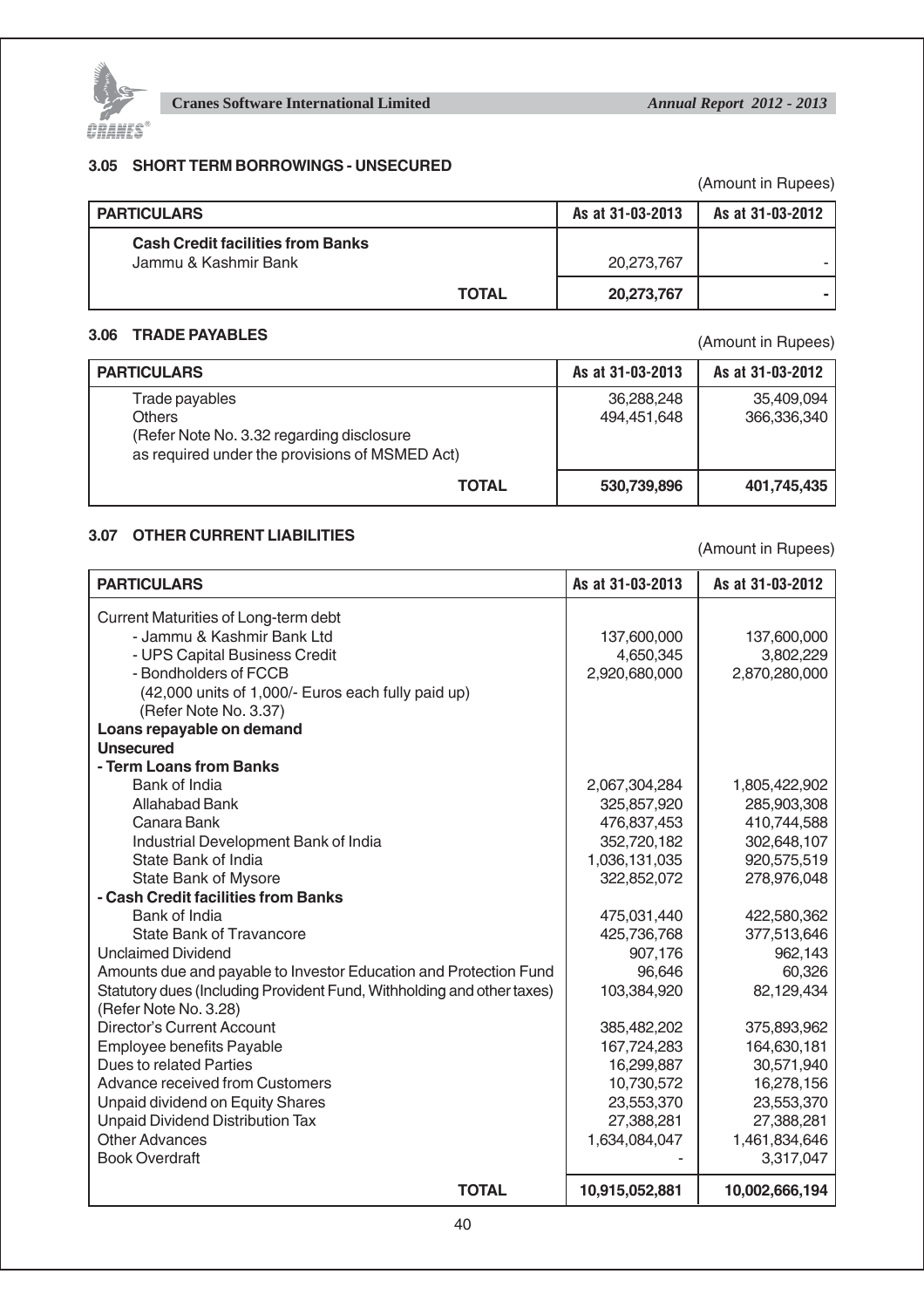### 3.05 SHORT TERM BORROWINGS - UNSECURED

(Amount in Rupees)

| PARTICULARS | As at 31-03-2013 | As at 31-03-2012 |
|---|---|---|
| **Cash Credit facilities from Banks** | | |
| Jammu & Kashmir Bank | 20,273,767 | - |
| **TOTAL** | **20,273,767** | **-** |

### 3.06 TRADE PAYABLES

(Amount in Rupees)

| PARTICULARS | As at 31-03-2013 | As at 31-03-2012 |
|---|---|---|
| Trade payables | 36,288,248 | 35,409,094 |
| Others | 494,451,648 | 366,336,340 |
| (Refer Note No. 3.32 regarding disclosure as required under the provisions of MSMED Act) | | |
| **TOTAL** | **530,739,896** | **401,745,435** |

### 3.07 OTHER CURRENT LIABILITIES

(Amount in Rupees)

| PARTICULARS | As at 31-03-2013 | As at 31-03-2012 |
|---|---|---|
| Current Maturities of Long-term debt | | |
| - Jammu & Kashmir Bank Ltd | 137,600,000 | 137,600,000 |
| - UPS Capital Business Credit | 4,650,345 | 3,802,229 |
| - Bondholders of FCCB | 2,920,680,000 | 2,870,280,000 |
| (42,000 units of 1,000/- Euros each fully paid up) | | |
| (Refer Note No. 3.37) | | |
| **Loans repayable on demand** | | |
| **Unsecured** | | |
| **- Term Loans from Banks** | | |
| Bank of India | 2,067,304,284 | 1,805,422,902 |
| Allahabad Bank | 325,857,920 | 285,903,308 |
| Canara Bank | 476,837,453 | 410,744,588 |
| Industrial Development Bank of India | 352,720,182 | 302,648,107 |
| State Bank of India | 1,036,131,035 | 920,575,519 |
| State Bank of Mysore | 322,852,072 | 278,976,048 |
| **- Cash Credit facilities from Banks** | | |
| Bank of India | 475,031,440 | 422,580,362 |
| State Bank of Travancore | 425,736,768 | 377,513,646 |
| Unclaimed Dividend | 907,176 | 962,143 |
| Amounts due and payable to Investor Education and Protection Fund | 96,646 | 60,326 |
| Statutory dues (Including Provident Fund, Withholding and other taxes) (Refer Note No. 3.28) | 103,384,920 | 82,129,434 |
| Director's Current Account | 385,482,202 | 375,893,962 |
| Employee benefits Payable | 167,724,283 | 164,630,181 |
| Dues to related Parties | 16,299,887 | 30,571,940 |
| Advance received from Customers | 10,730,572 | 16,278,156 |
| Unpaid dividend on Equity Shares | 23,553,370 | 23,553,370 |
| Unpaid Dividend Distribution Tax | 27,388,281 | 27,388,281 |
| Other Advances | 1,634,084,047 | 1,461,834,646 |
| Book Overdraft | - | 3,317,047 |
| **TOTAL** | **10,915,052,881** | **10,002,666,194** |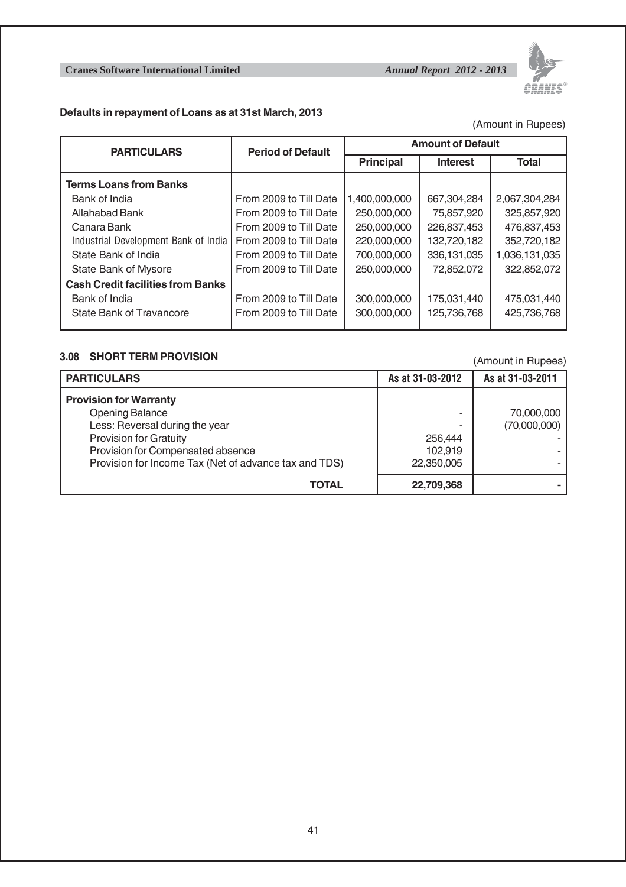**Defaults in repayment of Loans as at 31st March, 2013**

(Amount in Rupees)

| PARTICULARS | Period of Default | Amount of Default | | |
|---|---|---|---|---|
| | | Principal | Interest | Total |
| **Terms Loans from Banks** | | | | |
| Bank of India | From 2009 to Till Date | 1,400,000,000 | 667,304,284 | 2,067,304,284 |
| Allahabad Bank | From 2009 to Till Date | 250,000,000 | 75,857,920 | 325,857,920 |
| Canara Bank | From 2009 to Till Date | 250,000,000 | 226,837,453 | 476,837,453 |
| Industrial Development Bank of India | From 2009 to Till Date | 220,000,000 | 132,720,182 | 352,720,182 |
| State Bank of India | From 2009 to Till Date | 700,000,000 | 336,131,035 | 1,036,131,035 |
| State Bank of Mysore | From 2009 to Till Date | 250,000,000 | 72,852,072 | 322,852,072 |
| **Cash Credit facilities from Banks** | | | | |
| Bank of India | From 2009 to Till Date | 300,000,000 | 175,031,440 | 475,031,440 |
| State Bank of Travancore | From 2009 to Till Date | 300,000,000 | 125,736,768 | 425,736,768 |

### 3.08 SHORT TERM PROVISION

(Amount in Rupees)

| PARTICULARS | As at 31-03-2012 | As at 31-03-2011 |
|---|---|---|
| **Provision for Warranty** | | |
| Opening Balance | - | 70,000,000 |
| Less: Reversal during the year | - | (70,000,000) |
| Provision for Gratuity | 256,444 | - |
| Provision for Compensated absence | 102,919 | - |
| Provision for Income Tax (Net of advance tax and TDS) | 22,350,005 | - |
| **TOTAL** | **22,709,368** | **-** |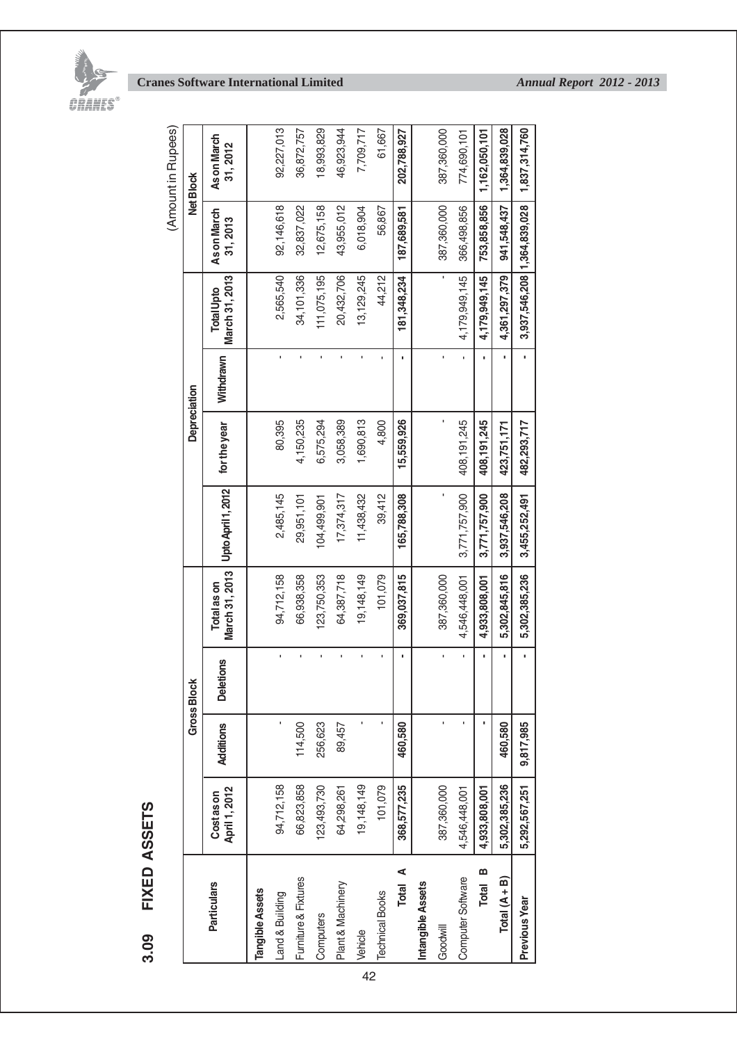## 3.09 FIXED ASSETS

(Amount in Rupees)

| Particulars | Gross Block | | | | Depreciation | | | | Net Block | |
|---|---|---|---|---|---|---|---|---|---|---|
| | Cost as on April 1, 2012 | Additions | Deletions | Total as on March 31, 2013 | Upto April 1, 2012 | for the year | Withdrawn | Total Upto March 31, 2013 | As on March 31, 2013 | As on March 31, 2012 |
| **Tangible Assets** | | | | | | | | | | |
| Land & Building | 94,712,158 | - | - | 94,712,158 | 2,485,145 | 80,395 | - | 2,565,540 | 92,146,618 | 92,227,013 |
| Furniture & Fixtures | 66,823,858 | 114,500 | - | 66,938,358 | 29,951,101 | 4,150,235 | - | 34,101,336 | 32,837,022 | 36,872,757 |
| Computers | 123,493,730 | 256,623 | - | 123,750,353 | 104,499,901 | 6,575,294 | - | 111,075,195 | 12,675,158 | 18,993,829 |
| Plant & Machinery | 64,298,261 | 89,457 | - | 64,387,718 | 17,374,317 | 3,058,389 | - | 20,432,706 | 43,955,012 | 46,923,944 |
| Vehicle | 19,148,149 | - | - | 19,148,149 | 11,438,432 | 1,690,813 | - | 13,129,245 | 6,018,904 | 7,709,717 |
| Technical Books | 101,079 | - | - | 101,079 | 39,412 | 4,800 | - | 44,212 | 56,867 | 61,667 |
| **Total A** | **368,577,235** | **460,580** | **-** | **369,037,815** | **165,788,308** | **15,559,926** | **-** | **181,348,234** | **187,689,581** | **202,788,927** |
| **Intangible Assets** | | | | | | | | | | |
| Goodwill | 387,360,000 | - | - | 387,360,000 | - | - | - | - | 387,360,000 | 387,360,000 |
| Computer Software | 4,546,448,001 | - | - | 4,546,448,001 | 3,771,757,900 | 408,191,245 | - | 4,179,949,145 | 366,498,856 | 774,690,101 |
| **Total B** | **4,933,808,001** | **-** | **-** | **4,933,808,001** | **3,771,757,900** | **408,191,245** | **-** | **4,179,949,145** | **753,858,856** | **1,162,050,101** |
| **Total (A + B)** | **5,302,385,236** | **460,580** | **-** | **5,302,845,816** | **3,937,546,208** | **423,751,171** | **-** | **4,361,297,379** | **941,548,437** | **1,364,839,028** |
| **Previous Year** | **5,292,567,251** | **9,817,985** | **-** | **5,302,385,236** | **3,455,252,491** | **482,293,717** | **-** | **3,937,546,208** | **1,364,839,028** | **1,837,314,760** |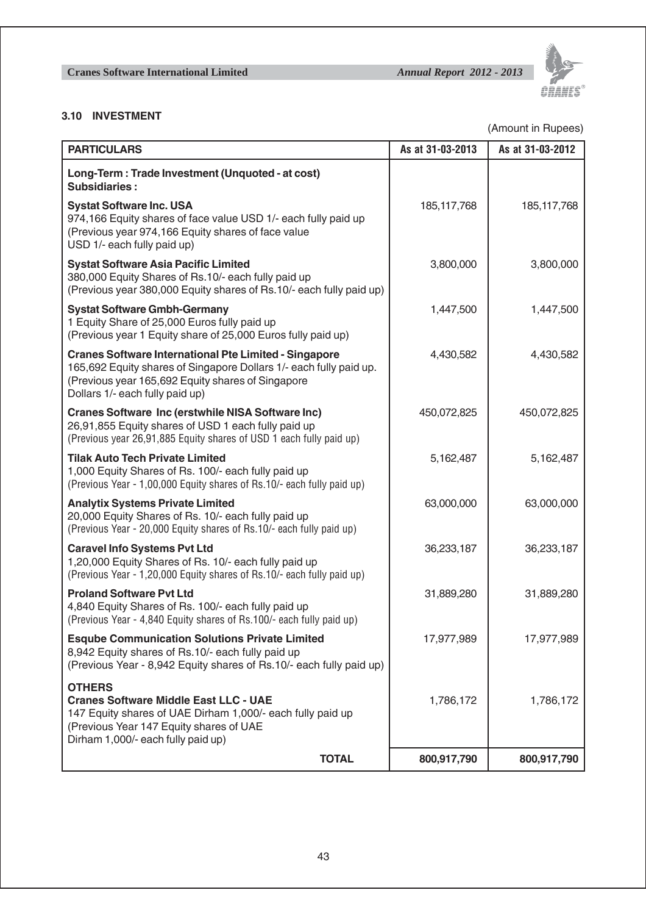### 3.10 INVESTMENT

(Amount in Rupees)

| PARTICULARS | As at 31-03-2013 | As at 31-03-2012 |
|---|---|---|
| **Long-Term : Trade Investment (Unquoted - at cost)** **Subsidiaries :** | | |
| **Systat Software Inc. USA** 974,166 Equity shares of face value USD 1/- each fully paid up (Previous year 974,166 Equity shares of face value USD 1/- each fully paid up) | 185,117,768 | 185,117,768 |
| **Systat Software Asia Pacific Limited** 380,000 Equity Shares of Rs.10/- each fully paid up (Previous year 380,000 Equity shares of Rs.10/- each fully paid up) | 3,800,000 | 3,800,000 |
| **Systat Software Gmbh-Germany** 1 Equity Share of 25,000 Euros fully paid up (Previous year 1 Equity share of 25,000 Euros fully paid up) | 1,447,500 | 1,447,500 |
| **Cranes Software International Pte Limited - Singapore** 165,692 Equity shares of Singapore Dollars 1/- each fully paid up. (Previous year 165,692 Equity shares of Singapore Dollars 1/- each fully paid up) | 4,430,582 | 4,430,582 |
| **Cranes Software Inc (erstwhile NISA Software Inc)** 26,91,855 Equity shares of USD 1 each fully paid up (Previous year 26,91,885 Equity shares of USD 1 each fully paid up) | 450,072,825 | 450,072,825 |
| **Tilak Auto Tech Private Limited** 1,000 Equity Shares of Rs. 100/- each fully paid up (Previous Year - 1,00,000 Equity shares of Rs.10/- each fully paid up) | 5,162,487 | 5,162,487 |
| **Analytix Systems Private Limited** 20,000 Equity Shares of Rs. 10/- each fully paid up (Previous Year - 20,000 Equity shares of Rs.10/- each fully paid up) | 63,000,000 | 63,000,000 |
| **Caravel Info Systems Pvt Ltd** 1,20,000 Equity Shares of Rs. 10/- each fully paid up (Previous Year - 1,20,000 Equity shares of Rs.10/- each fully paid up) | 36,233,187 | 36,233,187 |
| **Proland Software Pvt Ltd** 4,840 Equity Shares of Rs. 100/- each fully paid up (Previous Year - 4,840 Equity shares of Rs.100/- each fully paid up) | 31,889,280 | 31,889,280 |
| **Esqube Communication Solutions Private Limited** 8,942 Equity shares of Rs.10/- each fully paid up (Previous Year - 8,942 Equity shares of Rs.10/- each fully paid up) | 17,977,989 | 17,977,989 |
| **OTHERS** **Cranes Software Middle East LLC - UAE** 147 Equity shares of UAE Dirham 1,000/- each fully paid up (Previous Year 147 Equity shares of UAE Dirham 1,000/- each fully paid up) | 1,786,172 | 1,786,172 |
| **TOTAL** | **800,917,790** | **800,917,790** |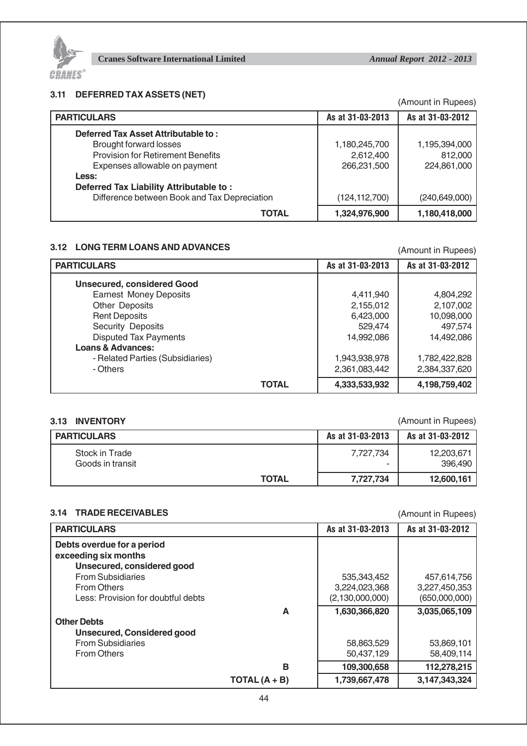### 3.11 DEFERRED TAX ASSETS (NET)

(Amount in Rupees)

| PARTICULARS | As at 31-03-2013 | As at 31-03-2012 |
|---|---|---|
| **Deferred Tax Asset Attributable to :** | | |
| Brought forward losses | 1,180,245,700 | 1,195,394,000 |
| Provision for Retirement Benefits | 2,612,400 | 812,000 |
| Expenses allowable on payment | 266,231,500 | 224,861,000 |
| **Less:** | | |
| **Deferred Tax Liability Attributable to :** | | |
| Difference between Book and Tax Depreciation | (124,112,700) | (240,649,000) |
| **TOTAL** | **1,324,976,900** | **1,180,418,000** |

### 3.12 LONG TERM LOANS AND ADVANCES

(Amount in Rupees)

| PARTICULARS | As at 31-03-2013 | As at 31-03-2012 |
|---|---|---|
| **Unsecured, considered Good** | | |
| Earnest Money Deposits | 4,411,940 | 4,804,292 |
| Other Deposits | 2,155,012 | 2,107,002 |
| Rent Deposits | 6,423,000 | 10,098,000 |
| Security Deposits | 529,474 | 497,574 |
| Disputed Tax Payments | 14,992,086 | 14,492,086 |
| **Loans & Advances:** | | |
| - Related Parties (Subsidiaries) | 1,943,938,978 | 1,782,422,828 |
| - Others | 2,361,083,442 | 2,384,337,620 |
| **TOTAL** | **4,333,533,932** | **4,198,759,402** |

### 3.13 INVENTORY

(Amount in Rupees)

| PARTICULARS | As at 31-03-2013 | As at 31-03-2012 |
|---|---|---|
| Stock in Trade | 7,727,734 | 12,203,671 |
| Goods in transit | - | 396,490 |
| **TOTAL** | **7,727,734** | **12,600,161** |

### 3.14 TRADE RECEIVABLES

(Amount in Rupees)

| PARTICULARS | As at 31-03-2013 | As at 31-03-2012 |
|---|---|---|
| **Debts overdue for a period exceeding six months** | | |
| **Unsecured, considered good** | | |
| From Subsidiaries | 535,343,452 | 457,614,756 |
| From Others | 3,224,023,368 | 3,227,450,353 |
| Less: Provision for doubtful debts | (2,130,000,000) | (650,000,000) |
| **A** | **1,630,366,820** | **3,035,065,109** |
| **Other Debts** | | |
| **Unsecured, Considered good** | | |
| From Subsidiaries | 58,863,529 | 53,869,101 |
| From Others | 50,437,129 | 58,409,114 |
| **B** | **109,300,658** | **112,278,215** |
| **TOTAL (A + B)** | **1,739,667,478** | **3,147,343,324** |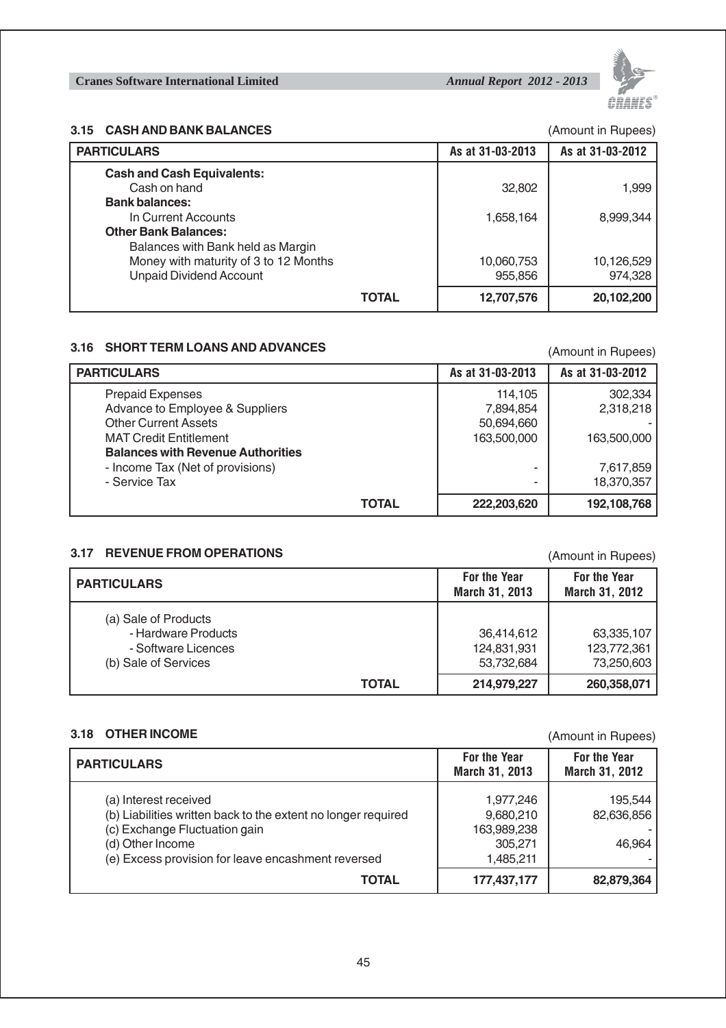### 3.15 CASH AND BANK BALANCES

(Amount in Rupees)

| PARTICULARS | As at 31-03-2013 | As at 31-03-2012 |
|---|---|---|
| **Cash and Cash Equivalents:** | | |
| Cash on hand | 32,802 | 1,999 |
| **Bank balances:** | | |
| In Current Accounts | 1,658,164 | 8,999,344 |
| **Other Bank Balances:** | | |
| Balances with Bank held as Margin | | |
| Money with maturity of 3 to 12 Months | 10,060,753 | 10,126,529 |
| Unpaid Dividend Account | 955,856 | 974,328 |
| **TOTAL** | **12,707,576** | **20,102,200** |

### 3.16 SHORT TERM LOANS AND ADVANCES

(Amount in Rupees)

| PARTICULARS | As at 31-03-2013 | As at 31-03-2012 |
|---|---|---|
| Prepaid Expenses | 114,105 | 302,334 |
| Advance to Employee & Suppliers | 7,894,854 | 2,318,218 |
| Other Current Assets | 50,694,660 | - |
| MAT Credit Entitlement | 163,500,000 | 163,500,000 |
| **Balances with Revenue Authorities** | | |
| - Income Tax (Net of provisions) | - | 7,617,859 |
| - Service Tax | - | 18,370,357 |
| **TOTAL** | **222,203,620** | **192,108,768** |

### 3.17 REVENUE FROM OPERATIONS

(Amount in Rupees)

| PARTICULARS | For the Year March 31, 2013 | For the Year March 31, 2012 |
|---|---|---|
| (a) Sale of Products | | |
| - Hardware Products | 36,414,612 | 63,335,107 |
| - Software Licences | 124,831,931 | 123,772,361 |
| (b) Sale of Services | 53,732,684 | 73,250,603 |
| **TOTAL** | **214,979,227** | **260,358,071** |

### 3.18 OTHER INCOME

(Amount in Rupees)

| PARTICULARS | For the Year March 31, 2013 | For the Year March 31, 2012 |
|---|---|---|
| (a) Interest received | 1,977,246 | 195,544 |
| (b) Liabilities written back to the extent no longer required | 9,680,210 | 82,636,856 |
| (c) Exchange Fluctuation gain | 163,989,238 | - |
| (d) Other Income | 305,271 | 46,964 |
| (e) Excess provision for leave encashment reversed | 1,485,211 | - |
| **TOTAL** | **177,437,177** | **82,879,364** |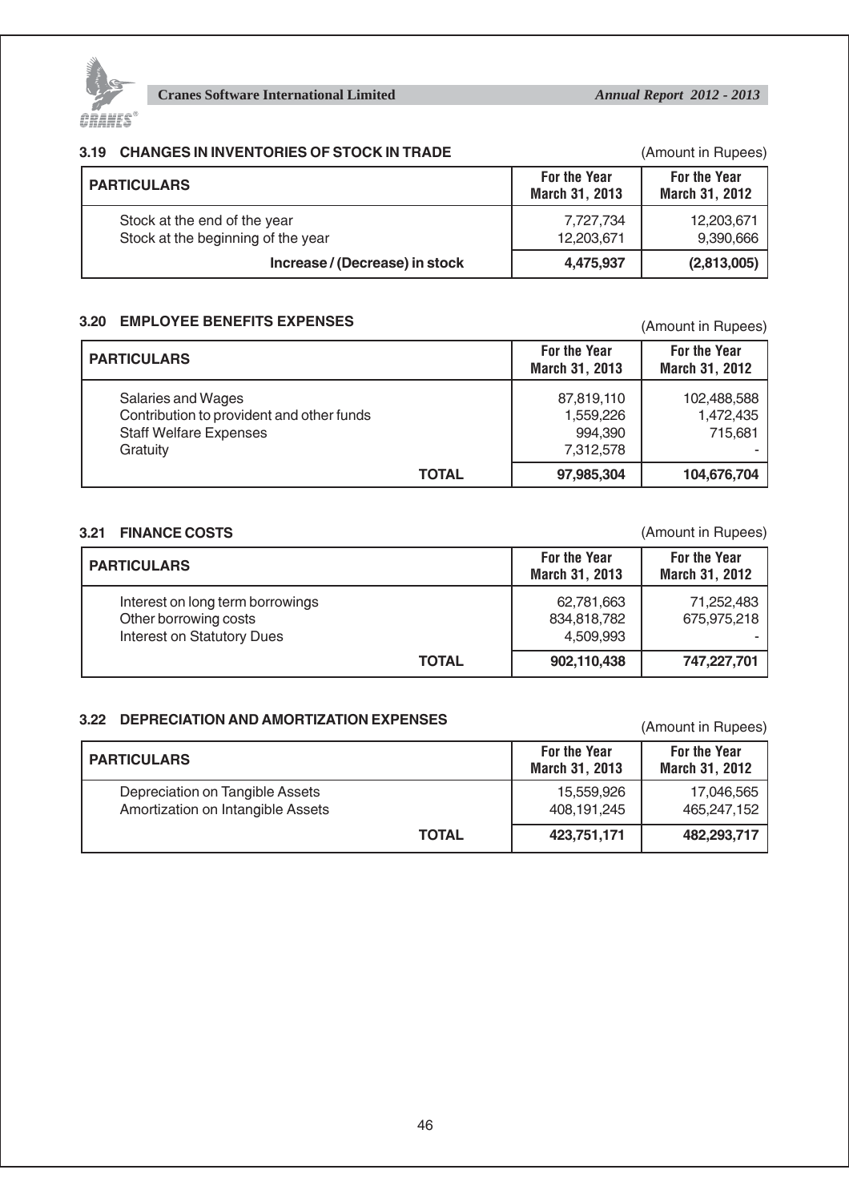### 3.19 CHANGES IN INVENTORIES OF STOCK IN TRADE

(Amount in Rupees)

| PARTICULARS | For the Year March 31, 2013 | For the Year March 31, 2012 |
|---|---|---|
| Stock at the end of the year | 7,727,734 | 12,203,671 |
| Stock at the beginning of the year | 12,203,671 | 9,390,666 |
| **Increase / (Decrease) in stock** | **4,475,937** | **(2,813,005)** |

### 3.20 EMPLOYEE BENEFITS EXPENSES

(Amount in Rupees)

| PARTICULARS | For the Year March 31, 2013 | For the Year March 31, 2012 |
|---|---|---|
| Salaries and Wages | 87,819,110 | 102,488,588 |
| Contribution to provident and other funds | 1,559,226 | 1,472,435 |
| Staff Welfare Expenses | 994,390 | 715,681 |
| Gratuity | 7,312,578 | - |
| **TOTAL** | **97,985,304** | **104,676,704** |

### 3.21 FINANCE COSTS

(Amount in Rupees)

| PARTICULARS | For the Year March 31, 2013 | For the Year March 31, 2012 |
|---|---|---|
| Interest on long term borrowings | 62,781,663 | 71,252,483 |
| Other borrowing costs | 834,818,782 | 675,975,218 |
| Interest on Statutory Dues | 4,509,993 | - |
| **TOTAL** | **902,110,438** | **747,227,701** |

### 3.22 DEPRECIATION AND AMORTIZATION EXPENSES

(Amount in Rupees)

| PARTICULARS | For the Year March 31, 2013 | For the Year March 31, 2012 |
|---|---|---|
| Depreciation on Tangible Assets | 15,559,926 | 17,046,565 |
| Amortization on Intangible Assets | 408,191,245 | 465,247,152 |
| **TOTAL** | **423,751,171** | **482,293,717** |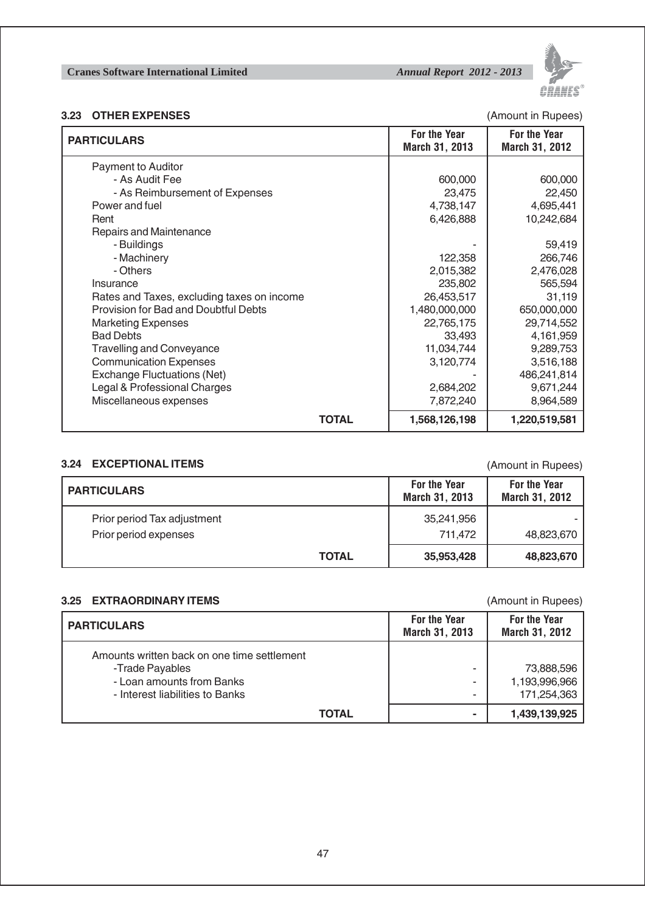### 3.23 OTHER EXPENSES

(Amount in Rupees)

| PARTICULARS | For the Year March 31, 2013 | For the Year March 31, 2012 |
|---|---|---|
| Payment to Auditor | | |
| - As Audit Fee | 600,000 | 600,000 |
| - As Reimbursement of Expenses | 23,475 | 22,450 |
| Power and fuel | 4,738,147 | 4,695,441 |
| Rent | 6,426,888 | 10,242,684 |
| Repairs and Maintenance | | |
| - Buildings | - | 59,419 |
| - Machinery | 122,358 | 266,746 |
| - Others | 2,015,382 | 2,476,028 |
| Insurance | 235,802 | 565,594 |
| Rates and Taxes, excluding taxes on income | 26,453,517 | 31,119 |
| Provision for Bad and Doubtful Debts | 1,480,000,000 | 650,000,000 |
| Marketing Expenses | 22,765,175 | 29,714,552 |
| Bad Debts | 33,493 | 4,161,959 |
| Travelling and Conveyance | 11,034,744 | 9,289,753 |
| Communication Expenses | 3,120,774 | 3,516,188 |
| Exchange Fluctuations (Net) | - | 486,241,814 |
| Legal & Professional Charges | 2,684,202 | 9,671,244 |
| Miscellaneous expenses | 7,872,240 | 8,964,589 |
| **TOTAL** | **1,568,126,198** | **1,220,519,581** |

### 3.24 EXCEPTIONAL ITEMS

(Amount in Rupees)

| PARTICULARS | For the Year March 31, 2013 | For the Year March 31, 2012 |
|---|---|---|
| Prior period Tax adjustment | 35,241,956 | - |
| Prior period expenses | 711,472 | 48,823,670 |
| **TOTAL** | **35,953,428** | **48,823,670** |

### 3.25 EXTRAORDINARY ITEMS

(Amount in Rupees)

| PARTICULARS | For the Year March 31, 2013 | For the Year March 31, 2012 |
|---|---|---|
| Amounts written back on one time settlement | | |
| -Trade Payables | - | 73,888,596 |
| - Loan amounts from Banks | - | 1,193,996,966 |
| - Interest liabilities to Banks | - | 171,254,363 |
| **TOTAL** | **-** | **1,439,139,925** |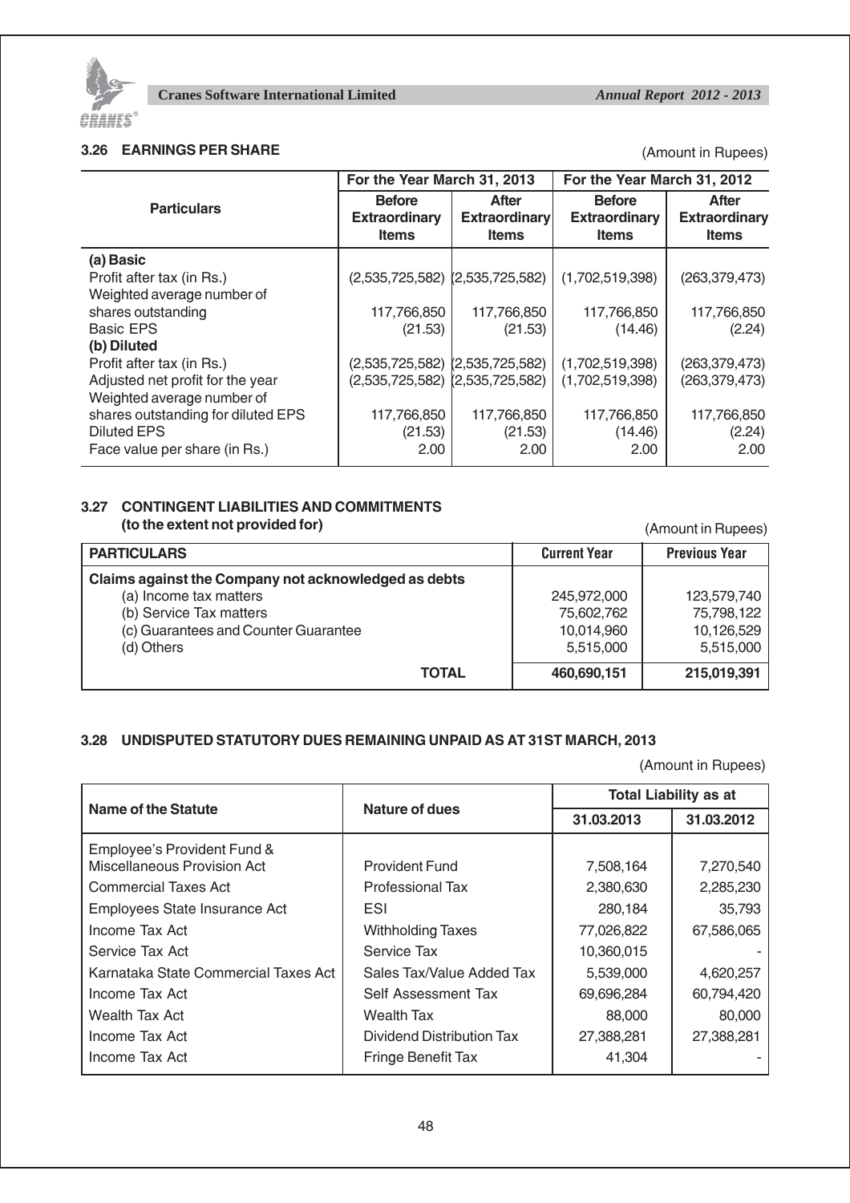### 3.26 EARNINGS PER SHARE

(Amount in Rupees)

| Particulars | For the Year March 31, 2013 | | For the Year March 31, 2012 | |
|---|---|---|---|---|
| | Before Extraordinary Items | After Extraordinary Items | Before Extraordinary Items | After Extraordinary Items |
| **(a) Basic** | | | | |
| Profit after tax (in Rs.) | (2,535,725,582) | (2,535,725,582) | (1,702,519,398) | (263,379,473) |
| Weighted average number of shares outstanding | 117,766,850 | 117,766,850 | 117,766,850 | 117,766,850 |
| Basic EPS | (21.53) | (21.53) | (14.46) | (2.24) |
| **(b) Diluted** | | | | |
| Profit after tax (in Rs.) | (2,535,725,582) | (2,535,725,582) | (1,702,519,398) | (263,379,473) |
| Adjusted net profit for the year | (2,535,725,582) | (2,535,725,582) | (1,702,519,398) | (263,379,473) |
| Weighted average number of shares outstanding for diluted EPS | 117,766,850 | 117,766,850 | 117,766,850 | 117,766,850 |
| Diluted EPS | (21.53) | (21.53) | (14.46) | (2.24) |
| Face value per share (in Rs.) | 2.00 | 2.00 | 2.00 | 2.00 |

### 3.27 CONTINGENT LIABILITIES AND COMMITMENTS (to the extent not provided for)

(Amount in Rupees)

| PARTICULARS | Current Year | Previous Year |
|---|---|---|
| **Claims against the Company not acknowledged as debts** | | |
| (a) Income tax matters | 245,972,000 | 123,579,740 |
| (b) Service Tax matters | 75,602,762 | 75,798,122 |
| (c) Guarantees and Counter Guarantee | 10,014,960 | 10,126,529 |
| (d) Others | 5,515,000 | 5,515,000 |
| **TOTAL** | **460,690,151** | **215,019,391** |

### 3.28 UNDISPUTED STATUTORY DUES REMAINING UNPAID AS AT 31ST MARCH, 2013

(Amount in Rupees)

| Name of the Statute | Nature of dues | Total Liability as at | |
|---|---|---|---|
| | | 31.03.2013 | 31.03.2012 |
| Employee's Provident Fund & Miscellaneous Provision Act | Provident Fund | 7,508,164 | 7,270,540 |
| Commercial Taxes Act | Professional Tax | 2,380,630 | 2,285,230 |
| Employees State Insurance Act | ESI | 280,184 | 35,793 |
| Income Tax Act | Withholding Taxes | 77,026,822 | 67,586,065 |
| Service Tax Act | Service Tax | 10,360,015 | - |
| Karnataka State Commercial Taxes Act | Sales Tax/Value Added Tax | 5,539,000 | 4,620,257 |
| Income Tax Act | Self Assessment Tax | 69,696,284 | 60,794,420 |
| Wealth Tax Act | Wealth Tax | 88,000 | 80,000 |
| Income Tax Act | Dividend Distribution Tax | 27,388,281 | 27,388,281 |
| Income Tax Act | Fringe Benefit Tax | 41,304 | - |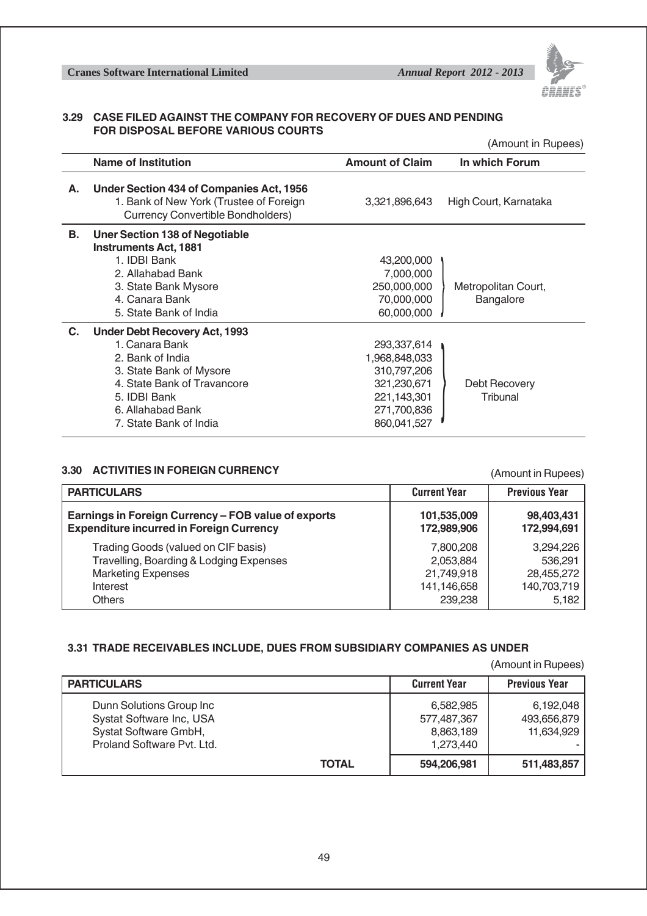### 3.29 CASE FILED AGAINST THE COMPANY FOR RECOVERY OF DUES AND PENDING FOR DISPOSAL BEFORE VARIOUS COURTS

(Amount in Rupees)

| | Name of Institution | Amount of Claim | In which Forum |
|---|---|---|---|
| **A.** | **Under Section 434 of Companies Act, 1956** | | |
| | 1. Bank of New York (Trustee of Foreign Currency Convertible Bondholders) | 3,321,896,643 | High Court, Karnataka |
| **B.** | **Uner Section 138 of Negotiable Instruments Act, 1881** | | |
| | 1. IDBI Bank | 43,200,000 | Metropolitan Court, Bangalore |
| | 2. Allahabad Bank | 7,000,000 | |
| | 3. State Bank Mysore | 250,000,000 | |
| | 4. Canara Bank | 70,000,000 | |
| | 5. State Bank of India | 60,000,000 | |
| **C.** | **Under Debt Recovery Act, 1993** | | |
| | 1. Canara Bank | 293,337,614 | Debt Recovery Tribunal |
| | 2. Bank of India | 1,968,848,033 | |
| | 3. State Bank of Mysore | 310,797,206 | |
| | 4. State Bank of Travancore | 321,230,671 | |
| | 5. IDBI Bank | 221,143,301 | |
| | 6. Allahabad Bank | 271,700,836 | |
| | 7. State Bank of India | 860,041,527 | |

### 3.30 ACTIVITIES IN FOREIGN CURRENCY

(Amount in Rupees)

| PARTICULARS | Current Year | Previous Year |
|---|---|---|
| **Earnings in Foreign Currency – FOB value of exports** | **101,535,009** | **98,403,431** |
| **Expenditure incurred in Foreign Currency** | **172,989,906** | **172,994,691** |
| Trading Goods (valued on CIF basis) | 7,800,208 | 3,294,226 |
| Travelling, Boarding & Lodging Expenses | 2,053,884 | 536,291 |
| Marketing Expenses | 21,749,918 | 28,455,272 |
| Interest | 141,146,658 | 140,703,719 |
| Others | 239,238 | 5,182 |

### 3.31 TRADE RECEIVABLES INCLUDE, DUES FROM SUBSIDIARY COMPANIES AS UNDER

(Amount in Rupees)

| PARTICULARS | Current Year | Previous Year |
|---|---|---|
| Dunn Solutions Group Inc | 6,582,985 | 6,192,048 |
| Systat Software Inc, USA | 577,487,367 | 493,656,879 |
| Systat Software GmbH, | 8,863,189 | 11,634,929 |
| Proland Software Pvt. Ltd. | 1,273,440 | - |
| **TOTAL** | **594,206,981** | **511,483,857** |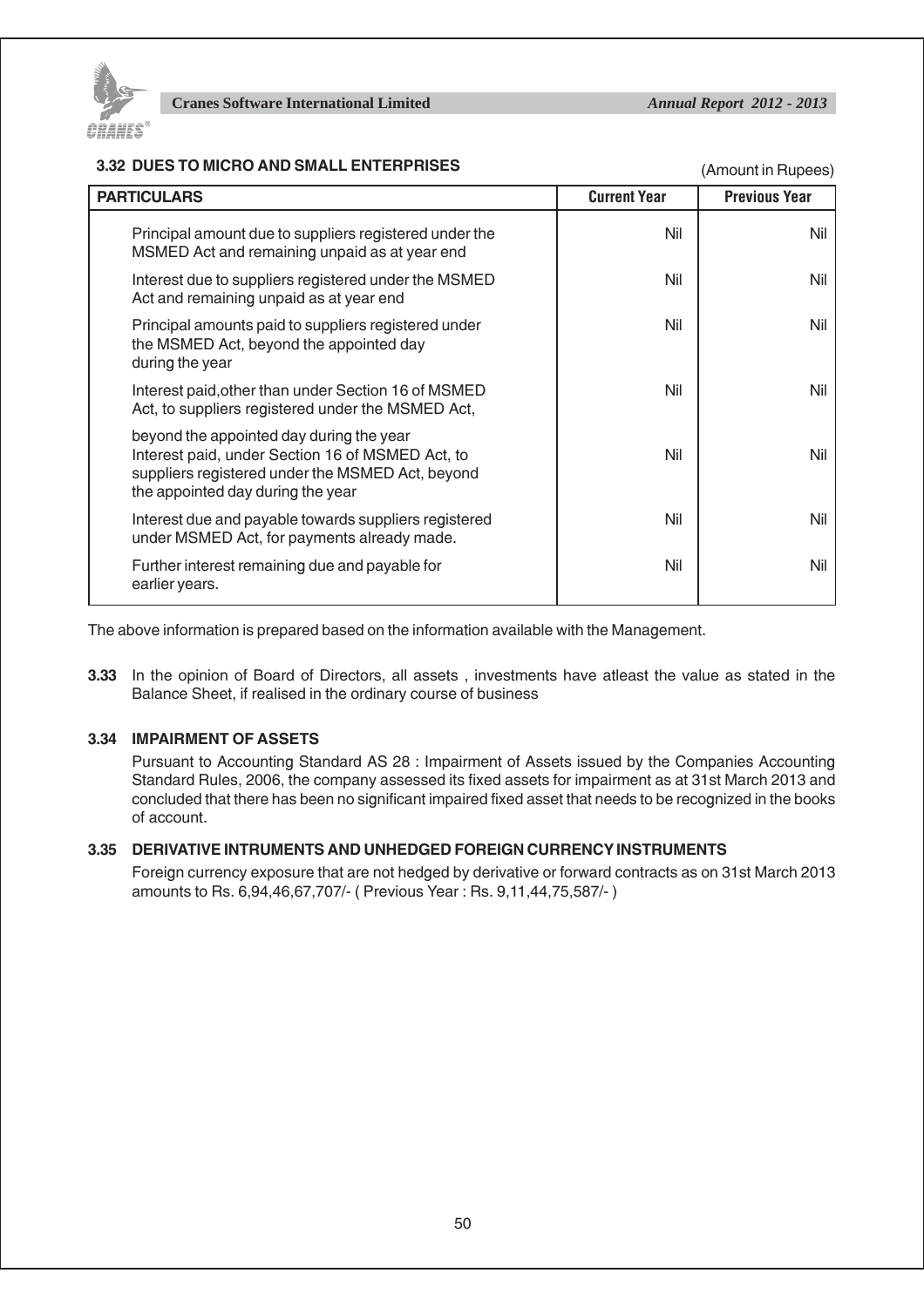### 3.32 DUES TO MICRO AND SMALL ENTERPRISES

(Amount in Rupees)

| PARTICULARS | Current Year | Previous Year |
|---|---|---|
| Principal amount due to suppliers registered under the MSMED Act and remaining unpaid as at year end | Nil | Nil |
| Interest due to suppliers registered under the MSMED Act and remaining unpaid as at year end | Nil | Nil |
| Principal amounts paid to suppliers registered under the MSMED Act, beyond the appointed day during the year | Nil | Nil |
| Interest paid,other than under Section 16 of MSMED Act, to suppliers registered under the MSMED Act, | Nil | Nil |
| beyond the appointed day during the year Interest paid, under Section 16 of MSMED Act, to suppliers registered under the MSMED Act, beyond the appointed day during the year | Nil | Nil |
| Interest due and payable towards suppliers registered under MSMED Act, for payments already made. | Nil | Nil |
| Further interest remaining due and payable for earlier years. | Nil | Nil |

The above information is prepared based on the information available with the Management.

**3.33** In the opinion of Board of Directors, all assets , investments have atleast the value as stated in the Balance Sheet, if realised in the ordinary course of business

### 3.34 IMPAIRMENT OF ASSETS

Pursuant to Accounting Standard AS 28 : Impairment of Assets issued by the Companies Accounting Standard Rules, 2006, the company assessed its fixed assets for impairment as at 31st March 2013 and concluded that there has been no significant impaired fixed asset that needs to be recognized in the books of account.

### 3.35 DERIVATIVE INTRUMENTS AND UNHEDGED FOREIGN CURRENCY INSTRUMENTS

Foreign currency exposure that are not hedged by derivative or forward contracts as on 31st March 2013 amounts to Rs. 6,94,46,67,707/- ( Previous Year : Rs. 9,11,44,75,587/- )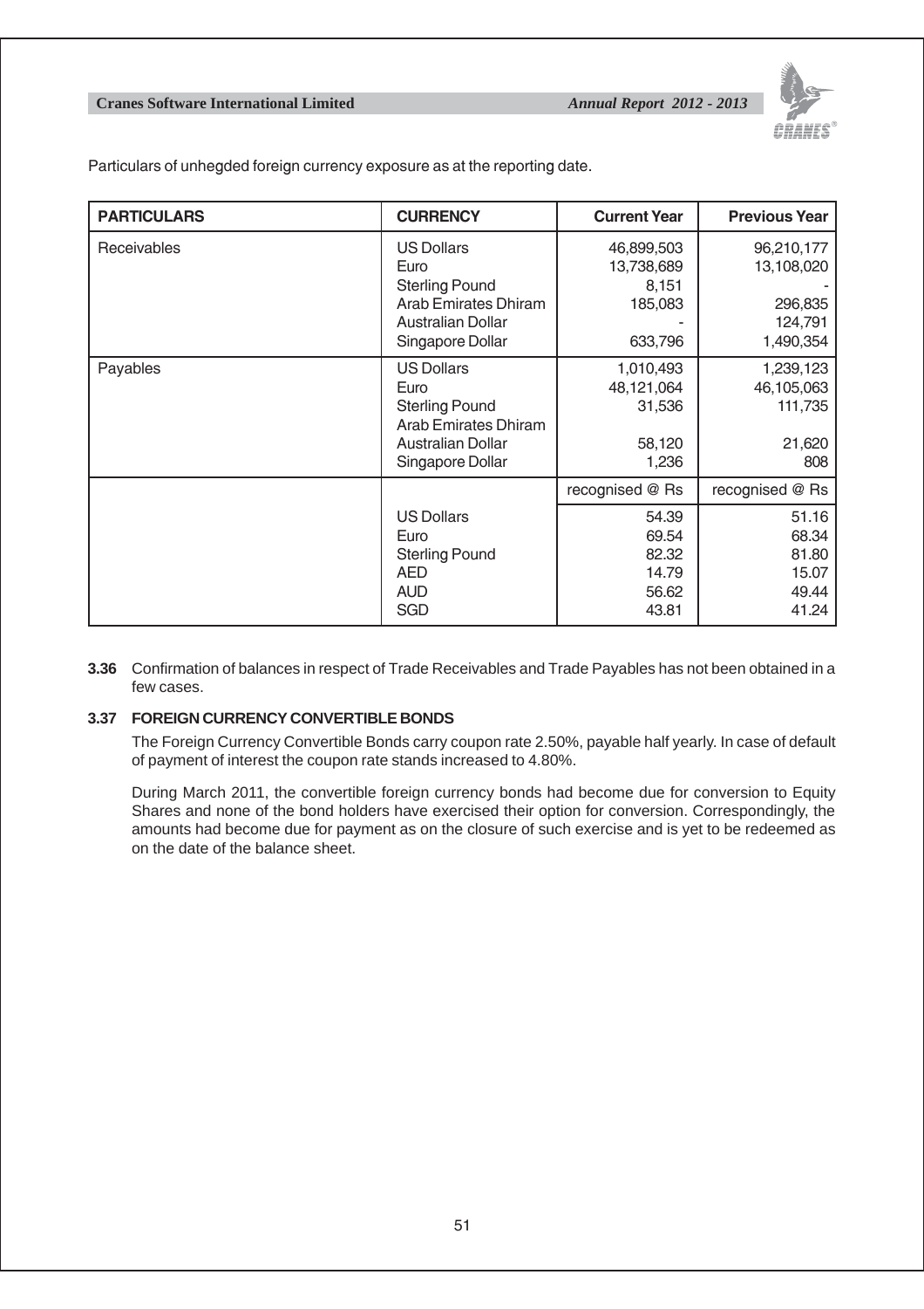Particulars of unhegded foreign currency exposure as at the reporting date.

| PARTICULARS | CURRENCY | Current Year | Previous Year |
|---|---|---|---|
| Receivables | US Dollars | 46,899,503 | 96,210,177 |
| | Euro | 13,738,689 | 13,108,020 |
| | Sterling Pound | 8,151 | - |
| | Arab Emirates Dhiram | 185,083 | 296,835 |
| | Australian Dollar | - | 124,791 |
| | Singapore Dollar | 633,796 | 1,490,354 |
| Payables | US Dollars | 1,010,493 | 1,239,123 |
| | Euro | 48,121,064 | 46,105,063 |
| | Sterling Pound | 31,536 | 111,735 |
| | Arab Emirates Dhiram | | |
| | Australian Dollar | 58,120 | 21,620 |
| | Singapore Dollar | 1,236 | 808 |
| | | recognised @ Rs | recognised @ Rs |
| | US Dollars | 54.39 | 51.16 |
| | Euro | 69.54 | 68.34 |
| | Sterling Pound | 82.32 | 81.80 |
| | AED | 14.79 | 15.07 |
| | AUD | 56.62 | 49.44 |
| | SGD | 43.81 | 41.24 |

**3.36** Confirmation of balances in respect of Trade Receivables and Trade Payables has not been obtained in a few cases.

**3.37 FOREIGN CURRENCY CONVERTIBLE BONDS**

The Foreign Currency Convertible Bonds carry coupon rate 2.50%, payable half yearly. In case of default of payment of interest the coupon rate stands increased to 4.80%.

During March 2011, the convertible foreign currency bonds had become due for conversion to Equity Shares and none of the bond holders have exercised their option for conversion. Correspondingly, the amounts had become due for payment as on the closure of such exercise and is yet to be redeemed as on the date of the balance sheet.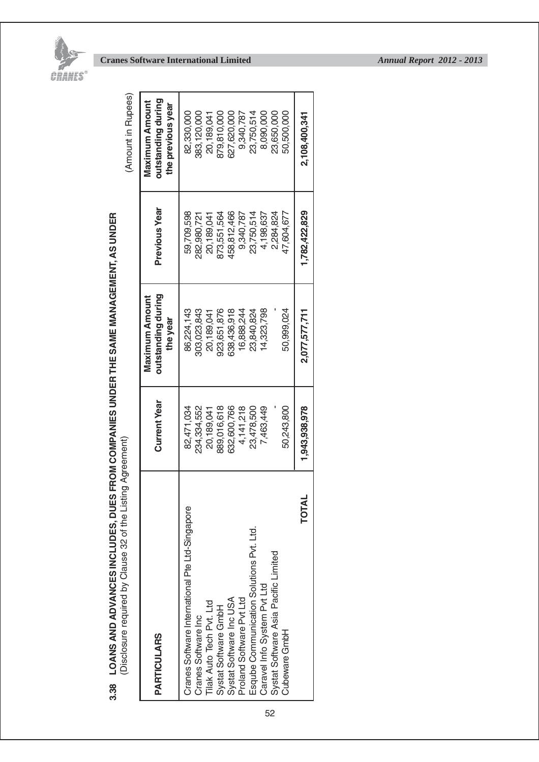## 3.38 LOANS AND ADVANCES INCLUDES, DUES FROM COMPANIES UNDER THE SAME MANAGEMENT, AS UNDER

(Disclosure required by Clause 32 of the Listing Agreement)

(Amount in Rupees)

| PARTICULARS | Current Year | Maximum Amount outstanding during the year | Previous Year | Maximum Amount outstanding during the previous year |
|---|---|---|---|---|
| Cranes Software International Pte Ltd-Singapore | 82,471,034 | 86,224,143 | 59,709,598 | 82,330,000 |
| Cranes Software Inc | 234,334,552 | 303,023,843 | 282,980,721 | 383,120,000 |
| Tilak Auto Tech Pvt. Ltd | 20,189,041 | 20,189,041 | 20,189,041 | 20,189,041 |
| Systat Software GmbH | 889,016,618 | 923,651,876 | 873,551,564 | 879,810,000 |
| Systat Software Inc USA | 632,600,766 | 638,436,918 | 458,812,466 | 627,620,000 |
| Proland Software Pvt Ltd | 4,141,218 | 16,888,244 | 9,340,787 | 9,340,787 |
| Esqube Communication Solutions Pvt. Ltd. | 23,478,500 | 23,840,824 | 23,750,514 | 23,750,514 |
| Caravel Info System Pvt Ltd | 7,463,449 | 14,323,798 | 4,198,637 | 8,090,000 |
| Systat Software Asia Pacific Limited | - | - | 2,284,824 | 23,650,000 |
| Cubeware GmbH | 50,243,800 | 50,999,024 | 47,604,677 | 50,500,000 |
| **TOTAL** | **1,943,938,978** | **2,077,577,711** | **1,782,422,829** | **2,108,400,341** |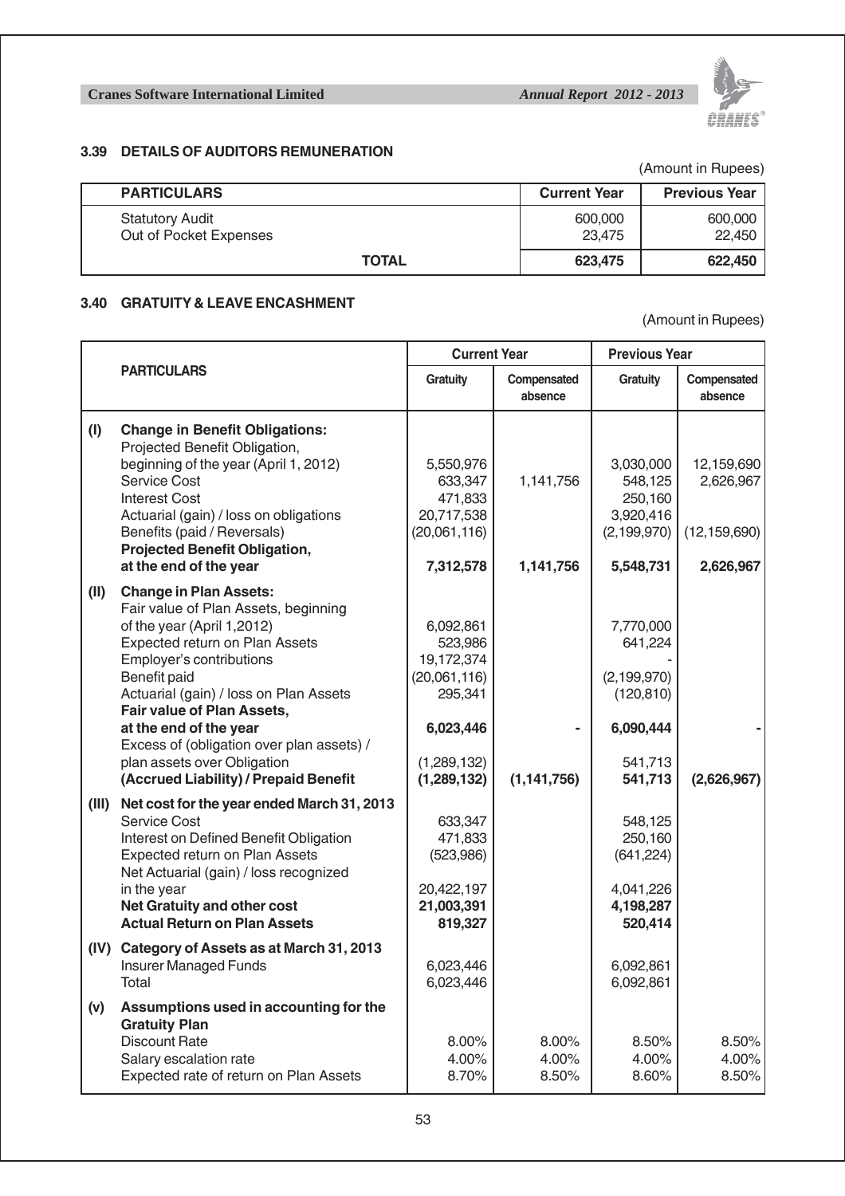### 3.39 DETAILS OF AUDITORS REMUNERATION

(Amount in Rupees)

| PARTICULARS | Current Year | Previous Year |
|---|---|---|
| Statutory Audit | 600,000 | 600,000 |
| Out of Pocket Expenses | 23,475 | 22,450 |
| **TOTAL** | **623,475** | **622,450** |

### 3.40 GRATUITY & LEAVE ENCASHMENT

(Amount in Rupees)

| | PARTICULARS | Current Year | | Previous Year | |
|---|---|---|---|---|---|
| | | Gratuity | Compensated absence | Gratuity | Compensated absence |
| **(I)** | **Change in Benefit Obligations:** | | | | |
| | Projected Benefit Obligation, beginning of the year (April 1, 2012) | 5,550,976 | | 3,030,000 | 12,159,690 |
| | Service Cost | 633,347 | 1,141,756 | 548,125 | 2,626,967 |
| | Interest Cost | 471,833 | | 250,160 | |
| | Actuarial (gain) / loss on obligations | 20,717,538 | | 3,920,416 | |
| | Benefits (paid / Reversals) | (20,061,116) | | (2,199,970) | (12,159,690) |
| | **Projected Benefit Obligation, at the end of the year** | **7,312,578** | **1,141,756** | **5,548,731** | **2,626,967** |
| **(II)** | **Change in Plan Assets:** | | | | |
| | Fair value of Plan Assets, beginning of the year (April 1,2012) | 6,092,861 | | 7,770,000 | |
| | Expected return on Plan Assets | 523,986 | | 641,224 | |
| | Employer's contributions | 19,172,374 | | - | |
| | Benefit paid | (20,061,116) | | (2,199,970) | |
| | Actuarial (gain) / loss on Plan Assets | 295,341 | | (120,810) | |
| | **Fair value of Plan Assets, at the end of the year** | **6,023,446** | **-** | **6,090,444** | **-** |
| | Excess of (obligation over plan assets) / plan assets over Obligation | (1,289,132) | | 541,713 | |
| | **(Accrued Liability) / Prepaid Benefit** | **(1,289,132)** | **(1,141,756)** | **541,713** | **(2,626,967)** |
| **(III)** | **Net cost for the year ended March 31, 2013** | | | | |
| | Service Cost | 633,347 | | 548,125 | |
| | Interest on Defined Benefit Obligation | 471,833 | | 250,160 | |
| | Expected return on Plan Assets | (523,986) | | (641,224) | |
| | Net Actuarial (gain) / loss recognized in the year | 20,422,197 | | 4,041,226 | |
| | **Net Gratuity and other cost** | **21,003,391** | | **4,198,287** | |
| | **Actual Return on Plan Assets** | **819,327** | | **520,414** | |
| **(IV)** | **Category of Assets as at March 31, 2013** | | | | |
| | Insurer Managed Funds | 6,023,446 | | 6,092,861 | |
| | Total | 6,023,446 | | 6,092,861 | |
| **(v)** | **Assumptions used in accounting for the Gratuity Plan** | | | | |
| | Discount Rate | 8.00% | 8.00% | 8.50% | 8.50% |
| | Salary escalation rate | 4.00% | 4.00% | 4.00% | 4.00% |
| | Expected rate of return on Plan Assets | 8.70% | 8.50% | 8.60% | 8.50% |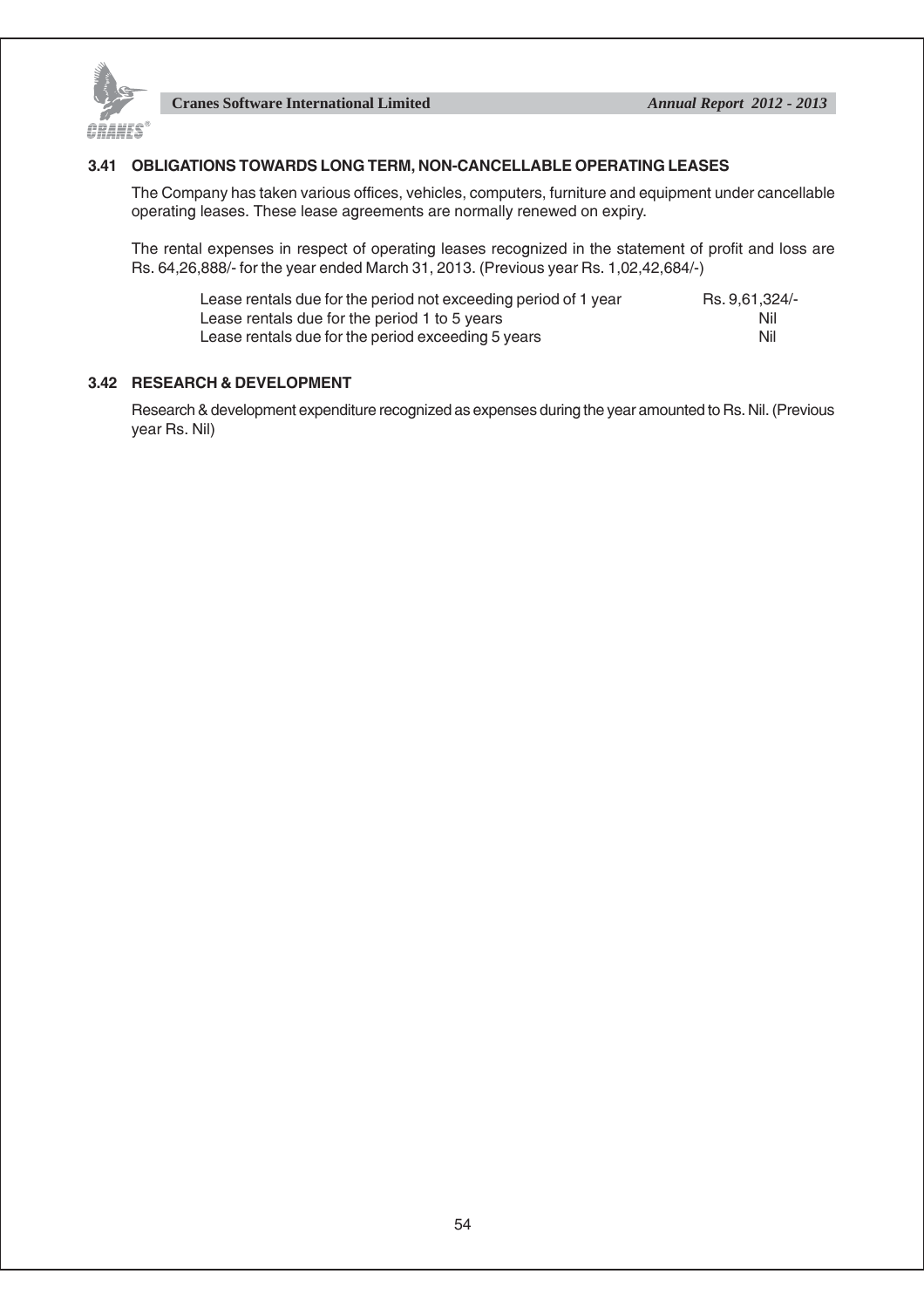### 3.41 OBLIGATIONS TOWARDS LONG TERM, NON-CANCELLABLE OPERATING LEASES

The Company has taken various offices, vehicles, computers, furniture and equipment under cancellable operating leases. These lease agreements are normally renewed on expiry.

The rental expenses in respect of operating leases recognized in the statement of profit and loss are Rs. 64,26,888/- for the year ended March 31, 2013. (Previous year Rs. 1,02,42,684/-)

| | |
|---|---|
| Lease rentals due for the period not exceeding period of 1 year | Rs. 9,61,324/- |
| Lease rentals due for the period 1 to 5 years | Nil |
| Lease rentals due for the period exceeding 5 years | Nil |

### 3.42 RESEARCH & DEVELOPMENT

Research & development expenditure recognized as expenses during the year amounted to Rs. Nil. (Previous year Rs. Nil)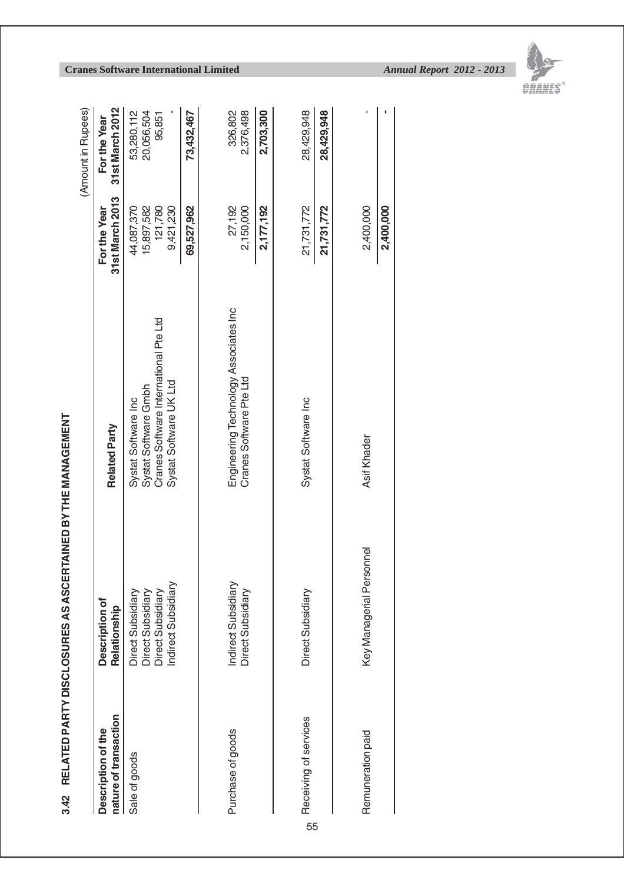## 3.42 RELATED PARTY DISCLOSURES AS ASCERTAINED BY THE MANAGEMENT

(Amount in Rupees)

| Description of the nature of transaction | Description of Relationship | Related Party | For the Year 31st March 2013 | For the Year 31st March 2012 |
|---|---|---|---|---|
| Sale of goods | Direct Subsidiary | Systat Software Inc | 44,087,370 | 53,280,112 |
| | Direct Subsidiary | Systat Software Gmbh | 15,897,582 | 20,056,504 |
| | Direct Subsidiary | Cranes Software International Pte Ltd | 121,780 | 95,851 |
| | Indirect Subsidiary | Systat Software UK Ltd | 9,421,230 | - |
| | | | **69,527,962** | **73,432,467** |
| Purchase of goods | Indirect Subsidiary | Engineering Technology Associates Inc | 27,192 | 326,802 |
| | Direct Subsidiary | Cranes Software Pte Ltd | 2,150,000 | 2,376,498 |
| | | | **2,177,192** | **2,703,300** |
| Receiving of services | Direct Subsidiary | Systat Software Inc | 21,731,772 | 28,429,948 |
| | | | **21,731,772** | **28,429,948** |
| Remuneration paid | Key Managerial Personnel | Asif Khader | 2,400,000 | - |
| | | | **2,400,000** | **-** |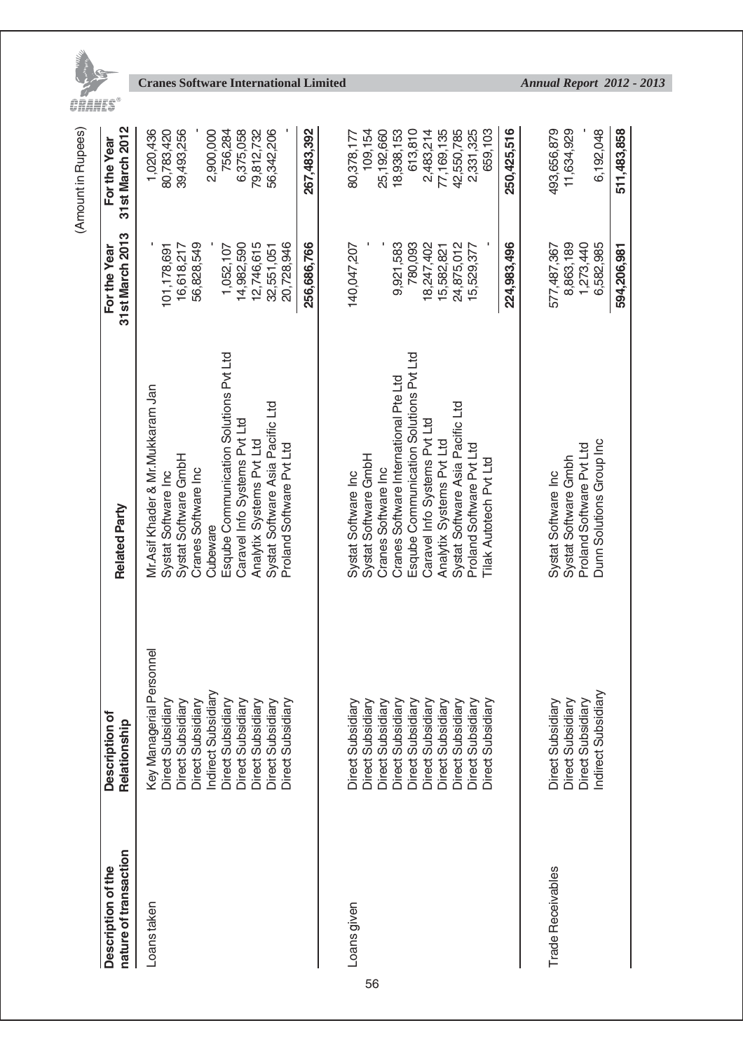(Amount in Rupees)

| Description of the nature of transaction | Description of Relationship | Related Party | For the Year 31st March 2013 | For the Year 31st March 2012 |
|---|---|---|---|---|
| Loans taken | Key Managerial Personnel | Mr.Asif Khader & Mr.Mukkaram Jan | - | 1,020,436 |
| | Direct Subsidiary | Systat Software Inc | 101,178,691 | 80,783,420 |
| | Direct Subsidiary | Systat Software GmbH | 16,618,217 | 39,493,256 |
| | Direct Subsidiary | Cranes Software Inc | 56,828,549 | - |
| | Indirect Subsidiary | Cubeware | - | 2,900,000 |
| | Direct Subsidiary | Esqube Communication Solutions Pvt Ltd | 1,052,107 | 756,284 |
| | Direct Subsidiary | Caravel Info Systems Pvt Ltd | 14,982,590 | 6,375,058 |
| | Direct Subsidiary | Analytix Systems Pvt Ltd | 12,746,615 | 79,812,732 |
| | Direct Subsidiary | Systat Software Asia Pacific Ltd | 32,551,051 | 56,342,206 |
| | Direct Subsidiary | Proland Software Pvt Ltd | 20,728,946 | - |
| | | | **256,686,766** | **267,483,392** |
| Loans given | Direct Subsidiary | Systat Software Inc | 140,047,207 | 80,378,177 |
| | Direct Subsidiary | Systat Software GmbH | - | 109,154 |
| | Direct Subsidiary | Cranes Software Inc | - | 25,192,660 |
| | Direct Subsidiary | Cranes Software International Pte Ltd | 9,921,583 | 18,938,153 |
| | Direct Subsidiary | Esqube Communication Solutions Pvt Ltd | 780,093 | 613,810 |
| | Direct Subsidiary | Caravel Info Systems Pvt Ltd | 18,247,402 | 2,483,214 |
| | Direct Subsidiary | Analytix Systems Pvt Ltd | 15,582,821 | 77,169,135 |
| | Direct Subsidiary | Systat Software Asia Pacific Ltd | 24,875,012 | 42,550,785 |
| | Direct Subsidiary | Proland Software Pvt Ltd | 15,529,377 | 2,331,325 |
| | Direct Subsidiary | Tilak Autotech Pvt Ltd | - | 659,103 |
| | | | **224,983,496** | **250,425,516** |
| Trade Receivables | Direct Subsidiary | Systat Software Inc | 577,487,367 | 493,656,879 |
| | Direct Subsidiary | Systat Software Gmbh | 8,863,189 | 11,634,929 |
| | Direct Subsidiary | Proland Software Pvt Ltd | 1,273,440 | - |
| | Indirect Subsidiary | Dunn Solutions Group Inc | 6,582,985 | 6,192,048 |
| | | | **594,206,981** | **511,483,858** |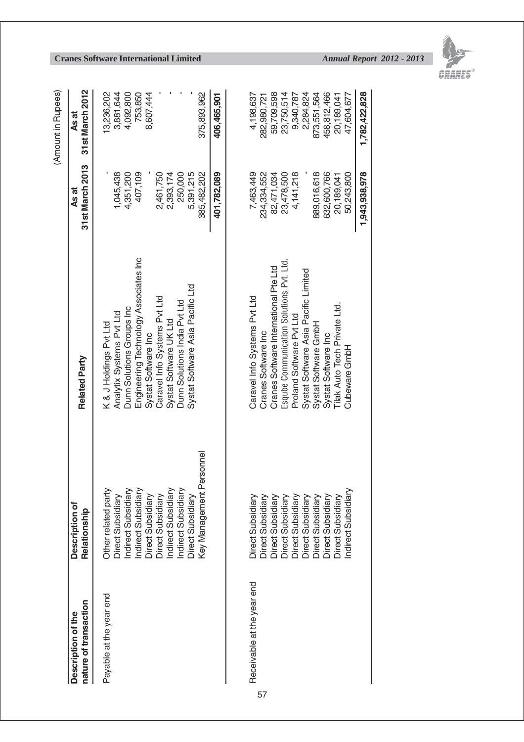(Amount in Rupees)

| Description of the nature of transaction | Description of Relationship | Related Party | As at 31st March 2013 | As at 31st March 2012 |
|---|---|---|---|---|
| Payable at the year end | Other related party | K & J Holdings Pvt Ltd | - | 13,236,202 |
| | Direct Subsidiary | Analytix Systems Pvt Ltd | 1,045,438 | 3,881,644 |
| | Indirect Subsidiary | Dunn Solutions Groups Inc | 4,351,200 | 4,092,800 |
| | Indirect Subsidiary | Engineering Technology Associates Inc | 407,109 | 753,850 |
| | Direct Subsidiary | Systat Software Inc | - | 8,607,444 |
| | Direct Subsidiary | Caravel Info Systems Pvt Ltd | 2,461,750 | - |
| | Indirect Subsidiary | Systat Software UK Ltd | 2,393,174 | - |
| | Indirect Subsidiary | Dunn Solutions India Pvt Ltd | 250,000 | - |
| | Direct Subsidiary | Systat Software Asia Pacific Ltd | 5,391,215 | - |
| | Key Management Personnel | | 385,482,202 | 375,893,962 |
| | | | **401,782,089** | **406,465,901** |
| Receivable at the year end | Direct Subsidiary | Caravel Info Systems Pvt Ltd | 7,463,449 | 4,198,637 |
| | Direct Subsidiary | Cranes Software Inc | 234,334,552 | 282,980,721 |
| | Direct Subsidiary | Cranes Software International Pte Ltd | 82,471,034 | 59,709,598 |
| | Direct Subsidiary | Esqube Communication Solutions Pvt. Ltd. | 23,478,500 | 23,750,514 |
| | Direct Subsidiary | Proland Software Pvt Ltd | 4,141,218 | 9,340,787 |
| | Direct Subsidiary | Systat Software Asia Pacific Limited | - | 2,284,824 |
| | Direct Subsidiary | Systat Software GmbH | 889,016,618 | 873,551,564 |
| | Direct Subsidiary | Systat Software Inc | 632,600,766 | 458,812,466 |
| | Direct Subsidiary | Tilak Auto Tech Private Ltd. | 20,189,041 | 20,189,041 |
| | Indirect Subsidiary | Cubeware GmbH | 50,243,800 | 47,604,677 |
| | | | **1,943,938,978** | **1,782,422,828** |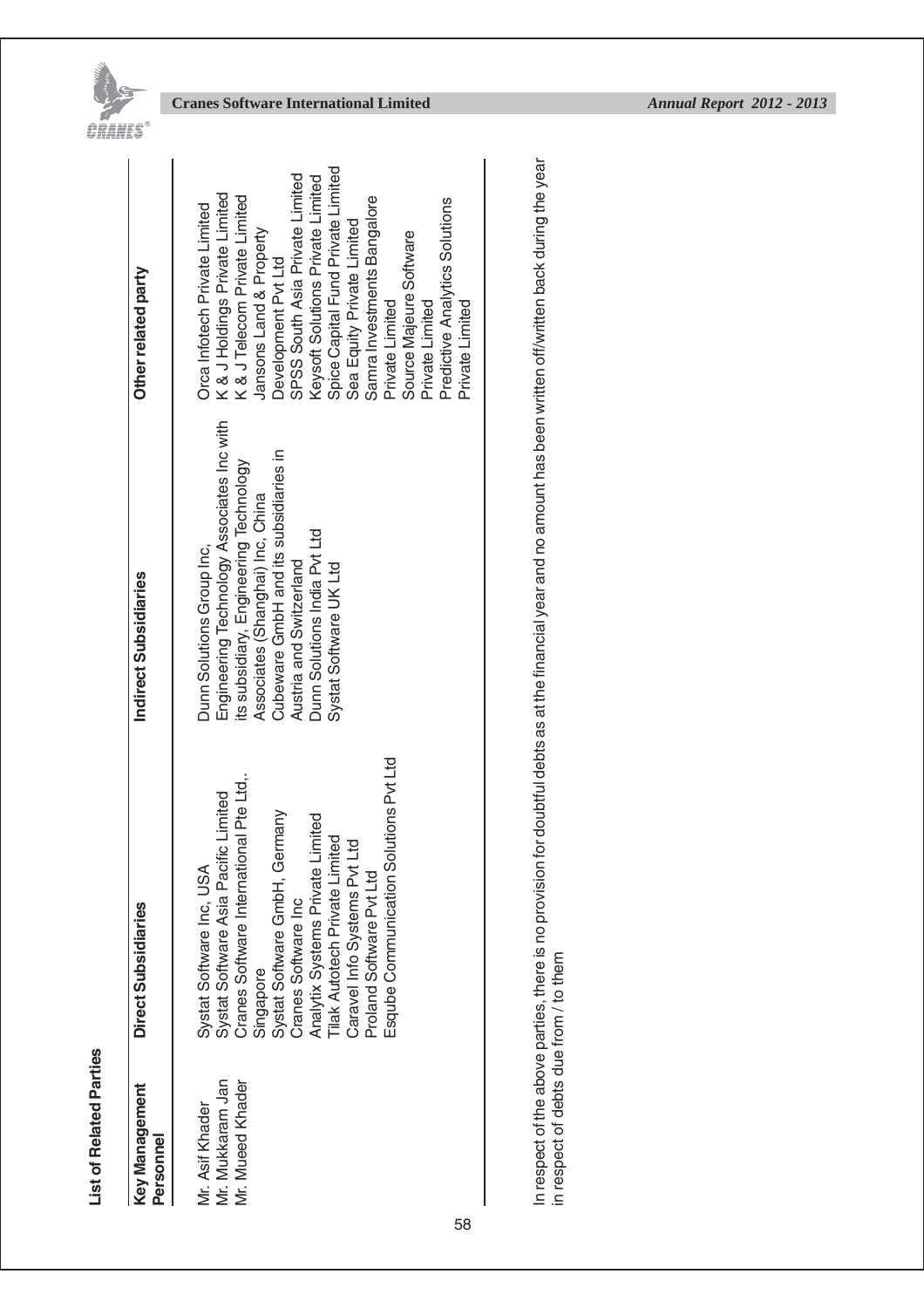**List of Related Parties**

| Key Management Personnel | Direct Subsidiaries | Indirect Subsidiaries | Other related party |
|---|---|---|---|
| Mr. Asif Khader<br>Mr. Mukkaram Jan<br>Mr. Mueed Khader | Systat Software Inc, USA<br>Systat Software Asia Pacific Limited<br>Cranes Software International Pte Ltd,, Singapore<br>Systat Software GmbH, Germany<br>Cranes Software Inc<br>Analytix Systems Private Limited<br>Tilak Autotech Private Limited<br>Caravel Info Systems Pvt Ltd<br>Proland Software Pvt Ltd<br>Esqube Communication Solutions Pvt Ltd | Dunn Solutions Group Inc,<br>Engineering Technology Associates Inc with its subsidiary, Engineering Technology Associates (Shanghai) Inc, China<br>Cubeware GmbH and its subsidiaries in Austria and Switzerland<br>Dunn Solutions India Pvt Ltd<br>Systat Software UK Ltd | Orca Infotech Private Limited<br>K & J Holdings Private Limited<br>K & J Telecom Private Limited<br>Jansons Land & Property Development Pvt Ltd<br>SPSS South Asia Private Limited<br>Keysoft Solutions Private Limited<br>Spice Capital Fund Private Limited<br>Sea Equity Private Limited<br>Samra Investments Bangalore Private Limited<br>Source Majeure Software Private Limited<br>Predictive Analytics Solutions Private Limited |

In respect of the above parties, there is no provision for doubtful debts as at the financial year and no amount has been written off/written back during the year in respect of debts due from / to them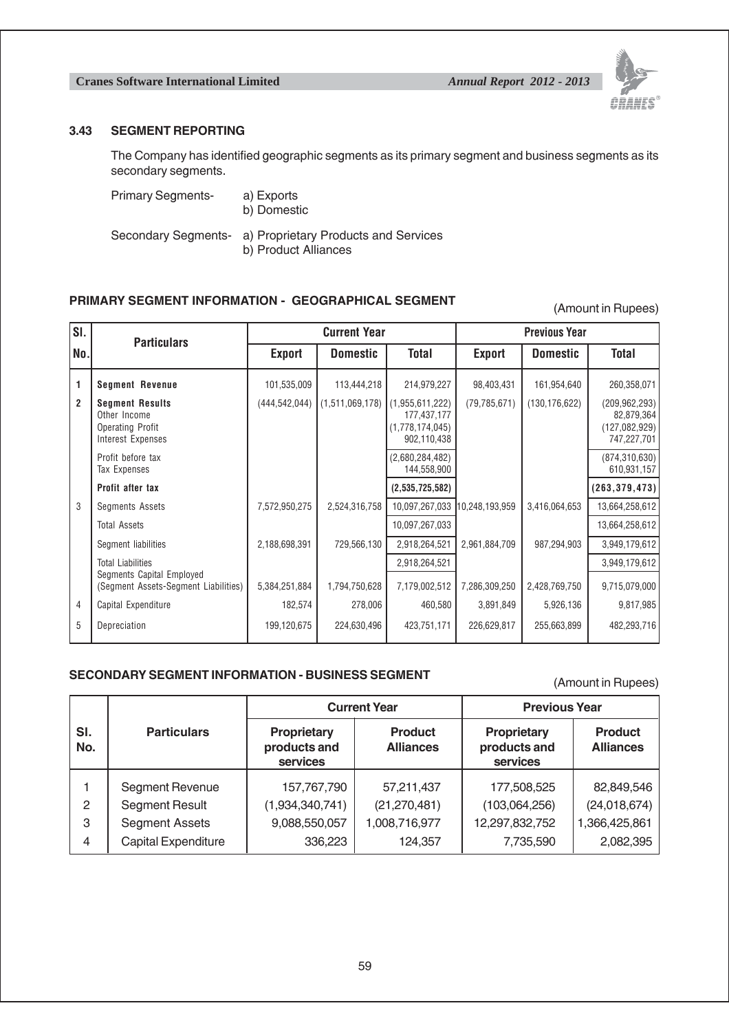### 3.43 SEGMENT REPORTING

The Company has identified geographic segments as its primary segment and business segments as its secondary segments.

Primary Segments- a) Exports
b) Domestic

Secondary Segments- a) Proprietary Products and Services
b) Product Alliances

**PRIMARY SEGMENT INFORMATION - GEOGRAPHICAL SEGMENT**

(Amount in Rupees)

| Sl. No. | Particulars | Current Year | | | Previous Year | | |
|---|---|---|---|---|---|---|---|
| | | Export | Domestic | Total | Export | Domestic | Total |
| 1 | **Segment Revenue** | 101,535,009 | 113,444,218 | 214,979,227 | 98,403,431 | 161,954,640 | 260,358,071 |
| 2 | **Segment Results** | (444,542,044) | (1,511,069,178) | (1,955,611,222) | (79,785,671) | (130,176,622) | (209,962,293) |
| | Other Income | | | 177,437,177 | | | 82,879,364 |
| | Operating Profit | | | (1,778,174,045) | | | (127,082,929) |
| | Interest Expenses | | | 902,110,438 | | | 747,227,701 |
| | Profit before tax | | | (2,680,284,482) | | | (874,310,630) |
| | Tax Expenses | | | 144,558,900 | | | 610,931,157 |
| | **Profit after tax** | | | **(2,535,725,582)** | | | **(263,379,473)** |
| 3 | Segments Assets | 7,572,950,275 | 2,524,316,758 | 10,097,267,033 | 10,248,193,959 | 3,416,064,653 | 13,664,258,612 |
| | Total Assets | | | 10,097,267,033 | | | 13,664,258,612 |
| | Segment liabilities | 2,188,698,391 | 729,566,130 | 2,918,264,521 | 2,961,884,709 | 987,294,903 | 3,949,179,612 |
| | Total Liabilities | | | 2,918,264,521 | | | 3,949,179,612 |
| | Segments Capital Employed (Segment Assets-Segment Liabilities) | 5,384,251,884 | 1,794,750,628 | 7,179,002,512 | 7,286,309,250 | 2,428,769,750 | 9,715,079,000 |
| 4 | Capital Expenditure | 182,574 | 278,006 | 460,580 | 3,891,849 | 5,926,136 | 9,817,985 |
| 5 | Depreciation | 199,120,675 | 224,630,496 | 423,751,171 | 226,629,817 | 255,663,899 | 482,293,716 |

**SECONDARY SEGMENT INFORMATION - BUSINESS SEGMENT**

(Amount in Rupees)

| Sl. No. | Particulars | Current Year | | Previous Year | |
|---|---|---|---|---|---|
| | | Proprietary products and services | Product Alliances | Proprietary products and services | Product Alliances |
| 1 | Segment Revenue | 157,767,790 | 57,211,437 | 177,508,525 | 82,849,546 |
| 2 | Segment Result | (1,934,340,741) | (21,270,481) | (103,064,256) | (24,018,674) |
| 3 | Segment Assets | 9,088,550,057 | 1,008,716,977 | 12,297,832,752 | 1,366,425,861 |
| 4 | Capital Expenditure | 336,223 | 124,357 | 7,735,590 | 2,082,395 |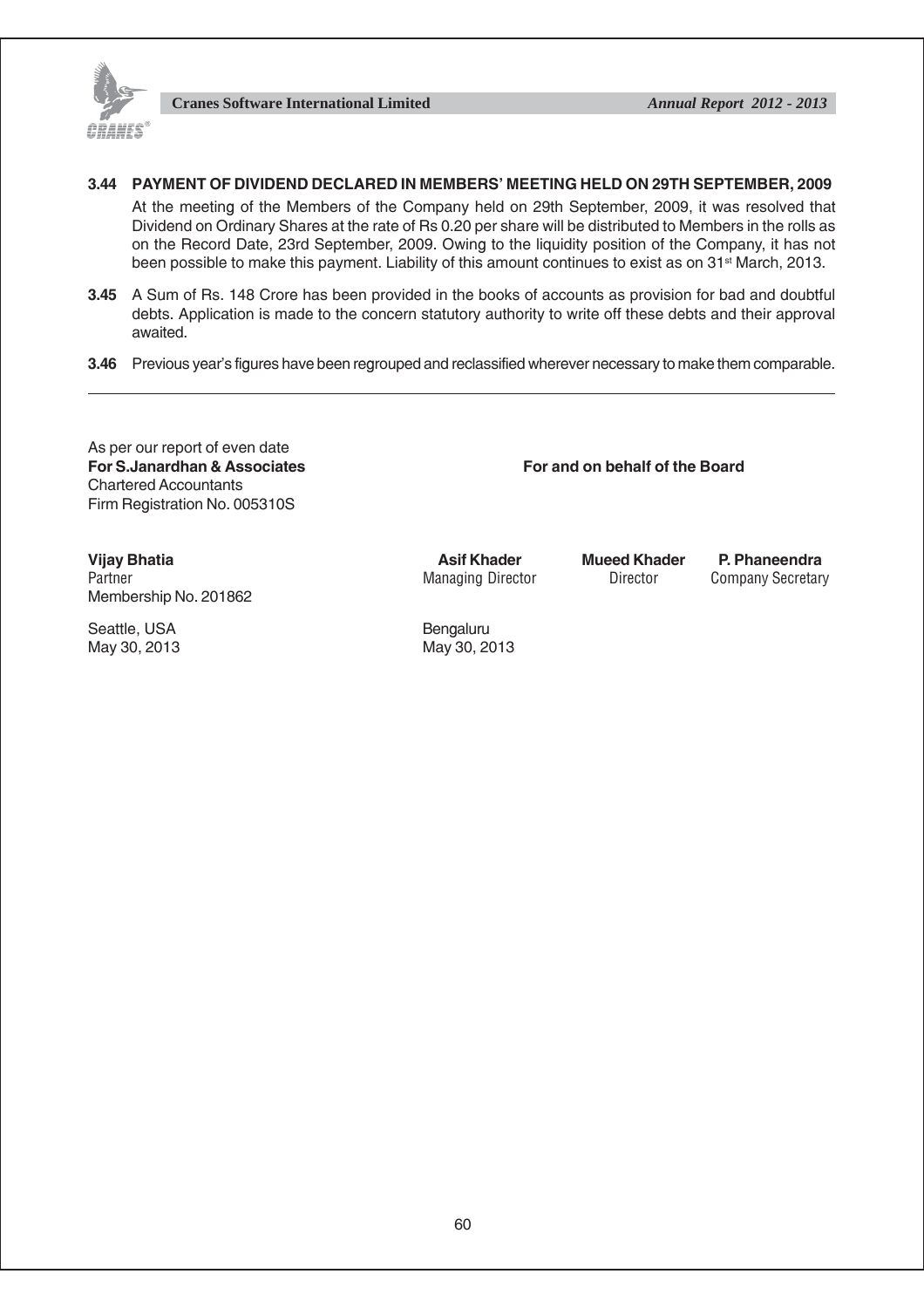**3.44 PAYMENT OF DIVIDEND DECLARED IN MEMBERS' MEETING HELD ON 29TH SEPTEMBER, 2009**

At the meeting of the Members of the Company held on 29th September, 2009, it was resolved that Dividend on Ordinary Shares at the rate of Rs 0.20 per share will be distributed to Members in the rolls as on the Record Date, 23rd September, 2009. Owing to the liquidity position of the Company, it has not been possible to make this payment. Liability of this amount continues to exist as on 31st March, 2013.

**3.45** A Sum of Rs. 148 Crore has been provided in the books of accounts as provision for bad and doubtful debts. Application is made to the concern statutory authority to write off these debts and their approval awaited.

**3.46** Previous year's figures have been regrouped and reclassified wherever necessary to make them comparable.

---

As per our report of even date
**For S.Janardhan & Associates**
Chartered Accountants
Firm Registration No. 005310S

**Vijay Bhatia**
Partner
Membership No. 201862

Seattle, USA
May 30, 2013

**For and on behalf of the Board**

| **Asif Khader** | **Mueed Khader** | **P. Phaneendra** |
|---|---|---|
| Managing Director | Director | Company Secretary |

Bengaluru
May 30, 2013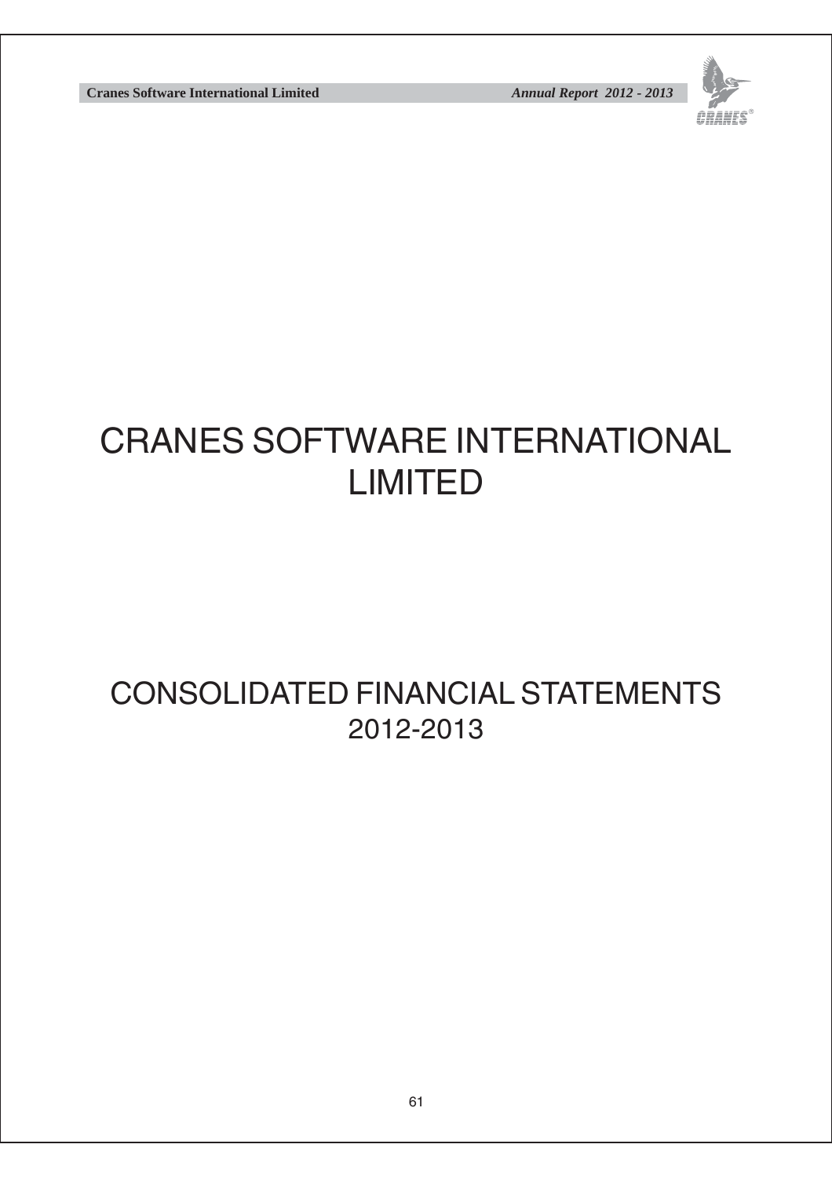# CRANES SOFTWARE INTERNATIONAL LIMITED

## CONSOLIDATED FINANCIAL STATEMENTS 2012-2013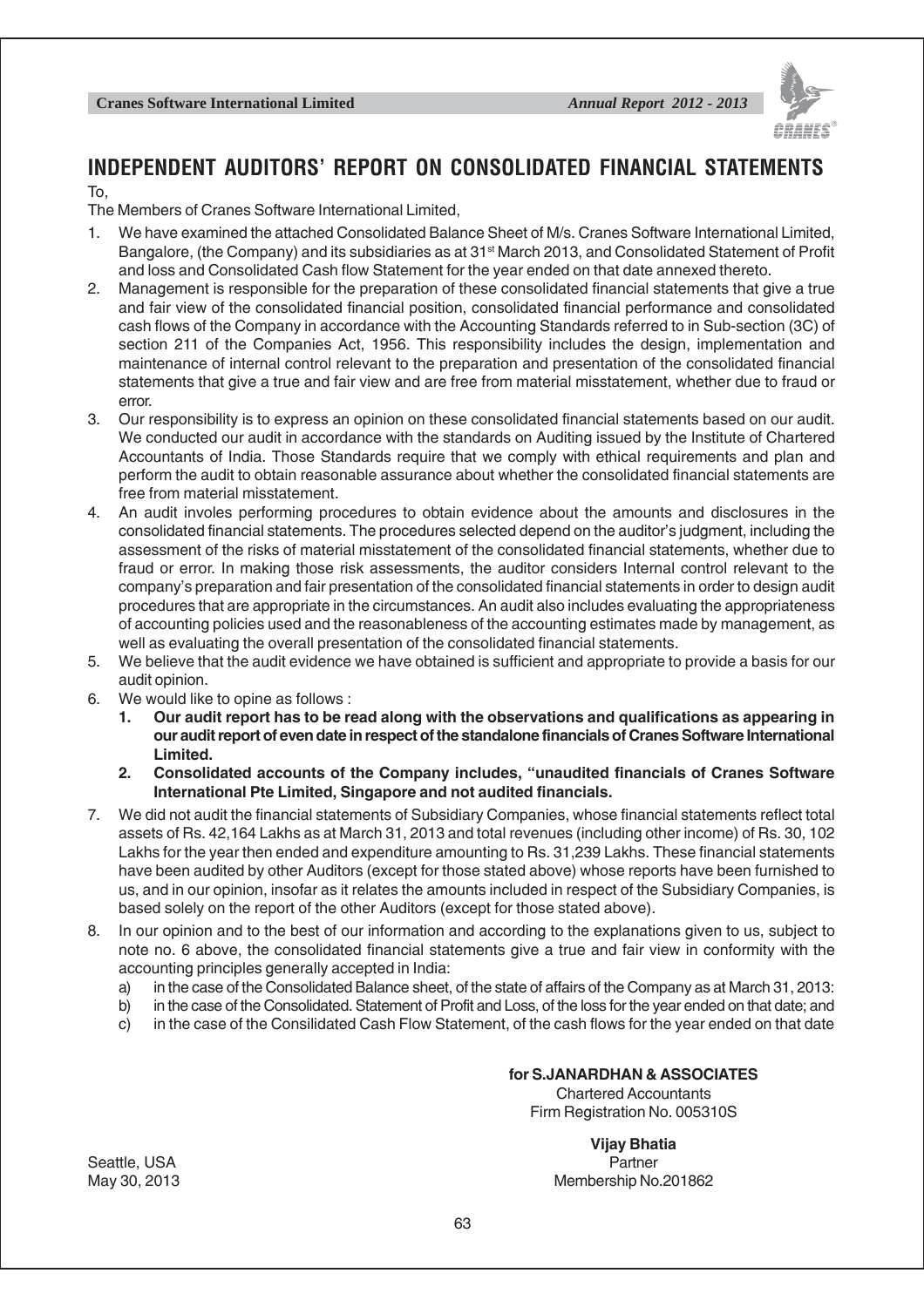# INDEPENDENT AUDITORS' REPORT ON CONSOLIDATED FINANCIAL STATEMENTS

To,

The Members of Cranes Software International Limited,

1. We have examined the attached Consolidated Balance Sheet of M/s. Cranes Software International Limited, Bangalore, (the Company) and its subsidiaries as at 31st March 2013, and Consolidated Statement of Profit and loss and Consolidated Cash flow Statement for the year ended on that date annexed thereto.
2. Management is responsible for the preparation of these consolidated financial statements that give a true and fair view of the consolidated financial position, consolidated financial performance and consolidated cash flows of the Company in accordance with the Accounting Standards referred to in Sub-section (3C) of section 211 of the Companies Act, 1956. This responsibility includes the design, implementation and maintenance of internal control relevant to the preparation and presentation of the consolidated financial statements that give a true and fair view and are free from material misstatement, whether due to fraud or error.
3. Our responsibility is to express an opinion on these consolidated financial statements based on our audit. We conducted our audit in accordance with the standards on Auditing issued by the Institute of Chartered Accountants of India. Those Standards require that we comply with ethical requirements and plan and perform the audit to obtain reasonable assurance about whether the consolidated financial statements are free from material misstatement.
4. An audit involes performing procedures to obtain evidence about the amounts and disclosures in the consolidated financial statements. The procedures selected depend on the auditor's judgment, including the assessment of the risks of material misstatement of the consolidated financial statements, whether due to fraud or error. In making those risk assessments, the auditor considers Internal control relevant to the company's preparation and fair presentation of the consolidated financial statements in order to design audit procedures that are appropriate in the circumstances. An audit also includes evaluating the appropriateness of accounting policies used and the reasonableness of the accounting estimates made by management, as well as evaluating the overall presentation of the consolidated financial statements.
5. We believe that the audit evidence we have obtained is sufficient and appropriate to provide a basis for our audit opinion.
6. We would like to opine as follows :
   1. **Our audit report has to be read along with the observations and qualifications as appearing in our audit report of even date in respect of the standalone financials of Cranes Software International Limited.**
   2. **Consolidated accounts of the Company includes, "unaudited financials of Cranes Software International Pte Limited, Singapore and not audited financials.**
7. We did not audit the financial statements of Subsidiary Companies, whose financial statements reflect total assets of Rs. 42,164 Lakhs as at March 31, 2013 and total revenues (including other income) of Rs. 30, 102 Lakhs for the year then ended and expenditure amounting to Rs. 31,239 Lakhs. These financial statements have been audited by other Auditors (except for those stated above) whose reports have been furnished to us, and in our opinion, insofar as it relates the amounts included in respect of the Subsidiary Companies, is based solely on the report of the other Auditors (except for those stated above).
8. In our opinion and to the best of our information and according to the explanations given to us, subject to note no. 6 above, the consolidated financial statements give a true and fair view in conformity with the accounting principles generally accepted in India:
   a) in the case of the Consolidated Balance sheet, of the state of affairs of the Company as at March 31, 2013:
   b) in the case of the Consolidated. Statement of Profit and Loss, of the loss for the year ended on that date; and
   c) in the case of the Consilidated Cash Flow Statement, of the cash flows for the year ended on that date

**for S.JANARDHAN & ASSOCIATES**
Chartered Accountants
Firm Registration No. 005310S

**Vijay Bhatia**
Partner
Membership No.201862

Seattle, USA
May 30, 2013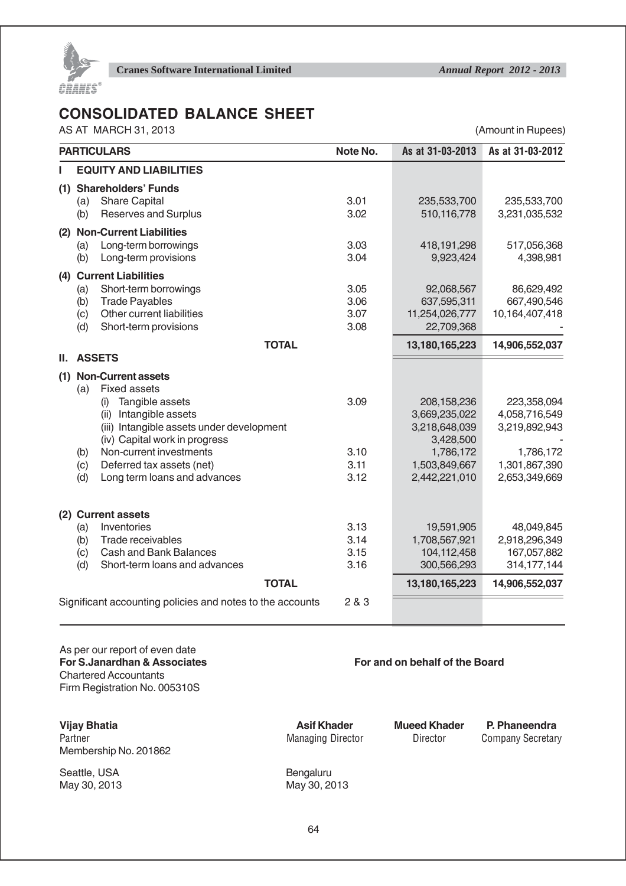# CONSOLIDATED BALANCE SHEET

AS AT MARCH 31, 2013

(Amount in Rupees)

| PARTICULARS | Note No. | As at 31-03-2013 | As at 31-03-2012 |
|---|---|---|---|
| **I EQUITY AND LIABILITIES** | | | |
| **(1) Shareholders' Funds** | | | |
| (a) Share Capital | 3.01 | 235,533,700 | 235,533,700 |
| (b) Reserves and Surplus | 3.02 | 510,116,778 | 3,231,035,532 |
| **(2) Non-Current Liabilities** | | | |
| (a) Long-term borrowings | 3.03 | 418,191,298 | 517,056,368 |
| (b) Long-term provisions | 3.04 | 9,923,424 | 4,398,981 |
| **(4) Current Liabilities** | | | |
| (a) Short-term borrowings | 3.05 | 92,068,567 | 86,629,492 |
| (b) Trade Payables | 3.06 | 637,595,311 | 667,490,546 |
| (c) Other current liabilities | 3.07 | 11,254,026,777 | 10,164,407,418 |
| (d) Short-term provisions | 3.08 | 22,709,368 | - |
| **TOTAL** | | **13,180,165,223** | **14,906,552,037** |
| **II. ASSETS** | | | |
| **(1) Non-Current assets** | | | |
| (a) Fixed assets | | | |
| (i) Tangible assets | 3.09 | 208,158,236 | 223,358,094 |
| (ii) Intangible assets | | 3,669,235,022 | 4,058,716,549 |
| (iii) Intangible assets under development | | 3,218,648,039 | 3,219,892,943 |
| (iv) Capital work in progress | | 3,428,500 | - |
| (b) Non-current investments | 3.10 | 1,786,172 | 1,786,172 |
| (c) Deferred tax assets (net) | 3.11 | 1,503,849,667 | 1,301,867,390 |
| (d) Long term loans and advances | 3.12 | 2,442,221,010 | 2,653,349,669 |
| **(2) Current assets** | | | |
| (a) Inventories | 3.13 | 19,591,905 | 48,049,845 |
| (b) Trade receivables | 3.14 | 1,708,567,921 | 2,918,296,349 |
| (c) Cash and Bank Balances | 3.15 | 104,112,458 | 167,057,882 |
| (d) Short-term loans and advances | 3.16 | 300,566,293 | 314,177,144 |
| **TOTAL** | | **13,180,165,223** | **14,906,552,037** |
| Significant accounting policies and notes to the accounts | 2 & 3 | | |

As per our report of even date
**For S.Janardhan & Associates**
Chartered Accountants
Firm Registration No. 005310S

**For and on behalf of the Board**

**Vijay Bhatia**
Partner
Membership No. 201862

Seattle, USA
May 30, 2013

**Asif Khader**
Managing Director

**Mueed Khader**
Director

**P. Phaneendra**
Company Secretary

Bengaluru
May 30, 2013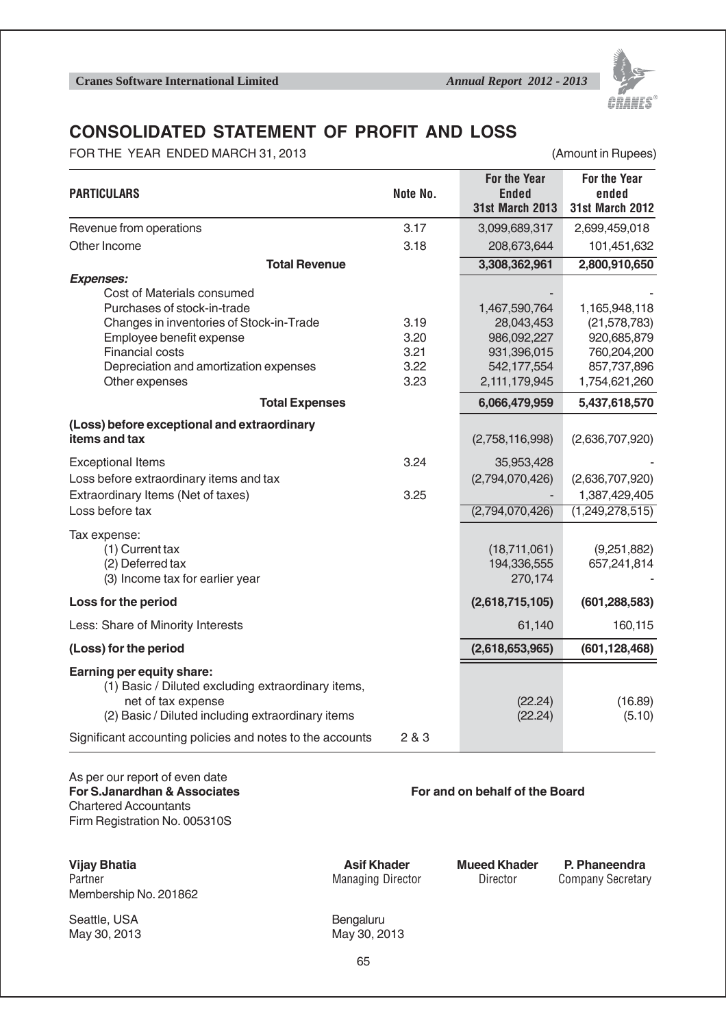# CONSOLIDATED STATEMENT OF PROFIT AND LOSS

FOR THE YEAR ENDED MARCH 31, 2013 (Amount in Rupees)

| PARTICULARS | Note No. | For the Year Ended 31st March 2013 | For the Year ended 31st March 2012 |
|---|---|---|---|
| Revenue from operations | 3.17 | 3,099,689,317 | 2,699,459,018 |
| Other Income | 3.18 | 208,673,644 | 101,451,632 |
| **Total Revenue** | | **3,308,362,961** | **2,800,910,650** |
| ***Expenses:*** | | | |
| Cost of Materials consumed | | - | - |
| Purchases of stock-in-trade | | 1,467,590,764 | 1,165,948,118 |
| Changes in inventories of Stock-in-Trade | 3.19 | 28,043,453 | (21,578,783) |
| Employee benefit expense | 3.20 | 986,092,227 | 920,685,879 |
| Financial costs | 3.21 | 931,396,015 | 760,204,200 |
| Depreciation and amortization expenses | 3.22 | 542,177,554 | 857,737,896 |
| Other expenses | 3.23 | 2,111,179,945 | 1,754,621,260 |
| **Total Expenses** | | **6,066,479,959** | **5,437,618,570** |
| **(Loss) before exceptional and extraordinary items and tax** | | (2,758,116,998) | (2,636,707,920) |
| Exceptional Items | 3.24 | 35,953,428 | - |
| Loss before extraordinary items and tax | | (2,794,070,426) | (2,636,707,920) |
| Extraordinary Items (Net of taxes) | 3.25 | - | 1,387,429,405 |
| Loss before tax | | (2,794,070,426) | (1,249,278,515) |
| Tax expense: | | | |
| (1) Current tax | | (18,711,061) | (9,251,882) |
| (2) Deferred tax | | 194,336,555 | 657,241,814 |
| (3) Income tax for earlier year | | 270,174 | - |
| **Loss for the period** | | **(2,618,715,105)** | **(601,288,583)** |
| Less: Share of Minority Interests | | 61,140 | 160,115 |
| **(Loss) for the period** | | **(2,618,653,965)** | **(601,128,468)** |
| **Earning per equity share:** | | | |
| (1) Basic / Diluted excluding extraordinary items, net of tax expense | | (22.24) | (16.89) |
| (2) Basic / Diluted including extraordinary items | | (22.24) | (5.10) |
| Significant accounting policies and notes to the accounts | 2 & 3 | | |

As per our report of even date
**For S.Janardhan & Associates**
Chartered Accountants
Firm Registration No. 005310S

**For and on behalf of the Board**

**Vijay Bhatia**
Partner
Membership No. 201862

**Asif Khader**
Managing Director

**Mueed Khader**
Director

**P. Phaneendra**
Company Secretary

Seattle, USA
May 30, 2013

Bengaluru
May 30, 2013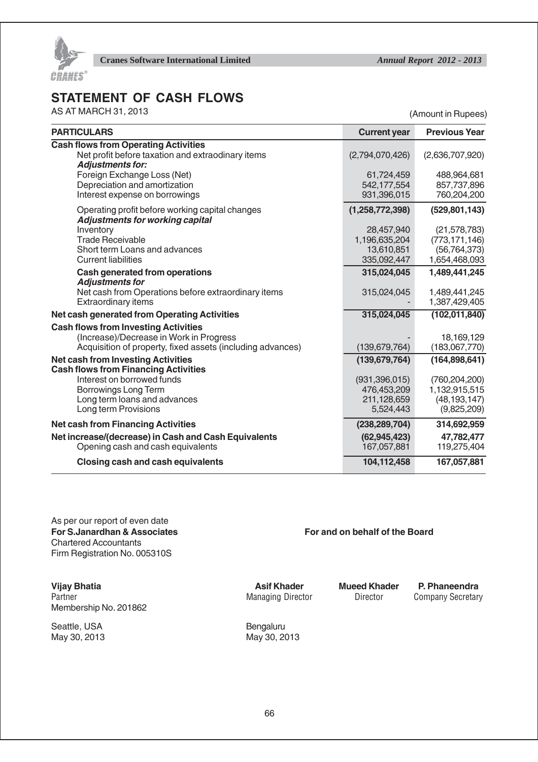# STATEMENT OF CASH FLOWS

AS AT MARCH 31, 2013

(Amount in Rupees)

| PARTICULARS | Current year | Previous Year |
|---|---|---|
| **Cash flows from Operating Activities** | | |
| Net profit before taxation and extraodinary items | (2,794,070,426) | (2,636,707,920) |
| ***Adjustments for:*** | | |
| Foreign Exchange Loss (Net) | 61,724,459 | 488,964,681 |
| Depreciation and amortization | 542,177,554 | 857,737,896 |
| Interest expense on borrowings | 931,396,015 | 760,204,200 |
| Operating profit before working capital changes | **(1,258,772,398)** | **(529,801,143)** |
| ***Adjustments for working capital*** | | |
| Inventory | 28,457,940 | (21,578,783) |
| Trade Receivable | 1,196,635,204 | (773,171,146) |
| Short term Loans and advances | 13,610,851 | (56,764,373) |
| Current liabilities | 335,092,447 | 1,654,468,093 |
| **Cash generated from operations** | **315,024,045** | **1,489,441,245** |
| ***Adjustments for*** | | |
| Net cash from Operations before extraordinary items | 315,024,045 | 1,489,441,245 |
| Extraordinary items | - | 1,387,429,405 |
| **Net cash generated from Operating Activities** | **315,024,045** | **(102,011,840)** |
| **Cash flows from Investing Activities** | | |
| (Increase)/Decrease in Work in Progress | - | 18,169,129 |
| Acquisition of property, fixed assets (including advances) | (139,679,764) | (183,067,770) |
| **Net cash from Investing Activities** | **(139,679,764)** | **(164,898,641)** |
| **Cash flows from Financing Activities** | | |
| Interest on borrowed funds | (931,396,015) | (760,204,200) |
| Borrowings Long Term | 476,453,209 | 1,132,915,515 |
| Long term loans and advances | 211,128,659 | (48,193,147) |
| Long term Provisions | 5,524,443 | (9,825,209) |
| **Net cash from Financing Activities** | **(238,289,704)** | **314,692,959** |
| **Net increase/(decrease) in Cash and Cash Equivalents** | **(62,945,423)** | **47,782,477** |
| Opening cash and cash equivalents | 167,057,881 | 119,275,404 |
| **Closing cash and cash equivalents** | **104,112,458** | **167,057,881** |

As per our report of even date
**For S.Janardhan & Associates**
Chartered Accountants
Firm Registration No. 005310S

**For and on behalf of the Board**

**Vijay Bhatia**
Partner
Membership No. 201862

**Asif Khader**
Managing Director

**Mueed Khader**
Director

**P. Phaneendra**
Company Secretary

Seattle, USA
May 30, 2013

Bengaluru
May 30, 2013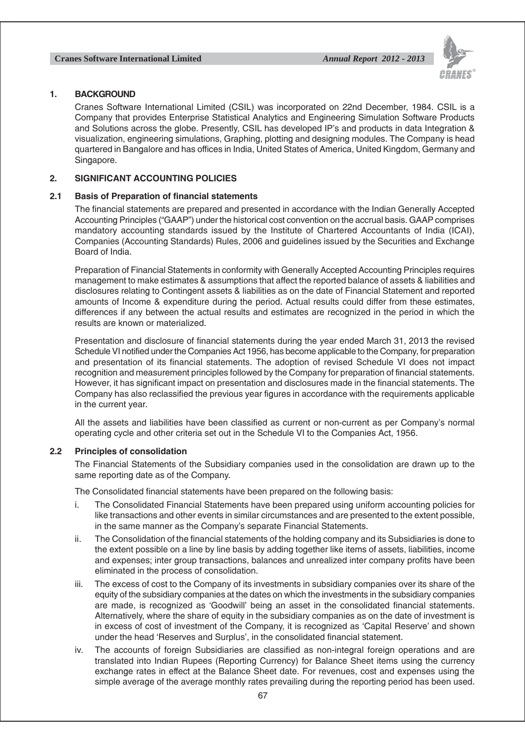## 1. BACKGROUND

Cranes Software International Limited (CSIL) was incorporated on 22nd December, 1984. CSIL is a Company that provides Enterprise Statistical Analytics and Engineering Simulation Software Products and Solutions across the globe. Presently, CSIL has developed IP's and products in data Integration & visualization, engineering simulations, Graphing, plotting and designing modules. The Company is head quartered in Bangalore and has offices in India, United States of America, United Kingdom, Germany and Singapore.

## 2. SIGNIFICANT ACCOUNTING POLICIES

### 2.1 Basis of Preparation of financial statements

The financial statements are prepared and presented in accordance with the Indian Generally Accepted Accounting Principles ("GAAP") under the historical cost convention on the accrual basis. GAAP comprises mandatory accounting standards issued by the Institute of Chartered Accountants of India (ICAI), Companies (Accounting Standards) Rules, 2006 and guidelines issued by the Securities and Exchange Board of India.

Preparation of Financial Statements in conformity with Generally Accepted Accounting Principles requires management to make estimates & assumptions that affect the reported balance of assets & liabilities and disclosures relating to Contingent assets & liabilities as on the date of Financial Statement and reported amounts of Income & expenditure during the period. Actual results could differ from these estimates, differences if any between the actual results and estimates are recognized in the period in which the results are known or materialized.

Presentation and disclosure of financial statements during the year ended March 31, 2013 the revised Schedule VI notified under the Companies Act 1956, has become applicable to the Company, for preparation and presentation of its financial statements. The adoption of revised Schedule VI does not impact recognition and measurement principles followed by the Company for preparation of financial statements. However, it has significant impact on presentation and disclosures made in the financial statements. The Company has also reclassified the previous year figures in accordance with the requirements applicable in the current year.

All the assets and liabilities have been classified as current or non-current as per Company's normal operating cycle and other criteria set out in the Schedule VI to the Companies Act, 1956.

### 2.2 Principles of consolidation

The Financial Statements of the Subsidiary companies used in the consolidation are drawn up to the same reporting date as of the Company.

The Consolidated financial statements have been prepared on the following basis:

i. The Consolidated Financial Statements have been prepared using uniform accounting policies for like transactions and other events in similar circumstances and are presented to the extent possible, in the same manner as the Company's separate Financial Statements.

ii. The Consolidation of the financial statements of the holding company and its Subsidiaries is done to the extent possible on a line by line basis by adding together like items of assets, liabilities, income and expenses; inter group transactions, balances and unrealized inter company profits have been eliminated in the process of consolidation.

iii. The excess of cost to the Company of its investments in subsidiary companies over its share of the equity of the subsidiary companies at the dates on which the investments in the subsidiary companies are made, is recognized as 'Goodwill' being an asset in the consolidated financial statements. Alternatively, where the share of equity in the subsidiary companies as on the date of investment is in excess of cost of investment of the Company, it is recognized as 'Capital Reserve' and shown under the head 'Reserves and Surplus', in the consolidated financial statement.

iv. The accounts of foreign Subsidiaries are classified as non-integral foreign operations and are translated into Indian Rupees (Reporting Currency) for Balance Sheet items using the currency exchange rates in effect at the Balance Sheet date. For revenues, cost and expenses using the simple average of the average monthly rates prevailing during the reporting period has been used.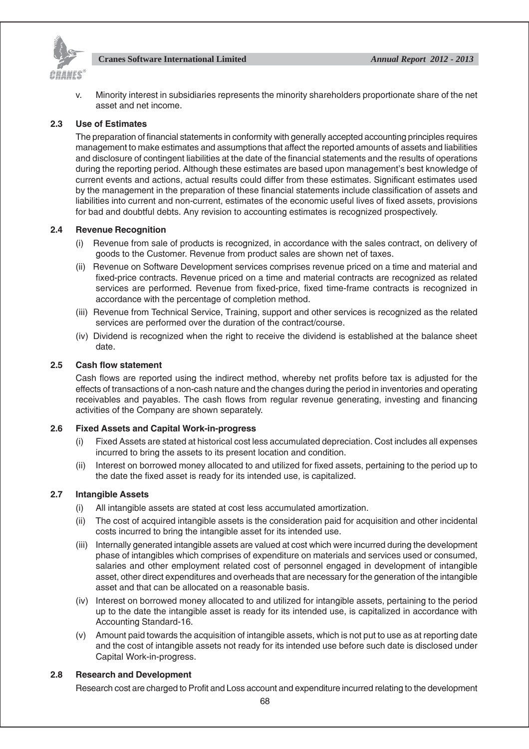v. Minority interest in subsidiaries represents the minority shareholders proportionate share of the net asset and net income.

### 2.3 Use of Estimates

The preparation of financial statements in conformity with generally accepted accounting principles requires management to make estimates and assumptions that affect the reported amounts of assets and liabilities and disclosure of contingent liabilities at the date of the financial statements and the results of operations during the reporting period. Although these estimates are based upon management's best knowledge of current events and actions, actual results could differ from these estimates. Significant estimates used by the management in the preparation of these financial statements include classification of assets and liabilities into current and non-current, estimates of the economic useful lives of fixed assets, provisions for bad and doubtful debts. Any revision to accounting estimates is recognized prospectively.

### 2.4 Revenue Recognition

(i) Revenue from sale of products is recognized, in accordance with the sales contract, on delivery of goods to the Customer. Revenue from product sales are shown net of taxes.

(ii) Revenue on Software Development services comprises revenue priced on a time and material and fixed-price contracts. Revenue priced on a time and material contracts are recognized as related services are performed. Revenue from fixed-price, fixed time-frame contracts is recognized in accordance with the percentage of completion method.

(iii) Revenue from Technical Service, Training, support and other services is recognized as the related services are performed over the duration of the contract/course.

(iv) Dividend is recognized when the right to receive the dividend is established at the balance sheet date.

### 2.5 Cash flow statement

Cash flows are reported using the indirect method, whereby net profits before tax is adjusted for the effects of transactions of a non-cash nature and the changes during the period in inventories and operating receivables and payables. The cash flows from regular revenue generating, investing and financing activities of the Company are shown separately.

### 2.6 Fixed Assets and Capital Work-in-progress

(i) Fixed Assets are stated at historical cost less accumulated depreciation. Cost includes all expenses incurred to bring the assets to its present location and condition.

(ii) Interest on borrowed money allocated to and utilized for fixed assets, pertaining to the period up to the date the fixed asset is ready for its intended use, is capitalized.

### 2.7 Intangible Assets

(i) All intangible assets are stated at cost less accumulated amortization.

(ii) The cost of acquired intangible assets is the consideration paid for acquisition and other incidental costs incurred to bring the intangible asset for its intended use.

(iii) Internally generated intangible assets are valued at cost which were incurred during the development phase of intangibles which comprises of expenditure on materials and services used or consumed, salaries and other employment related cost of personnel engaged in development of intangible asset, other direct expenditures and overheads that are necessary for the generation of the intangible asset and that can be allocated on a reasonable basis.

(iv) Interest on borrowed money allocated to and utilized for intangible assets, pertaining to the period up to the date the intangible asset is ready for its intended use, is capitalized in accordance with Accounting Standard-16.

(v) Amount paid towards the acquisition of intangible assets, which is not put to use as at reporting date and the cost of intangible assets not ready for its intended use before such date is disclosed under Capital Work-in-progress.

### 2.8 Research and Development

Research cost are charged to Profit and Loss account and expenditure incurred relating to the development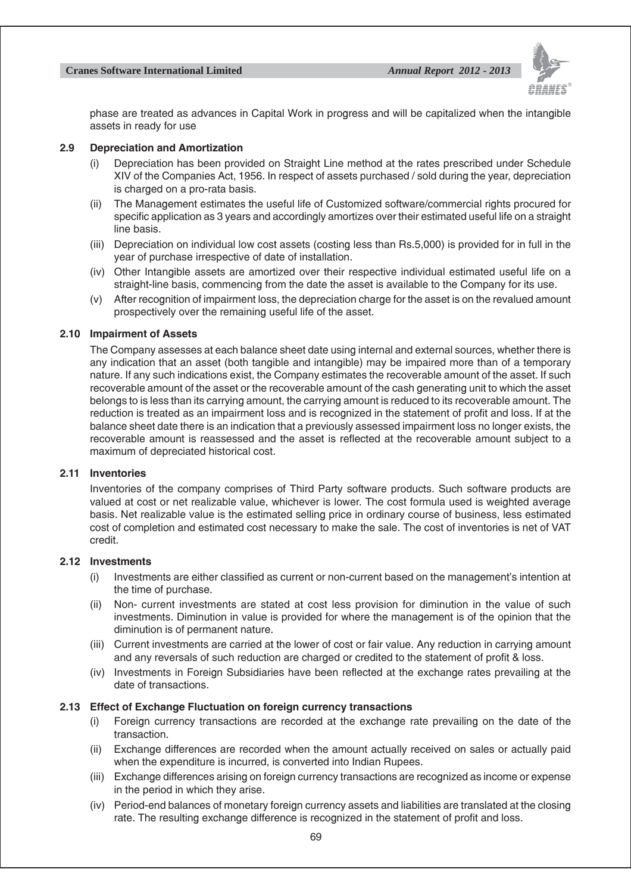phase are treated as advances in Capital Work in progress and will be capitalized when the intangible assets in ready for use

### 2.9 Depreciation and Amortization

(i) Depreciation has been provided on Straight Line method at the rates prescribed under Schedule XIV of the Companies Act, 1956. In respect of assets purchased / sold during the year, depreciation is charged on a pro-rata basis.

(ii) The Management estimates the useful life of Customized software/commercial rights procured for specific application as 3 years and accordingly amortizes over their estimated useful life on a straight line basis.

(iii) Depreciation on individual low cost assets (costing less than Rs.5,000) is provided for in full in the year of purchase irrespective of date of installation.

(iv) Other Intangible assets are amortized over their respective individual estimated useful life on a straight-line basis, commencing from the date the asset is available to the Company for its use.

(v) After recognition of impairment loss, the depreciation charge for the asset is on the revalued amount prospectively over the remaining useful life of the asset.

### 2.10 Impairment of Assets

The Company assesses at each balance sheet date using internal and external sources, whether there is any indication that an asset (both tangible and intangible) may be impaired more than of a temporary nature. If any such indications exist, the Company estimates the recoverable amount of the asset. If such recoverable amount of the asset or the recoverable amount of the cash generating unit to which the asset belongs to is less than its carrying amount, the carrying amount is reduced to its recoverable amount. The reduction is treated as an impairment loss and is recognized in the statement of profit and loss. If at the balance sheet date there is an indication that a previously assessed impairment loss no longer exists, the recoverable amount is reassessed and the asset is reflected at the recoverable amount subject to a maximum of depreciated historical cost.

### 2.11 Inventories

Inventories of the company comprises of Third Party software products. Such software products are valued at cost or net realizable value, whichever is lower. The cost formula used is weighted average basis. Net realizable value is the estimated selling price in ordinary course of business, less estimated cost of completion and estimated cost necessary to make the sale. The cost of inventories is net of VAT credit.

### 2.12 Investments

(i) Investments are either classified as current or non-current based on the management's intention at the time of purchase.

(ii) Non- current investments are stated at cost less provision for diminution in the value of such investments. Diminution in value is provided for where the management is of the opinion that the diminution is of permanent nature.

(iii) Current investments are carried at the lower of cost or fair value. Any reduction in carrying amount and any reversals of such reduction are charged or credited to the statement of profit & loss.

(iv) Investments in Foreign Subsidiaries have been reflected at the exchange rates prevailing at the date of transactions.

### 2.13 Effect of Exchange Fluctuation on foreign currency transactions

(i) Foreign currency transactions are recorded at the exchange rate prevailing on the date of the transaction.

(ii) Exchange differences are recorded when the amount actually received on sales or actually paid when the expenditure is incurred, is converted into Indian Rupees.

(iii) Exchange differences arising on foreign currency transactions are recognized as income or expense in the period in which they arise.

(iv) Period-end balances of monetary foreign currency assets and liabilities are translated at the closing rate. The resulting exchange difference is recognized in the statement of profit and loss.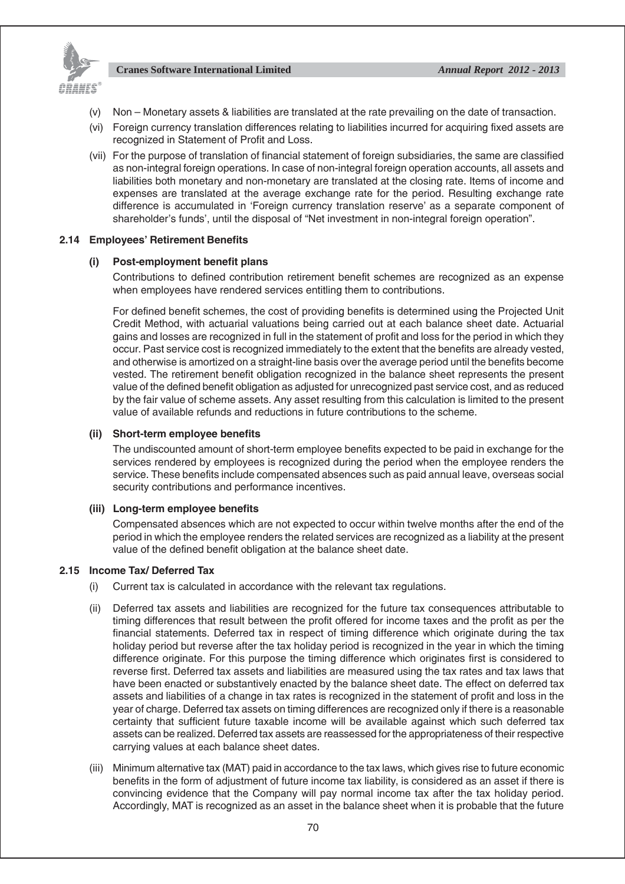(v) Non – Monetary assets & liabilities are translated at the rate prevailing on the date of transaction.

(vi) Foreign currency translation differences relating to liabilities incurred for acquiring fixed assets are recognized in Statement of Profit and Loss.

(vii) For the purpose of translation of financial statement of foreign subsidiaries, the same are classified as non-integral foreign operations. In case of non-integral foreign operation accounts, all assets and liabilities both monetary and non-monetary are translated at the closing rate. Items of income and expenses are translated at the average exchange rate for the period. Resulting exchange rate difference is accumulated in 'Foreign currency translation reserve' as a separate component of shareholder's funds', until the disposal of "Net investment in non-integral foreign operation".

### 2.14 Employees' Retirement Benefits

#### (i) Post-employment benefit plans

Contributions to defined contribution retirement benefit schemes are recognized as an expense when employees have rendered services entitling them to contributions.

For defined benefit schemes, the cost of providing benefits is determined using the Projected Unit Credit Method, with actuarial valuations being carried out at each balance sheet date. Actuarial gains and losses are recognized in full in the statement of profit and loss for the period in which they occur. Past service cost is recognized immediately to the extent that the benefits are already vested, and otherwise is amortized on a straight-line basis over the average period until the benefits become vested. The retirement benefit obligation recognized in the balance sheet represents the present value of the defined benefit obligation as adjusted for unrecognized past service cost, and as reduced by the fair value of scheme assets. Any asset resulting from this calculation is limited to the present value of available refunds and reductions in future contributions to the scheme.

#### (ii) Short-term employee benefits

The undiscounted amount of short-term employee benefits expected to be paid in exchange for the services rendered by employees is recognized during the period when the employee renders the service. These benefits include compensated absences such as paid annual leave, overseas social security contributions and performance incentives.

#### (iii) Long-term employee benefits

Compensated absences which are not expected to occur within twelve months after the end of the period in which the employee renders the related services are recognized as a liability at the present value of the defined benefit obligation at the balance sheet date.

### 2.15 Income Tax/ Deferred Tax

(i) Current tax is calculated in accordance with the relevant tax regulations.

(ii) Deferred tax assets and liabilities are recognized for the future tax consequences attributable to timing differences that result between the profit offered for income taxes and the profit as per the financial statements. Deferred tax in respect of timing difference which originate during the tax holiday period but reverse after the tax holiday period is recognized in the year in which the timing difference originate. For this purpose the timing difference which originates first is considered to reverse first. Deferred tax assets and liabilities are measured using the tax rates and tax laws that have been enacted or substantively enacted by the balance sheet date. The effect on deferred tax assets and liabilities of a change in tax rates is recognized in the statement of profit and loss in the year of charge. Deferred tax assets on timing differences are recognized only if there is a reasonable certainty that sufficient future taxable income will be available against which such deferred tax assets can be realized. Deferred tax assets are reassessed for the appropriateness of their respective carrying values at each balance sheet dates.

(iii) Minimum alternative tax (MAT) paid in accordance to the tax laws, which gives rise to future economic benefits in the form of adjustment of future income tax liability, is considered as an asset if there is convincing evidence that the Company will pay normal income tax after the tax holiday period. Accordingly, MAT is recognized as an asset in the balance sheet when it is probable that the future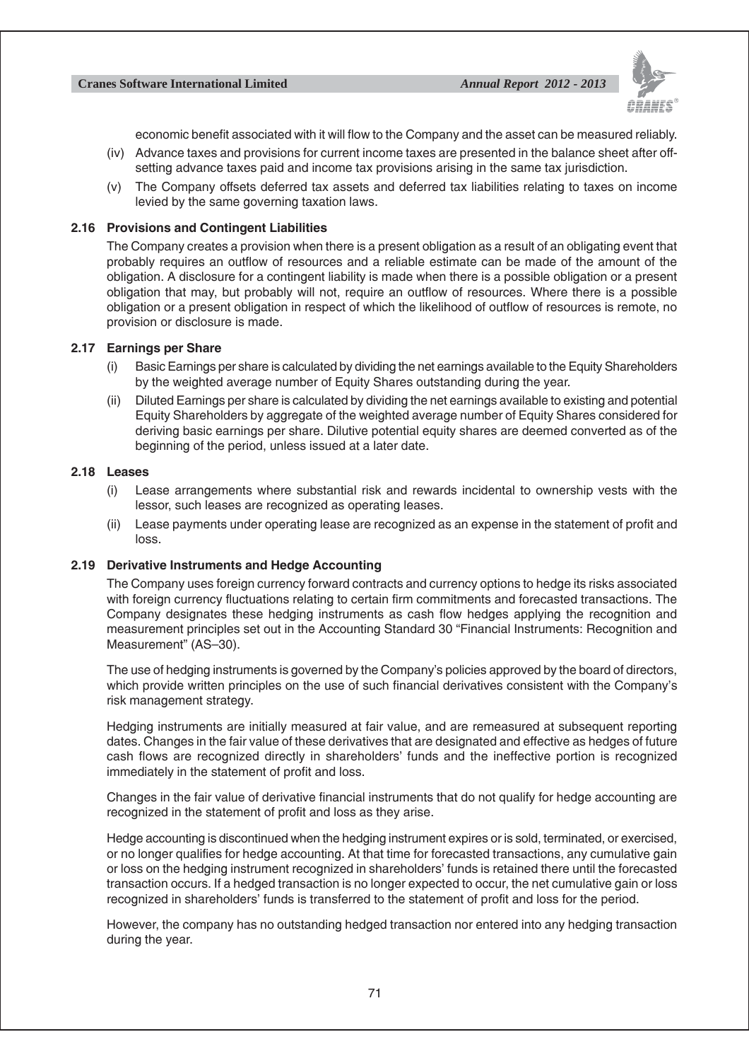economic benefit associated with it will flow to the Company and the asset can be measured reliably.

(iv) Advance taxes and provisions for current income taxes are presented in the balance sheet after off-setting advance taxes paid and income tax provisions arising in the same tax jurisdiction.

(v) The Company offsets deferred tax assets and deferred tax liabilities relating to taxes on income levied by the same governing taxation laws.

### 2.16 Provisions and Contingent Liabilities

The Company creates a provision when there is a present obligation as a result of an obligating event that probably requires an outflow of resources and a reliable estimate can be made of the amount of the obligation. A disclosure for a contingent liability is made when there is a possible obligation or a present obligation that may, but probably will not, require an outflow of resources. Where there is a possible obligation or a present obligation in respect of which the likelihood of outflow of resources is remote, no provision or disclosure is made.

### 2.17 Earnings per Share

(i) Basic Earnings per share is calculated by dividing the net earnings available to the Equity Shareholders by the weighted average number of Equity Shares outstanding during the year.

(ii) Diluted Earnings per share is calculated by dividing the net earnings available to existing and potential Equity Shareholders by aggregate of the weighted average number of Equity Shares considered for deriving basic earnings per share. Dilutive potential equity shares are deemed converted as of the beginning of the period, unless issued at a later date.

### 2.18 Leases

(i) Lease arrangements where substantial risk and rewards incidental to ownership vests with the lessor, such leases are recognized as operating leases.

(ii) Lease payments under operating lease are recognized as an expense in the statement of profit and loss.

### 2.19 Derivative Instruments and Hedge Accounting

The Company uses foreign currency forward contracts and currency options to hedge its risks associated with foreign currency fluctuations relating to certain firm commitments and forecasted transactions. The Company designates these hedging instruments as cash flow hedges applying the recognition and measurement principles set out in the Accounting Standard 30 "Financial Instruments: Recognition and Measurement" (AS–30).

The use of hedging instruments is governed by the Company's policies approved by the board of directors, which provide written principles on the use of such financial derivatives consistent with the Company's risk management strategy.

Hedging instruments are initially measured at fair value, and are remeasured at subsequent reporting dates. Changes in the fair value of these derivatives that are designated and effective as hedges of future cash flows are recognized directly in shareholders' funds and the ineffective portion is recognized immediately in the statement of profit and loss.

Changes in the fair value of derivative financial instruments that do not qualify for hedge accounting are recognized in the statement of profit and loss as they arise.

Hedge accounting is discontinued when the hedging instrument expires or is sold, terminated, or exercised, or no longer qualifies for hedge accounting. At that time for forecasted transactions, any cumulative gain or loss on the hedging instrument recognized in shareholders' funds is retained there until the forecasted transaction occurs. If a hedged transaction is no longer expected to occur, the net cumulative gain or loss recognized in shareholders' funds is transferred to the statement of profit and loss for the period.

However, the company has no outstanding hedged transaction nor entered into any hedging transaction during the year.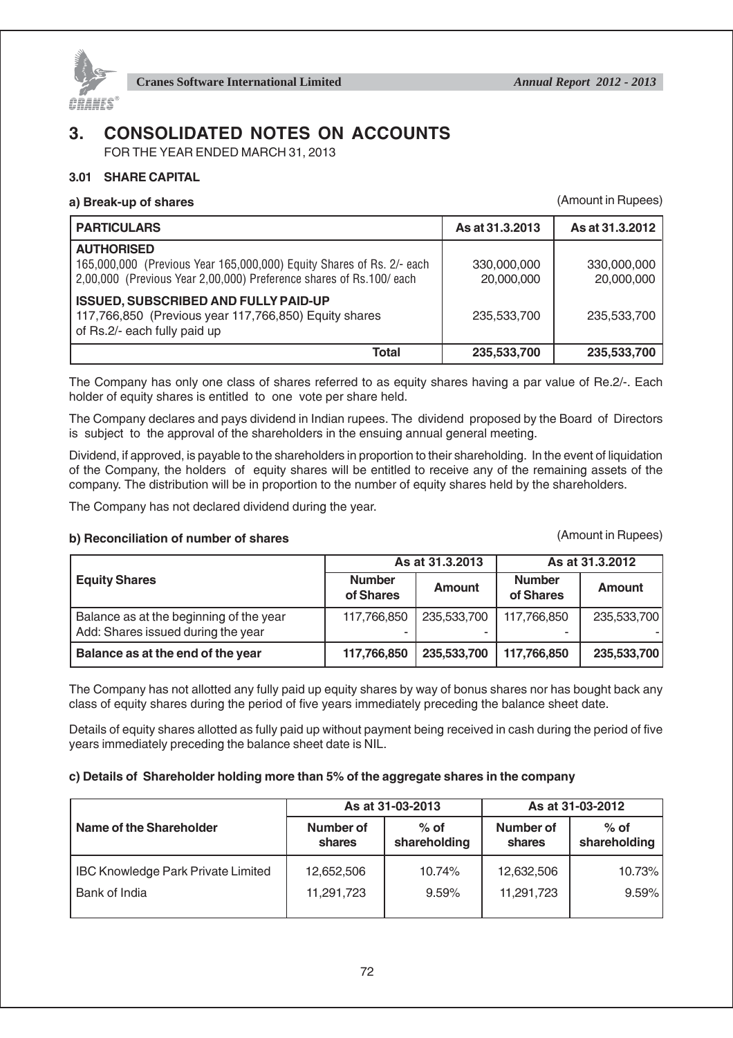# 3. CONSOLIDATED NOTES ON ACCOUNTS

FOR THE YEAR ENDED MARCH 31, 2013

### 3.01 SHARE CAPITAL

**a) Break-up of shares** (Amount in Rupees)

| PARTICULARS | As at 31.3.2013 | As at 31.3.2012 |
|---|---|---|
| **AUTHORISED** | | |
| 165,000,000 (Previous Year 165,000,000) Equity Shares of Rs. 2/- each | 330,000,000 | 330,000,000 |
| 2,00,000 (Previous Year 2,00,000) Preference shares of Rs.100/ each | 20,000,000 | 20,000,000 |
| **ISSUED, SUBSCRIBED AND FULLY PAID-UP** | | |
| 117,766,850 (Previous year 117,766,850) Equity shares of Rs.2/- each fully paid up | 235,533,700 | 235,533,700 |
| **Total** | **235,533,700** | **235,533,700** |

The Company has only one class of shares referred to as equity shares having a par value of Re.2/-. Each holder of equity shares is entitled to one vote per share held.

The Company declares and pays dividend in Indian rupees. The dividend proposed by the Board of Directors is subject to the approval of the shareholders in the ensuing annual general meeting.

Dividend, if approved, is payable to the shareholders in proportion to their shareholding. In the event of liquidation of the Company, the holders of equity shares will be entitled to receive any of the remaining assets of the company. The distribution will be in proportion to the number of equity shares held by the shareholders.

The Company has not declared dividend during the year.

**b) Reconciliation of number of shares** (Amount in Rupees)

| Equity Shares | As at 31.3.2013 | | As at 31.3.2012 | |
|---|---|---|---|---|
| | Number of Shares | Amount | Number of Shares | Amount |
| Balance as at the beginning of the year | 117,766,850 | 235,533,700 | 117,766,850 | 235,533,700 |
| Add: Shares issued during the year | - | - | - | - |
| **Balance as at the end of the year** | **117,766,850** | **235,533,700** | **117,766,850** | **235,533,700** |

The Company has not allotted any fully paid up equity shares by way of bonus shares nor has bought back any class of equity shares during the period of five years immediately preceding the balance sheet date.

Details of equity shares allotted as fully paid up without payment being received in cash during the period of five years immediately preceding the balance sheet date is NIL.

**c) Details of Shareholder holding more than 5% of the aggregate shares in the company**

| Name of the Shareholder | As at 31-03-2013 | | As at 31-03-2012 | |
|---|---|---|---|---|
| | Number of shares | % of shareholding | Number of shares | % of shareholding |
| IBC Knowledge Park Private Limited | 12,652,506 | 10.74% | 12,632,506 | 10.73% |
| Bank of India | 11,291,723 | 9.59% | 11,291,723 | 9.59% |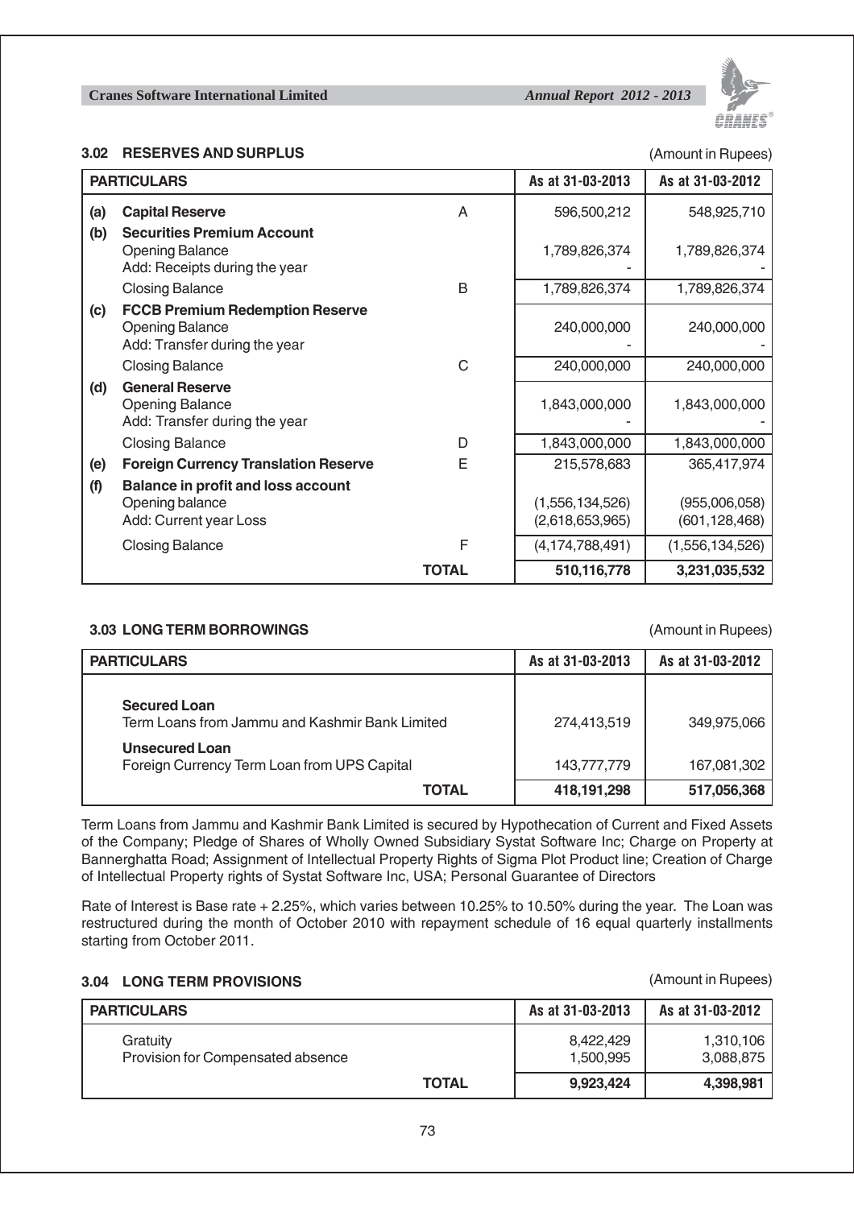### 3.02 RESERVES AND SURPLUS

(Amount in Rupees)

| | PARTICULARS | | As at 31-03-2013 | As at 31-03-2012 |
|---|---|---|---|---|
| (a) | **Capital Reserve** | A | 596,500,212 | 548,925,710 |
| (b) | **Securities Premium Account** | | | |
| | Opening Balance | | 1,789,826,374 | 1,789,826,374 |
| | Add: Receipts during the year | | - | - |
| | Closing Balance | B | 1,789,826,374 | 1,789,826,374 |
| (c) | **FCCB Premium Redemption Reserve** | | | |
| | Opening Balance | | 240,000,000 | 240,000,000 |
| | Add: Transfer during the year | | - | - |
| | Closing Balance | C | 240,000,000 | 240,000,000 |
| (d) | **General Reserve** | | | |
| | Opening Balance | | 1,843,000,000 | 1,843,000,000 |
| | Add: Transfer during the year | | - | - |
| | Closing Balance | D | 1,843,000,000 | 1,843,000,000 |
| (e) | **Foreign Currency Translation Reserve** | E | 215,578,683 | 365,417,974 |
| (f) | **Balance in profit and loss account** | | | |
| | Opening balance | | (1,556,134,526) | (955,006,058) |
| | Add: Current year Loss | | (2,618,653,965) | (601,128,468) |
| | Closing Balance | F | (4,174,788,491) | (1,556,134,526) |
| | | **TOTAL** | **510,116,778** | **3,231,035,532** |

### 3.03 LONG TERM BORROWINGS

(Amount in Rupees)

| PARTICULARS | As at 31-03-2013 | As at 31-03-2012 |
|---|---|---|
| **Secured Loan** | | |
| Term Loans from Jammu and Kashmir Bank Limited | 274,413,519 | 349,975,066 |
| **Unsecured Loan** | | |
| Foreign Currency Term Loan from UPS Capital | 143,777,779 | 167,081,302 |
| **TOTAL** | **418,191,298** | **517,056,368** |

Term Loans from Jammu and Kashmir Bank Limited is secured by Hypothecation of Current and Fixed Assets of the Company; Pledge of Shares of Wholly Owned Subsidiary Systat Software Inc; Charge on Property at Bannerghatta Road; Assignment of Intellectual Property Rights of Sigma Plot Product line; Creation of Charge of Intellectual Property rights of Systat Software Inc, USA; Personal Guarantee of Directors

Rate of Interest is Base rate + 2.25%, which varies between 10.25% to 10.50% during the year. The Loan was restructured during the month of October 2010 with repayment schedule of 16 equal quarterly installments starting from October 2011.

### 3.04 LONG TERM PROVISIONS

(Amount in Rupees)

| PARTICULARS | As at 31-03-2013 | As at 31-03-2012 |
|---|---|---|
| Gratuity | 8,422,429 | 1,310,106 |
| Provision for Compensated absence | 1,500,995 | 3,088,875 |
| **TOTAL** | **9,923,424** | **4,398,981** |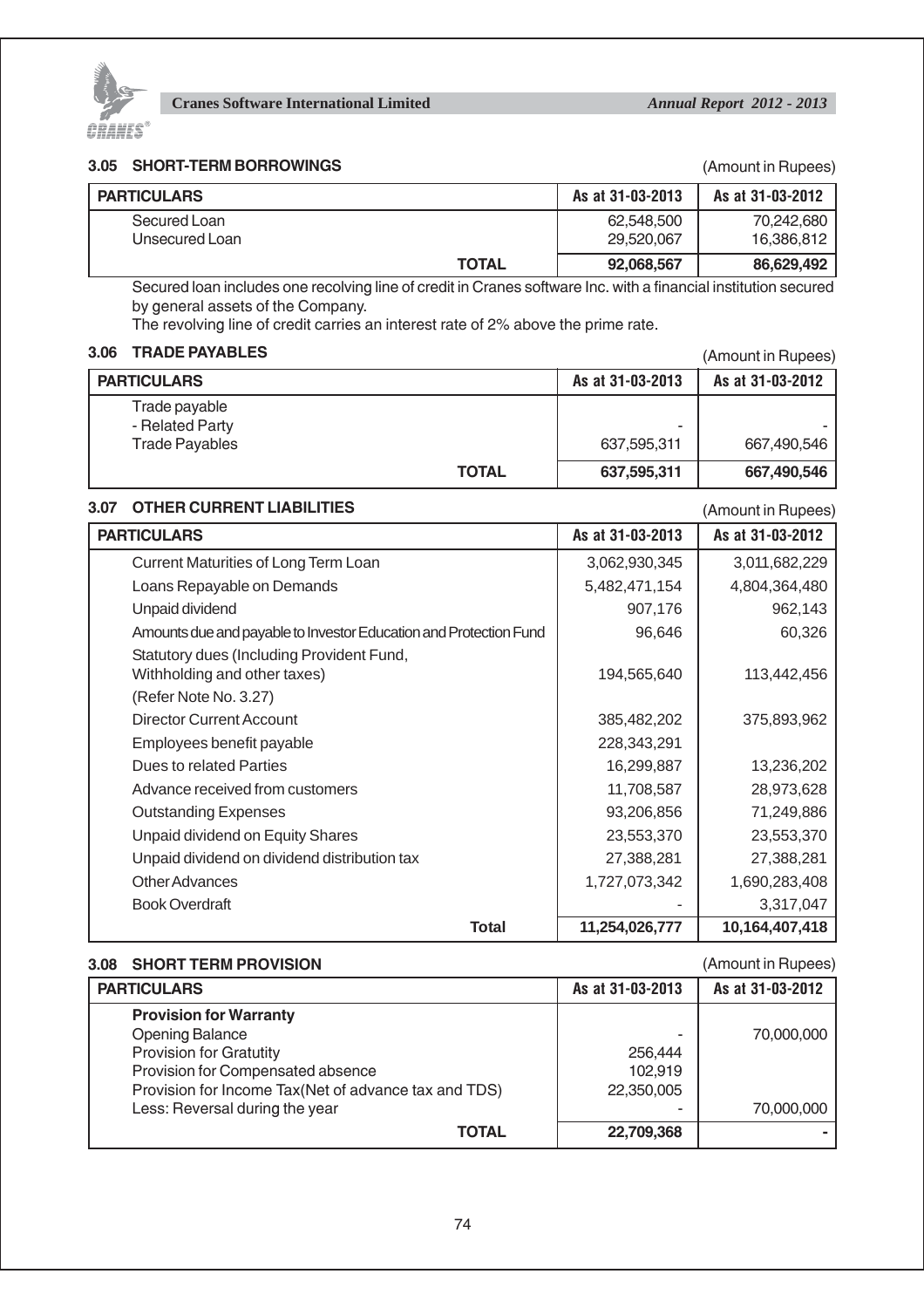### 3.05 SHORT-TERM BORROWINGS

(Amount in Rupees)

| PARTICULARS | As at 31-03-2013 | As at 31-03-2012 |
|---|---|---|
| Secured Loan | 62,548,500 | 70,242,680 |
| Unsecured Loan | 29,520,067 | 16,386,812 |
| **TOTAL** | **92,068,567** | **86,629,492** |

Secured loan includes one recolving line of credit in Cranes software Inc. with a financial institution secured by general assets of the Company.

The revolving line of credit carries an interest rate of 2% above the prime rate.

### 3.06 TRADE PAYABLES

(Amount in Rupees)

| PARTICULARS | As at 31-03-2013 | As at 31-03-2012 |
|---|---|---|
| Trade payable | | |
| - Related Party | - | - |
| Trade Payables | 637,595,311 | 667,490,546 |
| **TOTAL** | **637,595,311** | **667,490,546** |

### 3.07 OTHER CURRENT LIABILITIES

(Amount in Rupees)

| PARTICULARS | As at 31-03-2013 | As at 31-03-2012 |
|---|---|---|
| Current Maturities of Long Term Loan | 3,062,930,345 | 3,011,682,229 |
| Loans Repayable on Demands | 5,482,471,154 | 4,804,364,480 |
| Unpaid dividend | 907,176 | 962,143 |
| Amounts due and payable to Investor Education and Protection Fund | 96,646 | 60,326 |
| Statutory dues (Including Provident Fund, Withholding and other taxes) (Refer Note No. 3.27) | 194,565,640 | 113,442,456 |
| Director Current Account | 385,482,202 | 375,893,962 |
| Employees benefit payable | 228,343,291 | |
| Dues to related Parties | 16,299,887 | 13,236,202 |
| Advance received from customers | 11,708,587 | 28,973,628 |
| Outstanding Expenses | 93,206,856 | 71,249,886 |
| Unpaid dividend on Equity Shares | 23,553,370 | 23,553,370 |
| Unpaid dividend on dividend distribution tax | 27,388,281 | 27,388,281 |
| Other Advances | 1,727,073,342 | 1,690,283,408 |
| Book Overdraft | - | 3,317,047 |
| **Total** | **11,254,026,777** | **10,164,407,418** |

### 3.08 SHORT TERM PROVISION

(Amount in Rupees)

| PARTICULARS | As at 31-03-2013 | As at 31-03-2012 |
|---|---|---|
| **Provision for Warranty** | | |
| Opening Balance | - | 70,000,000 |
| Provision for Gratutity | 256,444 | |
| Provision for Compensated absence | 102,919 | |
| Provision for Income Tax(Net of advance tax and TDS) | 22,350,005 | |
| Less: Reversal during the year | - | 70,000,000 |
| **TOTAL** | **22,709,368** | **-** |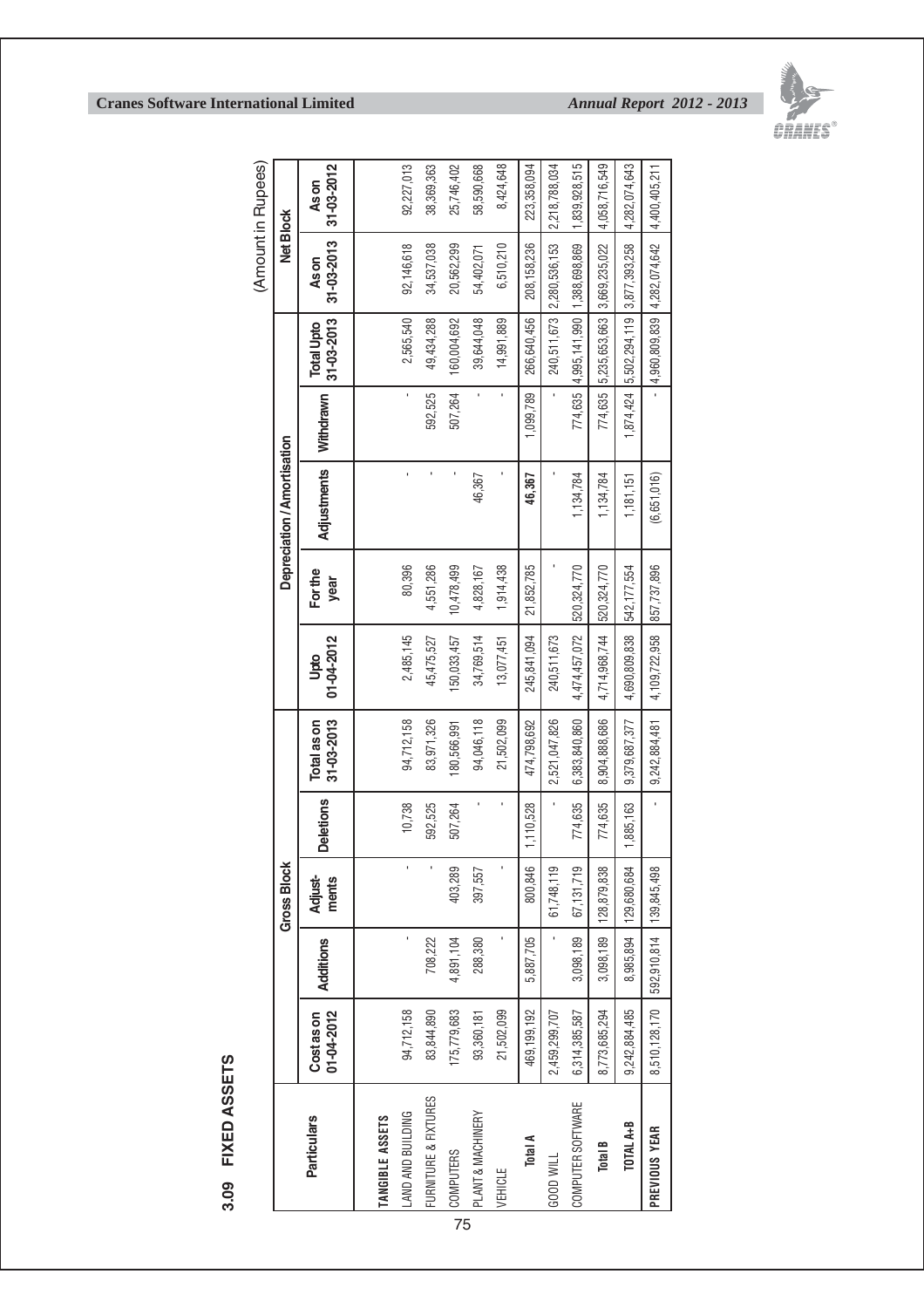## 3.09 FIXED ASSETS

(Amount in Rupees)

| Particulars | Gross Block | | | | | Depreciation / Amortisation | | | | | Net Block | |
|---|---|---|---|---|---|---|---|---|---|---|---|---|
| | Cost as on 01-04-2012 | Additions | Adjust-ments | Deletions | Total as on 31-03-2013 | Upto 01-04-2012 | For the year | Adjustments | Withdrawn | Total Upto 31-03-2013 | As on 31-03-2013 | As on 31-03-2012 |
| **TANGIBLE ASSETS** | | | | | | | | | | | | |
| LAND AND BUILDING | 94,712,158 | - | - | 10,738 | 94,712,158 | 2,485,145 | 80,396 | - | - | 2,565,540 | 92,146,618 | 92,227,013 |
| FURNITURE & FIXTURES | 83,844,890 | 708,222 | - | 592,525 | 83,971,326 | 45,475,527 | 4,551,286 | - | 592,525 | 49,434,288 | 34,537,038 | 38,369,363 |
| COMPUTERS | 175,779,683 | 4,891,104 | 403,289 | 507,264 | 180,566,991 | 150,033,457 | 10,478,499 | - | 507,264 | 160,004,692 | 20,562,299 | 25,746,402 |
| PLANT & MACHINERY | 93,360,181 | 288,380 | 397,557 | - | 94,046,118 | 34,769,514 | 4,828,167 | 46,367 | - | 39,644,048 | 54,402,071 | 58,590,668 |
| VEHICLE | 21,502,099 | - | - | - | 21,502,099 | 13,077,451 | 1,914,438 | - | - | 14,991,889 | 6,510,210 | 8,424,648 |
| **Total A** | 469,199,192 | 5,887,705 | 800,846 | 1,110,528 | 474,798,692 | 245,841,094 | 21,852,785 | 46,367 | 1,099,789 | 266,640,456 | 208,158,236 | 223,358,094 |
| GOOD WILL | 2,459,299,707 | - | 61,748,119 | - | 2,521,047,826 | 240,511,673 | - | - | - | 240,511,673 | 2,280,536,153 | 2,218,788,034 |
| COMPUTER SOFTWARE | 6,314,385,587 | 3,098,189 | 67,131,719 | 774,635 | 6,383,840,860 | 4,474,457,072 | 520,324,770 | 1,134,784 | 774,635 | 4,995,141,990 | 1,388,698,869 | 1,839,928,515 |
| **Total B** | 8,773,685,294 | 3,098,189 | 128,879,838 | 774,635 | 8,904,888,686 | 4,714,968,744 | 520,324,770 | 1,134,784 | 774,635 | 5,235,653,663 | 3,669,235,022 | 4,058,716,549 |
| **TOTAL A+B** | 9,242,884,485 | 8,985,894 | 129,680,684 | 1,885,163 | 9,379,687,377 | 4,690,809,838 | 542,177,554 | 1,181,151 | 1,874,424 | 5,502,294,119 | 3,877,393,258 | 4,282,074,643 |
| **PREVIOUS YEAR** | 8,510,128,170 | 592,910,814 | 139,845,498 | - | 9,242,884,481 | 4,109,722,958 | 857,737,896 | (6,651,016) | - | 4,960,809,839 | 4,282,074,642 | 4,400,405,211 |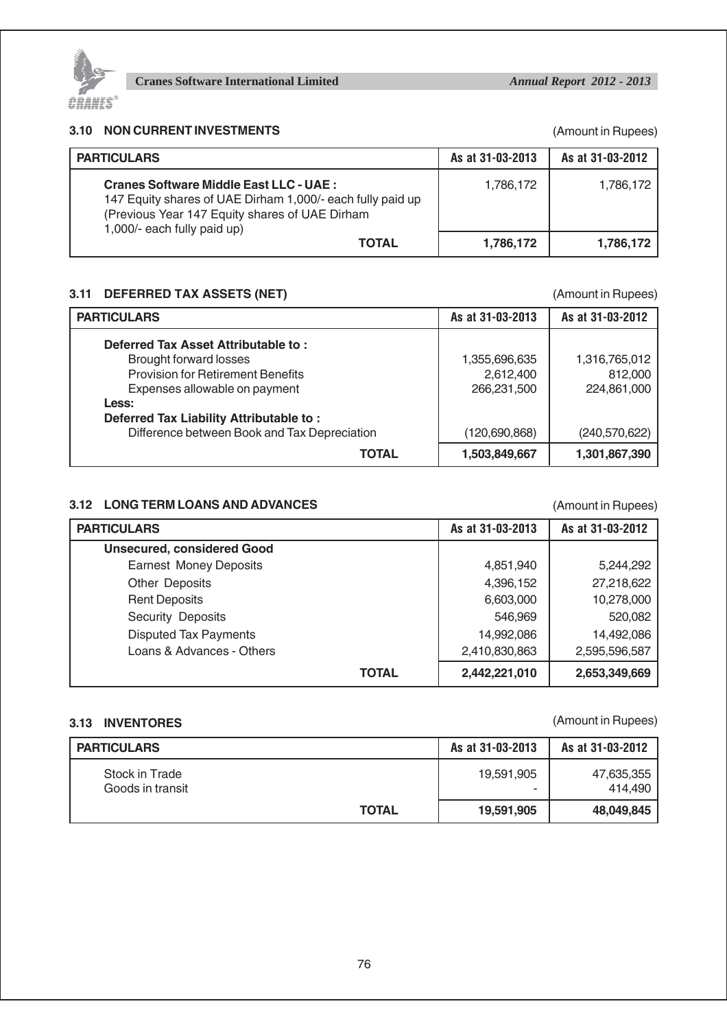### 3.10 NON CURRENT INVESTMENTS

(Amount in Rupees)

| PARTICULARS | As at 31-03-2013 | As at 31-03-2012 |
|---|---|---|
| **Cranes Software Middle East LLC - UAE :** 147 Equity shares of UAE Dirham 1,000/- each fully paid up (Previous Year 147 Equity shares of UAE Dirham 1,000/- each fully paid up) | 1,786,172 | 1,786,172 |
| **TOTAL** | **1,786,172** | **1,786,172** |

### 3.11 DEFERRED TAX ASSETS (NET)

(Amount in Rupees)

| PARTICULARS | As at 31-03-2013 | As at 31-03-2012 |
|---|---|---|
| **Deferred Tax Asset Attributable to :** | | |
| Brought forward losses | 1,355,696,635 | 1,316,765,012 |
| Provision for Retirement Benefits | 2,612,400 | 812,000 |
| Expenses allowable on payment | 266,231,500 | 224,861,000 |
| **Less:** | | |
| **Deferred Tax Liability Attributable to :** | | |
| Difference between Book and Tax Depreciation | (120,690,868) | (240,570,622) |
| **TOTAL** | **1,503,849,667** | **1,301,867,390** |

### 3.12 LONG TERM LOANS AND ADVANCES

(Amount in Rupees)

| PARTICULARS | As at 31-03-2013 | As at 31-03-2012 |
|---|---|---|
| **Unsecured, considered Good** | | |
| Earnest Money Deposits | 4,851,940 | 5,244,292 |
| Other Deposits | 4,396,152 | 27,218,622 |
| Rent Deposits | 6,603,000 | 10,278,000 |
| Security Deposits | 546,969 | 520,082 |
| Disputed Tax Payments | 14,992,086 | 14,492,086 |
| Loans & Advances - Others | 2,410,830,863 | 2,595,596,587 |
| **TOTAL** | **2,442,221,010** | **2,653,349,669** |

### 3.13 INVENTORES

(Amount in Rupees)

| PARTICULARS | As at 31-03-2013 | As at 31-03-2012 |
|---|---|---|
| Stock in Trade | 19,591,905 | 47,635,355 |
| Goods in transit | - | 414,490 |
| **TOTAL** | **19,591,905** | **48,049,845** |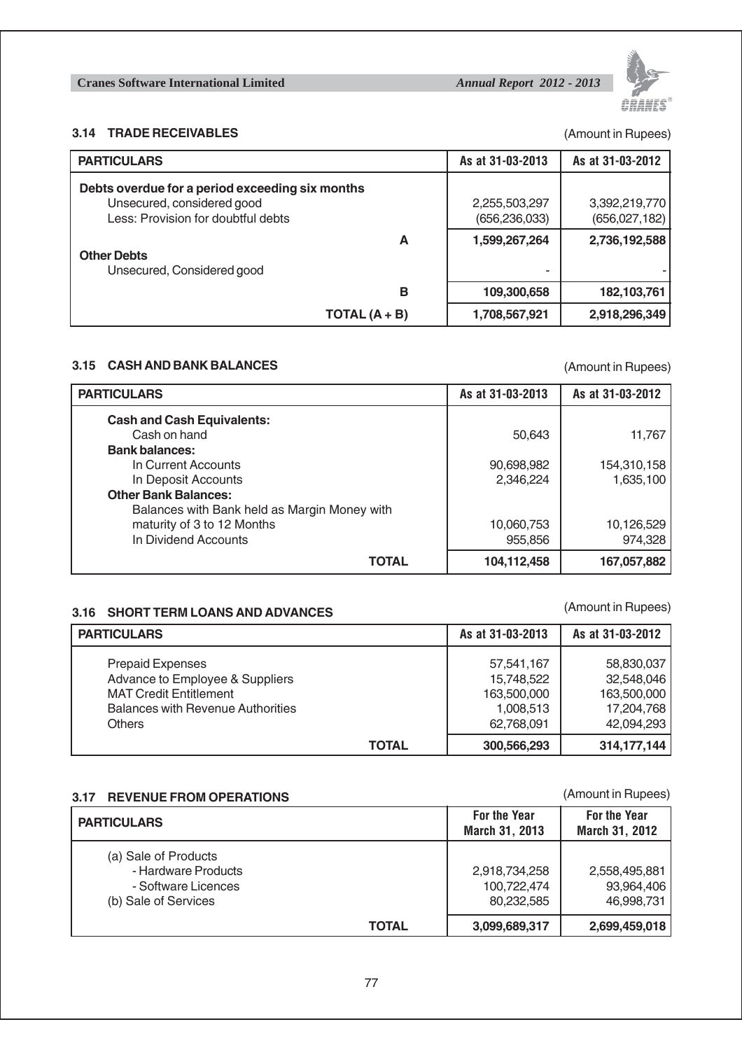### 3.14 TRADE RECEIVABLES

(Amount in Rupees)

| PARTICULARS | As at 31-03-2013 | As at 31-03-2012 |
|---|---|---|
| **Debts overdue for a period exceeding six months** | | |
| Unsecured, considered good | 2,255,503,297 | 3,392,219,770 |
| Less: Provision for doubtful debts | (656,236,033) | (656,027,182) |
| **A** | **1,599,267,264** | **2,736,192,588** |
| **Other Debts** | | |
| Unsecured, Considered good | - | - |
| **B** | **109,300,658** | **182,103,761** |
| **TOTAL (A + B)** | **1,708,567,921** | **2,918,296,349** |

### 3.15 CASH AND BANK BALANCES

(Amount in Rupees)

| PARTICULARS | As at 31-03-2013 | As at 31-03-2012 |
|---|---|---|
| **Cash and Cash Equivalents:** | | |
| Cash on hand | 50,643 | 11,767 |
| **Bank balances:** | | |
| In Current Accounts | 90,698,982 | 154,310,158 |
| In Deposit Accounts | 2,346,224 | 1,635,100 |
| **Other Bank Balances:** | | |
| Balances with Bank held as Margin Money with maturity of 3 to 12 Months | 10,060,753 | 10,126,529 |
| In Dividend Accounts | 955,856 | 974,328 |
| **TOTAL** | **104,112,458** | **167,057,882** |

### 3.16 SHORT TERM LOANS AND ADVANCES

(Amount in Rupees)

| PARTICULARS | As at 31-03-2013 | As at 31-03-2012 |
|---|---|---|
| Prepaid Expenses | 57,541,167 | 58,830,037 |
| Advance to Employee & Suppliers | 15,748,522 | 32,548,046 |
| MAT Credit Entitlement | 163,500,000 | 163,500,000 |
| Balances with Revenue Authorities | 1,008,513 | 17,204,768 |
| Others | 62,768,091 | 42,094,293 |
| **TOTAL** | **300,566,293** | **314,177,144** |

### 3.17 REVENUE FROM OPERATIONS

(Amount in Rupees)

| PARTICULARS | For the Year March 31, 2013 | For the Year March 31, 2012 |
|---|---|---|
| (a) Sale of Products | | |
| - Hardware Products | 2,918,734,258 | 2,558,495,881 |
| - Software Licences | 100,722,474 | 93,964,406 |
| (b) Sale of Services | 80,232,585 | 46,998,731 |
| **TOTAL** | **3,099,689,317** | **2,699,459,018** |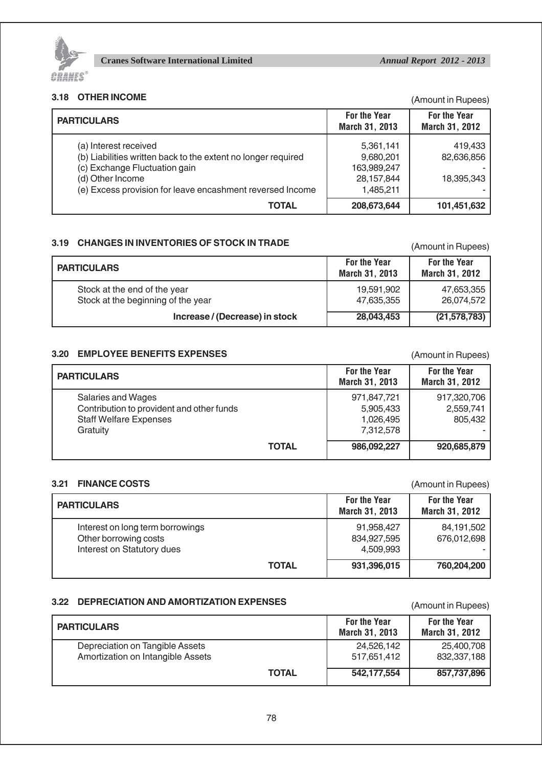### 3.18 OTHER INCOME

(Amount in Rupees)

| PARTICULARS | For the Year March 31, 2013 | For the Year March 31, 2012 |
|---|---|---|
| (a) Interest received | 5,361,141 | 419,433 |
| (b) Liabilities written back to the extent no longer required | 9,680,201 | 82,636,856 |
| (c) Exchange Fluctuation gain | 163,989,247 | - |
| (d) Other Income | 28,157,844 | 18,395,343 |
| (e) Excess provision for leave encashment reversed Income | 1,485,211 | - |
| **TOTAL** | **208,673,644** | **101,451,632** |

### 3.19 CHANGES IN INVENTORIES OF STOCK IN TRADE

(Amount in Rupees)

| PARTICULARS | For the Year March 31, 2013 | For the Year March 31, 2012 |
|---|---|---|
| Stock at the end of the year | 19,591,902 | 47,653,355 |
| Stock at the beginning of the year | 47,635,355 | 26,074,572 |
| **Increase / (Decrease) in stock** | **28,043,453** | **(21,578,783)** |

### 3.20 EMPLOYEE BENEFITS EXPENSES

(Amount in Rupees)

| PARTICULARS | For the Year March 31, 2013 | For the Year March 31, 2012 |
|---|---|---|
| Salaries and Wages | 971,847,721 | 917,320,706 |
| Contribution to provident and other funds | 5,905,433 | 2,559,741 |
| Staff Welfare Expenses | 1,026,495 | 805,432 |
| Gratuity | 7,312,578 | - |
| **TOTAL** | **986,092,227** | **920,685,879** |

### 3.21 FINANCE COSTS

(Amount in Rupees)

| PARTICULARS | For the Year March 31, 2013 | For the Year March 31, 2012 |
|---|---|---|
| Interest on long term borrowings | 91,958,427 | 84,191,502 |
| Other borrowing costs | 834,927,595 | 676,012,698 |
| Interest on Statutory dues | 4,509,993 | - |
| **TOTAL** | **931,396,015** | **760,204,200** |

### 3.22 DEPRECIATION AND AMORTIZATION EXPENSES

(Amount in Rupees)

| PARTICULARS | For the Year March 31, 2013 | For the Year March 31, 2012 |
|---|---|---|
| Depreciation on Tangible Assets | 24,526,142 | 25,400,708 |
| Amortization on Intangible Assets | 517,651,412 | 832,337,188 |
| **TOTAL** | **542,177,554** | **857,737,896** |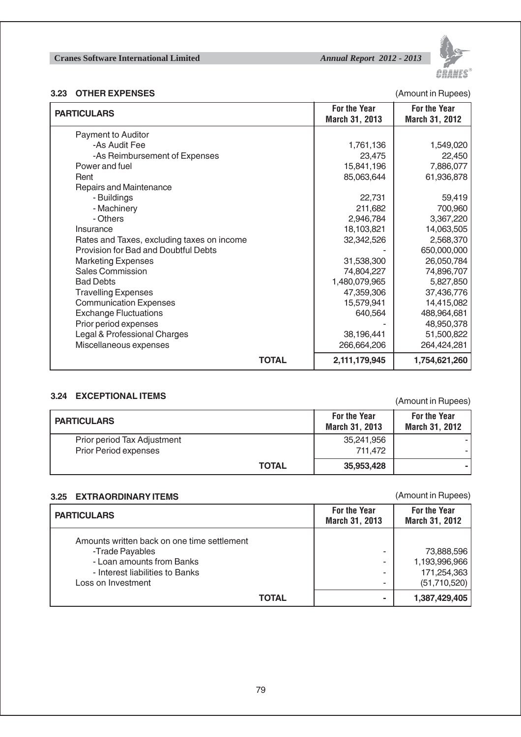### 3.23 OTHER EXPENSES

(Amount in Rupees)

| PARTICULARS | For the Year March 31, 2013 | For the Year March 31, 2012 |
|---|---|---|
| Payment to Auditor | | |
| -As Audit Fee | 1,761,136 | 1,549,020 |
| -As Reimbursement of Expenses | 23,475 | 22,450 |
| Power and fuel | 15,841,196 | 7,886,077 |
| Rent | 85,063,644 | 61,936,878 |
| Repairs and Maintenance | | |
| - Buildings | 22,731 | 59,419 |
| - Machinery | 211,682 | 700,960 |
| - Others | 2,946,784 | 3,367,220 |
| Insurance | 18,103,821 | 14,063,505 |
| Rates and Taxes, excluding taxes on income | 32,342,526 | 2,568,370 |
| Provision for Bad and Doubtful Debts | - | 650,000,000 |
| Marketing Expenses | 31,538,300 | 26,050,784 |
| Sales Commission | 74,804,227 | 74,896,707 |
| Bad Debts | 1,480,079,965 | 5,827,850 |
| Travelling Expenses | 47,359,306 | 37,436,776 |
| Communication Expenses | 15,579,941 | 14,415,082 |
| Exchange Fluctuations | 640,564 | 488,964,681 |
| Prior period expenses | - | 48,950,378 |
| Legal & Professional Charges | 38,196,441 | 51,500,822 |
| Miscellaneous expenses | 266,664,206 | 264,424,281 |
| **TOTAL** | **2,111,179,945** | **1,754,621,260** |

### 3.24 EXCEPTIONAL ITEMS

(Amount in Rupees)

| PARTICULARS | For the Year March 31, 2013 | For the Year March 31, 2012 |
|---|---|---|
| Prior period Tax Adjustment | 35,241,956 | - |
| Prior Period expenses | 711,472 | - |
| **TOTAL** | **35,953,428** | **-** |

### 3.25 EXTRAORDINARY ITEMS

(Amount in Rupees)

| PARTICULARS | For the Year March 31, 2013 | For the Year March 31, 2012 |
|---|---|---|
| Amounts written back on one time settlement | | |
| -Trade Payables | - | 73,888,596 |
| - Loan amounts from Banks | - | 1,193,996,966 |
| - Interest liabilities to Banks | - | 171,254,363 |
| Loss on Investment | - | (51,710,520) |
| **TOTAL** | **-** | **1,387,429,405** |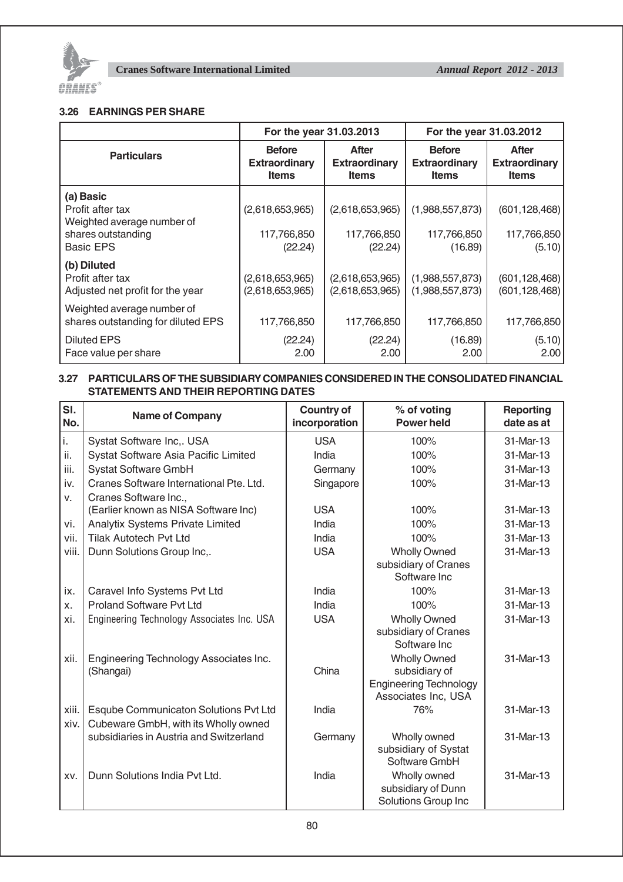### 3.26 EARNINGS PER SHARE

| Particulars | For the year 31.03.2013 | | For the year 31.03.2012 | |
|---|---|---|---|---|
| | Before Extraordinary Items | After Extraordinary Items | Before Extraordinary Items | After Extraordinary Items |
| **(a) Basic** | | | | |
| Profit after tax | (2,618,653,965) | (2,618,653,965) | (1,988,557,873) | (601,128,468) |
| Weighted average number of shares outstanding | 117,766,850 | 117,766,850 | 117,766,850 | 117,766,850 |
| Basic EPS | (22.24) | (22.24) | (16.89) | (5.10) |
| **(b) Diluted** | | | | |
| Profit after tax | (2,618,653,965) | (2,618,653,965) | (1,988,557,873) | (601,128,468) |
| Adjusted net profit for the year | (2,618,653,965) | (2,618,653,965) | (1,988,557,873) | (601,128,468) |
| Weighted average number of shares outstanding for diluted EPS | 117,766,850 | 117,766,850 | 117,766,850 | 117,766,850 |
| Diluted EPS | (22.24) | (22.24) | (16.89) | (5.10) |
| Face value per share | 2.00 | 2.00 | 2.00 | 2.00 |

### 3.27 PARTICULARS OF THE SUBSIDIARY COMPANIES CONSIDERED IN THE CONSOLIDATED FINANCIAL STATEMENTS AND THEIR REPORTING DATES

| Sl. No. | Name of Company | Country of incorporation | % of voting Power held | Reporting date as at |
|---|---|---|---|---|
| i. | Systat Software Inc,. USA | USA | 100% | 31-Mar-13 |
| ii. | Systat Software Asia Pacific Limited | India | 100% | 31-Mar-13 |
| iii. | Systat Software GmbH | Germany | 100% | 31-Mar-13 |
| iv. | Cranes Software International Pte. Ltd. | Singapore | 100% | 31-Mar-13 |
| v. | Cranes Software Inc., (Earlier known as NISA Software Inc) | USA | 100% | 31-Mar-13 |
| vi. | Analytix Systems Private Limited | India | 100% | 31-Mar-13 |
| vii. | Tilak Autotech Pvt Ltd | India | 100% | 31-Mar-13 |
| viii. | Dunn Solutions Group Inc,. | USA | Wholly Owned subsidiary of Cranes Software Inc | 31-Mar-13 |
| ix. | Caravel Info Systems Pvt Ltd | India | 100% | 31-Mar-13 |
| x. | Proland Software Pvt Ltd | India | 100% | 31-Mar-13 |
| xi. | Engineering Technology Associates Inc. USA | USA | Wholly Owned subsidiary of Cranes Software Inc | 31-Mar-13 |
| xii. | Engineering Technology Associates Inc. (Shangai) | China | Wholly Owned subsidiary of Engineering Technology Associates Inc, USA | 31-Mar-13 |
| xiii. | Esqube Communicaton Solutions Pvt Ltd | India | 76% | 31-Mar-13 |
| xiv. | Cubeware GmbH, with its Wholly owned subsidiaries in Austria and Switzerland | Germany | Wholly owned subsidiary of Systat Software GmbH | 31-Mar-13 |
| xv. | Dunn Solutions India Pvt Ltd. | India | Wholly owned subsidiary of Dunn Solutions Group Inc | 31-Mar-13 |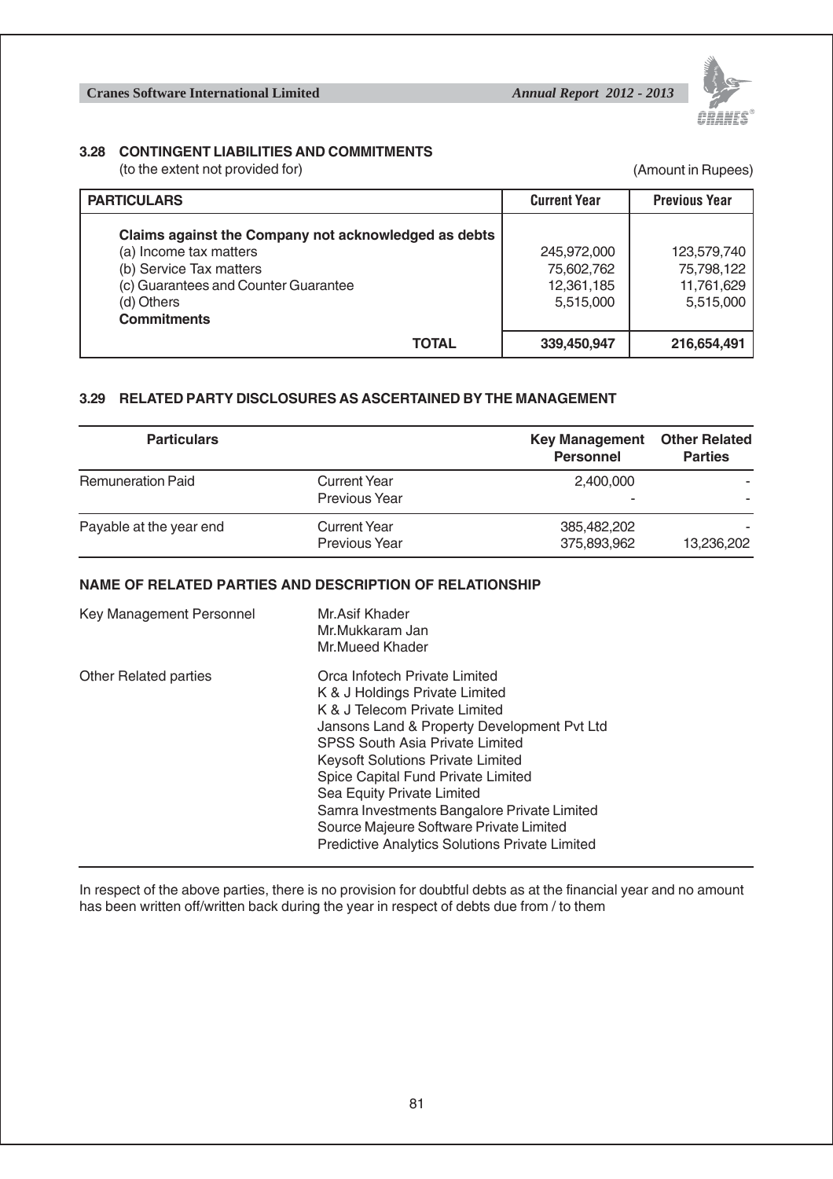### 3.28 CONTINGENT LIABILITIES AND COMMITMENTS

(to the extent not provided for) (Amount in Rupees)

| PARTICULARS | Current Year | Previous Year |
|---|---|---|
| **Claims against the Company not acknowledged as debts** | | |
| (a) Income tax matters | 245,972,000 | 123,579,740 |
| (b) Service Tax matters | 75,602,762 | 75,798,122 |
| (c) Guarantees and Counter Guarantee | 12,361,185 | 11,761,629 |
| (d) Others | 5,515,000 | 5,515,000 |
| **Commitments** | | |
| **TOTAL** | **339,450,947** | **216,654,491** |

### 3.29 RELATED PARTY DISCLOSURES AS ASCERTAINED BY THE MANAGEMENT

| Particulars | | Key Management Personnel | Other Related Parties |
|---|---|---|---|
| Remuneration Paid | Current Year | 2,400,000 | - |
| | Previous Year | - | - |
| Payable at the year end | Current Year | 385,482,202 | - |
| | Previous Year | 375,893,962 | 13,236,202 |

#### NAME OF RELATED PARTIES AND DESCRIPTION OF RELATIONSHIP

| | |
|---|---|
| Key Management Personnel | Mr.Asif Khader<br>Mr.Mukkaram Jan<br>Mr.Mueed Khader |
| Other Related parties | Orca Infotech Private Limited<br>K & J Holdings Private Limited<br>K & J Telecom Private Limited<br>Jansons Land & Property Development Pvt Ltd<br>SPSS South Asia Private Limited<br>Keysoft Solutions Private Limited<br>Spice Capital Fund Private Limited<br>Sea Equity Private Limited<br>Samra Investments Bangalore Private Limited<br>Source Majeure Software Private Limited<br>Predictive Analytics Solutions Private Limited |

In respect of the above parties, there is no provision for doubtful debts as at the financial year and no amount has been written off/written back during the year in respect of debts due from / to them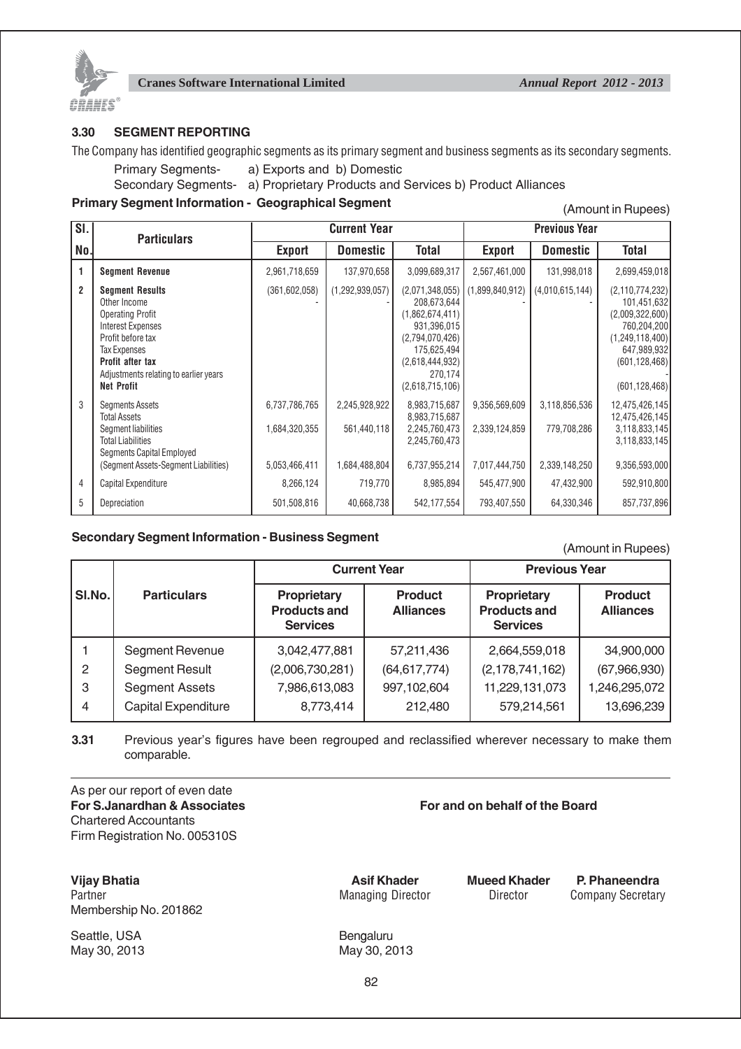### 3.30 SEGMENT REPORTING

The Company has identified geographic segments as its primary segment and business segments as its secondary segments.

Primary Segments- a) Exports and b) Domestic

Secondary Segments- a) Proprietary Products and Services b) Product Alliances

**Primary Segment Information - Geographical Segment**

(Amount in Rupees)

| Sl. No. | Particulars | Current Year | | | Previous Year | | |
|---|---|---|---|---|---|---|---|
| | | Export | Domestic | Total | Export | Domestic | Total |
| 1 | **Segment Revenue** | 2,961,718,659 | 137,970,658 | 3,099,689,317 | 2,567,461,000 | 131,998,018 | 2,699,459,018 |
| 2 | **Segment Results** | (361,602,058) | (1,292,939,057) | (2,071,348,055) | (1,899,840,912) | (4,010,615,144) | (2,110,774,232) |
| | Other Income | - | - | 208,673,644 | - | - | 101,451,632 |
| | Operating Profit | | | (1,862,674,411) | | | (2,009,322,600) |
| | Interest Expenses | | | 931,396,015 | | | 760,204,200 |
| | Profit before tax | | | (2,794,070,426) | | | (1,249,118,400) |
| | Tax Expenses | | | 175,625,494 | | | 647,989,932 |
| | **Profit after tax** | | | (2,618,444,932) | | | (601,128,468) |
| | Adjustments relating to earlier years | | | 270,174 | | | - |
| | **Net Profit** | | | (2,618,715,106) | | | (601,128,468) |
| 3 | Segments Assets | 6,737,786,765 | 2,245,928,922 | 8,983,715,687 | 9,356,569,609 | 3,118,856,536 | 12,475,426,145 |
| | Total Assets | | | 8,983,715,687 | | | 12,475,426,145 |
| | Segment liabilities | 1,684,320,355 | 561,440,118 | 2,245,760,473 | 2,339,124,859 | 779,708,286 | 3,118,833,145 |
| | Total Liabilities | | | 2,245,760,473 | | | 3,118,833,145 |
| | Segments Capital Employed (Segment Assets-Segment Liabilities) | 5,053,466,411 | 1,684,488,804 | 6,737,955,214 | 7,017,444,750 | 2,339,148,250 | 9,356,593,000 |
| 4 | Capital Expenditure | 8,266,124 | 719,770 | 8,985,894 | 545,477,900 | 47,432,900 | 592,910,800 |
| 5 | Depreciation | 501,508,816 | 40,668,738 | 542,177,554 | 793,407,550 | 64,330,346 | 857,737,896 |

**Secondary Segment Information - Business Segment**

(Amount in Rupees)

| Sl.No. | Particulars | Current Year | | Previous Year | |
|---|---|---|---|---|---|
| | | **Proprietary Products and Services** | **Product Alliances** | **Proprietary Products and Services** | **Product Alliances** |
| 1 | Segment Revenue | 3,042,477,881 | 57,211,436 | 2,664,559,018 | 34,900,000 |
| 2 | Segment Result | (2,006,730,281) | (64,617,774) | (2,178,741,162) | (67,966,930) |
| 3 | Segment Assets | 7,986,613,083 | 997,102,604 | 11,229,131,073 | 1,246,295,072 |
| 4 | Capital Expenditure | 8,773,414 | 212,480 | 579,214,561 | 13,696,239 |

**3.31** Previous year's figures have been regrouped and reclassified wherever necessary to make them comparable.

As per our report of even date
**For S.Janardhan & Associates**
Chartered Accountants
Firm Registration No. 005310S

**For and on behalf of the Board**

**Vijay Bhatia**
Partner
Membership No. 201862

Seattle, USA
May 30, 2013

**Asif Khader**
Managing Director

**Mueed Khader**
Director

**P. Phaneendra**
Company Secretary

Bengaluru
May 30, 2013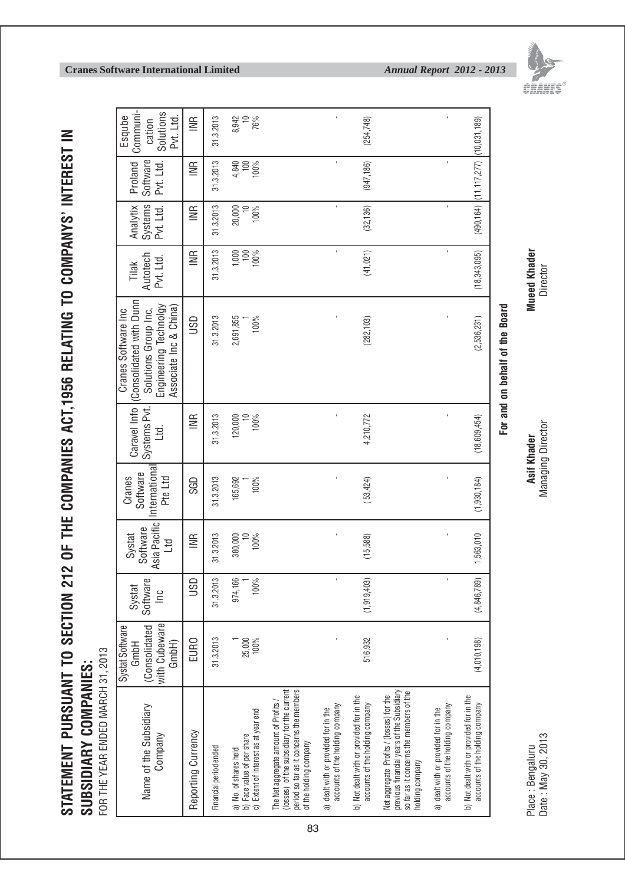# STATEMENT PURSUANT TO SECTION 212 OF THE COMPANIES ACT,1956 RELATING TO COMPANYS' INTEREST IN SUBSIDIARY COMPANIES:

FOR THE YEAR ENDED MARCH 31, 2013

| Name of the Subsidiary Company | Systat Software GmbH (Consolidated with Cubeware GmbH) | Systat Software Inc | Systat Software Asia Pacific Ltd | Cranes Software International Pte Ltd | Caravel Info Systems Pvt. Ltd. | Cranes Software Inc (Consolidated with Dunn Solutions Group Inc, Engineering Technolgy Associate Inc & China) | Tilak Autotech Pvt. Ltd. | Analytix Systems Pvt. Ltd. | Proland Software Pvt. Ltd. | Esqube Communication Solutions Pvt. Ltd. |
|---|---|---|---|---|---|---|---|---|---|---|
| Reporting Currency | EURO | USD | INR | SGD | INR | USD | INR | INR | INR | INR |
| Financial period ended | 31.3.2013 | 31.3.2013 | 31.3.2013 | 31.3.2013 | 31.3.2013 | 31.3.2013 | 31.3.2013 | 31.3.2013 | 31.3.2013 | 31.3.2013 |
| a) No. of shares held | 1 | 974,166 | 380,000 | 165,692 | 120,000 | 2,691,855 | 1,000 | 20,000 | 4,840 | 8,942 |
| b) Face value of per share | 25,000 | 1 | 10 | 1 | 10 | 1 | 100 | 10 | 100 | 10 |
| c) Extent of interest as at year end | 100% | 100% | 100% | 100% | 100% | 100% | 100% | 100% | 100% | 76% |
| The Net aggregate amount of Profits / (losses) of the subsidiary for the current period so far as it concerns the members of the holding company | | | | | | | | | | |
| a) dealt with or provided for in the accounts of the holding company | - | - | - | - | - | - | - | - | - | - |
| b) Not dealt with or provided for in the accounts of the holding company | 516,932 | (1,919,403) | (15,588) | (53,424) | 4,210,772 | (282,103) | (41,021) | (32,136) | (947,186) | (254,748) |
| Net aggregate Profits / (losses) for the previous financial years of the Subsidiary so far as it concerns the members of the holding company | | | | | | | | | | |
| a) dealt with or provided for in the accounts of the holding company | - | - | - | - | - | - | - | - | - | - |
| b) Not dealt with or provided for in the accounts of the holding company | (4,010,198) | (4,846,789) | 1,563,010 | (1,930,184) | (18,609,454) | (2,536,231) | (18,343,095) | (490,164) | (11,117,277) | (10,031,189) |

**For and on behalf of the Board**

Place : Bengaluru
Date : May 30, 2013

**Asif Khader**
Managing Director

**Mueed Khader**
Director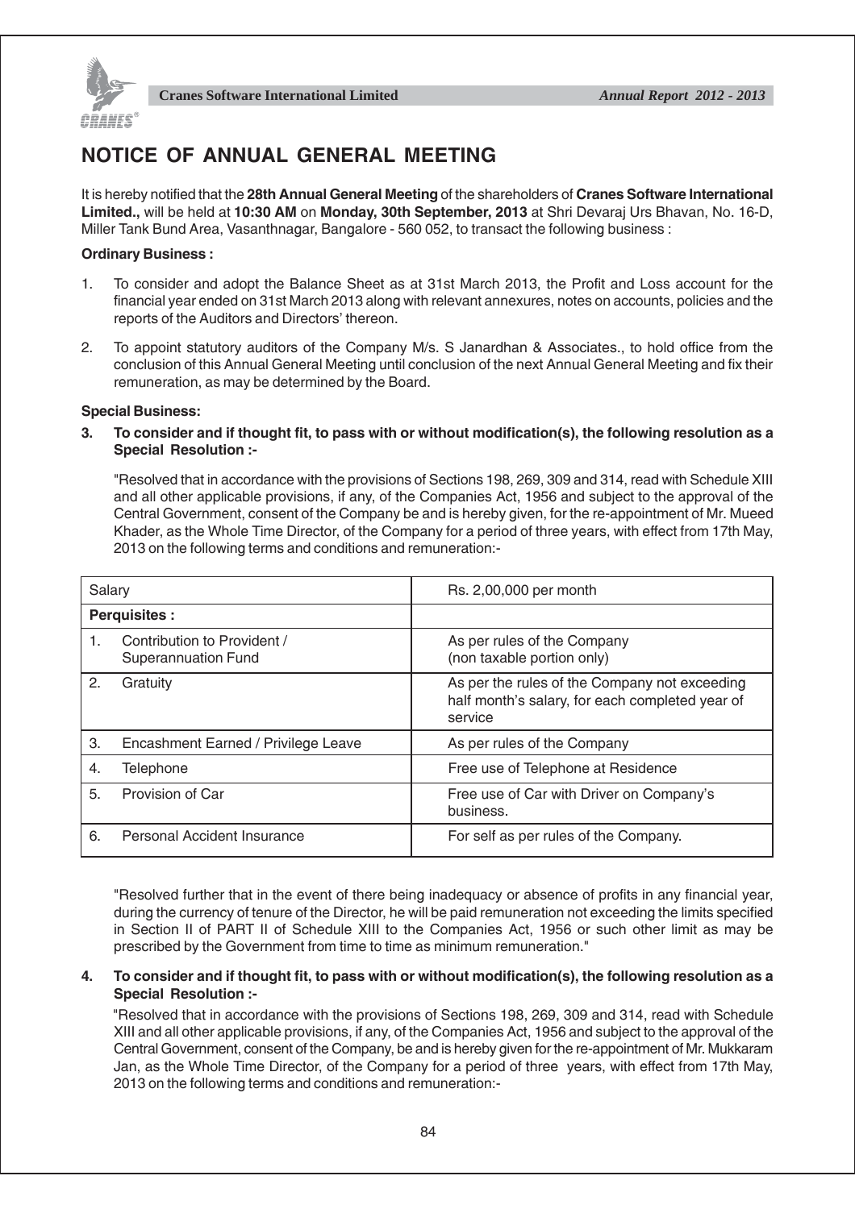# NOTICE OF ANNUAL GENERAL MEETING

It is hereby notified that the **28th Annual General Meeting** of the shareholders of **Cranes Software International Limited.,** will be held at **10:30 AM** on **Monday, 30th September, 2013** at Shri Devaraj Urs Bhavan, No. 16-D, Miller Tank Bund Area, Vasanthnagar, Bangalore - 560 052, to transact the following business :

**Ordinary Business :**

1. To consider and adopt the Balance Sheet as at 31st March 2013, the Profit and Loss account for the financial year ended on 31st March 2013 along with relevant annexures, notes on accounts, policies and the reports of the Auditors and Directors' thereon.

2. To appoint statutory auditors of the Company M/s. S Janardhan & Associates., to hold office from the conclusion of this Annual General Meeting until conclusion of the next Annual General Meeting and fix their remuneration, as may be determined by the Board.

**Special Business:**

**3. To consider and if thought fit, to pass with or without modification(s), the following resolution as a Special Resolution :-**

"Resolved that in accordance with the provisions of Sections 198, 269, 309 and 314, read with Schedule XIII and all other applicable provisions, if any, of the Companies Act, 1956 and subject to the approval of the Central Government, consent of the Company be and is hereby given, for the re-appointment of Mr. Mueed Khader, as the Whole Time Director, of the Company for a period of three years, with effect from 17th May, 2013 on the following terms and conditions and remuneration:-

| Salary | Rs. 2,00,000 per month |
|---|---|
| **Perquisites :** | |
| 1. Contribution to Provident / Superannuation Fund | As per rules of the Company (non taxable portion only) |
| 2. Gratuity | As per the rules of the Company not exceeding half month's salary, for each completed year of service |
| 3. Encashment Earned / Privilege Leave | As per rules of the Company |
| 4. Telephone | Free use of Telephone at Residence |
| 5. Provision of Car | Free use of Car with Driver on Company's business. |
| 6. Personal Accident Insurance | For self as per rules of the Company. |

"Resolved further that in the event of there being inadequacy or absence of profits in any financial year, during the currency of tenure of the Director, he will be paid remuneration not exceeding the limits specified in Section II of PART II of Schedule XIII to the Companies Act, 1956 or such other limit as may be prescribed by the Government from time to time as minimum remuneration."

**4. To consider and if thought fit, to pass with or without modification(s), the following resolution as a Special Resolution :-**

"Resolved that in accordance with the provisions of Sections 198, 269, 309 and 314, read with Schedule XIII and all other applicable provisions, if any, of the Companies Act, 1956 and subject to the approval of the Central Government, consent of the Company, be and is hereby given for the re-appointment of Mr. Mukkaram Jan, as the Whole Time Director, of the Company for a period of three years, with effect from 17th May, 2013 on the following terms and conditions and remuneration:-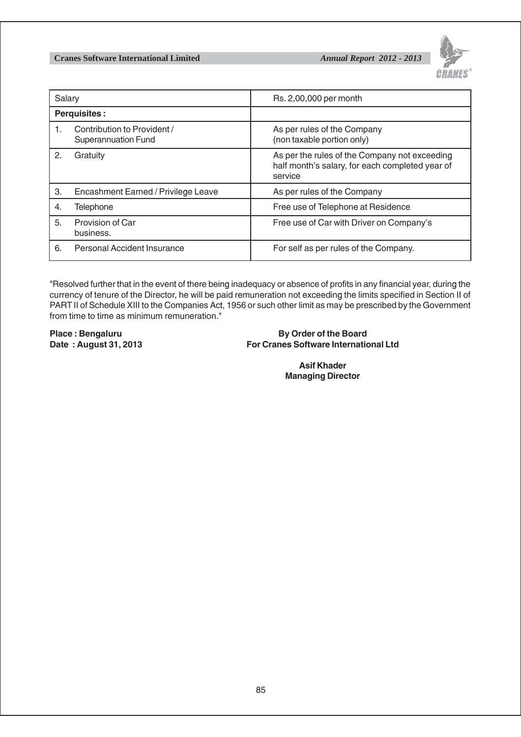| Salary | Rs. 2,00,000 per month |
|---|---|
| **Perquisites :** | |
| 1. Contribution to Provident / Superannuation Fund | As per rules of the Company (non taxable portion only) |
| 2. Gratuity | As per the rules of the Company not exceeding half month's salary, for each completed year of service |
| 3. Encashment Earned / Privilege Leave | As per rules of the Company |
| 4. Telephone | Free use of Telephone at Residence |
| 5. Provision of Car business. | Free use of Car with Driver on Company's |
| 6. Personal Accident Insurance | For self as per rules of the Company. |

"Resolved further that in the event of there being inadequacy or absence of profits in any financial year, during the currency of tenure of the Director, he will be paid remuneration not exceeding the limits specified in Section II of PART II of Schedule XIII to the Companies Act, 1956 or such other limit as may be prescribed by the Government from time to time as minimum remuneration."

**Place : Bengaluru**
**Date : August 31, 2013**

**By Order of the Board**
**For Cranes Software International Ltd**

**Asif Khader**
**Managing Director**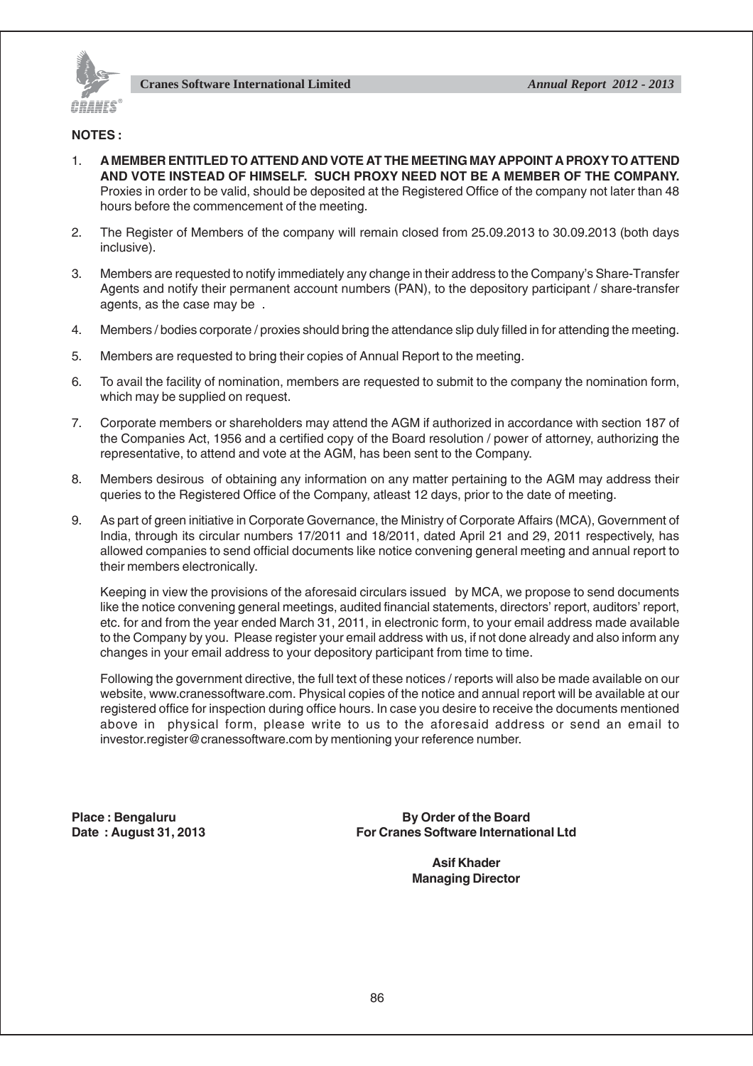**NOTES :**

1. **A MEMBER ENTITLED TO ATTEND AND VOTE AT THE MEETING MAY APPOINT A PROXY TO ATTEND AND VOTE INSTEAD OF HIMSELF. SUCH PROXY NEED NOT BE A MEMBER OF THE COMPANY.** Proxies in order to be valid, should be deposited at the Registered Office of the company not later than 48 hours before the commencement of the meeting.

2. The Register of Members of the company will remain closed from 25.09.2013 to 30.09.2013 (both days inclusive).

3. Members are requested to notify immediately any change in their address to the Company's Share-Transfer Agents and notify their permanent account numbers (PAN), to the depository participant / share-transfer agents, as the case may be .

4. Members / bodies corporate / proxies should bring the attendance slip duly filled in for attending the meeting.

5. Members are requested to bring their copies of Annual Report to the meeting.

6. To avail the facility of nomination, members are requested to submit to the company the nomination form, which may be supplied on request.

7. Corporate members or shareholders may attend the AGM if authorized in accordance with section 187 of the Companies Act, 1956 and a certified copy of the Board resolution / power of attorney, authorizing the representative, to attend and vote at the AGM, has been sent to the Company.

8. Members desirous of obtaining any information on any matter pertaining to the AGM may address their queries to the Registered Office of the Company, atleast 12 days, prior to the date of meeting.

9. As part of green initiative in Corporate Governance, the Ministry of Corporate Affairs (MCA), Government of India, through its circular numbers 17/2011 and 18/2011, dated April 21 and 29, 2011 respectively, has allowed companies to send official documents like notice convening general meeting and annual report to their members electronically.

   Keeping in view the provisions of the aforesaid circulars issued by MCA, we propose to send documents like the notice convening general meetings, audited financial statements, directors' report, auditors' report, etc. for and from the year ended March 31, 2011, in electronic form, to your email address made available to the Company by you. Please register your email address with us, if not done already and also inform any changes in your email address to your depository participant from time to time.

   Following the government directive, the full text of these notices / reports will also be made available on our website, www.cranessoftware.com. Physical copies of the notice and annual report will be available at our registered office for inspection during office hours. In case you desire to receive the documents mentioned above in physical form, please write to us to the aforesaid address or send an email to investor.register@cranessoftware.com by mentioning your reference number.

**Place : Bengaluru**
**Date : August 31, 2013**

**By Order of the Board**
**For Cranes Software International Ltd**

**Asif Khader**
**Managing Director**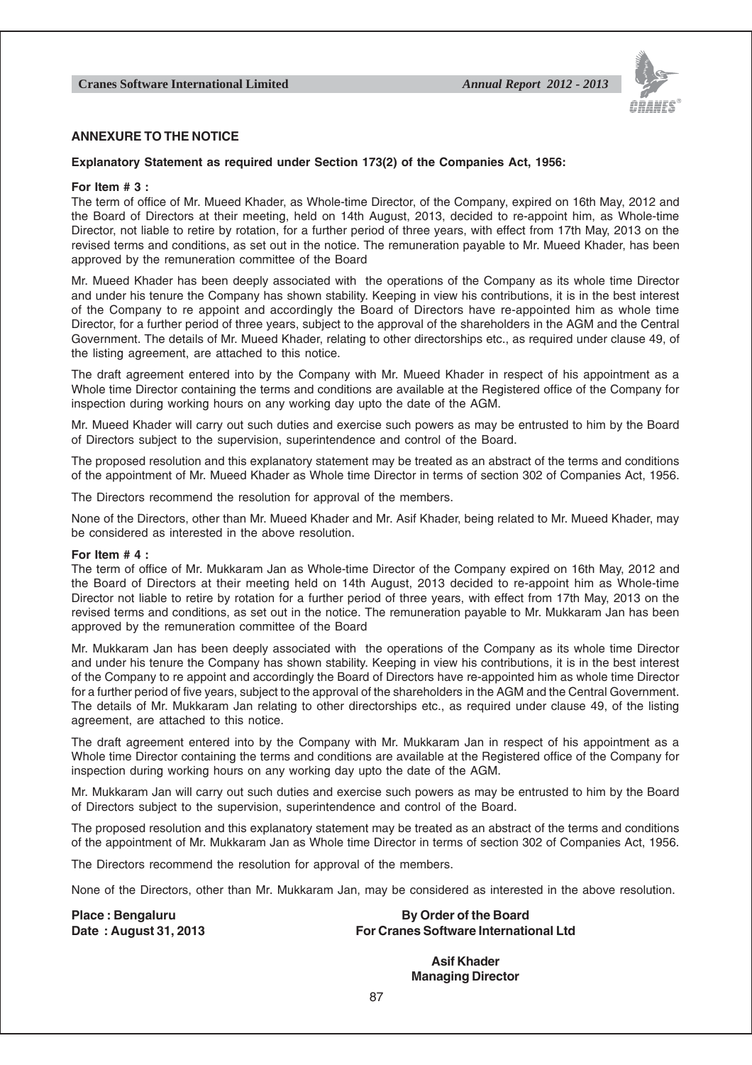## ANNEXURE TO THE NOTICE

**Explanatory Statement as required under Section 173(2) of the Companies Act, 1956:**

**For Item # 3 :**

The term of office of Mr. Mueed Khader, as Whole-time Director, of the Company, expired on 16th May, 2012 and the Board of Directors at their meeting, held on 14th August, 2013, decided to re-appoint him, as Whole-time Director, not liable to retire by rotation, for a further period of three years, with effect from 17th May, 2013 on the revised terms and conditions, as set out in the notice. The remuneration payable to Mr. Mueed Khader, has been approved by the remuneration committee of the Board

Mr. Mueed Khader has been deeply associated with the operations of the Company as its whole time Director and under his tenure the Company has shown stability. Keeping in view his contributions, it is in the best interest of the Company to re appoint and accordingly the Board of Directors have re-appointed him as whole time Director, for a further period of three years, subject to the approval of the shareholders in the AGM and the Central Government. The details of Mr. Mueed Khader, relating to other directorships etc., as required under clause 49, of the listing agreement, are attached to this notice.

The draft agreement entered into by the Company with Mr. Mueed Khader in respect of his appointment as a Whole time Director containing the terms and conditions are available at the Registered office of the Company for inspection during working hours on any working day upto the date of the AGM.

Mr. Mueed Khader will carry out such duties and exercise such powers as may be entrusted to him by the Board of Directors subject to the supervision, superintendence and control of the Board.

The proposed resolution and this explanatory statement may be treated as an abstract of the terms and conditions of the appointment of Mr. Mueed Khader as Whole time Director in terms of section 302 of Companies Act, 1956.

The Directors recommend the resolution for approval of the members.

None of the Directors, other than Mr. Mueed Khader and Mr. Asif Khader, being related to Mr. Mueed Khader, may be considered as interested in the above resolution.

**For Item # 4 :**

The term of office of Mr. Mukkaram Jan as Whole-time Director of the Company expired on 16th May, 2012 and the Board of Directors at their meeting held on 14th August, 2013 decided to re-appoint him as Whole-time Director not liable to retire by rotation for a further period of three years, with effect from 17th May, 2013 on the revised terms and conditions, as set out in the notice. The remuneration payable to Mr. Mukkaram Jan has been approved by the remuneration committee of the Board

Mr. Mukkaram Jan has been deeply associated with the operations of the Company as its whole time Director and under his tenure the Company has shown stability. Keeping in view his contributions, it is in the best interest of the Company to re appoint and accordingly the Board of Directors have re-appointed him as whole time Director for a further period of five years, subject to the approval of the shareholders in the AGM and the Central Government. The details of Mr. Mukkaram Jan relating to other directorships etc., as required under clause 49, of the listing agreement, are attached to this notice.

The draft agreement entered into by the Company with Mr. Mukkaram Jan in respect of his appointment as a Whole time Director containing the terms and conditions are available at the Registered office of the Company for inspection during working hours on any working day upto the date of the AGM.

Mr. Mukkaram Jan will carry out such duties and exercise such powers as may be entrusted to him by the Board of Directors subject to the supervision, superintendence and control of the Board.

The proposed resolution and this explanatory statement may be treated as an abstract of the terms and conditions of the appointment of Mr. Mukkaram Jan as Whole time Director in terms of section 302 of Companies Act, 1956.

The Directors recommend the resolution for approval of the members.

None of the Directors, other than Mr. Mukkaram Jan, may be considered as interested in the above resolution.

**Place : Bengaluru**
**Date : August 31, 2013**

**By Order of the Board**
**For Cranes Software International Ltd**

**Asif Khader**
**Managing Director**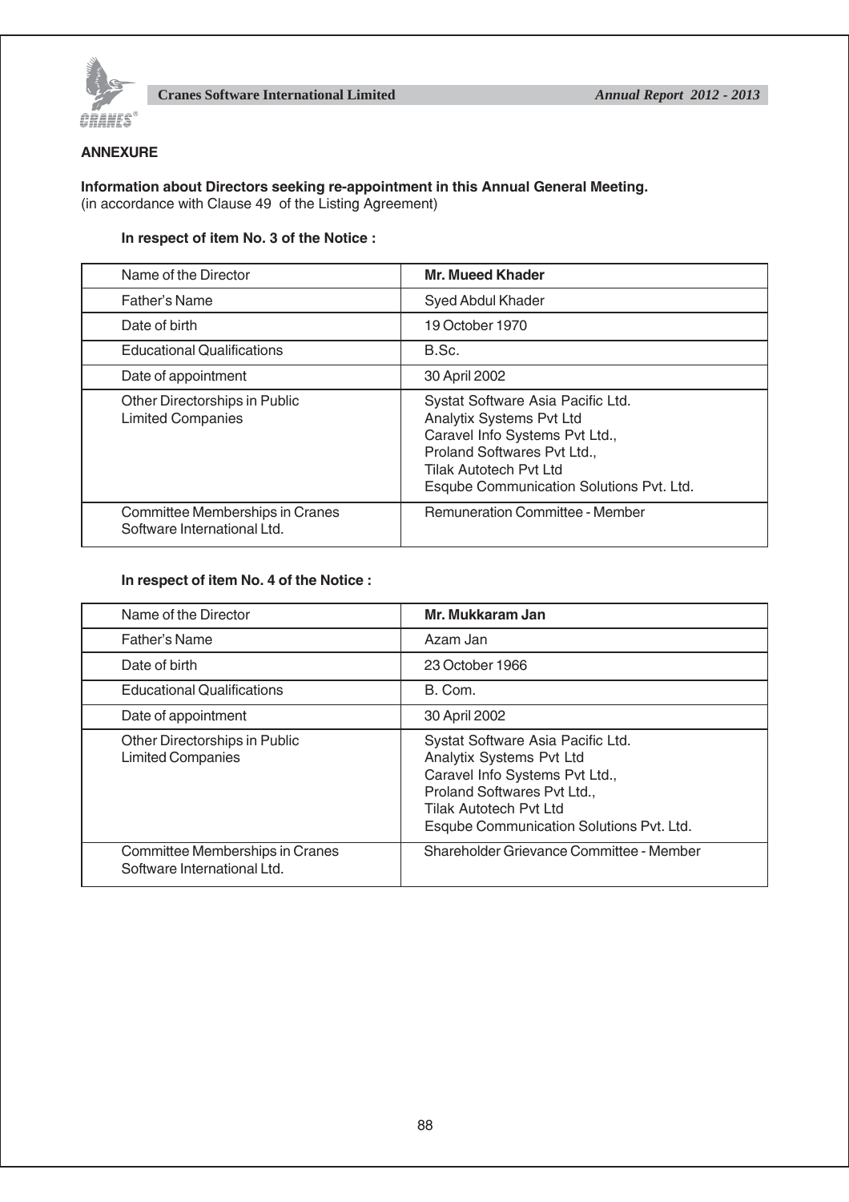## ANNEXURE

**Information about Directors seeking re-appointment in this Annual General Meeting.**
(in accordance with Clause 49 of the Listing Agreement)

**In respect of item No. 3 of the Notice :**

| Name of the Director | **Mr. Mueed Khader** |
|---|---|
| Father's Name | Syed Abdul Khader |
| Date of birth | 19 October 1970 |
| Educational Qualifications | B.Sc. |
| Date of appointment | 30 April 2002 |
| Other Directorships in Public Limited Companies | Systat Software Asia Pacific Ltd.<br>Analytix Systems Pvt Ltd<br>Caravel Info Systems Pvt Ltd.,<br>Proland Softwares Pvt Ltd.,<br>Tilak Autotech Pvt Ltd<br>Esqube Communication Solutions Pvt. Ltd. |
| Committee Memberships in Cranes Software International Ltd. | Remuneration Committee - Member |

**In respect of item No. 4 of the Notice :**

| Name of the Director | **Mr. Mukkaram Jan** |
|---|---|
| Father's Name | Azam Jan |
| Date of birth | 23 October 1966 |
| Educational Qualifications | B. Com. |
| Date of appointment | 30 April 2002 |
| Other Directorships in Public Limited Companies | Systat Software Asia Pacific Ltd.<br>Analytix Systems Pvt Ltd<br>Caravel Info Systems Pvt Ltd.,<br>Proland Softwares Pvt Ltd.,<br>Tilak Autotech Pvt Ltd<br>Esqube Communication Solutions Pvt. Ltd. |
| Committee Memberships in Cranes Software International Ltd. | Shareholder Grievance Committee - Member |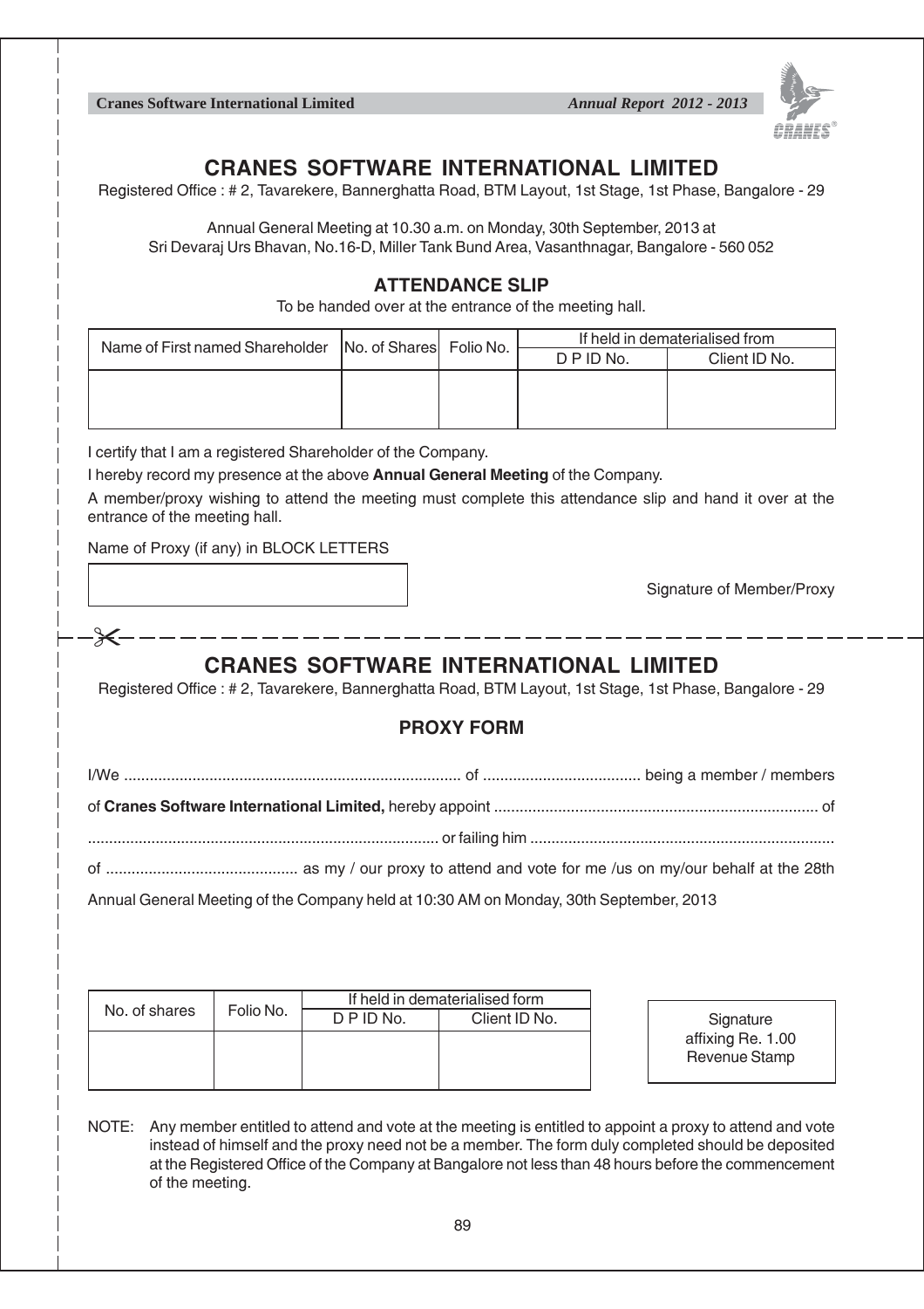# CRANES SOFTWARE INTERNATIONAL LIMITED

Registered Office : # 2, Tavarekere, Bannerghatta Road, BTM Layout, 1st Stage, 1st Phase, Bangalore - 29

Annual General Meeting at 10.30 a.m. on Monday, 30th September, 2013 at
Sri Devaraj Urs Bhavan, No.16-D, Miller Tank Bund Area, Vasanthnagar, Bangalore - 560 052

## ATTENDANCE SLIP

To be handed over at the entrance of the meeting hall.

| Name of First named Shareholder | No. of Shares | Folio No. | If held in dematerialised from | |
|---|---|---|---|---|
| | | | D P ID No. | Client ID No. |
| | | | | |

I certify that I am a registered Shareholder of the Company.

I hereby record my presence at the above **Annual General Meeting** of the Company.

A member/proxy wishing to attend the meeting must complete this attendance slip and hand it over at the entrance of the meeting hall.

Name of Proxy (if any) in BLOCK LETTERS

Signature of Member/Proxy

---

# CRANES SOFTWARE INTERNATIONAL LIMITED

Registered Office : # 2, Tavarekere, Bannerghatta Road, BTM Layout, 1st Stage, 1st Phase, Bangalore - 29

## PROXY FORM

I/We .............................................................................. of .................................... being a member / members

of **Cranes Software International Limited,** hereby appoint ........................................................................... of

.................................................................................. or failing him .......................................................................

of ............................................ as my / our proxy to attend and vote for me /us on my/our behalf at the 28th

Annual General Meeting of the Company held at 10:30 AM on Monday, 30th September, 2013

| No. of shares | Folio No. | If held in dematerialised form | |
|---|---|---|---|
| | | D P ID No. | Client ID No. |
| | | | |

Signature
affixing Re. 1.00
Revenue Stamp

NOTE: Any member entitled to attend and vote at the meeting is entitled to appoint a proxy to attend and vote instead of himself and the proxy need not be a member. The form duly completed should be deposited at the Registered Office of the Company at Bangalore not less than 48 hours before the commencement of the meeting.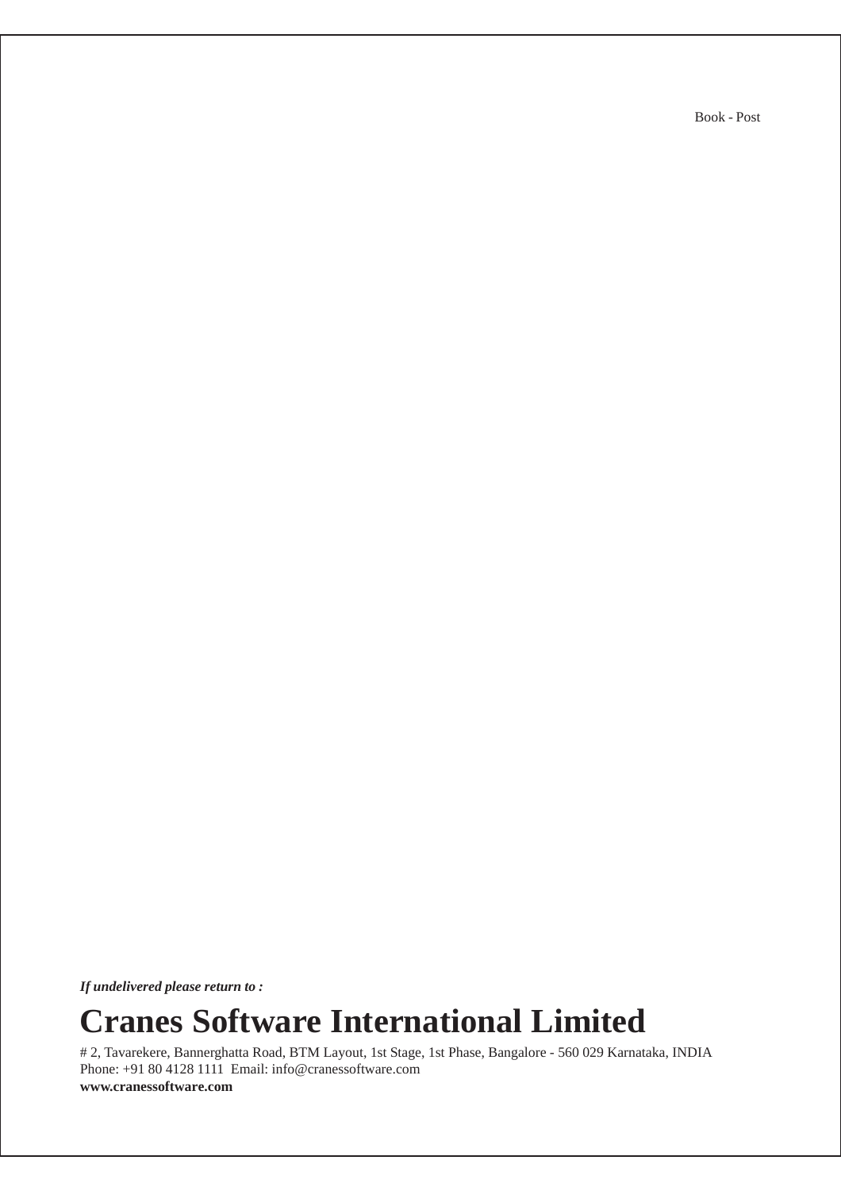Book - Post

***If undelivered please return to :***

# Cranes Software International Limited

# 2, Tavarekere, Bannerghatta Road, BTM Layout, 1st Stage, 1st Phase, Bangalore - 560 029 Karnataka, INDIA
Phone: +91 80 4128 1111 Email: info@cranessoftware.com
**www.cranessoftware.com**